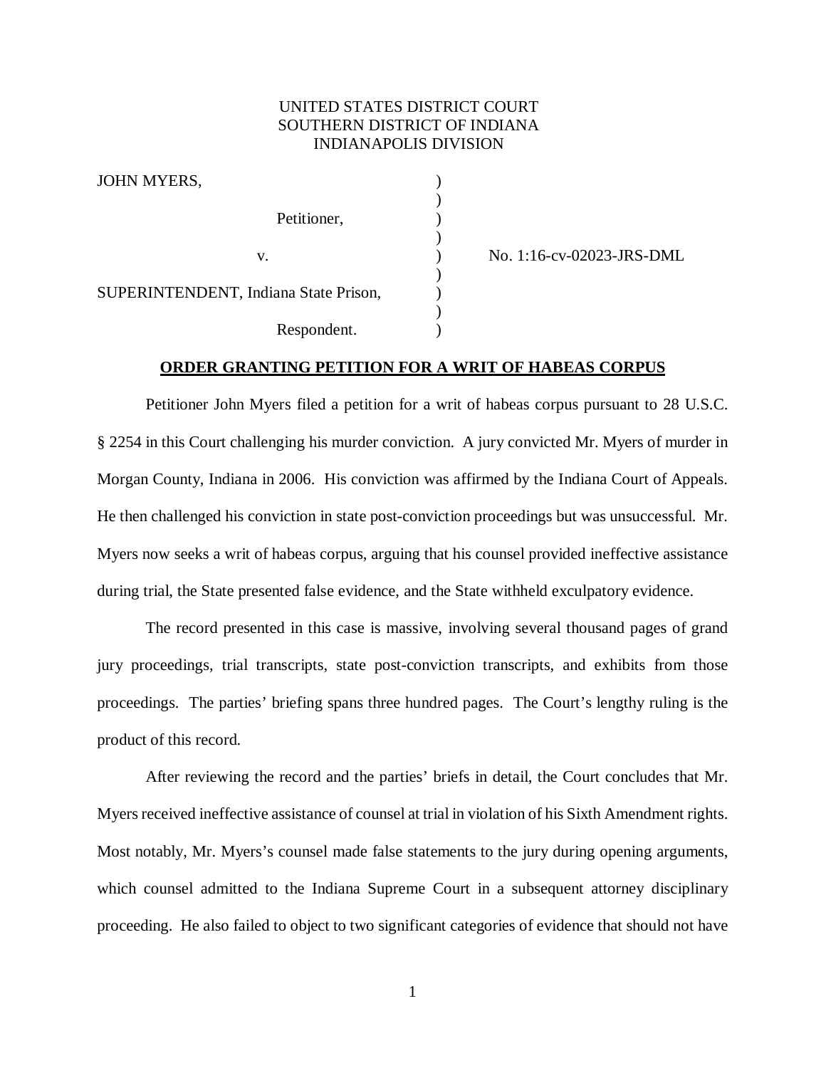UNITED STATES DISTRICT COURT
SOUTHERN DISTRICT OF INDIANA
INDIANAPOLIS DIVISION

| | | |
|---|---|---|
| JOHN MYERS, | ) | |
| | ) | |
| Petitioner, | ) | |
| | ) | |
| v. | ) | No. 1:16-cv-02023-JRS-DML |
| | ) | |
| SUPERINTENDENT, Indiana State Prison, | ) | |
| | ) | |
| Respondent. | ) | |

**ORDER GRANTING PETITION FOR A WRIT OF HABEAS CORPUS**

Petitioner John Myers filed a petition for a writ of habeas corpus pursuant to 28 U.S.C. § 2254 in this Court challenging his murder conviction. A jury convicted Mr. Myers of murder in Morgan County, Indiana in 2006. His conviction was affirmed by the Indiana Court of Appeals. He then challenged his conviction in state post-conviction proceedings but was unsuccessful. Mr. Myers now seeks a writ of habeas corpus, arguing that his counsel provided ineffective assistance during trial, the State presented false evidence, and the State withheld exculpatory evidence.

The record presented in this case is massive, involving several thousand pages of grand jury proceedings, trial transcripts, state post-conviction transcripts, and exhibits from those proceedings. The parties' briefing spans three hundred pages. The Court's lengthy ruling is the product of this record.

After reviewing the record and the parties' briefs in detail, the Court concludes that Mr. Myers received ineffective assistance of counsel at trial in violation of his Sixth Amendment rights. Most notably, Mr. Myers's counsel made false statements to the jury during opening arguments, which counsel admitted to the Indiana Supreme Court in a subsequent attorney disciplinary proceeding. He also failed to object to two significant categories of evidence that should not have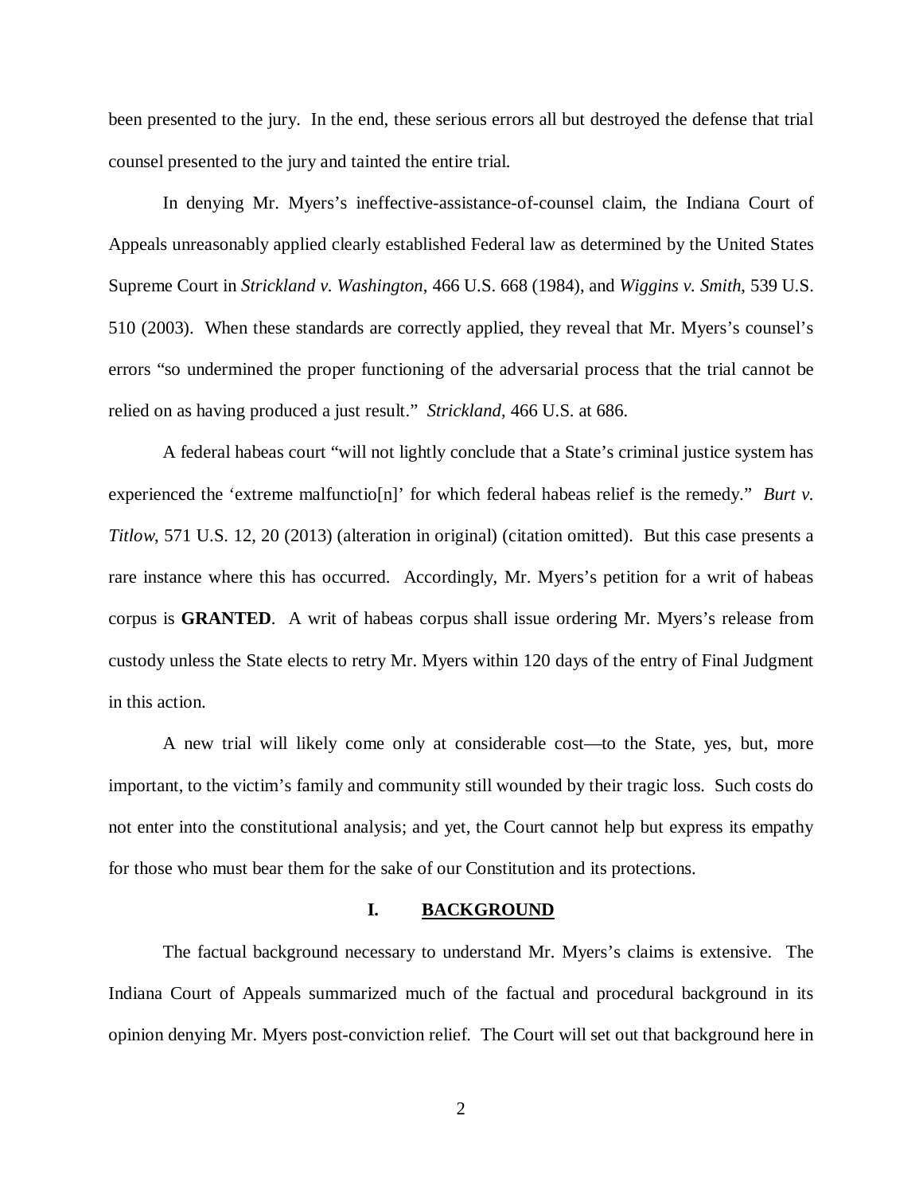been presented to the jury. In the end, these serious errors all but destroyed the defense that trial counsel presented to the jury and tainted the entire trial.

In denying Mr. Myers's ineffective-assistance-of-counsel claim, the Indiana Court of Appeals unreasonably applied clearly established Federal law as determined by the United States Supreme Court in *Strickland v. Washington*, 466 U.S. 668 (1984), and *Wiggins v. Smith*, 539 U.S. 510 (2003). When these standards are correctly applied, they reveal that Mr. Myers's counsel's errors "so undermined the proper functioning of the adversarial process that the trial cannot be relied on as having produced a just result." *Strickland*, 466 U.S. at 686.

A federal habeas court "will not lightly conclude that a State's criminal justice system has experienced the 'extreme malfunctio[n]' for which federal habeas relief is the remedy." *Burt v. Titlow*, 571 U.S. 12, 20 (2013) (alteration in original) (citation omitted). But this case presents a rare instance where this has occurred. Accordingly, Mr. Myers's petition for a writ of habeas corpus is **GRANTED**. A writ of habeas corpus shall issue ordering Mr. Myers's release from custody unless the State elects to retry Mr. Myers within 120 days of the entry of Final Judgment in this action.

A new trial will likely come only at considerable cost—to the State, yes, but, more important, to the victim's family and community still wounded by their tragic loss. Such costs do not enter into the constitutional analysis; and yet, the Court cannot help but express its empathy for those who must bear them for the sake of our Constitution and its protections.

## I. BACKGROUND

The factual background necessary to understand Mr. Myers's claims is extensive. The Indiana Court of Appeals summarized much of the factual and procedural background in its opinion denying Mr. Myers post-conviction relief. The Court will set out that background here in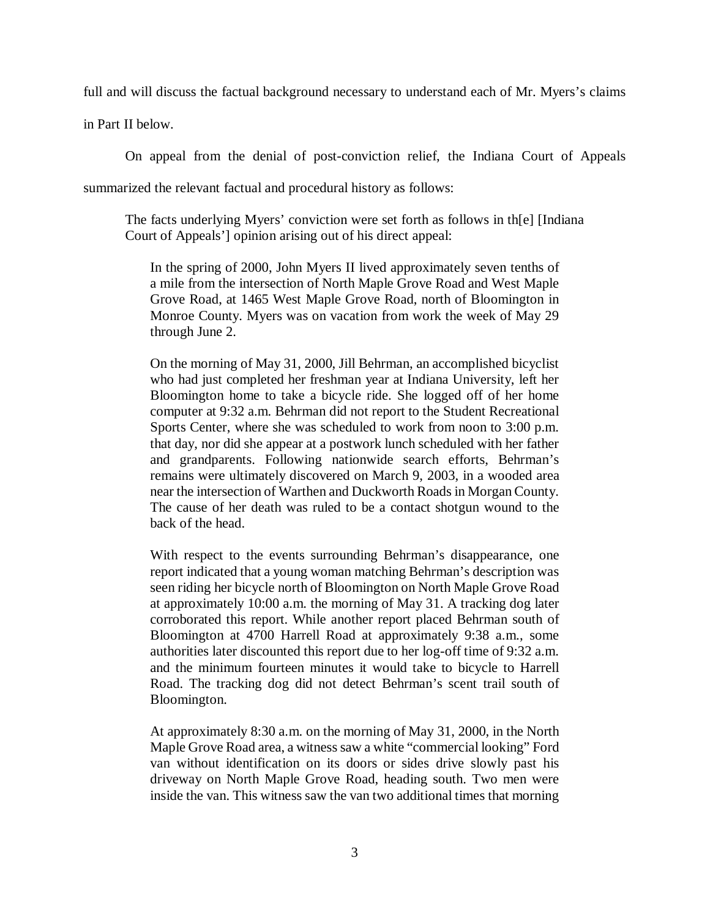full and will discuss the factual background necessary to understand each of Mr. Myers's claims in Part II below.

On appeal from the denial of post-conviction relief, the Indiana Court of Appeals summarized the relevant factual and procedural history as follows:

> The facts underlying Myers' conviction were set forth as follows in th[e] [Indiana Court of Appeals'] opinion arising out of his direct appeal:
>
>> In the spring of 2000, John Myers II lived approximately seven tenths of a mile from the intersection of North Maple Grove Road and West Maple Grove Road, at 1465 West Maple Grove Road, north of Bloomington in Monroe County. Myers was on vacation from work the week of May 29 through June 2.
>>
>> On the morning of May 31, 2000, Jill Behrman, an accomplished bicyclist who had just completed her freshman year at Indiana University, left her Bloomington home to take a bicycle ride. She logged off of her home computer at 9:32 a.m. Behrman did not report to the Student Recreational Sports Center, where she was scheduled to work from noon to 3:00 p.m. that day, nor did she appear at a postwork lunch scheduled with her father and grandparents. Following nationwide search efforts, Behrman's remains were ultimately discovered on March 9, 2003, in a wooded area near the intersection of Warthen and Duckworth Roads in Morgan County. The cause of her death was ruled to be a contact shotgun wound to the back of the head.
>>
>> With respect to the events surrounding Behrman's disappearance, one report indicated that a young woman matching Behrman's description was seen riding her bicycle north of Bloomington on North Maple Grove Road at approximately 10:00 a.m. the morning of May 31. A tracking dog later corroborated this report. While another report placed Behrman south of Bloomington at 4700 Harrell Road at approximately 9:38 a.m., some authorities later discounted this report due to her log-off time of 9:32 a.m. and the minimum fourteen minutes it would take to bicycle to Harrell Road. The tracking dog did not detect Behrman's scent trail south of Bloomington.
>>
>> At approximately 8:30 a.m. on the morning of May 31, 2000, in the North Maple Grove Road area, a witness saw a white "commercial looking" Ford van without identification on its doors or sides drive slowly past his driveway on North Maple Grove Road, heading south. Two men were inside the van. This witness saw the van two additional times that morning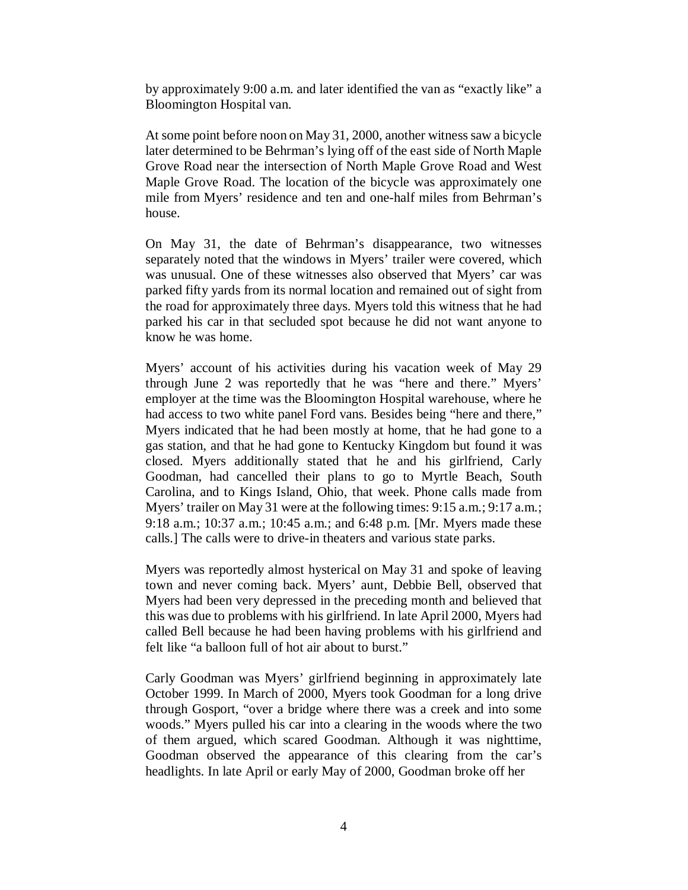by approximately 9:00 a.m. and later identified the van as "exactly like" a Bloomington Hospital van.

At some point before noon on May 31, 2000, another witness saw a bicycle later determined to be Behrman's lying off of the east side of North Maple Grove Road near the intersection of North Maple Grove Road and West Maple Grove Road. The location of the bicycle was approximately one mile from Myers' residence and ten and one-half miles from Behrman's house.

On May 31, the date of Behrman's disappearance, two witnesses separately noted that the windows in Myers' trailer were covered, which was unusual. One of these witnesses also observed that Myers' car was parked fifty yards from its normal location and remained out of sight from the road for approximately three days. Myers told this witness that he had parked his car in that secluded spot because he did not want anyone to know he was home.

Myers' account of his activities during his vacation week of May 29 through June 2 was reportedly that he was "here and there." Myers' employer at the time was the Bloomington Hospital warehouse, where he had access to two white panel Ford vans. Besides being "here and there," Myers indicated that he had been mostly at home, that he had gone to a gas station, and that he had gone to Kentucky Kingdom but found it was closed. Myers additionally stated that he and his girlfriend, Carly Goodman, had cancelled their plans to go to Myrtle Beach, South Carolina, and to Kings Island, Ohio, that week. Phone calls made from Myers' trailer on May 31 were at the following times: 9:15 a.m.; 9:17 a.m.; 9:18 a.m.; 10:37 a.m.; 10:45 a.m.; and 6:48 p.m. [Mr. Myers made these calls.] The calls were to drive-in theaters and various state parks.

Myers was reportedly almost hysterical on May 31 and spoke of leaving town and never coming back. Myers' aunt, Debbie Bell, observed that Myers had been very depressed in the preceding month and believed that this was due to problems with his girlfriend. In late April 2000, Myers had called Bell because he had been having problems with his girlfriend and felt like "a balloon full of hot air about to burst."

Carly Goodman was Myers' girlfriend beginning in approximately late October 1999. In March of 2000, Myers took Goodman for a long drive through Gosport, "over a bridge where there was a creek and into some woods." Myers pulled his car into a clearing in the woods where the two of them argued, which scared Goodman. Although it was nighttime, Goodman observed the appearance of this clearing from the car's headlights. In late April or early May of 2000, Goodman broke off her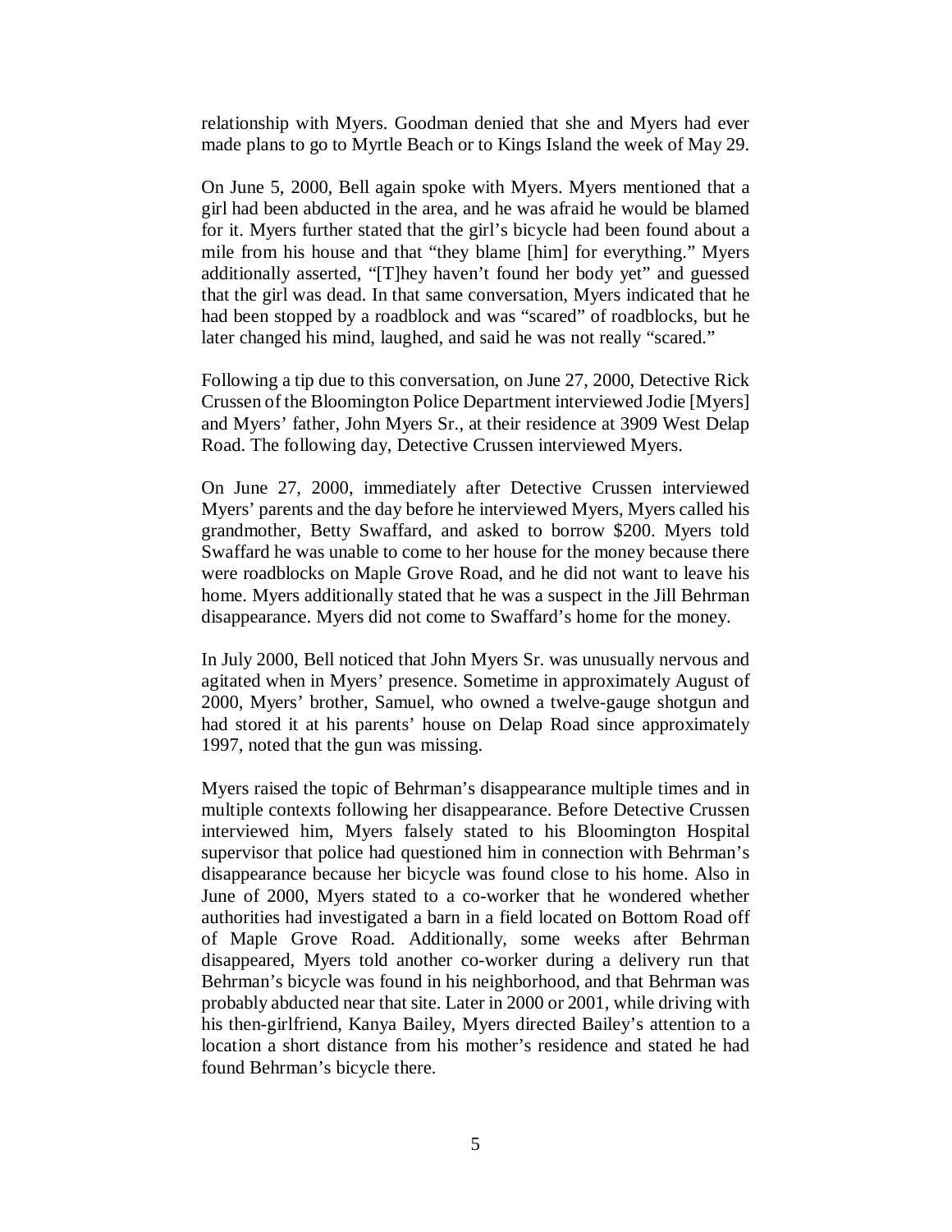relationship with Myers. Goodman denied that she and Myers had ever made plans to go to Myrtle Beach or to Kings Island the week of May 29.

On June 5, 2000, Bell again spoke with Myers. Myers mentioned that a girl had been abducted in the area, and he was afraid he would be blamed for it. Myers further stated that the girl's bicycle had been found about a mile from his house and that "they blame [him] for everything." Myers additionally asserted, "[T]hey haven't found her body yet" and guessed that the girl was dead. In that same conversation, Myers indicated that he had been stopped by a roadblock and was "scared" of roadblocks, but he later changed his mind, laughed, and said he was not really "scared."

Following a tip due to this conversation, on June 27, 2000, Detective Rick Crussen of the Bloomington Police Department interviewed Jodie [Myers] and Myers' father, John Myers Sr., at their residence at 3909 West Delap Road. The following day, Detective Crussen interviewed Myers.

On June 27, 2000, immediately after Detective Crussen interviewed Myers' parents and the day before he interviewed Myers, Myers called his grandmother, Betty Swaffard, and asked to borrow $200. Myers told Swaffard he was unable to come to her house for the money because there were roadblocks on Maple Grove Road, and he did not want to leave his home. Myers additionally stated that he was a suspect in the Jill Behrman disappearance. Myers did not come to Swaffard's home for the money.

In July 2000, Bell noticed that John Myers Sr. was unusually nervous and agitated when in Myers' presence. Sometime in approximately August of 2000, Myers' brother, Samuel, who owned a twelve-gauge shotgun and had stored it at his parents' house on Delap Road since approximately 1997, noted that the gun was missing.

Myers raised the topic of Behrman's disappearance multiple times and in multiple contexts following her disappearance. Before Detective Crussen interviewed him, Myers falsely stated to his Bloomington Hospital supervisor that police had questioned him in connection with Behrman's disappearance because her bicycle was found close to his home. Also in June of 2000, Myers stated to a co-worker that he wondered whether authorities had investigated a barn in a field located on Bottom Road off of Maple Grove Road. Additionally, some weeks after Behrman disappeared, Myers told another co-worker during a delivery run that Behrman's bicycle was found in his neighborhood, and that Behrman was probably abducted near that site. Later in 2000 or 2001, while driving with his then-girlfriend, Kanya Bailey, Myers directed Bailey's attention to a location a short distance from his mother's residence and stated he had found Behrman's bicycle there.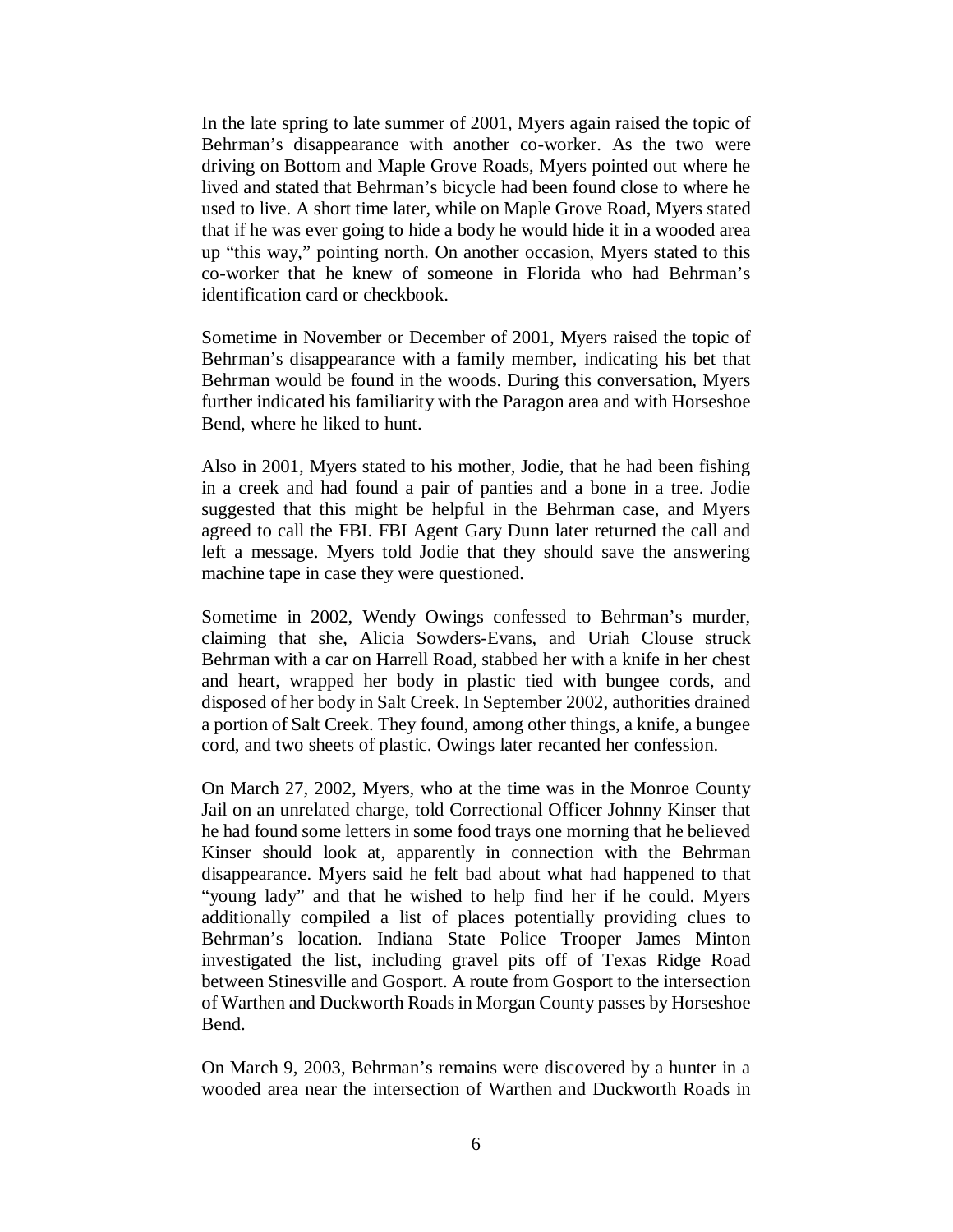In the late spring to late summer of 2001, Myers again raised the topic of Behrman's disappearance with another co-worker. As the two were driving on Bottom and Maple Grove Roads, Myers pointed out where he lived and stated that Behrman's bicycle had been found close to where he used to live. A short time later, while on Maple Grove Road, Myers stated that if he was ever going to hide a body he would hide it in a wooded area up "this way," pointing north. On another occasion, Myers stated to this co-worker that he knew of someone in Florida who had Behrman's identification card or checkbook.

Sometime in November or December of 2001, Myers raised the topic of Behrman's disappearance with a family member, indicating his bet that Behrman would be found in the woods. During this conversation, Myers further indicated his familiarity with the Paragon area and with Horseshoe Bend, where he liked to hunt.

Also in 2001, Myers stated to his mother, Jodie, that he had been fishing in a creek and had found a pair of panties and a bone in a tree. Jodie suggested that this might be helpful in the Behrman case, and Myers agreed to call the FBI. FBI Agent Gary Dunn later returned the call and left a message. Myers told Jodie that they should save the answering machine tape in case they were questioned.

Sometime in 2002, Wendy Owings confessed to Behrman's murder, claiming that she, Alicia Sowders-Evans, and Uriah Clouse struck Behrman with a car on Harrell Road, stabbed her with a knife in her chest and heart, wrapped her body in plastic tied with bungee cords, and disposed of her body in Salt Creek. In September 2002, authorities drained a portion of Salt Creek. They found, among other things, a knife, a bungee cord, and two sheets of plastic. Owings later recanted her confession.

On March 27, 2002, Myers, who at the time was in the Monroe County Jail on an unrelated charge, told Correctional Officer Johnny Kinser that he had found some letters in some food trays one morning that he believed Kinser should look at, apparently in connection with the Behrman disappearance. Myers said he felt bad about what had happened to that "young lady" and that he wished to help find her if he could. Myers additionally compiled a list of places potentially providing clues to Behrman's location. Indiana State Police Trooper James Minton investigated the list, including gravel pits off of Texas Ridge Road between Stinesville and Gosport. A route from Gosport to the intersection of Warthen and Duckworth Roads in Morgan County passes by Horseshoe Bend.

On March 9, 2003, Behrman's remains were discovered by a hunter in a wooded area near the intersection of Warthen and Duckworth Roads in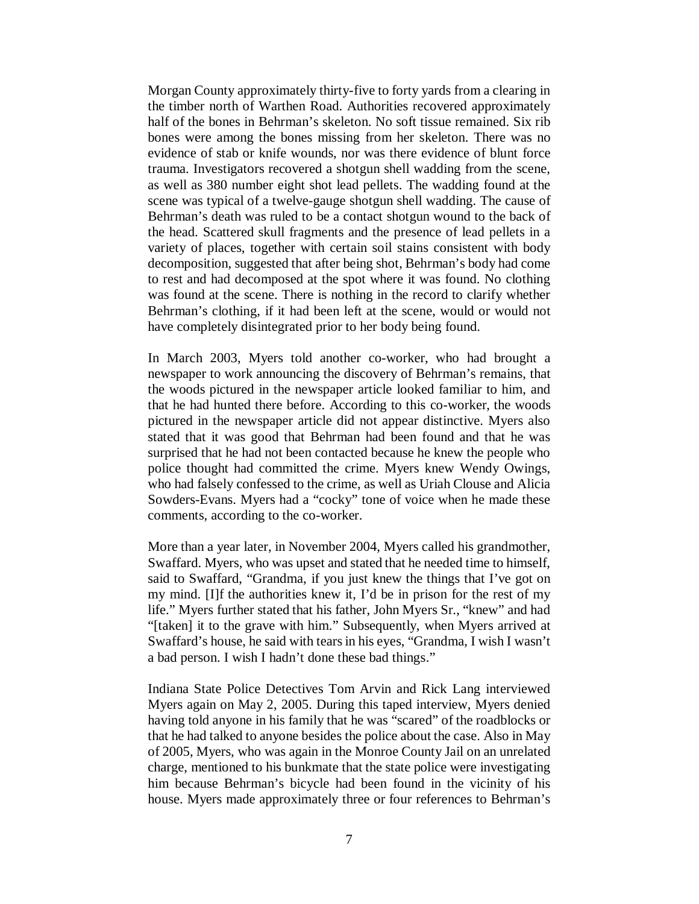Morgan County approximately thirty-five to forty yards from a clearing in the timber north of Warthen Road. Authorities recovered approximately half of the bones in Behrman's skeleton. No soft tissue remained. Six rib bones were among the bones missing from her skeleton. There was no evidence of stab or knife wounds, nor was there evidence of blunt force trauma. Investigators recovered a shotgun shell wadding from the scene, as well as 380 number eight shot lead pellets. The wadding found at the scene was typical of a twelve-gauge shotgun shell wadding. The cause of Behrman's death was ruled to be a contact shotgun wound to the back of the head. Scattered skull fragments and the presence of lead pellets in a variety of places, together with certain soil stains consistent with body decomposition, suggested that after being shot, Behrman's body had come to rest and had decomposed at the spot where it was found. No clothing was found at the scene. There is nothing in the record to clarify whether Behrman's clothing, if it had been left at the scene, would or would not have completely disintegrated prior to her body being found.

In March 2003, Myers told another co-worker, who had brought a newspaper to work announcing the discovery of Behrman's remains, that the woods pictured in the newspaper article looked familiar to him, and that he had hunted there before. According to this co-worker, the woods pictured in the newspaper article did not appear distinctive. Myers also stated that it was good that Behrman had been found and that he was surprised that he had not been contacted because he knew the people who police thought had committed the crime. Myers knew Wendy Owings, who had falsely confessed to the crime, as well as Uriah Clouse and Alicia Sowders-Evans. Myers had a "cocky" tone of voice when he made these comments, according to the co-worker.

More than a year later, in November 2004, Myers called his grandmother, Swaffard. Myers, who was upset and stated that he needed time to himself, said to Swaffard, "Grandma, if you just knew the things that I've got on my mind. [I]f the authorities knew it, I'd be in prison for the rest of my life." Myers further stated that his father, John Myers Sr., "knew" and had "[taken] it to the grave with him." Subsequently, when Myers arrived at Swaffard's house, he said with tears in his eyes, "Grandma, I wish I wasn't a bad person. I wish I hadn't done these bad things."

Indiana State Police Detectives Tom Arvin and Rick Lang interviewed Myers again on May 2, 2005. During this taped interview, Myers denied having told anyone in his family that he was "scared" of the roadblocks or that he had talked to anyone besides the police about the case. Also in May of 2005, Myers, who was again in the Monroe County Jail on an unrelated charge, mentioned to his bunkmate that the state police were investigating him because Behrman's bicycle had been found in the vicinity of his house. Myers made approximately three or four references to Behrman's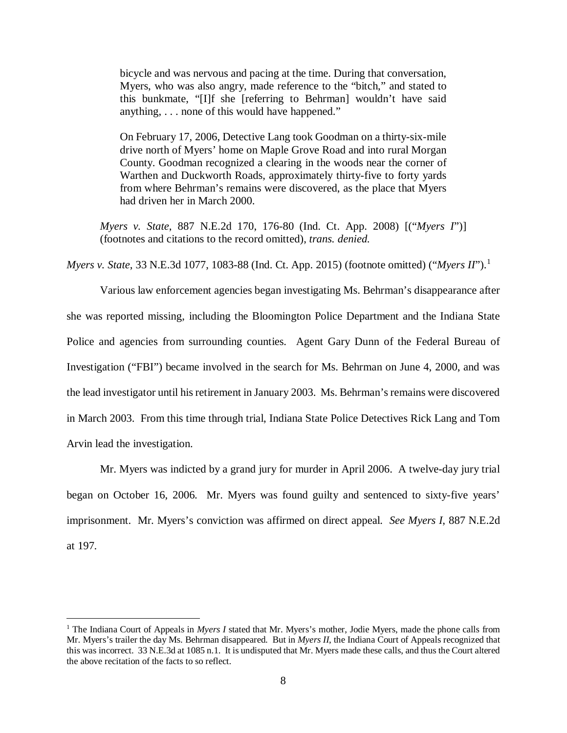> bicycle and was nervous and pacing at the time. During that conversation, Myers, who was also angry, made reference to the "bitch," and stated to this bunkmate, "[I]f she [referring to Behrman] wouldn't have said anything, . . . none of this would have happened."
>
> On February 17, 2006, Detective Lang took Goodman on a thirty-six-mile drive north of Myers' home on Maple Grove Road and into rural Morgan County. Goodman recognized a clearing in the woods near the corner of Warthen and Duckworth Roads, approximately thirty-five to forty yards from where Behrman's remains were discovered, as the place that Myers had driven her in March 2000.
>
> *Myers v. State*, 887 N.E.2d 170, 176-80 (Ind. Ct. App. 2008) [("*Myers I*")] (footnotes and citations to the record omitted), *trans. denied.*

*Myers v. State*, 33 N.E.3d 1077, 1083-88 (Ind. Ct. App. 2015) (footnote omitted) ("*Myers II*").[1]

Various law enforcement agencies began investigating Ms. Behrman's disappearance after she was reported missing, including the Bloomington Police Department and the Indiana State Police and agencies from surrounding counties. Agent Gary Dunn of the Federal Bureau of Investigation ("FBI") became involved in the search for Ms. Behrman on June 4, 2000, and was the lead investigator until his retirement in January 2003. Ms. Behrman's remains were discovered in March 2003. From this time through trial, Indiana State Police Detectives Rick Lang and Tom Arvin lead the investigation.

Mr. Myers was indicted by a grand jury for murder in April 2006. A twelve-day jury trial began on October 16, 2006. Mr. Myers was found guilty and sentenced to sixty-five years' imprisonment. Mr. Myers's conviction was affirmed on direct appeal. *See Myers I*, 887 N.E.2d at 197.

[1] The Indiana Court of Appeals in *Myers I* stated that Mr. Myers's mother, Jodie Myers, made the phone calls from Mr. Myers's trailer the day Ms. Behrman disappeared. But in *Myers II*, the Indiana Court of Appeals recognized that this was incorrect. 33 N.E.3d at 1085 n.1. It is undisputed that Mr. Myers made these calls, and thus the Court altered the above recitation of the facts to so reflect.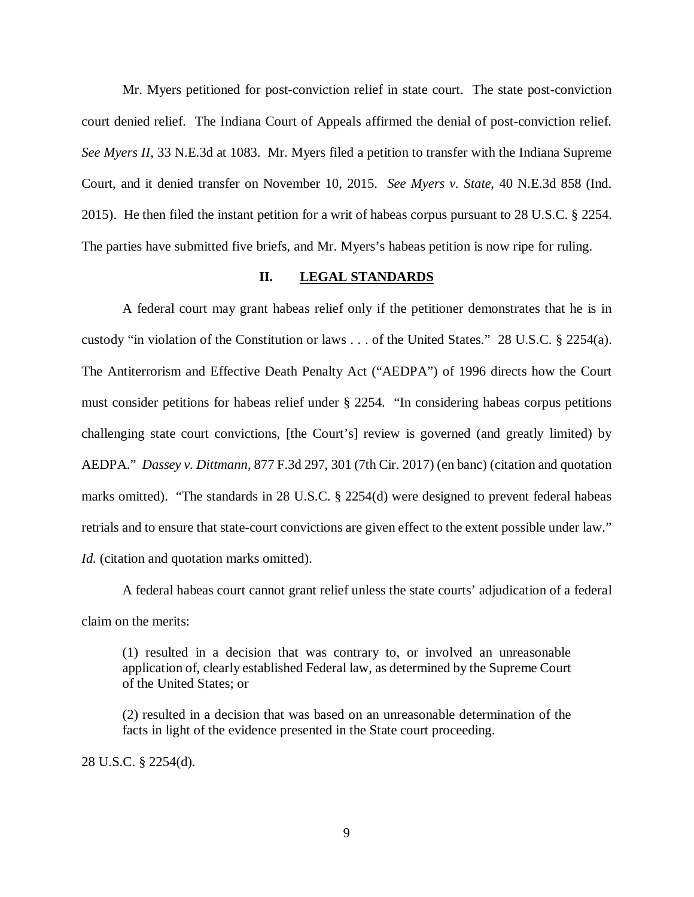Mr. Myers petitioned for post-conviction relief in state court. The state post-conviction court denied relief. The Indiana Court of Appeals affirmed the denial of post-conviction relief. *See Myers II*, 33 N.E.3d at 1083. Mr. Myers filed a petition to transfer with the Indiana Supreme Court, and it denied transfer on November 10, 2015. *See Myers v. State*, 40 N.E.3d 858 (Ind. 2015). He then filed the instant petition for a writ of habeas corpus pursuant to 28 U.S.C. § 2254. The parties have submitted five briefs, and Mr. Myers's habeas petition is now ripe for ruling.

## II. LEGAL STANDARDS

A federal court may grant habeas relief only if the petitioner demonstrates that he is in custody "in violation of the Constitution or laws . . . of the United States." 28 U.S.C. § 2254(a). The Antiterrorism and Effective Death Penalty Act ("AEDPA") of 1996 directs how the Court must consider petitions for habeas relief under § 2254. "In considering habeas corpus petitions challenging state court convictions, [the Court's] review is governed (and greatly limited) by AEDPA." *Dassey v. Dittmann*, 877 F.3d 297, 301 (7th Cir. 2017) (en banc) (citation and quotation marks omitted). "The standards in 28 U.S.C. § 2254(d) were designed to prevent federal habeas retrials and to ensure that state-court convictions are given effect to the extent possible under law." *Id.* (citation and quotation marks omitted).

A federal habeas court cannot grant relief unless the state courts' adjudication of a federal claim on the merits:

> (1) resulted in a decision that was contrary to, or involved an unreasonable application of, clearly established Federal law, as determined by the Supreme Court of the United States; or
>
> (2) resulted in a decision that was based on an unreasonable determination of the facts in light of the evidence presented in the State court proceeding.

28 U.S.C. § 2254(d).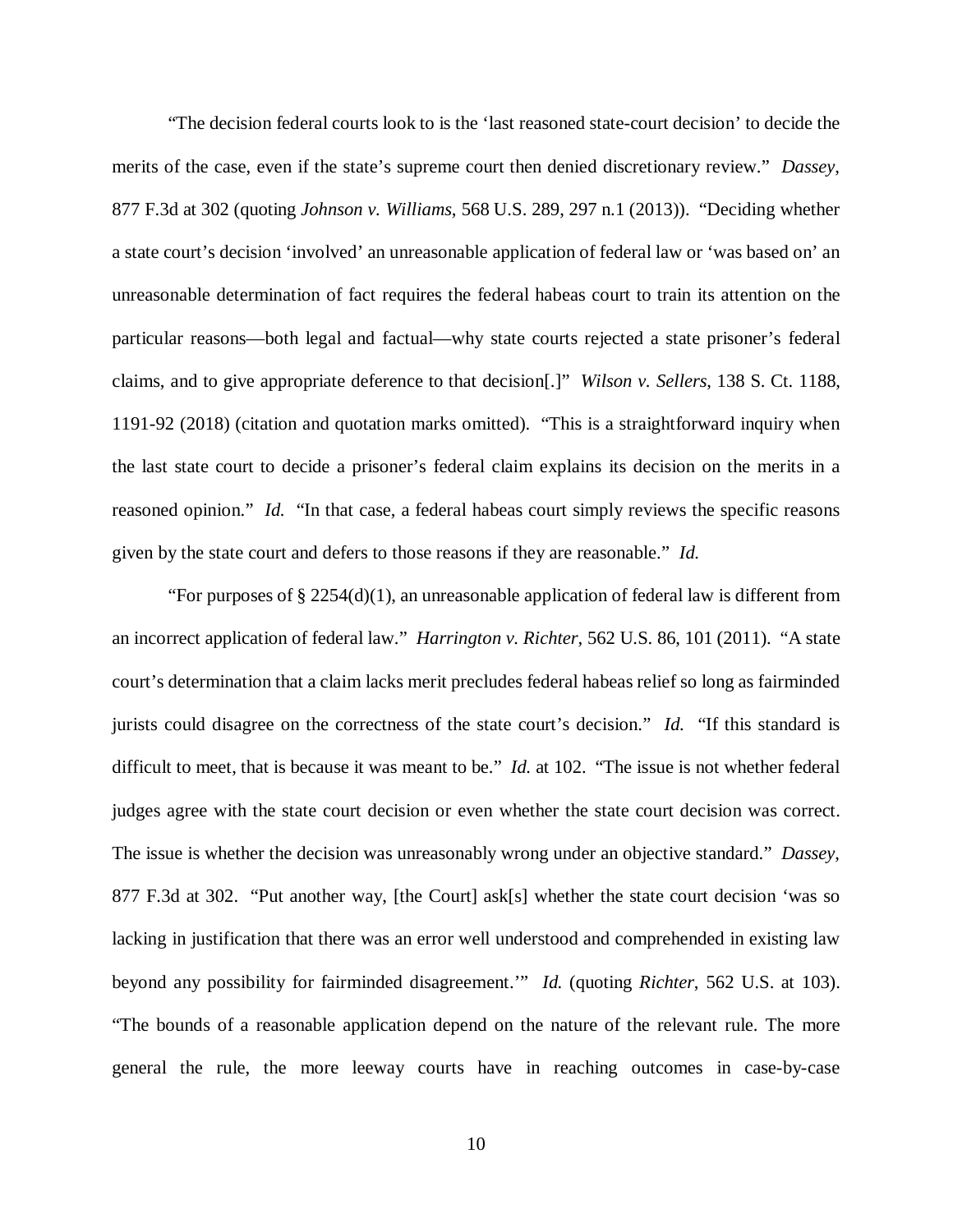"The decision federal courts look to is the 'last reasoned state-court decision' to decide the merits of the case, even if the state's supreme court then denied discretionary review." *Dassey*, 877 F.3d at 302 (quoting *Johnson v. Williams*, 568 U.S. 289, 297 n.1 (2013)). "Deciding whether a state court's decision 'involved' an unreasonable application of federal law or 'was based on' an unreasonable determination of fact requires the federal habeas court to train its attention on the particular reasons—both legal and factual—why state courts rejected a state prisoner's federal claims, and to give appropriate deference to that decision[.]" *Wilson v. Sellers*, 138 S. Ct. 1188, 1191-92 (2018) (citation and quotation marks omitted). "This is a straightforward inquiry when the last state court to decide a prisoner's federal claim explains its decision on the merits in a reasoned opinion." *Id.* "In that case, a federal habeas court simply reviews the specific reasons given by the state court and defers to those reasons if they are reasonable." *Id.*

"For purposes of § 2254(d)(1), an unreasonable application of federal law is different from an incorrect application of federal law." *Harrington v. Richter*, 562 U.S. 86, 101 (2011). "A state court's determination that a claim lacks merit precludes federal habeas relief so long as fairminded jurists could disagree on the correctness of the state court's decision." *Id.* "If this standard is difficult to meet, that is because it was meant to be." *Id.* at 102. "The issue is not whether federal judges agree with the state court decision or even whether the state court decision was correct. The issue is whether the decision was unreasonably wrong under an objective standard." *Dassey*, 877 F.3d at 302. "Put another way, [the Court] ask[s] whether the state court decision 'was so lacking in justification that there was an error well understood and comprehended in existing law beyond any possibility for fairminded disagreement.'" *Id.* (quoting *Richter*, 562 U.S. at 103). "The bounds of a reasonable application depend on the nature of the relevant rule. The more general the rule, the more leeway courts have in reaching outcomes in case-by-case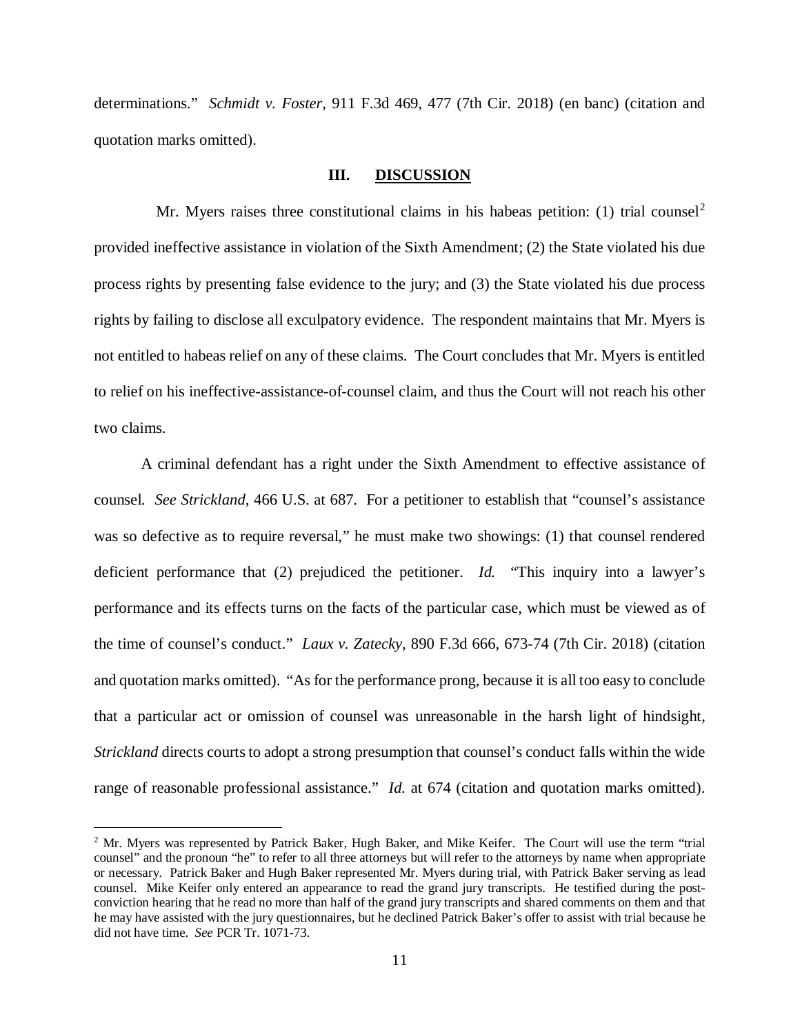determinations." *Schmidt v. Foster*, 911 F.3d 469, 477 (7th Cir. 2018) (en banc) (citation and quotation marks omitted).

## III. DISCUSSION

Mr. Myers raises three constitutional claims in his habeas petition: (1) trial counsel[2] provided ineffective assistance in violation of the Sixth Amendment; (2) the State violated his due process rights by presenting false evidence to the jury; and (3) the State violated his due process rights by failing to disclose all exculpatory evidence. The respondent maintains that Mr. Myers is not entitled to habeas relief on any of these claims. The Court concludes that Mr. Myers is entitled to relief on his ineffective-assistance-of-counsel claim, and thus the Court will not reach his other two claims.

A criminal defendant has a right under the Sixth Amendment to effective assistance of counsel. *See Strickland*, 466 U.S. at 687. For a petitioner to establish that "counsel's assistance was so defective as to require reversal," he must make two showings: (1) that counsel rendered deficient performance that (2) prejudiced the petitioner. *Id.* "This inquiry into a lawyer's performance and its effects turns on the facts of the particular case, which must be viewed as of the time of counsel's conduct." *Laux v. Zatecky*, 890 F.3d 666, 673-74 (7th Cir. 2018) (citation and quotation marks omitted). "As for the performance prong, because it is all too easy to conclude that a particular act or omission of counsel was unreasonable in the harsh light of hindsight, *Strickland* directs courts to adopt a strong presumption that counsel's conduct falls within the wide range of reasonable professional assistance." *Id.* at 674 (citation and quotation marks omitted).

---

[2] Mr. Myers was represented by Patrick Baker, Hugh Baker, and Mike Keifer. The Court will use the term "trial counsel" and the pronoun "he" to refer to all three attorneys but will refer to the attorneys by name when appropriate or necessary. Patrick Baker and Hugh Baker represented Mr. Myers during trial, with Patrick Baker serving as lead counsel. Mike Keifer only entered an appearance to read the grand jury transcripts. He testified during the post-conviction hearing that he read no more than half of the grand jury transcripts and shared comments on them and that he may have assisted with the jury questionnaires, but he declined Patrick Baker's offer to assist with trial because he did not have time. *See* PCR Tr. 1071-73.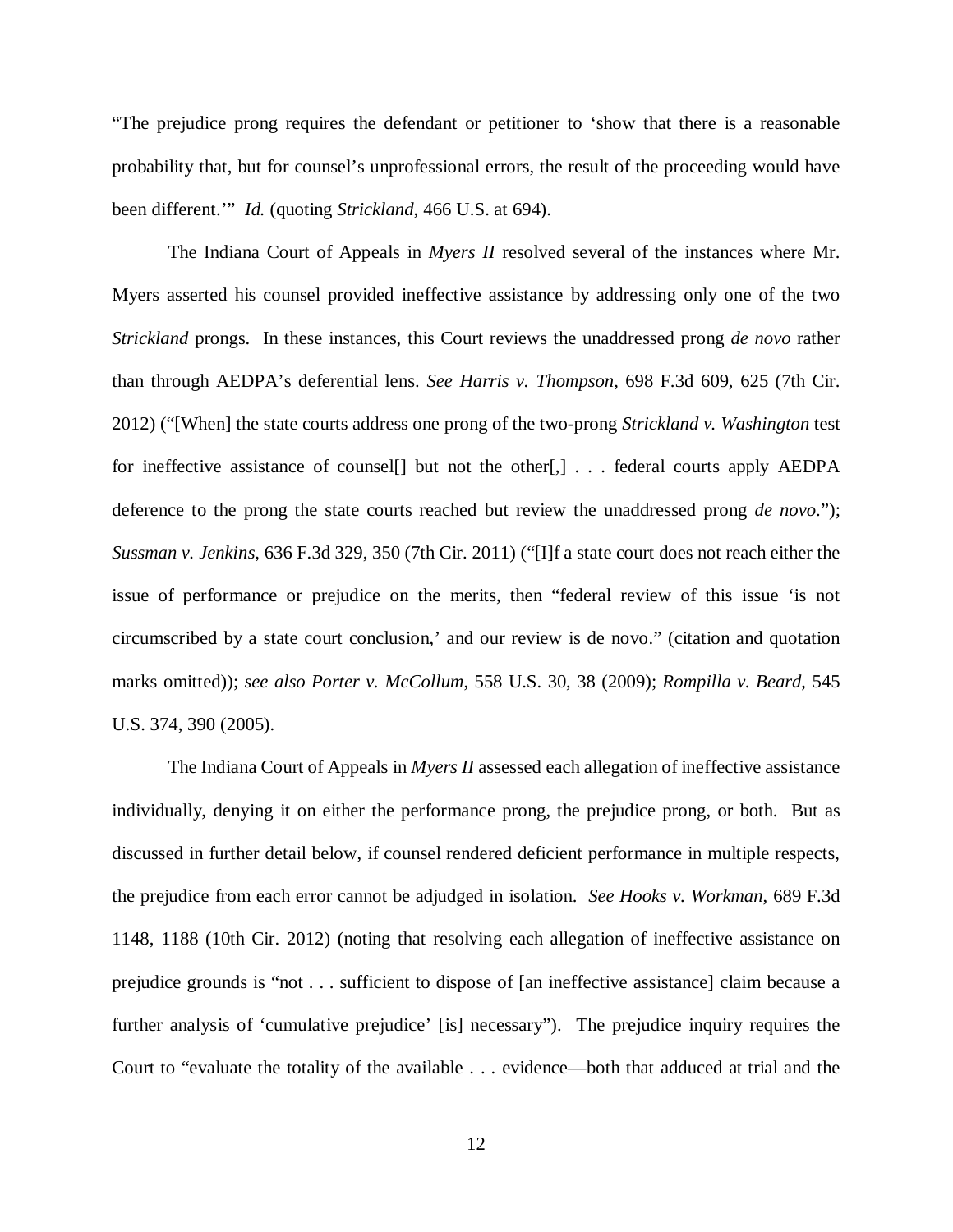"The prejudice prong requires the defendant or petitioner to 'show that there is a reasonable probability that, but for counsel's unprofessional errors, the result of the proceeding would have been different.'" *Id.* (quoting *Strickland*, 466 U.S. at 694).

The Indiana Court of Appeals in *Myers II* resolved several of the instances where Mr. Myers asserted his counsel provided ineffective assistance by addressing only one of the two *Strickland* prongs. In these instances, this Court reviews the unaddressed prong *de novo* rather than through AEDPA's deferential lens. *See Harris v. Thompson*, 698 F.3d 609, 625 (7th Cir. 2012) ("[When] the state courts address one prong of the two-prong *Strickland v. Washington* test for ineffective assistance of counsel[] but not the other[,] . . . federal courts apply AEDPA deference to the prong the state courts reached but review the unaddressed prong *de novo*."); *Sussman v. Jenkins*, 636 F.3d 329, 350 (7th Cir. 2011) ("[I]f a state court does not reach either the issue of performance or prejudice on the merits, then "federal review of this issue 'is not circumscribed by a state court conclusion,' and our review is de novo." (citation and quotation marks omitted)); *see also Porter v. McCollum*, 558 U.S. 30, 38 (2009); *Rompilla v. Beard*, 545 U.S. 374, 390 (2005).

The Indiana Court of Appeals in *Myers II* assessed each allegation of ineffective assistance individually, denying it on either the performance prong, the prejudice prong, or both. But as discussed in further detail below, if counsel rendered deficient performance in multiple respects, the prejudice from each error cannot be adjudged in isolation. *See Hooks v. Workman*, 689 F.3d 1148, 1188 (10th Cir. 2012) (noting that resolving each allegation of ineffective assistance on prejudice grounds is "not . . . sufficient to dispose of [an ineffective assistance] claim because a further analysis of 'cumulative prejudice' [is] necessary"). The prejudice inquiry requires the Court to "evaluate the totality of the available . . . evidence—both that adduced at trial and the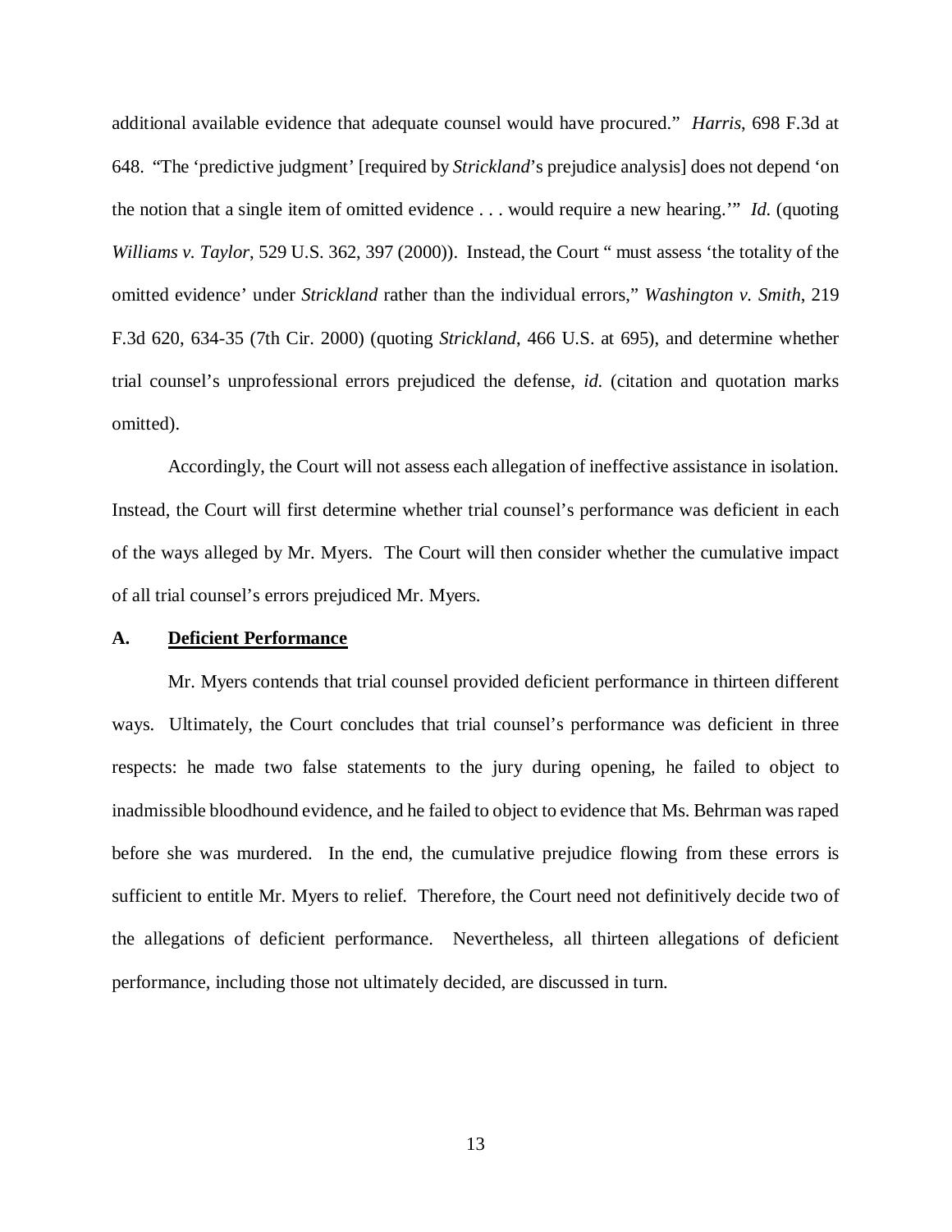additional available evidence that adequate counsel would have procured." *Harris*, 698 F.3d at 648. "The 'predictive judgment' [required by *Strickland*'s prejudice analysis] does not depend 'on the notion that a single item of omitted evidence . . . would require a new hearing.'" *Id.* (quoting *Williams v. Taylor*, 529 U.S. 362, 397 (2000)). Instead, the Court " must assess 'the totality of the omitted evidence' under *Strickland* rather than the individual errors," *Washington v. Smith*, 219 F.3d 620, 634-35 (7th Cir. 2000) (quoting *Strickland*, 466 U.S. at 695), and determine whether trial counsel's unprofessional errors prejudiced the defense, *id.* (citation and quotation marks omitted).

Accordingly, the Court will not assess each allegation of ineffective assistance in isolation. Instead, the Court will first determine whether trial counsel's performance was deficient in each of the ways alleged by Mr. Myers. The Court will then consider whether the cumulative impact of all trial counsel's errors prejudiced Mr. Myers.

### A. Deficient Performance

Mr. Myers contends that trial counsel provided deficient performance in thirteen different ways. Ultimately, the Court concludes that trial counsel's performance was deficient in three respects: he made two false statements to the jury during opening, he failed to object to inadmissible bloodhound evidence, and he failed to object to evidence that Ms. Behrman was raped before she was murdered. In the end, the cumulative prejudice flowing from these errors is sufficient to entitle Mr. Myers to relief. Therefore, the Court need not definitively decide two of the allegations of deficient performance. Nevertheless, all thirteen allegations of deficient performance, including those not ultimately decided, are discussed in turn.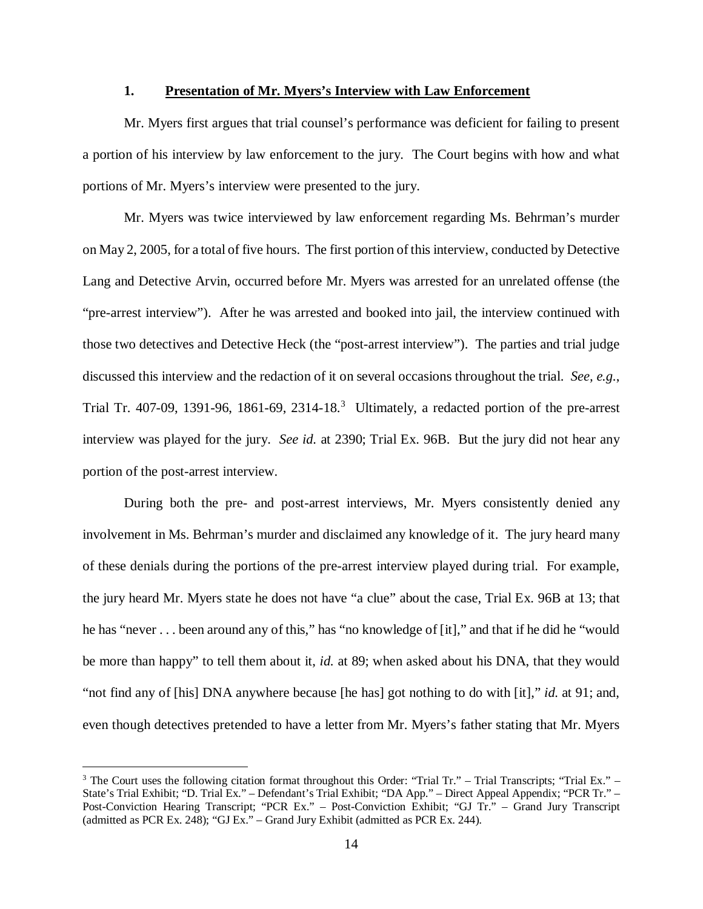### 1. **Presentation of Mr. Myers's Interview with Law Enforcement**

Mr. Myers first argues that trial counsel's performance was deficient for failing to present a portion of his interview by law enforcement to the jury. The Court begins with how and what portions of Mr. Myers's interview were presented to the jury.

Mr. Myers was twice interviewed by law enforcement regarding Ms. Behrman's murder on May 2, 2005, for a total of five hours. The first portion of this interview, conducted by Detective Lang and Detective Arvin, occurred before Mr. Myers was arrested for an unrelated offense (the "pre-arrest interview"). After he was arrested and booked into jail, the interview continued with those two detectives and Detective Heck (the "post-arrest interview"). The parties and trial judge discussed this interview and the redaction of it on several occasions throughout the trial. *See, e.g.*, Trial Tr. 407-09, 1391-96, 1861-69, 2314-18.[3] Ultimately, a redacted portion of the pre-arrest interview was played for the jury. *See id.* at 2390; Trial Ex. 96B. But the jury did not hear any portion of the post-arrest interview.

During both the pre- and post-arrest interviews, Mr. Myers consistently denied any involvement in Ms. Behrman's murder and disclaimed any knowledge of it. The jury heard many of these denials during the portions of the pre-arrest interview played during trial. For example, the jury heard Mr. Myers state he does not have "a clue" about the case, Trial Ex. 96B at 13; that he has "never . . . been around any of this," has "no knowledge of [it]," and that if he did he "would be more than happy" to tell them about it, *id.* at 89; when asked about his DNA, that they would "not find any of [his] DNA anywhere because [he has] got nothing to do with [it]," *id.* at 91; and, even though detectives pretended to have a letter from Mr. Myers's father stating that Mr. Myers

[3] The Court uses the following citation format throughout this Order: "Trial Tr." – Trial Transcripts; "Trial Ex." – State's Trial Exhibit; "D. Trial Ex." – Defendant's Trial Exhibit; "DA App." – Direct Appeal Appendix; "PCR Tr." – Post-Conviction Hearing Transcript; "PCR Ex." – Post-Conviction Exhibit; "GJ Tr." – Grand Jury Transcript (admitted as PCR Ex. 248); "GJ Ex." – Grand Jury Exhibit (admitted as PCR Ex. 244).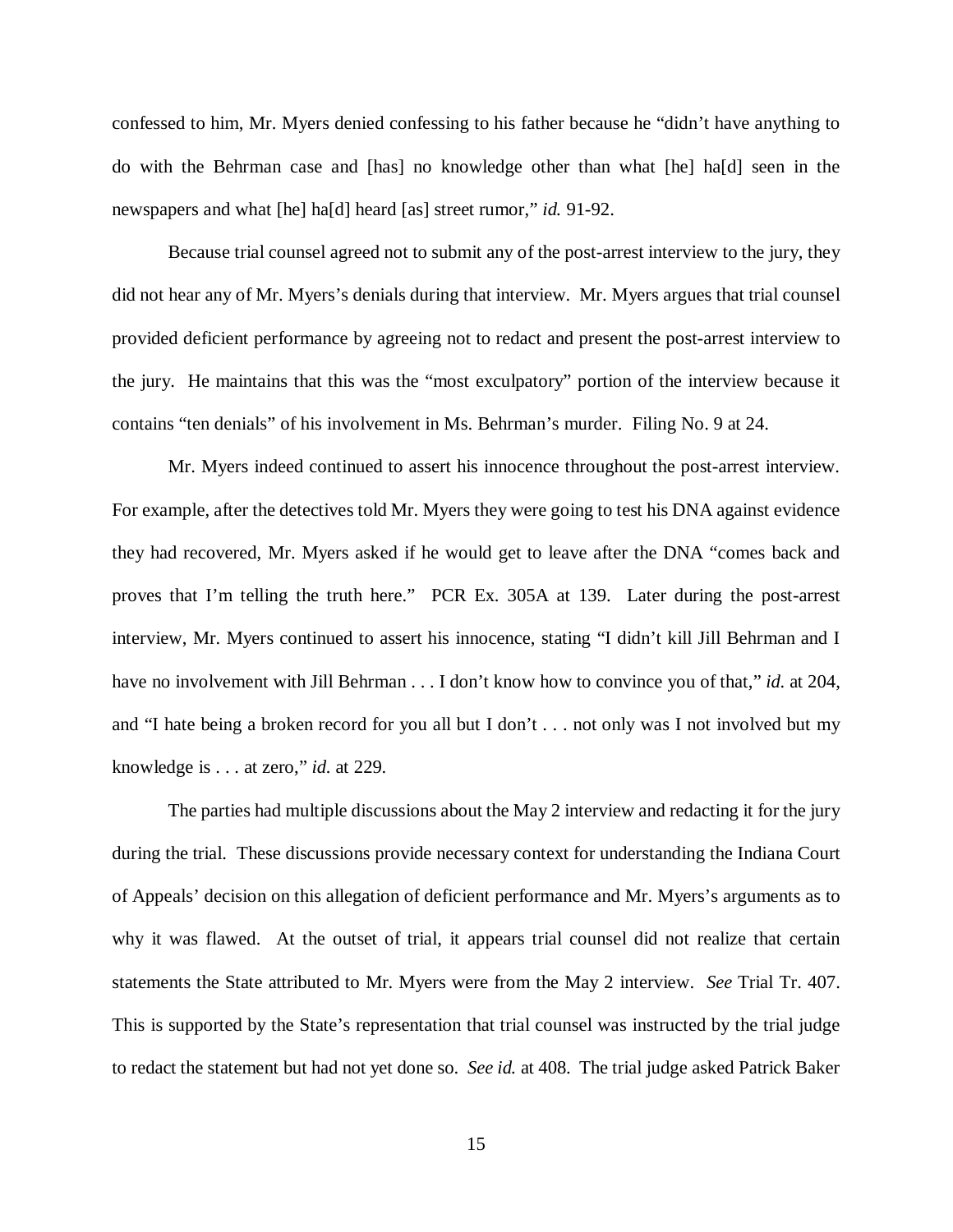confessed to him, Mr. Myers denied confessing to his father because he "didn't have anything to do with the Behrman case and [has] no knowledge other than what [he] ha[d] seen in the newspapers and what [he] ha[d] heard [as] street rumor," *id.* 91-92.

Because trial counsel agreed not to submit any of the post-arrest interview to the jury, they did not hear any of Mr. Myers's denials during that interview. Mr. Myers argues that trial counsel provided deficient performance by agreeing not to redact and present the post-arrest interview to the jury. He maintains that this was the "most exculpatory" portion of the interview because it contains "ten denials" of his involvement in Ms. Behrman's murder. Filing No. 9 at 24.

Mr. Myers indeed continued to assert his innocence throughout the post-arrest interview. For example, after the detectives told Mr. Myers they were going to test his DNA against evidence they had recovered, Mr. Myers asked if he would get to leave after the DNA "comes back and proves that I'm telling the truth here." PCR Ex. 305A at 139. Later during the post-arrest interview, Mr. Myers continued to assert his innocence, stating "I didn't kill Jill Behrman and I have no involvement with Jill Behrman . . . I don't know how to convince you of that," *id.* at 204, and "I hate being a broken record for you all but I don't . . . not only was I not involved but my knowledge is . . . at zero," *id.* at 229.

The parties had multiple discussions about the May 2 interview and redacting it for the jury during the trial. These discussions provide necessary context for understanding the Indiana Court of Appeals' decision on this allegation of deficient performance and Mr. Myers's arguments as to why it was flawed. At the outset of trial, it appears trial counsel did not realize that certain statements the State attributed to Mr. Myers were from the May 2 interview. *See* Trial Tr. 407. This is supported by the State's representation that trial counsel was instructed by the trial judge to redact the statement but had not yet done so. *See id.* at 408. The trial judge asked Patrick Baker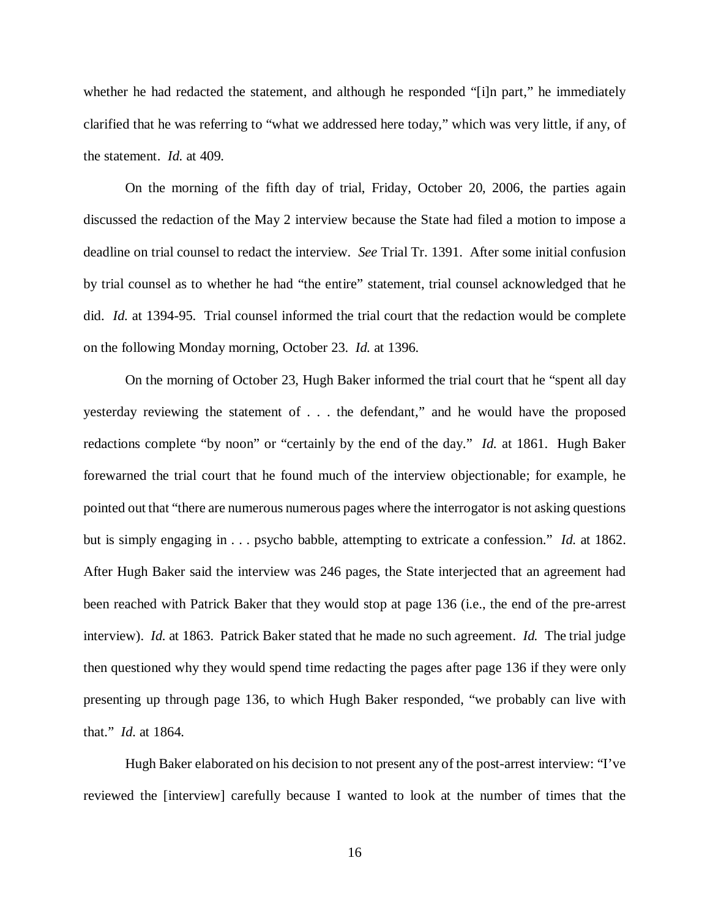whether he had redacted the statement, and although he responded "[i]n part," he immediately clarified that he was referring to "what we addressed here today," which was very little, if any, of the statement. *Id.* at 409.

On the morning of the fifth day of trial, Friday, October 20, 2006, the parties again discussed the redaction of the May 2 interview because the State had filed a motion to impose a deadline on trial counsel to redact the interview. *See* Trial Tr. 1391. After some initial confusion by trial counsel as to whether he had "the entire" statement, trial counsel acknowledged that he did. *Id.* at 1394-95. Trial counsel informed the trial court that the redaction would be complete on the following Monday morning, October 23. *Id.* at 1396.

On the morning of October 23, Hugh Baker informed the trial court that he "spent all day yesterday reviewing the statement of . . . the defendant," and he would have the proposed redactions complete "by noon" or "certainly by the end of the day." *Id.* at 1861. Hugh Baker forewarned the trial court that he found much of the interview objectionable; for example, he pointed out that "there are numerous numerous pages where the interrogator is not asking questions but is simply engaging in . . . psycho babble, attempting to extricate a confession." *Id.* at 1862. After Hugh Baker said the interview was 246 pages, the State interjected that an agreement had been reached with Patrick Baker that they would stop at page 136 (i.e., the end of the pre-arrest interview). *Id.* at 1863. Patrick Baker stated that he made no such agreement. *Id.* The trial judge then questioned why they would spend time redacting the pages after page 136 if they were only presenting up through page 136, to which Hugh Baker responded, "we probably can live with that." *Id.* at 1864.

Hugh Baker elaborated on his decision to not present any of the post-arrest interview: "I've reviewed the [interview] carefully because I wanted to look at the number of times that the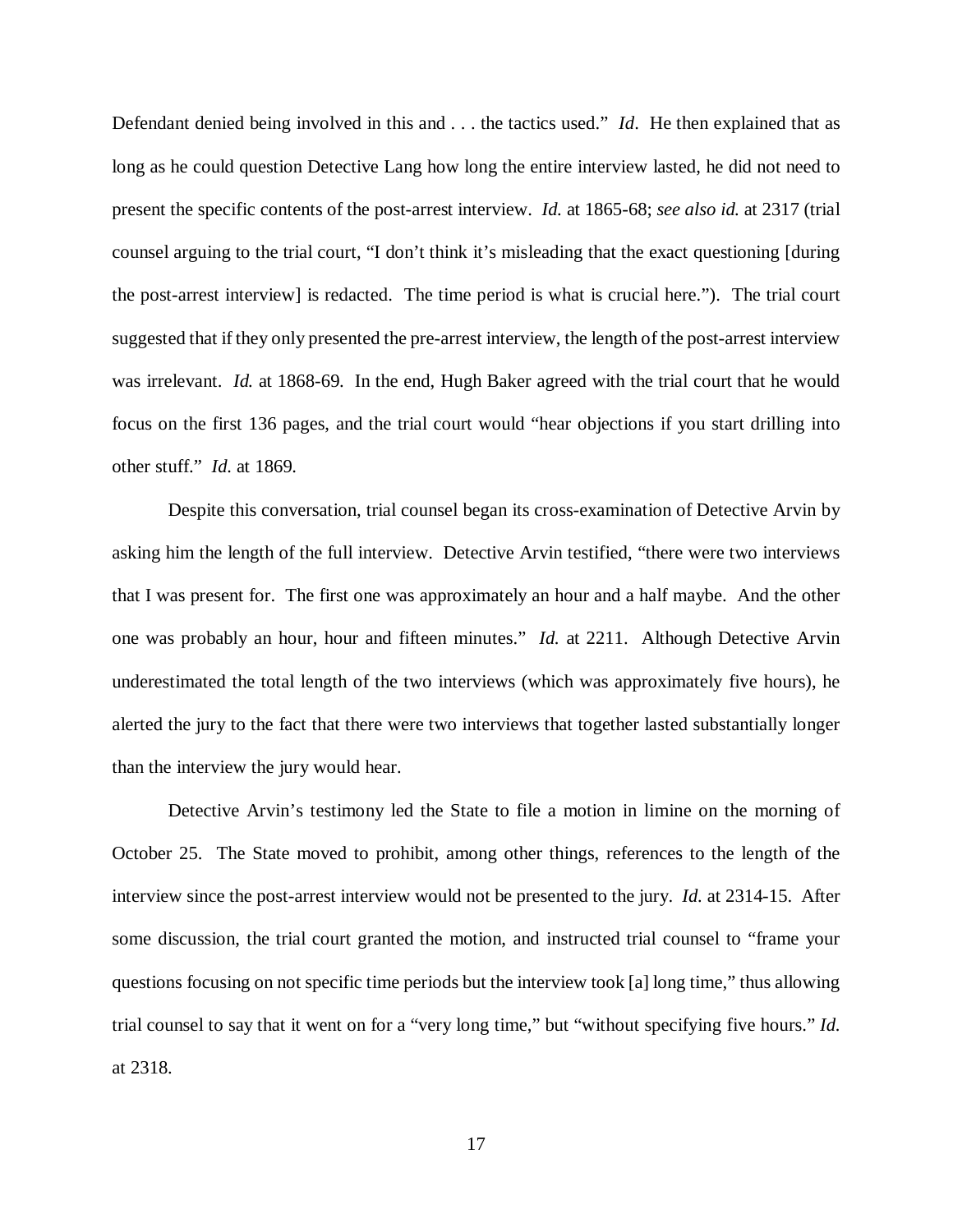Defendant denied being involved in this and . . . the tactics used." *Id*. He then explained that as long as he could question Detective Lang how long the entire interview lasted, he did not need to present the specific contents of the post-arrest interview. *Id.* at 1865-68; *see also id.* at 2317 (trial counsel arguing to the trial court, "I don't think it's misleading that the exact questioning [during the post-arrest interview] is redacted. The time period is what is crucial here."). The trial court suggested that if they only presented the pre-arrest interview, the length of the post-arrest interview was irrelevant. *Id.* at 1868-69. In the end, Hugh Baker agreed with the trial court that he would focus on the first 136 pages, and the trial court would "hear objections if you start drilling into other stuff." *Id.* at 1869.

Despite this conversation, trial counsel began its cross-examination of Detective Arvin by asking him the length of the full interview. Detective Arvin testified, "there were two interviews that I was present for. The first one was approximately an hour and a half maybe. And the other one was probably an hour, hour and fifteen minutes." *Id.* at 2211. Although Detective Arvin underestimated the total length of the two interviews (which was approximately five hours), he alerted the jury to the fact that there were two interviews that together lasted substantially longer than the interview the jury would hear.

Detective Arvin's testimony led the State to file a motion in limine on the morning of October 25. The State moved to prohibit, among other things, references to the length of the interview since the post-arrest interview would not be presented to the jury. *Id.* at 2314-15. After some discussion, the trial court granted the motion, and instructed trial counsel to "frame your questions focusing on not specific time periods but the interview took [a] long time," thus allowing trial counsel to say that it went on for a "very long time," but "without specifying five hours." *Id.* at 2318.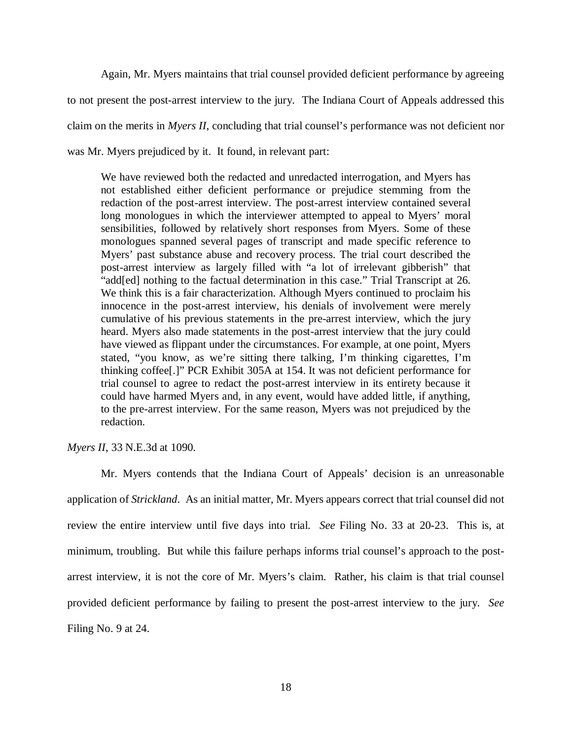Again, Mr. Myers maintains that trial counsel provided deficient performance by agreeing to not present the post-arrest interview to the jury. The Indiana Court of Appeals addressed this claim on the merits in *Myers II*, concluding that trial counsel's performance was not deficient nor was Mr. Myers prejudiced by it. It found, in relevant part:

> We have reviewed both the redacted and unredacted interrogation, and Myers has not established either deficient performance or prejudice stemming from the redaction of the post-arrest interview. The post-arrest interview contained several long monologues in which the interviewer attempted to appeal to Myers' moral sensibilities, followed by relatively short responses from Myers. Some of these monologues spanned several pages of transcript and made specific reference to Myers' past substance abuse and recovery process. The trial court described the post-arrest interview as largely filled with "a lot of irrelevant gibberish" that "add[ed] nothing to the factual determination in this case." Trial Transcript at 26. We think this is a fair characterization. Although Myers continued to proclaim his innocence in the post-arrest interview, his denials of involvement were merely cumulative of his previous statements in the pre-arrest interview, which the jury heard. Myers also made statements in the post-arrest interview that the jury could have viewed as flippant under the circumstances. For example, at one point, Myers stated, "you know, as we're sitting there talking, I'm thinking cigarettes, I'm thinking coffee[.]" PCR Exhibit 305A at 154. It was not deficient performance for trial counsel to agree to redact the post-arrest interview in its entirety because it could have harmed Myers and, in any event, would have added little, if anything, to the pre-arrest interview. For the same reason, Myers was not prejudiced by the redaction.

*Myers II*, 33 N.E.3d at 1090.

Mr. Myers contends that the Indiana Court of Appeals' decision is an unreasonable application of *Strickland*. As an initial matter, Mr. Myers appears correct that trial counsel did not review the entire interview until five days into trial. *See* Filing No. 33 at 20-23. This is, at minimum, troubling. But while this failure perhaps informs trial counsel's approach to the post-arrest interview, it is not the core of Mr. Myers's claim. Rather, his claim is that trial counsel provided deficient performance by failing to present the post-arrest interview to the jury. *See* Filing No. 9 at 24.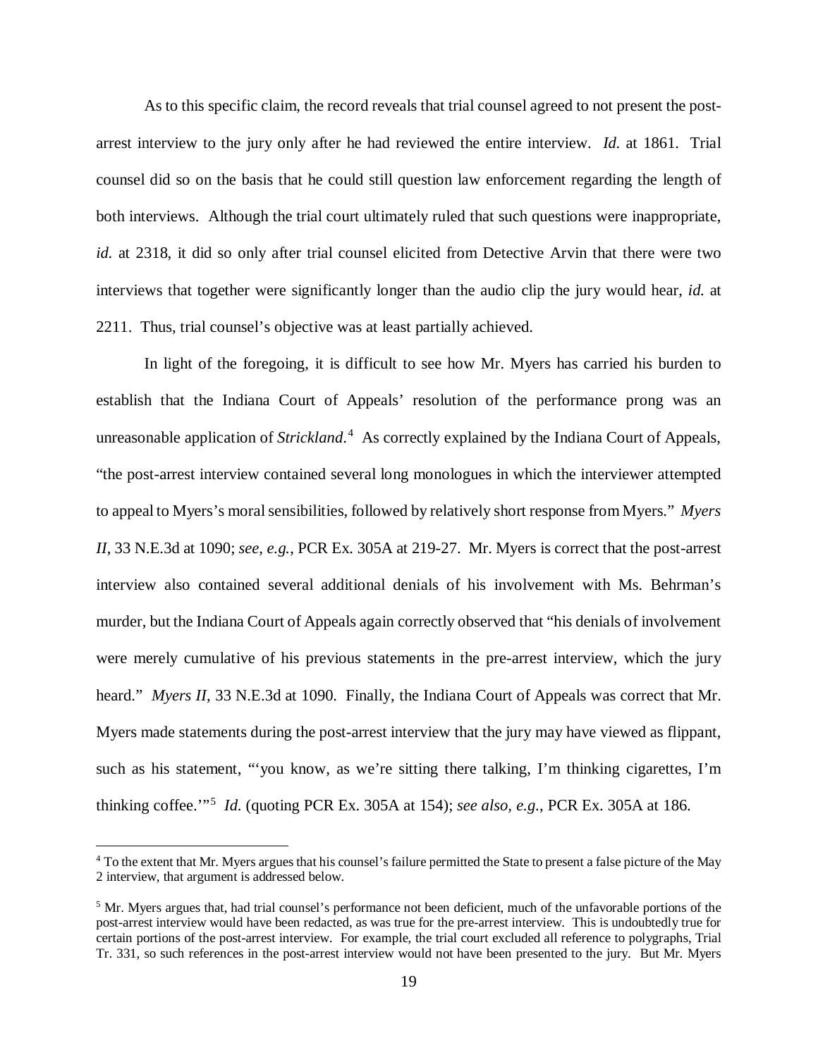As to this specific claim, the record reveals that trial counsel agreed to not present the post-arrest interview to the jury only after he had reviewed the entire interview. *Id.* at 1861. Trial counsel did so on the basis that he could still question law enforcement regarding the length of both interviews. Although the trial court ultimately ruled that such questions were inappropriate, *id.* at 2318, it did so only after trial counsel elicited from Detective Arvin that there were two interviews that together were significantly longer than the audio clip the jury would hear, *id.* at 2211. Thus, trial counsel's objective was at least partially achieved.

In light of the foregoing, it is difficult to see how Mr. Myers has carried his burden to establish that the Indiana Court of Appeals' resolution of the performance prong was an unreasonable application of *Strickland*.[4] As correctly explained by the Indiana Court of Appeals, "the post-arrest interview contained several long monologues in which the interviewer attempted to appeal to Myers's moral sensibilities, followed by relatively short response from Myers." *Myers II*, 33 N.E.3d at 1090; *see, e.g.*, PCR Ex. 305A at 219-27. Mr. Myers is correct that the post-arrest interview also contained several additional denials of his involvement with Ms. Behrman's murder, but the Indiana Court of Appeals again correctly observed that "his denials of involvement were merely cumulative of his previous statements in the pre-arrest interview, which the jury heard." *Myers II*, 33 N.E.3d at 1090. Finally, the Indiana Court of Appeals was correct that Mr. Myers made statements during the post-arrest interview that the jury may have viewed as flippant, such as his statement, "'you know, as we're sitting there talking, I'm thinking cigarettes, I'm thinking coffee.'"[5] *Id.* (quoting PCR Ex. 305A at 154); *see also, e.g.*, PCR Ex. 305A at 186.

---

[4] To the extent that Mr. Myers argues that his counsel's failure permitted the State to present a false picture of the May 2 interview, that argument is addressed below.

[5] Mr. Myers argues that, had trial counsel's performance not been deficient, much of the unfavorable portions of the post-arrest interview would have been redacted, as was true for the pre-arrest interview. This is undoubtedly true for certain portions of the post-arrest interview. For example, the trial court excluded all reference to polygraphs, Trial Tr. 331, so such references in the post-arrest interview would not have been presented to the jury. But Mr. Myers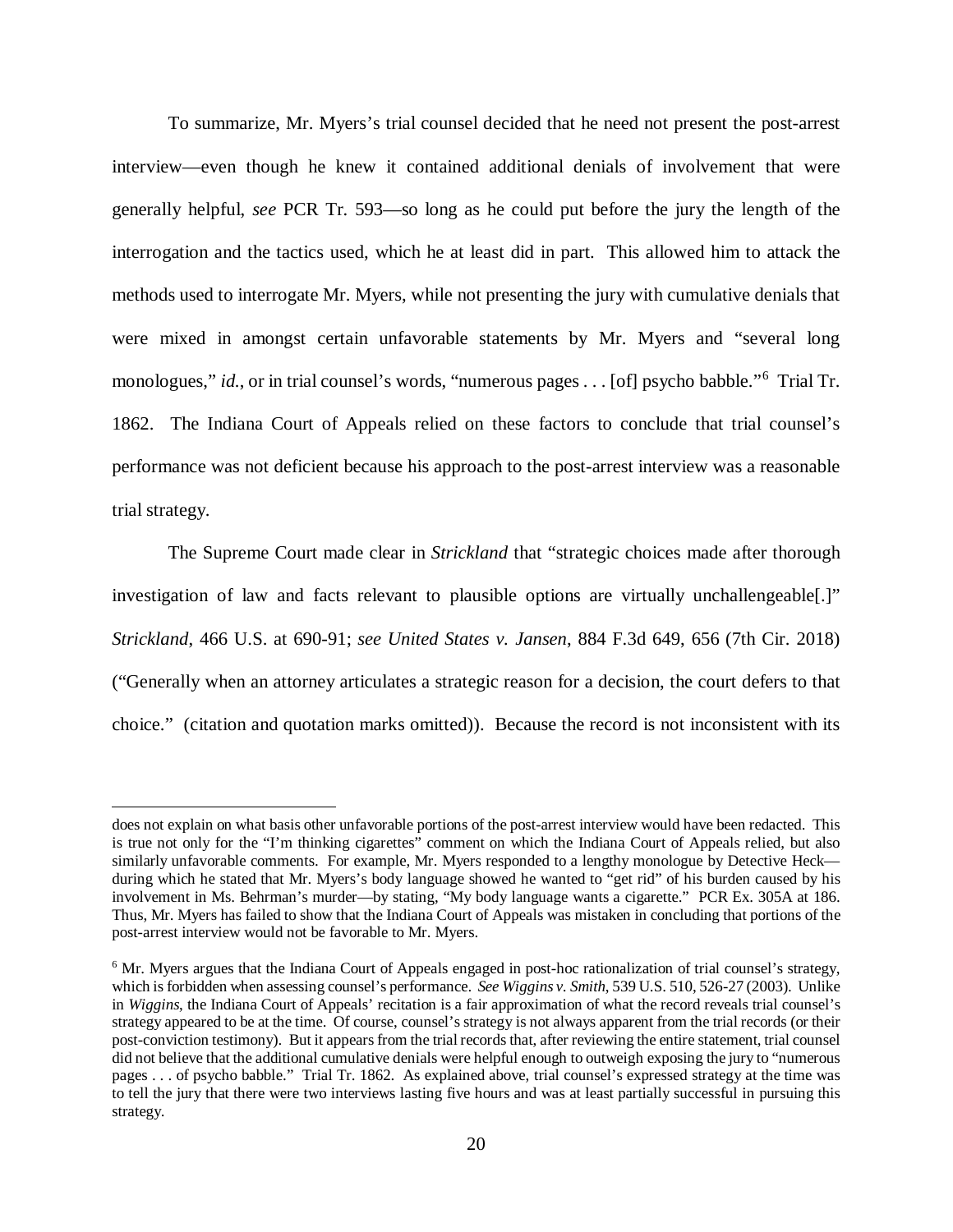To summarize, Mr. Myers's trial counsel decided that he need not present the post-arrest interview—even though he knew it contained additional denials of involvement that were generally helpful, *see* PCR Tr. 593—so long as he could put before the jury the length of the interrogation and the tactics used, which he at least did in part. This allowed him to attack the methods used to interrogate Mr. Myers, while not presenting the jury with cumulative denials that were mixed in amongst certain unfavorable statements by Mr. Myers and "several long monologues," *id.*, or in trial counsel's words, "numerous pages . . . [of] psycho babble."[6] Trial Tr. 1862. The Indiana Court of Appeals relied on these factors to conclude that trial counsel's performance was not deficient because his approach to the post-arrest interview was a reasonable trial strategy.

The Supreme Court made clear in *Strickland* that "strategic choices made after thorough investigation of law and facts relevant to plausible options are virtually unchallengeable[.]" *Strickland*, 466 U.S. at 690-91; *see United States v. Jansen*, 884 F.3d 649, 656 (7th Cir. 2018) ("Generally when an attorney articulates a strategic reason for a decision, the court defers to that choice." (citation and quotation marks omitted)). Because the record is not inconsistent with its

---

does not explain on what basis other unfavorable portions of the post-arrest interview would have been redacted. This is true not only for the "I'm thinking cigarettes" comment on which the Indiana Court of Appeals relied, but also similarly unfavorable comments. For example, Mr. Myers responded to a lengthy monologue by Detective Heck—during which he stated that Mr. Myers's body language showed he wanted to "get rid" of his burden caused by his involvement in Ms. Behrman's murder—by stating, "My body language wants a cigarette." PCR Ex. 305A at 186. Thus, Mr. Myers has failed to show that the Indiana Court of Appeals was mistaken in concluding that portions of the post-arrest interview would not be favorable to Mr. Myers.

[6] Mr. Myers argues that the Indiana Court of Appeals engaged in post-hoc rationalization of trial counsel's strategy, which is forbidden when assessing counsel's performance. *See Wiggins v. Smith*, 539 U.S. 510, 526-27 (2003). Unlike in *Wiggins*, the Indiana Court of Appeals' recitation is a fair approximation of what the record reveals trial counsel's strategy appeared to be at the time. Of course, counsel's strategy is not always apparent from the trial records (or their post-conviction testimony). But it appears from the trial records that, after reviewing the entire statement, trial counsel did not believe that the additional cumulative denials were helpful enough to outweigh exposing the jury to "numerous pages . . . of psycho babble." Trial Tr. 1862. As explained above, trial counsel's expressed strategy at the time was to tell the jury that there were two interviews lasting five hours and was at least partially successful in pursuing this strategy.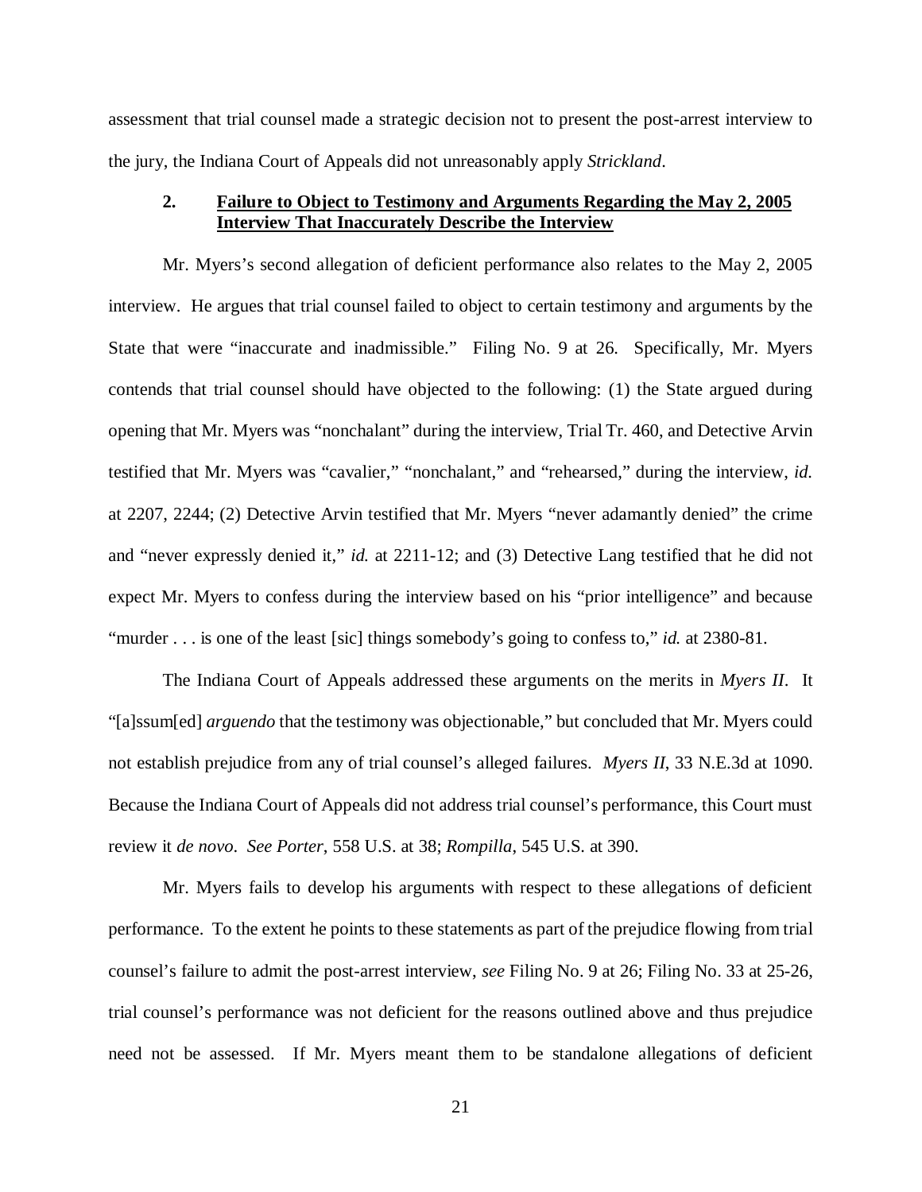assessment that trial counsel made a strategic decision not to present the post-arrest interview to the jury, the Indiana Court of Appeals did not unreasonably apply *Strickland*.

### 2. **<u>Failure to Object to Testimony and Arguments Regarding the May 2, 2005 Interview That Inaccurately Describe the Interview</u>**

Mr. Myers's second allegation of deficient performance also relates to the May 2, 2005 interview. He argues that trial counsel failed to object to certain testimony and arguments by the State that were "inaccurate and inadmissible." Filing No. 9 at 26. Specifically, Mr. Myers contends that trial counsel should have objected to the following: (1) the State argued during opening that Mr. Myers was "nonchalant" during the interview, Trial Tr. 460, and Detective Arvin testified that Mr. Myers was "cavalier," "nonchalant," and "rehearsed," during the interview, *id.* at 2207, 2244; (2) Detective Arvin testified that Mr. Myers "never adamantly denied" the crime and "never expressly denied it," *id.* at 2211-12; and (3) Detective Lang testified that he did not expect Mr. Myers to confess during the interview based on his "prior intelligence" and because "murder . . . is one of the least [sic] things somebody's going to confess to," *id.* at 2380-81.

The Indiana Court of Appeals addressed these arguments on the merits in *Myers II*. It "[a]ssum[ed] *arguendo* that the testimony was objectionable," but concluded that Mr. Myers could not establish prejudice from any of trial counsel's alleged failures. *Myers II*, 33 N.E.3d at 1090. Because the Indiana Court of Appeals did not address trial counsel's performance, this Court must review it *de novo*. *See Porter*, 558 U.S. at 38; *Rompilla*, 545 U.S. at 390.

Mr. Myers fails to develop his arguments with respect to these allegations of deficient performance. To the extent he points to these statements as part of the prejudice flowing from trial counsel's failure to admit the post-arrest interview, *see* Filing No. 9 at 26; Filing No. 33 at 25-26, trial counsel's performance was not deficient for the reasons outlined above and thus prejudice need not be assessed. If Mr. Myers meant them to be standalone allegations of deficient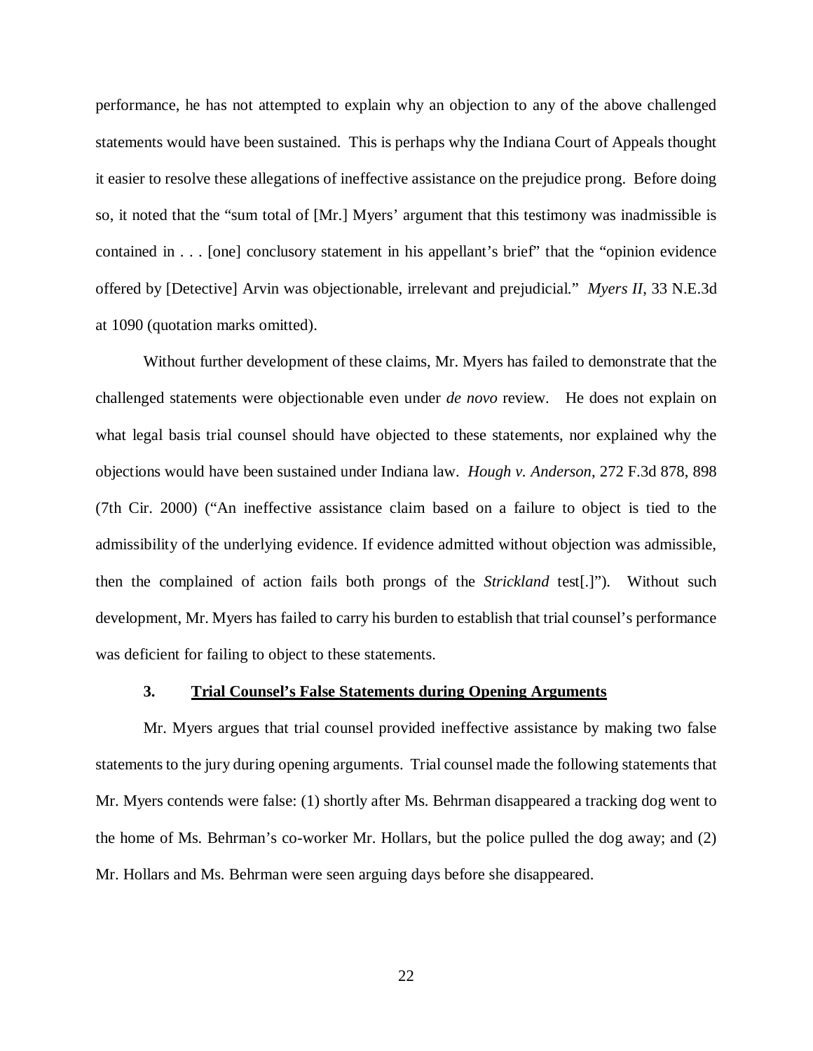performance, he has not attempted to explain why an objection to any of the above challenged statements would have been sustained. This is perhaps why the Indiana Court of Appeals thought it easier to resolve these allegations of ineffective assistance on the prejudice prong. Before doing so, it noted that the "sum total of [Mr.] Myers' argument that this testimony was inadmissible is contained in . . . [one] conclusory statement in his appellant's brief" that the "opinion evidence offered by [Detective] Arvin was objectionable, irrelevant and prejudicial." *Myers II*, 33 N.E.3d at 1090 (quotation marks omitted).

Without further development of these claims, Mr. Myers has failed to demonstrate that the challenged statements were objectionable even under *de novo* review. He does not explain on what legal basis trial counsel should have objected to these statements, nor explained why the objections would have been sustained under Indiana law. *Hough v. Anderson*, 272 F.3d 878, 898 (7th Cir. 2000) ("An ineffective assistance claim based on a failure to object is tied to the admissibility of the underlying evidence. If evidence admitted without objection was admissible, then the complained of action fails both prongs of the *Strickland* test[.]"). Without such development, Mr. Myers has failed to carry his burden to establish that trial counsel's performance was deficient for failing to object to these statements.

### 3. Trial Counsel's False Statements during Opening Arguments

Mr. Myers argues that trial counsel provided ineffective assistance by making two false statements to the jury during opening arguments. Trial counsel made the following statements that Mr. Myers contends were false: (1) shortly after Ms. Behrman disappeared a tracking dog went to the home of Ms. Behrman's co-worker Mr. Hollars, but the police pulled the dog away; and (2) Mr. Hollars and Ms. Behrman were seen arguing days before she disappeared.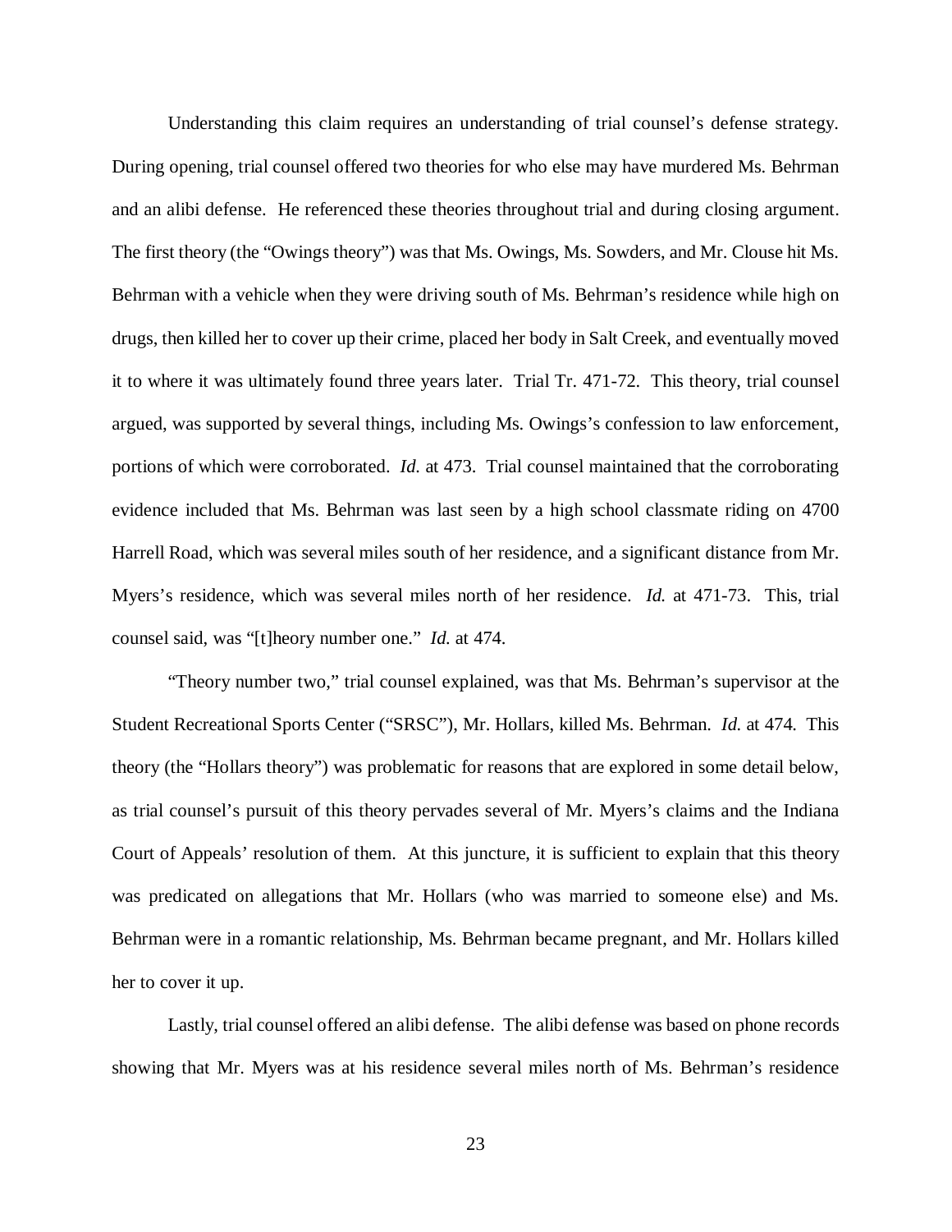Understanding this claim requires an understanding of trial counsel's defense strategy. During opening, trial counsel offered two theories for who else may have murdered Ms. Behrman and an alibi defense. He referenced these theories throughout trial and during closing argument. The first theory (the "Owings theory") was that Ms. Owings, Ms. Sowders, and Mr. Clouse hit Ms. Behrman with a vehicle when they were driving south of Ms. Behrman's residence while high on drugs, then killed her to cover up their crime, placed her body in Salt Creek, and eventually moved it to where it was ultimately found three years later. Trial Tr. 471-72. This theory, trial counsel argued, was supported by several things, including Ms. Owings's confession to law enforcement, portions of which were corroborated. *Id.* at 473. Trial counsel maintained that the corroborating evidence included that Ms. Behrman was last seen by a high school classmate riding on 4700 Harrell Road, which was several miles south of her residence, and a significant distance from Mr. Myers's residence, which was several miles north of her residence. *Id.* at 471-73. This, trial counsel said, was "[t]heory number one." *Id.* at 474.

"Theory number two," trial counsel explained, was that Ms. Behrman's supervisor at the Student Recreational Sports Center ("SRSC"), Mr. Hollars, killed Ms. Behrman. *Id.* at 474. This theory (the "Hollars theory") was problematic for reasons that are explored in some detail below, as trial counsel's pursuit of this theory pervades several of Mr. Myers's claims and the Indiana Court of Appeals' resolution of them. At this juncture, it is sufficient to explain that this theory was predicated on allegations that Mr. Hollars (who was married to someone else) and Ms. Behrman were in a romantic relationship, Ms. Behrman became pregnant, and Mr. Hollars killed her to cover it up.

Lastly, trial counsel offered an alibi defense. The alibi defense was based on phone records showing that Mr. Myers was at his residence several miles north of Ms. Behrman's residence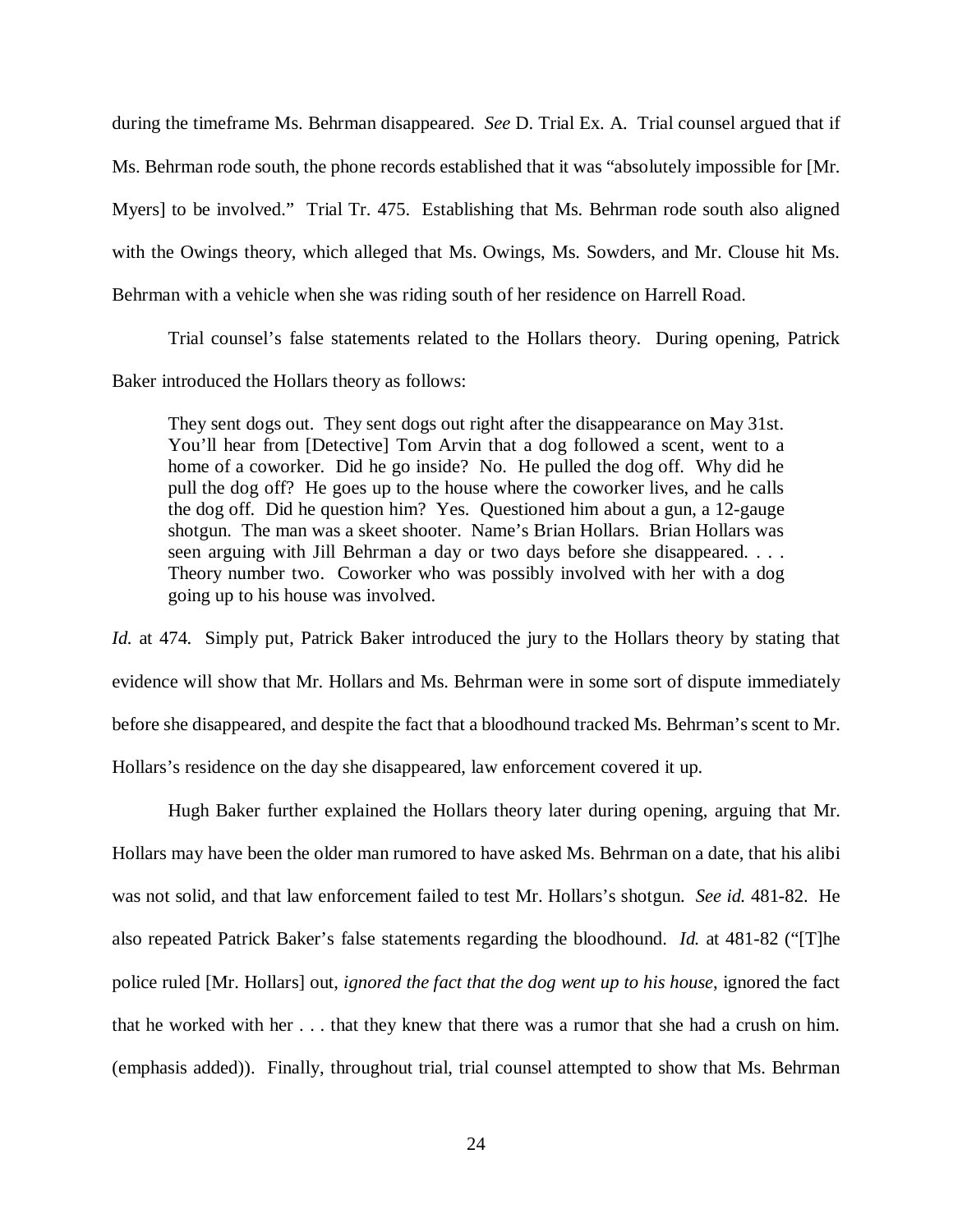during the timeframe Ms. Behrman disappeared. *See* D. Trial Ex. A. Trial counsel argued that if Ms. Behrman rode south, the phone records established that it was "absolutely impossible for [Mr. Myers] to be involved." Trial Tr. 475. Establishing that Ms. Behrman rode south also aligned with the Owings theory, which alleged that Ms. Owings, Ms. Sowders, and Mr. Clouse hit Ms. Behrman with a vehicle when she was riding south of her residence on Harrell Road.

Trial counsel's false statements related to the Hollars theory. During opening, Patrick Baker introduced the Hollars theory as follows:

> They sent dogs out. They sent dogs out right after the disappearance on May 31st. You'll hear from [Detective] Tom Arvin that a dog followed a scent, went to a home of a coworker. Did he go inside? No. He pulled the dog off. Why did he pull the dog off? He goes up to the house where the coworker lives, and he calls the dog off. Did he question him? Yes. Questioned him about a gun, a 12-gauge shotgun. The man was a skeet shooter. Name's Brian Hollars. Brian Hollars was seen arguing with Jill Behrman a day or two days before she disappeared. . . . Theory number two. Coworker who was possibly involved with her with a dog going up to his house was involved.

*Id.* at 474. Simply put, Patrick Baker introduced the jury to the Hollars theory by stating that evidence will show that Mr. Hollars and Ms. Behrman were in some sort of dispute immediately before she disappeared, and despite the fact that a bloodhound tracked Ms. Behrman's scent to Mr. Hollars's residence on the day she disappeared, law enforcement covered it up.

Hugh Baker further explained the Hollars theory later during opening, arguing that Mr. Hollars may have been the older man rumored to have asked Ms. Behrman on a date, that his alibi was not solid, and that law enforcement failed to test Mr. Hollars's shotgun. *See id.* 481-82. He also repeated Patrick Baker's false statements regarding the bloodhound. *Id.* at 481-82 ("[T]he police ruled [Mr. Hollars] out, *ignored the fact that the dog went up to his house*, ignored the fact that he worked with her . . . that they knew that there was a rumor that she had a crush on him. (emphasis added)). Finally, throughout trial, trial counsel attempted to show that Ms. Behrman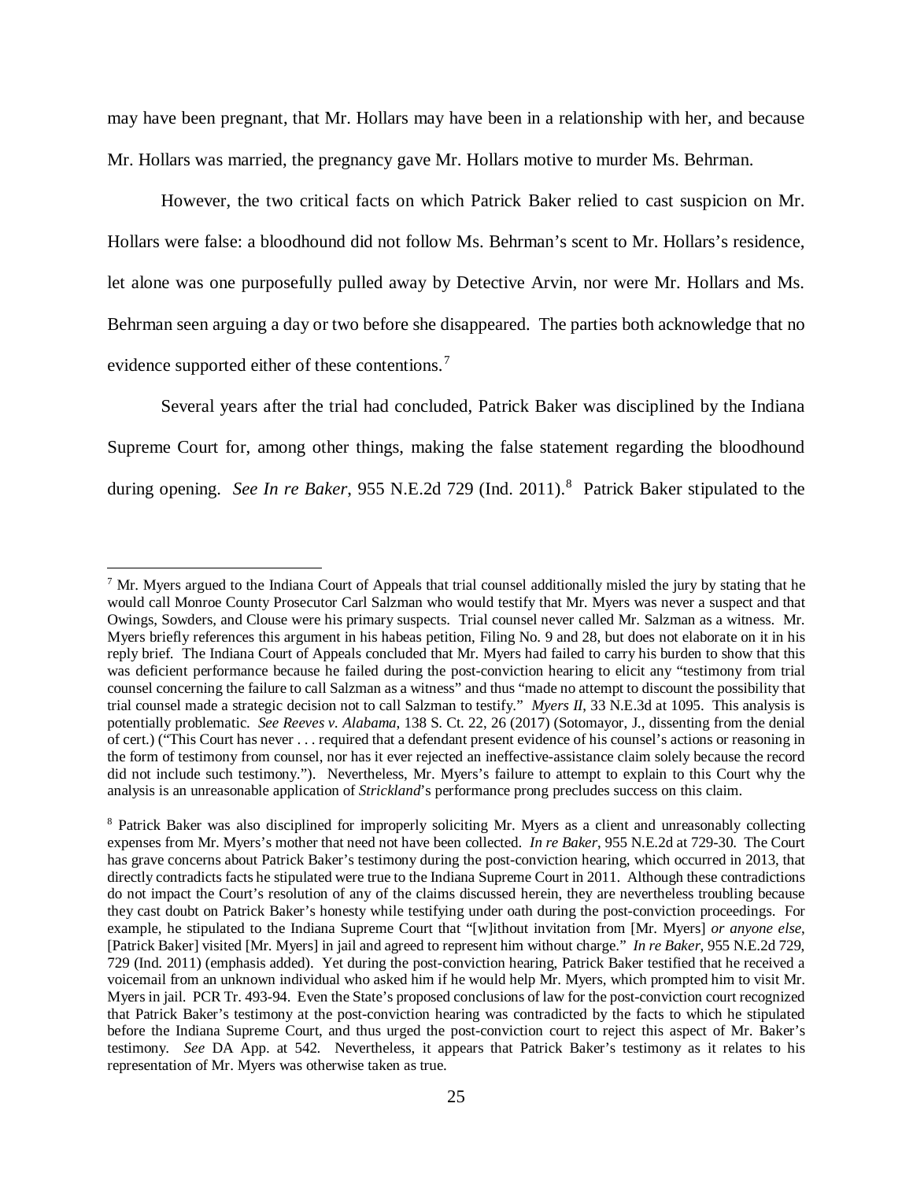may have been pregnant, that Mr. Hollars may have been in a relationship with her, and because Mr. Hollars was married, the pregnancy gave Mr. Hollars motive to murder Ms. Behrman.

However, the two critical facts on which Patrick Baker relied to cast suspicion on Mr. Hollars were false: a bloodhound did not follow Ms. Behrman's scent to Mr. Hollars's residence, let alone was one purposefully pulled away by Detective Arvin, nor were Mr. Hollars and Ms. Behrman seen arguing a day or two before she disappeared. The parties both acknowledge that no evidence supported either of these contentions.[7]

Several years after the trial had concluded, Patrick Baker was disciplined by the Indiana Supreme Court for, among other things, making the false statement regarding the bloodhound during opening. *See In re Baker*, 955 N.E.2d 729 (Ind. 2011).[8] Patrick Baker stipulated to the

---

[7] Mr. Myers argued to the Indiana Court of Appeals that trial counsel additionally misled the jury by stating that he would call Monroe County Prosecutor Carl Salzman who would testify that Mr. Myers was never a suspect and that Owings, Sowders, and Clouse were his primary suspects. Trial counsel never called Mr. Salzman as a witness. Mr. Myers briefly references this argument in his habeas petition, Filing No. 9 and 28, but does not elaborate on it in his reply brief. The Indiana Court of Appeals concluded that Mr. Myers had failed to carry his burden to show that this was deficient performance because he failed during the post-conviction hearing to elicit any "testimony from trial counsel concerning the failure to call Salzman as a witness" and thus "made no attempt to discount the possibility that trial counsel made a strategic decision not to call Salzman to testify." *Myers II*, 33 N.E.3d at 1095. This analysis is potentially problematic. *See Reeves v. Alabama*, 138 S. Ct. 22, 26 (2017) (Sotomayor, J., dissenting from the denial of cert.) ("This Court has never . . . required that a defendant present evidence of his counsel's actions or reasoning in the form of testimony from counsel, nor has it ever rejected an ineffective-assistance claim solely because the record did not include such testimony."). Nevertheless, Mr. Myers's failure to attempt to explain to this Court why the analysis is an unreasonable application of *Strickland*'s performance prong precludes success on this claim.

[8] Patrick Baker was also disciplined for improperly soliciting Mr. Myers as a client and unreasonably collecting expenses from Mr. Myers's mother that need not have been collected. *In re Baker*, 955 N.E.2d at 729-30. The Court has grave concerns about Patrick Baker's testimony during the post-conviction hearing, which occurred in 2013, that directly contradicts facts he stipulated were true to the Indiana Supreme Court in 2011. Although these contradictions do not impact the Court's resolution of any of the claims discussed herein, they are nevertheless troubling because they cast doubt on Patrick Baker's honesty while testifying under oath during the post-conviction proceedings. For example, he stipulated to the Indiana Supreme Court that "[w]ithout invitation from [Mr. Myers] *or anyone else*, [Patrick Baker] visited [Mr. Myers] in jail and agreed to represent him without charge." *In re Baker*, 955 N.E.2d 729, 729 (Ind. 2011) (emphasis added). Yet during the post-conviction hearing, Patrick Baker testified that he received a voicemail from an unknown individual who asked him if he would help Mr. Myers, which prompted him to visit Mr. Myers in jail. PCR Tr. 493-94. Even the State's proposed conclusions of law for the post-conviction court recognized that Patrick Baker's testimony at the post-conviction hearing was contradicted by the facts to which he stipulated before the Indiana Supreme Court, and thus urged the post-conviction court to reject this aspect of Mr. Baker's testimony. *See* DA App. at 542. Nevertheless, it appears that Patrick Baker's testimony as it relates to his representation of Mr. Myers was otherwise taken as true.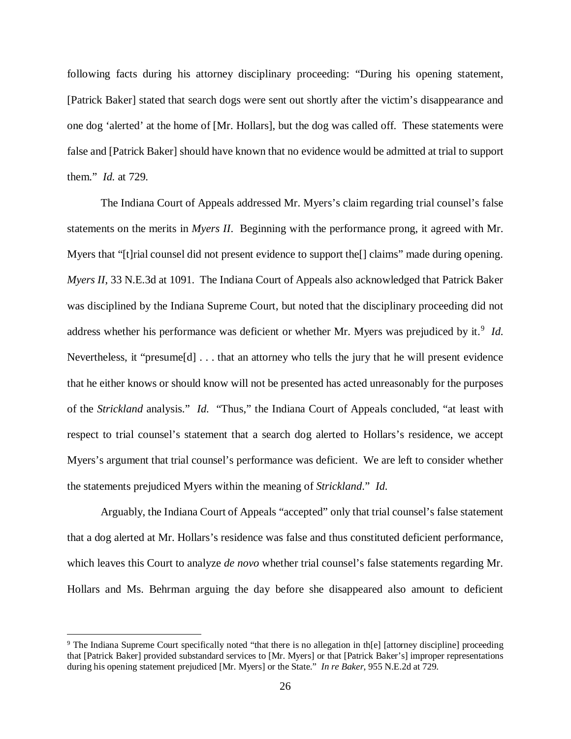following facts during his attorney disciplinary proceeding: "During his opening statement, [Patrick Baker] stated that search dogs were sent out shortly after the victim's disappearance and one dog 'alerted' at the home of [Mr. Hollars], but the dog was called off. These statements were false and [Patrick Baker] should have known that no evidence would be admitted at trial to support them." *Id.* at 729.

The Indiana Court of Appeals addressed Mr. Myers's claim regarding trial counsel's false statements on the merits in *Myers II*. Beginning with the performance prong, it agreed with Mr. Myers that "[t]rial counsel did not present evidence to support the[] claims" made during opening. *Myers II*, 33 N.E.3d at 1091. The Indiana Court of Appeals also acknowledged that Patrick Baker was disciplined by the Indiana Supreme Court, but noted that the disciplinary proceeding did not address whether his performance was deficient or whether Mr. Myers was prejudiced by it.[9] *Id.* Nevertheless, it "presume[d] . . . that an attorney who tells the jury that he will present evidence that he either knows or should know will not be presented has acted unreasonably for the purposes of the *Strickland* analysis." *Id.* "Thus," the Indiana Court of Appeals concluded, "at least with respect to trial counsel's statement that a search dog alerted to Hollars's residence, we accept Myers's argument that trial counsel's performance was deficient. We are left to consider whether the statements prejudiced Myers within the meaning of *Strickland*." *Id.*

Arguably, the Indiana Court of Appeals "accepted" only that trial counsel's false statement that a dog alerted at Mr. Hollars's residence was false and thus constituted deficient performance, which leaves this Court to analyze *de novo* whether trial counsel's false statements regarding Mr. Hollars and Ms. Behrman arguing the day before she disappeared also amount to deficient

[9] The Indiana Supreme Court specifically noted "that there is no allegation in th[e] [attorney discipline] proceeding that [Patrick Baker] provided substandard services to [Mr. Myers] or that [Patrick Baker's] improper representations during his opening statement prejudiced [Mr. Myers] or the State." *In re Baker*, 955 N.E.2d at 729.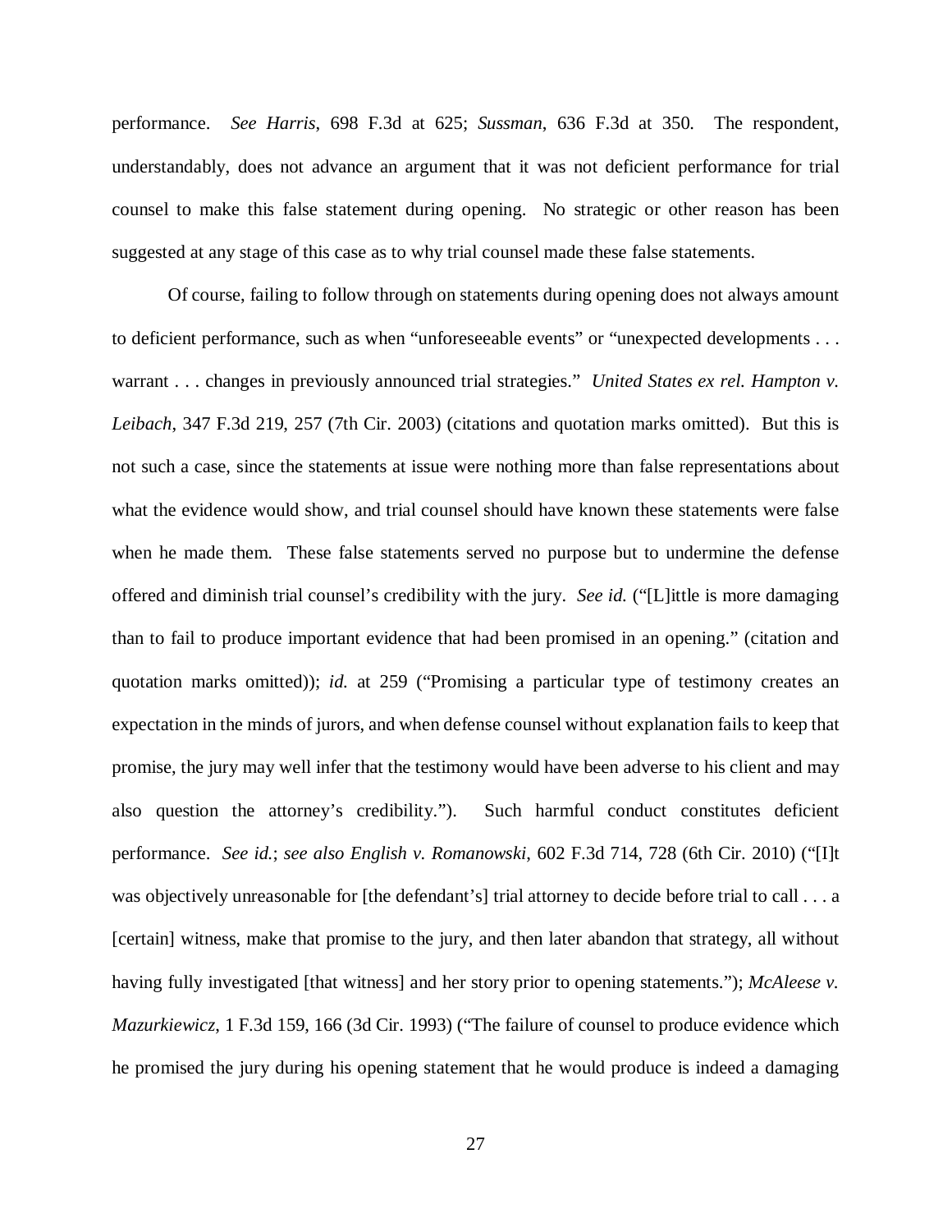performance. *See Harris*, 698 F.3d at 625; *Sussman*, 636 F.3d at 350. The respondent, understandably, does not advance an argument that it was not deficient performance for trial counsel to make this false statement during opening. No strategic or other reason has been suggested at any stage of this case as to why trial counsel made these false statements.

Of course, failing to follow through on statements during opening does not always amount to deficient performance, such as when "unforeseeable events" or "unexpected developments . . . warrant . . . changes in previously announced trial strategies." *United States ex rel. Hampton v. Leibach*, 347 F.3d 219, 257 (7th Cir. 2003) (citations and quotation marks omitted). But this is not such a case, since the statements at issue were nothing more than false representations about what the evidence would show, and trial counsel should have known these statements were false when he made them. These false statements served no purpose but to undermine the defense offered and diminish trial counsel's credibility with the jury. *See id.* ("[L]ittle is more damaging than to fail to produce important evidence that had been promised in an opening." (citation and quotation marks omitted)); *id.* at 259 ("Promising a particular type of testimony creates an expectation in the minds of jurors, and when defense counsel without explanation fails to keep that promise, the jury may well infer that the testimony would have been adverse to his client and may also question the attorney's credibility."). Such harmful conduct constitutes deficient performance. *See id.*; *see also English v. Romanowski*, 602 F.3d 714, 728 (6th Cir. 2010) ("[I]t was objectively unreasonable for [the defendant's] trial attorney to decide before trial to call . . . a [certain] witness, make that promise to the jury, and then later abandon that strategy, all without having fully investigated [that witness] and her story prior to opening statements."); *McAleese v. Mazurkiewicz*, 1 F.3d 159, 166 (3d Cir. 1993) ("The failure of counsel to produce evidence which he promised the jury during his opening statement that he would produce is indeed a damaging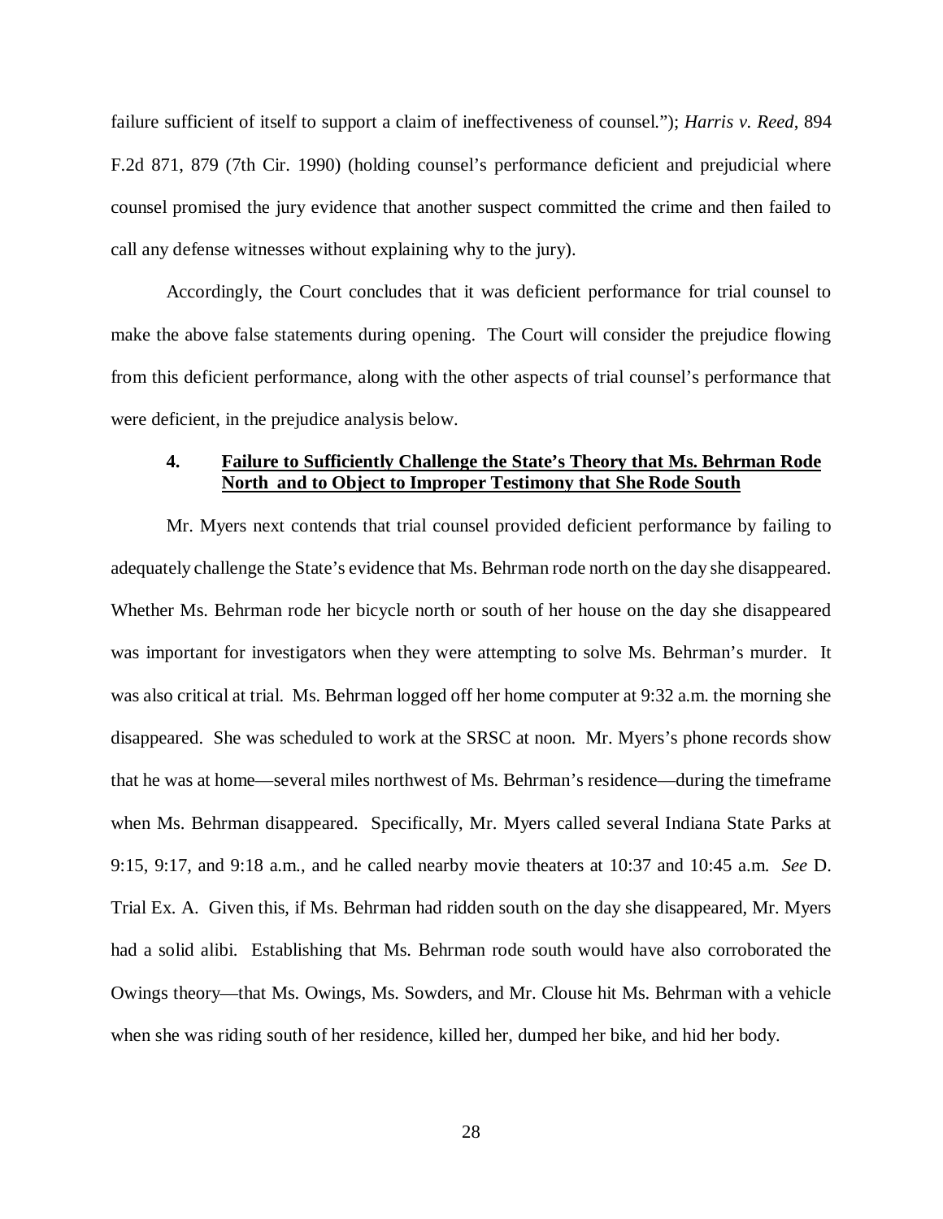failure sufficient of itself to support a claim of ineffectiveness of counsel."); *Harris v. Reed*, 894 F.2d 871, 879 (7th Cir. 1990) (holding counsel's performance deficient and prejudicial where counsel promised the jury evidence that another suspect committed the crime and then failed to call any defense witnesses without explaining why to the jury).

Accordingly, the Court concludes that it was deficient performance for trial counsel to make the above false statements during opening. The Court will consider the prejudice flowing from this deficient performance, along with the other aspects of trial counsel's performance that were deficient, in the prejudice analysis below.

#### 4. <u>Failure to Sufficiently Challenge the State's Theory that Ms. Behrman Rode North and to Object to Improper Testimony that She Rode South</u>

Mr. Myers next contends that trial counsel provided deficient performance by failing to adequately challenge the State's evidence that Ms. Behrman rode north on the day she disappeared. Whether Ms. Behrman rode her bicycle north or south of her house on the day she disappeared was important for investigators when they were attempting to solve Ms. Behrman's murder. It was also critical at trial. Ms. Behrman logged off her home computer at 9:32 a.m. the morning she disappeared. She was scheduled to work at the SRSC at noon. Mr. Myers's phone records show that he was at home—several miles northwest of Ms. Behrman's residence—during the timeframe when Ms. Behrman disappeared. Specifically, Mr. Myers called several Indiana State Parks at 9:15, 9:17, and 9:18 a.m., and he called nearby movie theaters at 10:37 and 10:45 a.m. *See* D. Trial Ex. A. Given this, if Ms. Behrman had ridden south on the day she disappeared, Mr. Myers had a solid alibi. Establishing that Ms. Behrman rode south would have also corroborated the Owings theory—that Ms. Owings, Ms. Sowders, and Mr. Clouse hit Ms. Behrman with a vehicle when she was riding south of her residence, killed her, dumped her bike, and hid her body.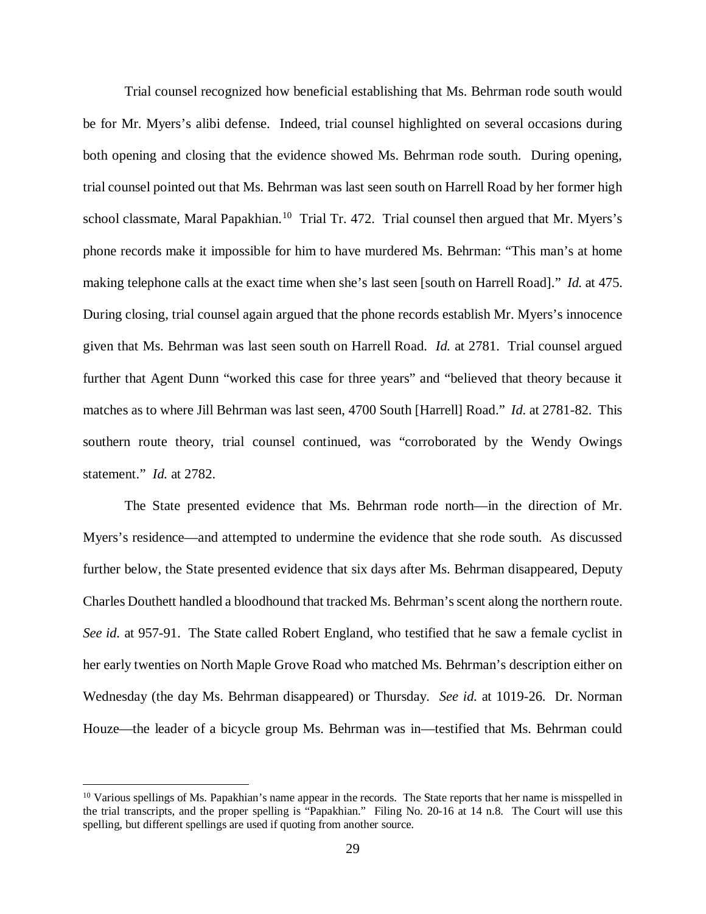Trial counsel recognized how beneficial establishing that Ms. Behrman rode south would be for Mr. Myers's alibi defense. Indeed, trial counsel highlighted on several occasions during both opening and closing that the evidence showed Ms. Behrman rode south. During opening, trial counsel pointed out that Ms. Behrman was last seen south on Harrell Road by her former high school classmate, Maral Papakhian.[10] Trial Tr. 472. Trial counsel then argued that Mr. Myers's phone records make it impossible for him to have murdered Ms. Behrman: "This man's at home making telephone calls at the exact time when she's last seen [south on Harrell Road]." *Id.* at 475. During closing, trial counsel again argued that the phone records establish Mr. Myers's innocence given that Ms. Behrman was last seen south on Harrell Road. *Id.* at 2781. Trial counsel argued further that Agent Dunn "worked this case for three years" and "believed that theory because it matches as to where Jill Behrman was last seen, 4700 South [Harrell] Road." *Id.* at 2781-82. This southern route theory, trial counsel continued, was "corroborated by the Wendy Owings statement." *Id.* at 2782.

The State presented evidence that Ms. Behrman rode north—in the direction of Mr. Myers's residence—and attempted to undermine the evidence that she rode south. As discussed further below, the State presented evidence that six days after Ms. Behrman disappeared, Deputy Charles Douthett handled a bloodhound that tracked Ms. Behrman's scent along the northern route. *See id.* at 957-91. The State called Robert England, who testified that he saw a female cyclist in her early twenties on North Maple Grove Road who matched Ms. Behrman's description either on Wednesday (the day Ms. Behrman disappeared) or Thursday. *See id.* at 1019-26. Dr. Norman Houze—the leader of a bicycle group Ms. Behrman was in—testified that Ms. Behrman could

[10] Various spellings of Ms. Papakhian's name appear in the records. The State reports that her name is misspelled in the trial transcripts, and the proper spelling is "Papakhian." Filing No. 20-16 at 14 n.8. The Court will use this spelling, but different spellings are used if quoting from another source.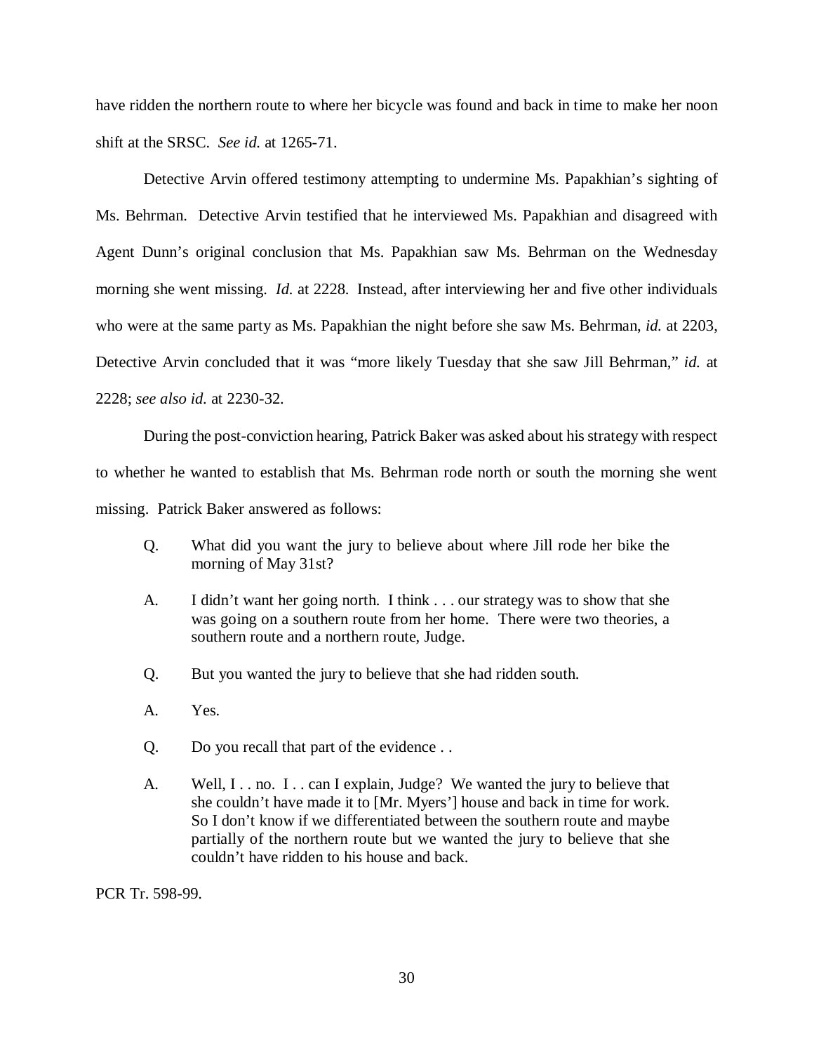have ridden the northern route to where her bicycle was found and back in time to make her noon shift at the SRSC. *See id.* at 1265-71.

Detective Arvin offered testimony attempting to undermine Ms. Papakhian's sighting of Ms. Behrman. Detective Arvin testified that he interviewed Ms. Papakhian and disagreed with Agent Dunn's original conclusion that Ms. Papakhian saw Ms. Behrman on the Wednesday morning she went missing. *Id.* at 2228. Instead, after interviewing her and five other individuals who were at the same party as Ms. Papakhian the night before she saw Ms. Behrman, *id.* at 2203, Detective Arvin concluded that it was "more likely Tuesday that she saw Jill Behrman," *id.* at 2228; *see also id.* at 2230-32.

During the post-conviction hearing, Patrick Baker was asked about his strategy with respect to whether he wanted to establish that Ms. Behrman rode north or south the morning she went missing. Patrick Baker answered as follows:

> Q. What did you want the jury to believe about where Jill rode her bike the morning of May 31st?
>
> A. I didn't want her going north. I think . . . our strategy was to show that she was going on a southern route from her home. There were two theories, a southern route and a northern route, Judge.
>
> Q. But you wanted the jury to believe that she had ridden south.
>
> A. Yes.
>
> Q. Do you recall that part of the evidence . .
>
> A. Well, I . . no. I . . can I explain, Judge? We wanted the jury to believe that she couldn't have made it to [Mr. Myers'] house and back in time for work. So I don't know if we differentiated between the southern route and maybe partially of the northern route but we wanted the jury to believe that she couldn't have ridden to his house and back.

PCR Tr. 598-99.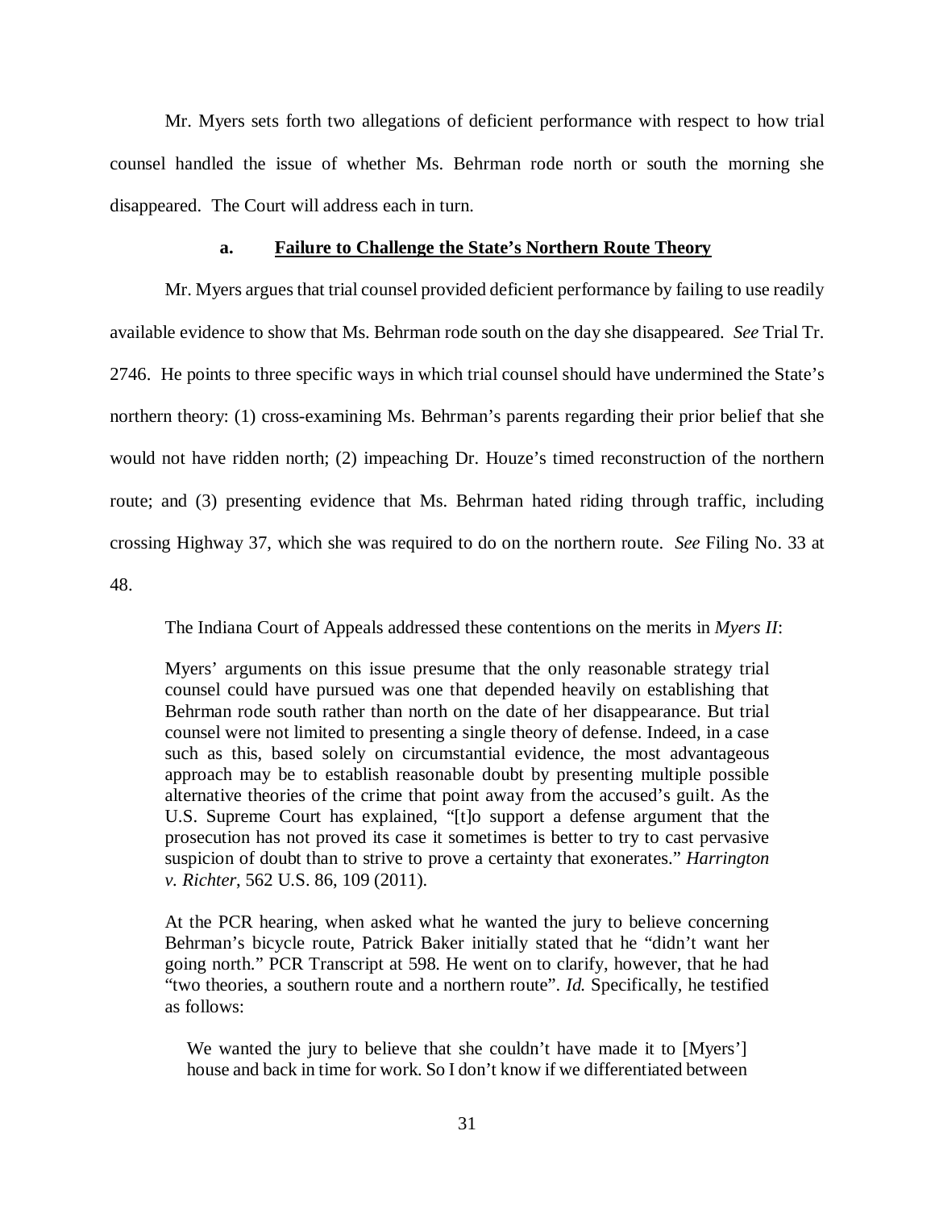Mr. Myers sets forth two allegations of deficient performance with respect to how trial counsel handled the issue of whether Ms. Behrman rode north or south the morning she disappeared. The Court will address each in turn.

#### a. **Failure to Challenge the State's Northern Route Theory**

Mr. Myers argues that trial counsel provided deficient performance by failing to use readily available evidence to show that Ms. Behrman rode south on the day she disappeared. *See* Trial Tr. 2746. He points to three specific ways in which trial counsel should have undermined the State's northern theory: (1) cross-examining Ms. Behrman's parents regarding their prior belief that she would not have ridden north; (2) impeaching Dr. Houze's timed reconstruction of the northern route; and (3) presenting evidence that Ms. Behrman hated riding through traffic, including crossing Highway 37, which she was required to do on the northern route. *See* Filing No. 33 at 48.

The Indiana Court of Appeals addressed these contentions on the merits in *Myers II*:

> Myers' arguments on this issue presume that the only reasonable strategy trial counsel could have pursued was one that depended heavily on establishing that Behrman rode south rather than north on the date of her disappearance. But trial counsel were not limited to presenting a single theory of defense. Indeed, in a case such as this, based solely on circumstantial evidence, the most advantageous approach may be to establish reasonable doubt by presenting multiple possible alternative theories of the crime that point away from the accused's guilt. As the U.S. Supreme Court has explained, "[t]o support a defense argument that the prosecution has not proved its case it sometimes is better to try to cast pervasive suspicion of doubt than to strive to prove a certainty that exonerates." *Harrington v. Richter*, 562 U.S. 86, 109 (2011).
>
> At the PCR hearing, when asked what he wanted the jury to believe concerning Behrman's bicycle route, Patrick Baker initially stated that he "didn't want her going north." PCR Transcript at 598. He went on to clarify, however, that he had "two theories, a southern route and a northern route". *Id.* Specifically, he testified as follows:
>
>> We wanted the jury to believe that she couldn't have made it to [Myers'] house and back in time for work. So I don't know if we differentiated between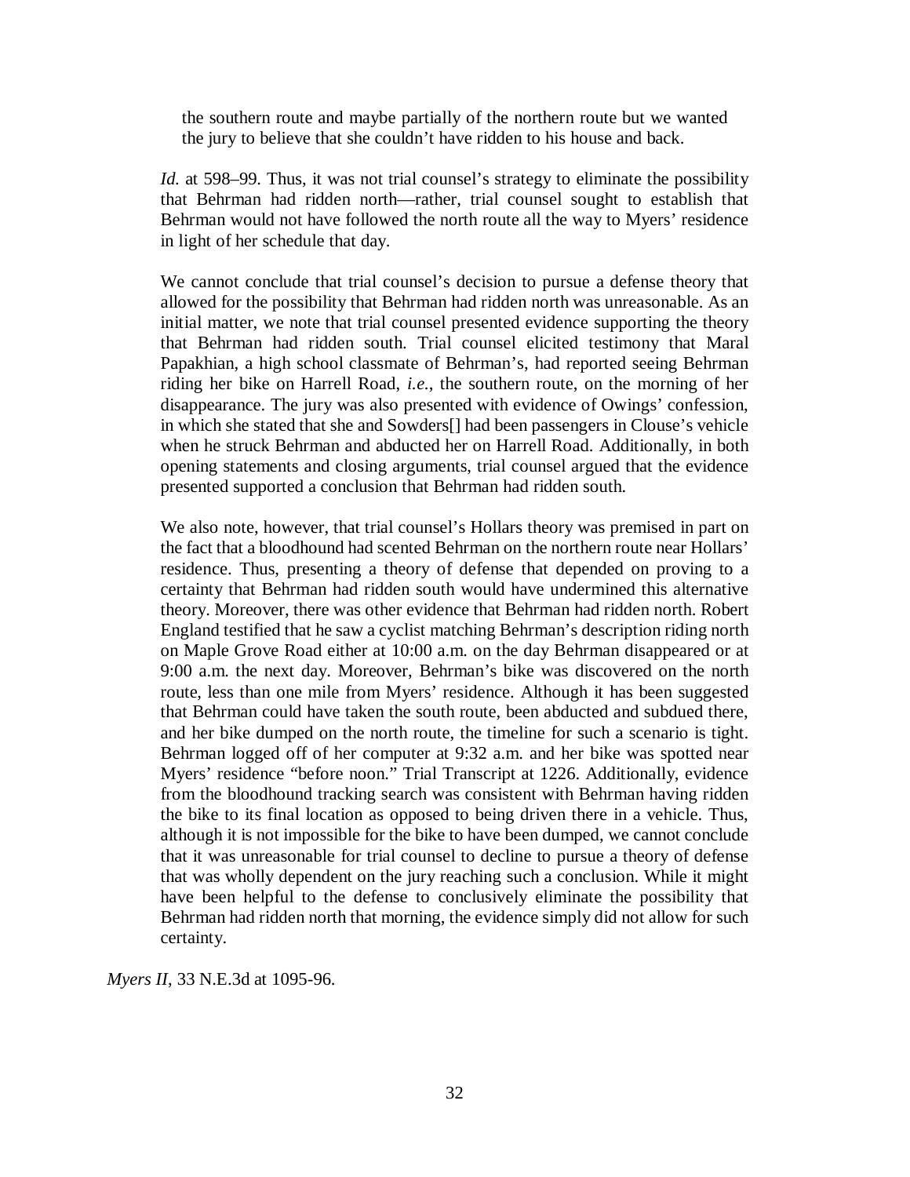> the southern route and maybe partially of the northern route but we wanted the jury to believe that she couldn't have ridden to his house and back.
>
> *Id.* at 598–99. Thus, it was not trial counsel's strategy to eliminate the possibility that Behrman had ridden north—rather, trial counsel sought to establish that Behrman would not have followed the north route all the way to Myers' residence in light of her schedule that day.
>
> We cannot conclude that trial counsel's decision to pursue a defense theory that allowed for the possibility that Behrman had ridden north was unreasonable. As an initial matter, we note that trial counsel presented evidence supporting the theory that Behrman had ridden south. Trial counsel elicited testimony that Maral Papakhian, a high school classmate of Behrman's, had reported seeing Behrman riding her bike on Harrell Road, *i.e.*, the southern route, on the morning of her disappearance. The jury was also presented with evidence of Owings' confession, in which she stated that she and Sowders[] had been passengers in Clouse's vehicle when he struck Behrman and abducted her on Harrell Road. Additionally, in both opening statements and closing arguments, trial counsel argued that the evidence presented supported a conclusion that Behrman had ridden south.
>
> We also note, however, that trial counsel's Hollars theory was premised in part on the fact that a bloodhound had scented Behrman on the northern route near Hollars' residence. Thus, presenting a theory of defense that depended on proving to a certainty that Behrman had ridden south would have undermined this alternative theory. Moreover, there was other evidence that Behrman had ridden north. Robert England testified that he saw a cyclist matching Behrman's description riding north on Maple Grove Road either at 10:00 a.m. on the day Behrman disappeared or at 9:00 a.m. the next day. Moreover, Behrman's bike was discovered on the north route, less than one mile from Myers' residence. Although it has been suggested that Behrman could have taken the south route, been abducted and subdued there, and her bike dumped on the north route, the timeline for such a scenario is tight. Behrman logged off of her computer at 9:32 a.m. and her bike was spotted near Myers' residence "before noon." Trial Transcript at 1226. Additionally, evidence from the bloodhound tracking search was consistent with Behrman having ridden the bike to its final location as opposed to being driven there in a vehicle. Thus, although it is not impossible for the bike to have been dumped, we cannot conclude that it was unreasonable for trial counsel to decline to pursue a theory of defense that was wholly dependent on the jury reaching such a conclusion. While it might have been helpful to the defense to conclusively eliminate the possibility that Behrman had ridden north that morning, the evidence simply did not allow for such certainty.

*Myers II*, 33 N.E.3d at 1095-96.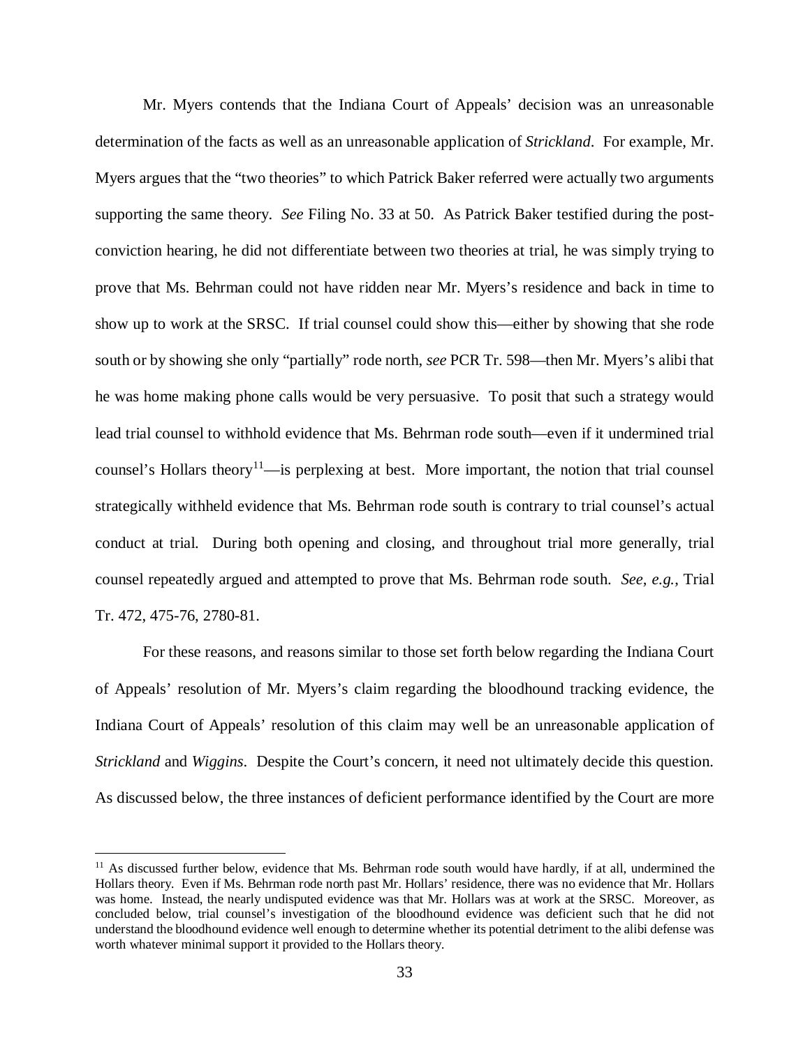Mr. Myers contends that the Indiana Court of Appeals' decision was an unreasonable determination of the facts as well as an unreasonable application of *Strickland*. For example, Mr. Myers argues that the "two theories" to which Patrick Baker referred were actually two arguments supporting the same theory. *See* Filing No. 33 at 50. As Patrick Baker testified during the post-conviction hearing, he did not differentiate between two theories at trial, he was simply trying to prove that Ms. Behrman could not have ridden near Mr. Myers's residence and back in time to show up to work at the SRSC. If trial counsel could show this—either by showing that she rode south or by showing she only "partially" rode north, *see* PCR Tr. 598—then Mr. Myers's alibi that he was home making phone calls would be very persuasive. To posit that such a strategy would lead trial counsel to withhold evidence that Ms. Behrman rode south—even if it undermined trial counsel's Hollars theory[11]—is perplexing at best. More important, the notion that trial counsel strategically withheld evidence that Ms. Behrman rode south is contrary to trial counsel's actual conduct at trial. During both opening and closing, and throughout trial more generally, trial counsel repeatedly argued and attempted to prove that Ms. Behrman rode south. *See, e.g.*, Trial Tr. 472, 475-76, 2780-81.

For these reasons, and reasons similar to those set forth below regarding the Indiana Court of Appeals' resolution of Mr. Myers's claim regarding the bloodhound tracking evidence, the Indiana Court of Appeals' resolution of this claim may well be an unreasonable application of *Strickland* and *Wiggins*. Despite the Court's concern, it need not ultimately decide this question. As discussed below, the three instances of deficient performance identified by the Court are more

[11] As discussed further below, evidence that Ms. Behrman rode south would have hardly, if at all, undermined the Hollars theory. Even if Ms. Behrman rode north past Mr. Hollars' residence, there was no evidence that Mr. Hollars was home. Instead, the nearly undisputed evidence was that Mr. Hollars was at work at the SRSC. Moreover, as concluded below, trial counsel's investigation of the bloodhound evidence was deficient such that he did not understand the bloodhound evidence well enough to determine whether its potential detriment to the alibi defense was worth whatever minimal support it provided to the Hollars theory.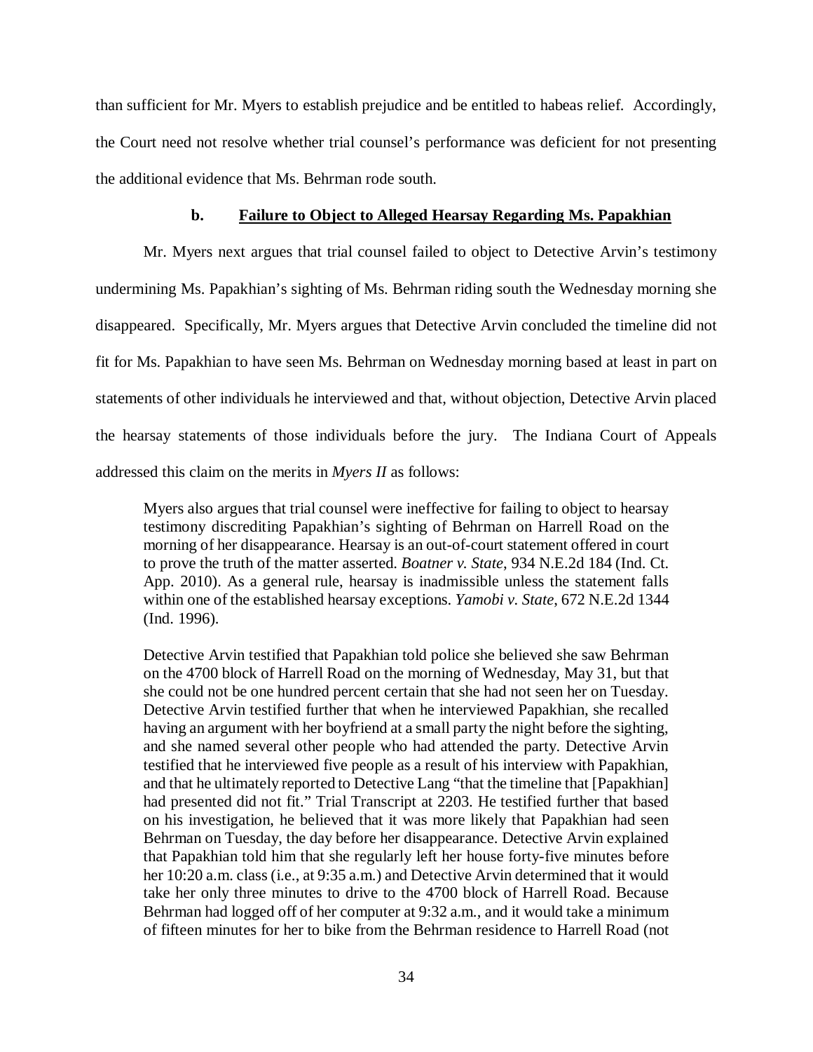than sufficient for Mr. Myers to establish prejudice and be entitled to habeas relief. Accordingly, the Court need not resolve whether trial counsel's performance was deficient for not presenting the additional evidence that Ms. Behrman rode south.

#### b. Failure to Object to Alleged Hearsay Regarding Ms. Papakhian

Mr. Myers next argues that trial counsel failed to object to Detective Arvin's testimony undermining Ms. Papakhian's sighting of Ms. Behrman riding south the Wednesday morning she disappeared. Specifically, Mr. Myers argues that Detective Arvin concluded the timeline did not fit for Ms. Papakhian to have seen Ms. Behrman on Wednesday morning based at least in part on statements of other individuals he interviewed and that, without objection, Detective Arvin placed the hearsay statements of those individuals before the jury. The Indiana Court of Appeals addressed this claim on the merits in *Myers II* as follows:

> Myers also argues that trial counsel were ineffective for failing to object to hearsay testimony discrediting Papakhian's sighting of Behrman on Harrell Road on the morning of her disappearance. Hearsay is an out-of-court statement offered in court to prove the truth of the matter asserted. *Boatner v. State*, 934 N.E.2d 184 (Ind. Ct. App. 2010). As a general rule, hearsay is inadmissible unless the statement falls within one of the established hearsay exceptions. *Yamobi v. State*, 672 N.E.2d 1344 (Ind. 1996).
>
> Detective Arvin testified that Papakhian told police she believed she saw Behrman on the 4700 block of Harrell Road on the morning of Wednesday, May 31, but that she could not be one hundred percent certain that she had not seen her on Tuesday. Detective Arvin testified further that when he interviewed Papakhian, she recalled having an argument with her boyfriend at a small party the night before the sighting, and she named several other people who had attended the party. Detective Arvin testified that he interviewed five people as a result of his interview with Papakhian, and that he ultimately reported to Detective Lang "that the timeline that [Papakhian] had presented did not fit." Trial Transcript at 2203. He testified further that based on his investigation, he believed that it was more likely that Papakhian had seen Behrman on Tuesday, the day before her disappearance. Detective Arvin explained that Papakhian told him that she regularly left her house forty-five minutes before her 10:20 a.m. class (i.e., at 9:35 a.m.) and Detective Arvin determined that it would take her only three minutes to drive to the 4700 block of Harrell Road. Because Behrman had logged off of her computer at 9:32 a.m., and it would take a minimum of fifteen minutes for her to bike from the Behrman residence to Harrell Road (not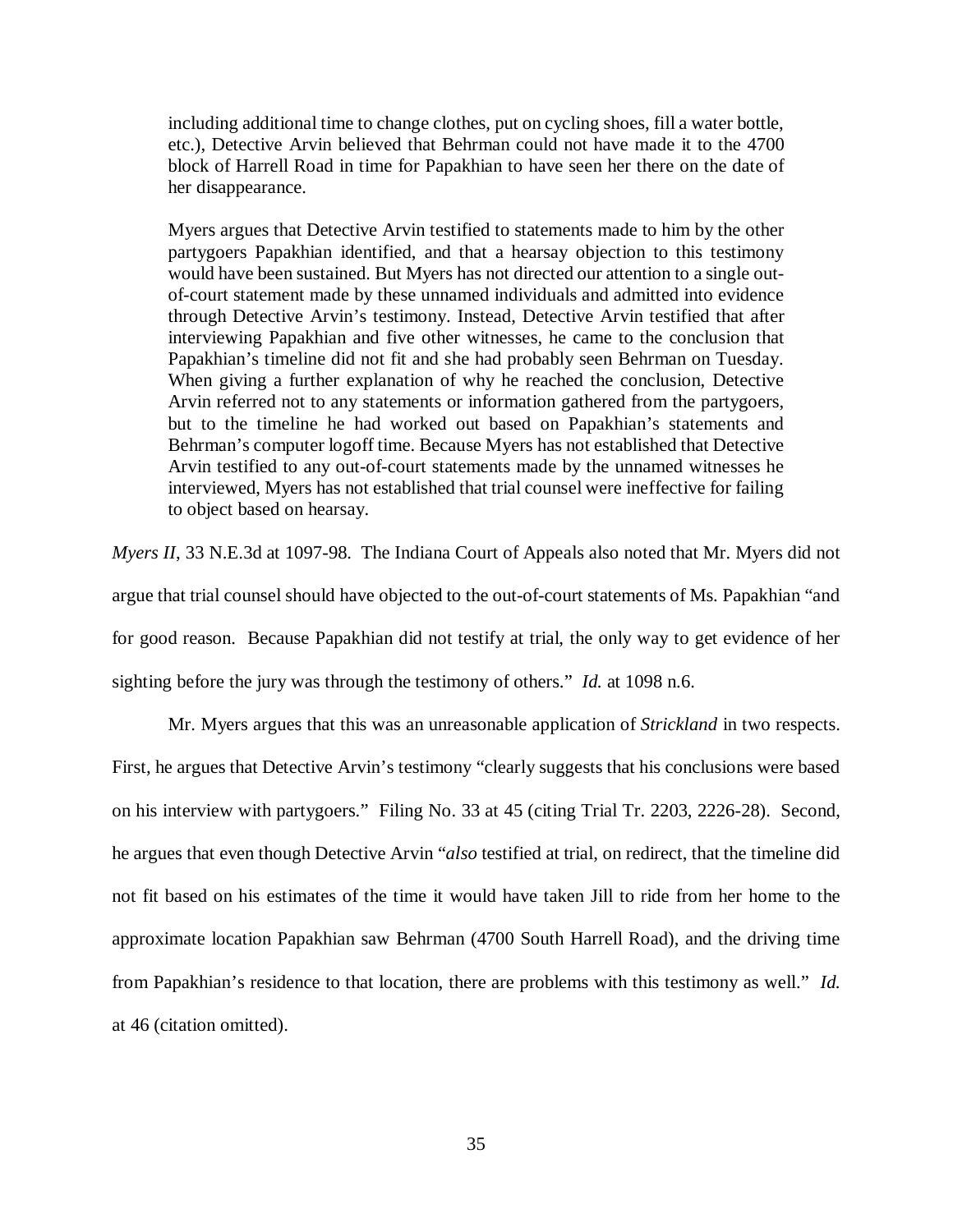> including additional time to change clothes, put on cycling shoes, fill a water bottle, etc.), Detective Arvin believed that Behrman could not have made it to the 4700 block of Harrell Road in time for Papakhian to have seen her there on the date of her disappearance.
>
> Myers argues that Detective Arvin testified to statements made to him by the other partygoers Papakhian identified, and that a hearsay objection to this testimony would have been sustained. But Myers has not directed our attention to a single out-of-court statement made by these unnamed individuals and admitted into evidence through Detective Arvin's testimony. Instead, Detective Arvin testified that after interviewing Papakhian and five other witnesses, he came to the conclusion that Papakhian's timeline did not fit and she had probably seen Behrman on Tuesday. When giving a further explanation of why he reached the conclusion, Detective Arvin referred not to any statements or information gathered from the partygoers, but to the timeline he had worked out based on Papakhian's statements and Behrman's computer logoff time. Because Myers has not established that Detective Arvin testified to any out-of-court statements made by the unnamed witnesses he interviewed, Myers has not established that trial counsel were ineffective for failing to object based on hearsay.

*Myers II*, 33 N.E.3d at 1097-98. The Indiana Court of Appeals also noted that Mr. Myers did not argue that trial counsel should have objected to the out-of-court statements of Ms. Papakhian "and for good reason. Because Papakhian did not testify at trial, the only way to get evidence of her sighting before the jury was through the testimony of others." *Id.* at 1098 n.6.

Mr. Myers argues that this was an unreasonable application of *Strickland* in two respects. First, he argues that Detective Arvin's testimony "clearly suggests that his conclusions were based on his interview with partygoers." Filing No. 33 at 45 (citing Trial Tr. 2203, 2226-28). Second, he argues that even though Detective Arvin "*also* testified at trial, on redirect, that the timeline did not fit based on his estimates of the time it would have taken Jill to ride from her home to the approximate location Papakhian saw Behrman (4700 South Harrell Road), and the driving time from Papakhian's residence to that location, there are problems with this testimony as well." *Id.* at 46 (citation omitted).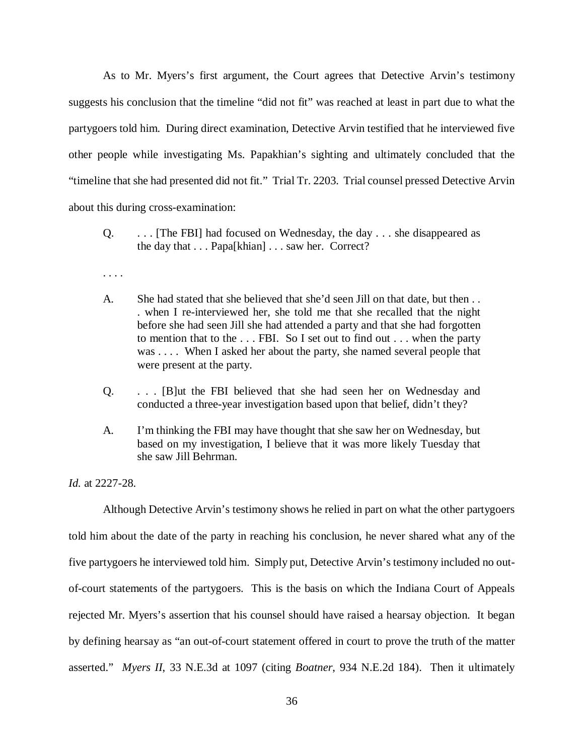As to Mr. Myers's first argument, the Court agrees that Detective Arvin's testimony suggests his conclusion that the timeline "did not fit" was reached at least in part due to what the partygoers told him. During direct examination, Detective Arvin testified that he interviewed five other people while investigating Ms. Papakhian's sighting and ultimately concluded that the "timeline that she had presented did not fit." Trial Tr. 2203. Trial counsel pressed Detective Arvin about this during cross-examination:

> Q. . . . [The FBI] had focused on Wednesday, the day . . . she disappeared as the day that . . . Papa[khian] . . . saw her. Correct?
>
> . . . .
>
> A. She had stated that she believed that she'd seen Jill on that date, but then . . . when I re-interviewed her, she told me that she recalled that the night before she had seen Jill she had attended a party and that she had forgotten to mention that to the . . . FBI. So I set out to find out . . . when the party was . . . . When I asked her about the party, she named several people that were present at the party.
>
> Q. . . . [B]ut the FBI believed that she had seen her on Wednesday and conducted a three-year investigation based upon that belief, didn't they?
>
> A. I'm thinking the FBI may have thought that she saw her on Wednesday, but based on my investigation, I believe that it was more likely Tuesday that she saw Jill Behrman.

*Id.* at 2227-28.

Although Detective Arvin's testimony shows he relied in part on what the other partygoers told him about the date of the party in reaching his conclusion, he never shared what any of the five partygoers he interviewed told him. Simply put, Detective Arvin's testimony included no out-of-court statements of the partygoers. This is the basis on which the Indiana Court of Appeals rejected Mr. Myers's assertion that his counsel should have raised a hearsay objection. It began by defining hearsay as "an out-of-court statement offered in court to prove the truth of the matter asserted." *Myers II*, 33 N.E.3d at 1097 (citing *Boatner*, 934 N.E.2d 184). Then it ultimately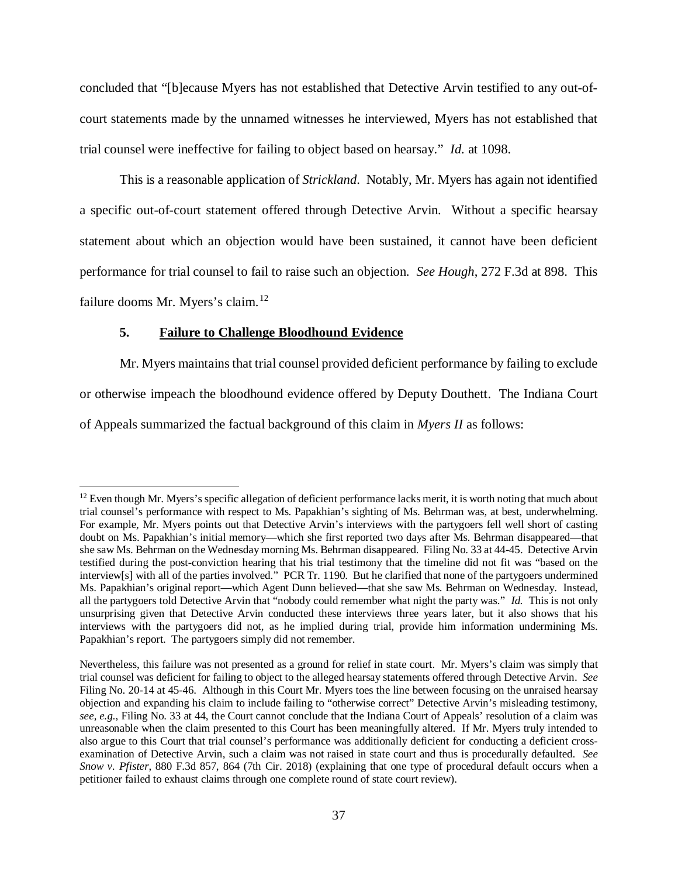concluded that "[b]ecause Myers has not established that Detective Arvin testified to any out-of-court statements made by the unnamed witnesses he interviewed, Myers has not established that trial counsel were ineffective for failing to object based on hearsay." *Id.* at 1098.

This is a reasonable application of *Strickland*. Notably, Mr. Myers has again not identified a specific out-of-court statement offered through Detective Arvin. Without a specific hearsay statement about which an objection would have been sustained, it cannot have been deficient performance for trial counsel to fail to raise such an objection. *See Hough*, 272 F.3d at 898. This failure dooms Mr. Myers's claim.[12]

#### 5. Failure to Challenge Bloodhound Evidence

Mr. Myers maintains that trial counsel provided deficient performance by failing to exclude or otherwise impeach the bloodhound evidence offered by Deputy Douthett. The Indiana Court of Appeals summarized the factual background of this claim in *Myers II* as follows:

---

[12] Even though Mr. Myers's specific allegation of deficient performance lacks merit, it is worth noting that much about trial counsel's performance with respect to Ms. Papakhian's sighting of Ms. Behrman was, at best, underwhelming. For example, Mr. Myers points out that Detective Arvin's interviews with the partygoers fell well short of casting doubt on Ms. Papakhian's initial memory—which she first reported two days after Ms. Behrman disappeared—that she saw Ms. Behrman on the Wednesday morning Ms. Behrman disappeared. Filing No. 33 at 44-45. Detective Arvin testified during the post-conviction hearing that his trial testimony that the timeline did not fit was "based on the interview[s] with all of the parties involved." PCR Tr. 1190. But he clarified that none of the partygoers undermined Ms. Papakhian's original report—which Agent Dunn believed—that she saw Ms. Behrman on Wednesday. Instead, all the partygoers told Detective Arvin that "nobody could remember what night the party was." *Id.* This is not only unsurprising given that Detective Arvin conducted these interviews three years later, but it also shows that his interviews with the partygoers did not, as he implied during trial, provide him information undermining Ms. Papakhian's report. The partygoers simply did not remember.

Nevertheless, this failure was not presented as a ground for relief in state court. Mr. Myers's claim was simply that trial counsel was deficient for failing to object to the alleged hearsay statements offered through Detective Arvin. *See* Filing No. 20-14 at 45-46. Although in this Court Mr. Myers toes the line between focusing on the unraised hearsay objection and expanding his claim to include failing to "otherwise correct" Detective Arvin's misleading testimony, *see, e.g.*, Filing No. 33 at 44, the Court cannot conclude that the Indiana Court of Appeals' resolution of a claim was unreasonable when the claim presented to this Court has been meaningfully altered. If Mr. Myers truly intended to also argue to this Court that trial counsel's performance was additionally deficient for conducting a deficient cross-examination of Detective Arvin, such a claim was not raised in state court and thus is procedurally defaulted. *See Snow v. Pfister*, 880 F.3d 857, 864 (7th Cir. 2018) (explaining that one type of procedural default occurs when a petitioner failed to exhaust claims through one complete round of state court review).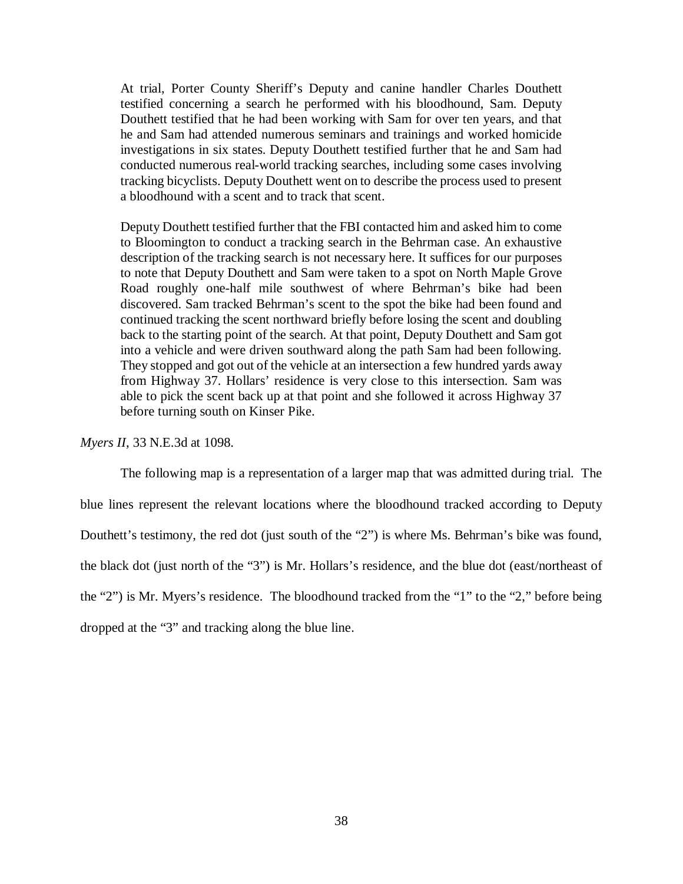> At trial, Porter County Sheriff's Deputy and canine handler Charles Douthett testified concerning a search he performed with his bloodhound, Sam. Deputy Douthett testified that he had been working with Sam for over ten years, and that he and Sam had attended numerous seminars and trainings and worked homicide investigations in six states. Deputy Douthett testified further that he and Sam had conducted numerous real-world tracking searches, including some cases involving tracking bicyclists. Deputy Douthett went on to describe the process used to present a bloodhound with a scent and to track that scent.
>
> Deputy Douthett testified further that the FBI contacted him and asked him to come to Bloomington to conduct a tracking search in the Behrman case. An exhaustive description of the tracking search is not necessary here. It suffices for our purposes to note that Deputy Douthett and Sam were taken to a spot on North Maple Grove Road roughly one-half mile southwest of where Behrman's bike had been discovered. Sam tracked Behrman's scent to the spot the bike had been found and continued tracking the scent northward briefly before losing the scent and doubling back to the starting point of the search. At that point, Deputy Douthett and Sam got into a vehicle and were driven southward along the path Sam had been following. They stopped and got out of the vehicle at an intersection a few hundred yards away from Highway 37. Hollars' residence is very close to this intersection. Sam was able to pick the scent back up at that point and she followed it across Highway 37 before turning south on Kinser Pike.

*Myers II*, 33 N.E.3d at 1098.

The following map is a representation of a larger map that was admitted during trial. The blue lines represent the relevant locations where the bloodhound tracked according to Deputy Douthett's testimony, the red dot (just south of the "2") is where Ms. Behrman's bike was found, the black dot (just north of the "3") is Mr. Hollars's residence, and the blue dot (east/northeast of the "2") is Mr. Myers's residence. The bloodhound tracked from the "1" to the "2," before being dropped at the "3" and tracking along the blue line.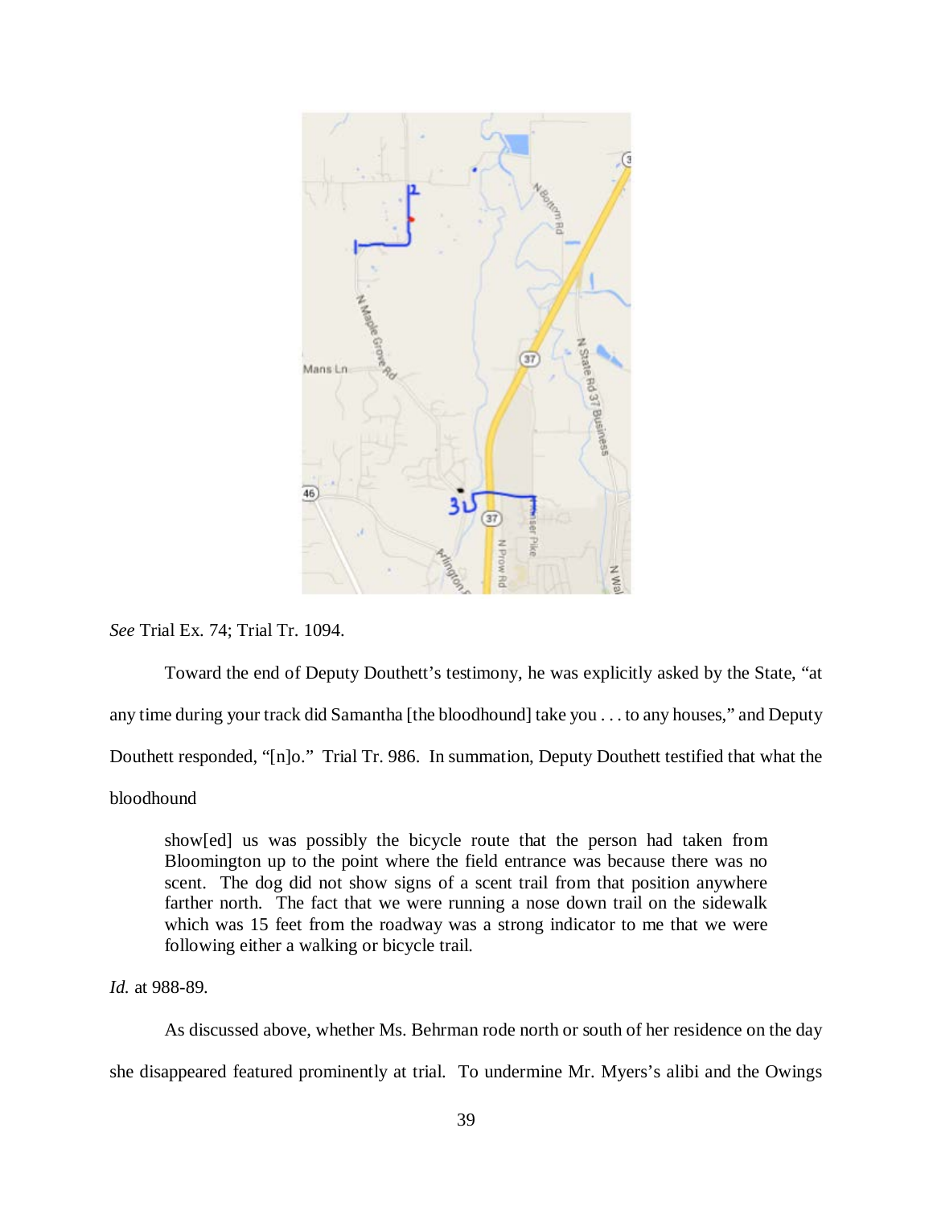*See* Trial Ex. 74; Trial Tr. 1094.

Toward the end of Deputy Douthett's testimony, he was explicitly asked by the State, "at any time during your track did Samantha [the bloodhound] take you . . . to any houses," and Deputy Douthett responded, "[n]o." Trial Tr. 986. In summation, Deputy Douthett testified that what the bloodhound

> show[ed] us was possibly the bicycle route that the person had taken from Bloomington up to the point where the field entrance was because there was no scent. The dog did not show signs of a scent trail from that position anywhere farther north. The fact that we were running a nose down trail on the sidewalk which was 15 feet from the roadway was a strong indicator to me that we were following either a walking or bicycle trail.

*Id.* at 988-89.

As discussed above, whether Ms. Behrman rode north or south of her residence on the day she disappeared featured prominently at trial. To undermine Mr. Myers's alibi and the Owings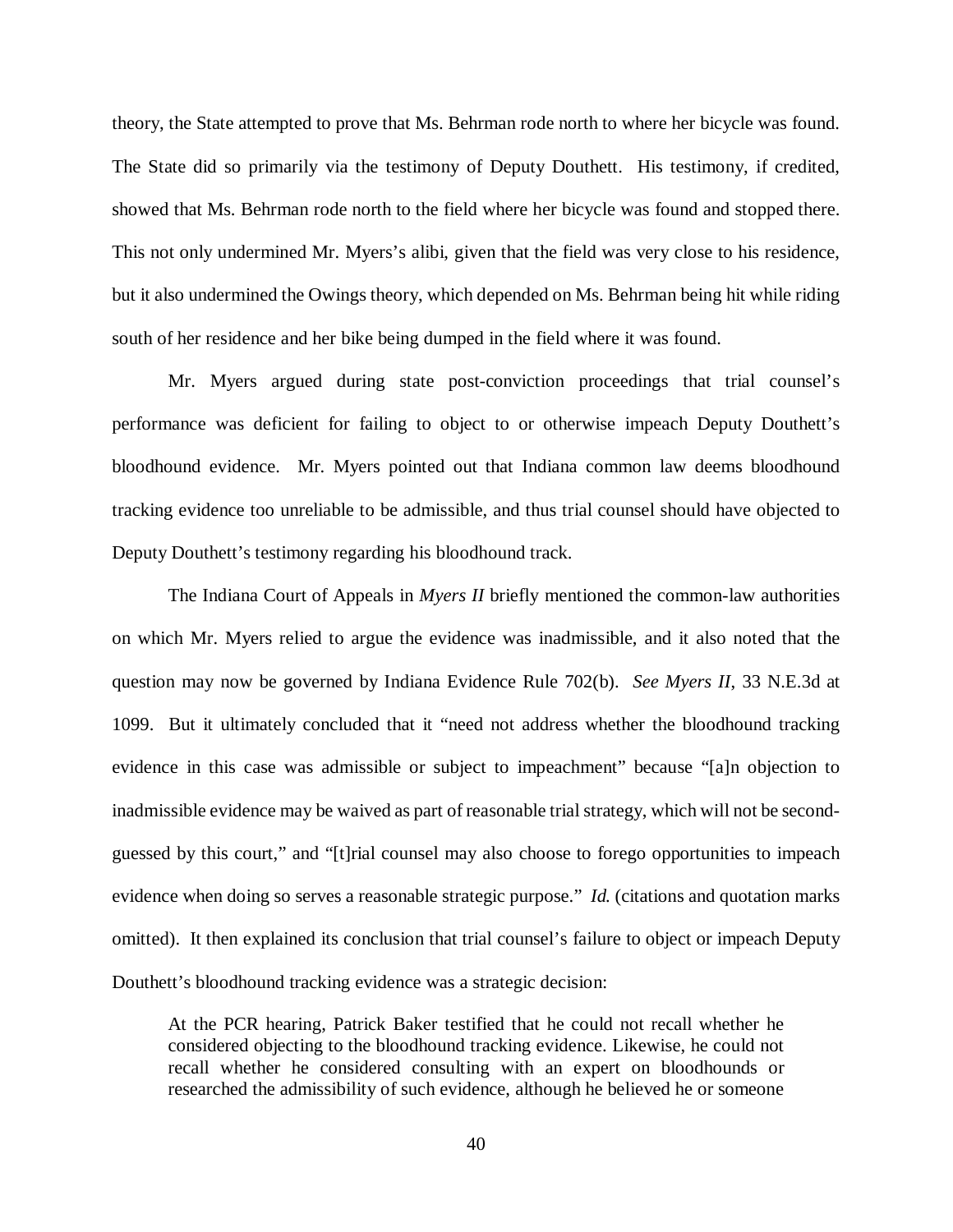theory, the State attempted to prove that Ms. Behrman rode north to where her bicycle was found. The State did so primarily via the testimony of Deputy Douthett. His testimony, if credited, showed that Ms. Behrman rode north to the field where her bicycle was found and stopped there. This not only undermined Mr. Myers's alibi, given that the field was very close to his residence, but it also undermined the Owings theory, which depended on Ms. Behrman being hit while riding south of her residence and her bike being dumped in the field where it was found.

Mr. Myers argued during state post-conviction proceedings that trial counsel's performance was deficient for failing to object to or otherwise impeach Deputy Douthett's bloodhound evidence. Mr. Myers pointed out that Indiana common law deems bloodhound tracking evidence too unreliable to be admissible, and thus trial counsel should have objected to Deputy Douthett's testimony regarding his bloodhound track.

The Indiana Court of Appeals in *Myers II* briefly mentioned the common-law authorities on which Mr. Myers relied to argue the evidence was inadmissible, and it also noted that the question may now be governed by Indiana Evidence Rule 702(b). *See Myers II*, 33 N.E.3d at 1099. But it ultimately concluded that it "need not address whether the bloodhound tracking evidence in this case was admissible or subject to impeachment" because "[a]n objection to inadmissible evidence may be waived as part of reasonable trial strategy, which will not be second-guessed by this court," and "[t]rial counsel may also choose to forego opportunities to impeach evidence when doing so serves a reasonable strategic purpose." *Id.* (citations and quotation marks omitted). It then explained its conclusion that trial counsel's failure to object or impeach Deputy Douthett's bloodhound tracking evidence was a strategic decision:

> At the PCR hearing, Patrick Baker testified that he could not recall whether he considered objecting to the bloodhound tracking evidence. Likewise, he could not recall whether he considered consulting with an expert on bloodhounds or researched the admissibility of such evidence, although he believed he or someone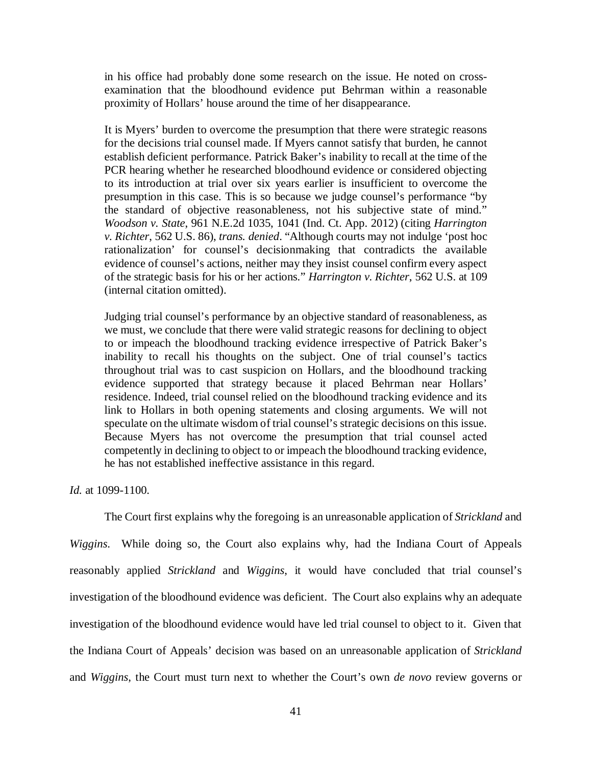> in his office had probably done some research on the issue. He noted on cross-examination that the bloodhound evidence put Behrman within a reasonable proximity of Hollars' house around the time of her disappearance.
>
> It is Myers' burden to overcome the presumption that there were strategic reasons for the decisions trial counsel made. If Myers cannot satisfy that burden, he cannot establish deficient performance. Patrick Baker's inability to recall at the time of the PCR hearing whether he researched bloodhound evidence or considered objecting to its introduction at trial over six years earlier is insufficient to overcome the presumption in this case. This is so because we judge counsel's performance "by the standard of objective reasonableness, not his subjective state of mind." *Woodson v. State*, 961 N.E.2d 1035, 1041 (Ind. Ct. App. 2012) (citing *Harrington v. Richter*, 562 U.S. 86), *trans. denied*. "Although courts may not indulge 'post hoc rationalization' for counsel's decisionmaking that contradicts the available evidence of counsel's actions, neither may they insist counsel confirm every aspect of the strategic basis for his or her actions." *Harrington v. Richter*, 562 U.S. at 109 (internal citation omitted).
>
> Judging trial counsel's performance by an objective standard of reasonableness, as we must, we conclude that there were valid strategic reasons for declining to object to or impeach the bloodhound tracking evidence irrespective of Patrick Baker's inability to recall his thoughts on the subject. One of trial counsel's tactics throughout trial was to cast suspicion on Hollars, and the bloodhound tracking evidence supported that strategy because it placed Behrman near Hollars' residence. Indeed, trial counsel relied on the bloodhound tracking evidence and its link to Hollars in both opening statements and closing arguments. We will not speculate on the ultimate wisdom of trial counsel's strategic decisions on this issue. Because Myers has not overcome the presumption that trial counsel acted competently in declining to object to or impeach the bloodhound tracking evidence, he has not established ineffective assistance in this regard.

*Id.* at 1099-1100.

The Court first explains why the foregoing is an unreasonable application of *Strickland* and *Wiggins*. While doing so, the Court also explains why, had the Indiana Court of Appeals reasonably applied *Strickland* and *Wiggins*, it would have concluded that trial counsel's investigation of the bloodhound evidence was deficient. The Court also explains why an adequate investigation of the bloodhound evidence would have led trial counsel to object to it. Given that the Indiana Court of Appeals' decision was based on an unreasonable application of *Strickland* and *Wiggins*, the Court must turn next to whether the Court's own *de novo* review governs or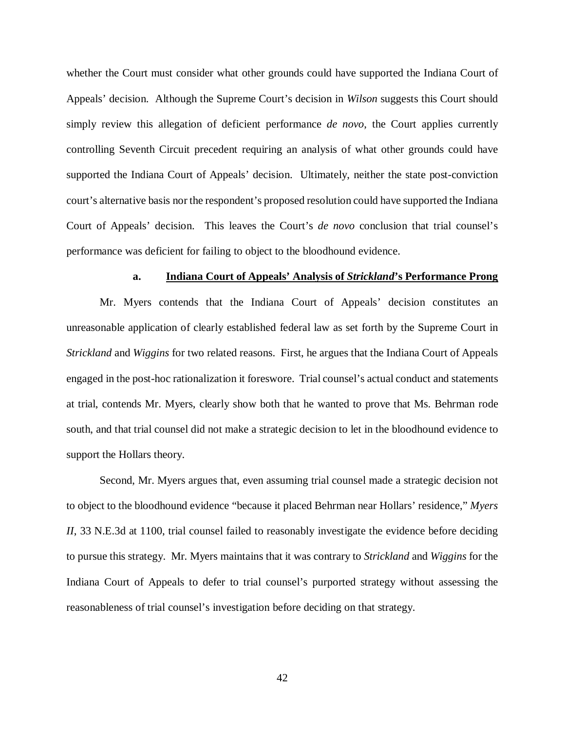whether the Court must consider what other grounds could have supported the Indiana Court of Appeals' decision. Although the Supreme Court's decision in *Wilson* suggests this Court should simply review this allegation of deficient performance *de novo*, the Court applies currently controlling Seventh Circuit precedent requiring an analysis of what other grounds could have supported the Indiana Court of Appeals' decision. Ultimately, neither the state post-conviction court's alternative basis nor the respondent's proposed resolution could have supported the Indiana Court of Appeals' decision. This leaves the Court's *de novo* conclusion that trial counsel's performance was deficient for failing to object to the bloodhound evidence.

#### a. Indiana Court of Appeals' Analysis of *Strickland*'s Performance Prong

Mr. Myers contends that the Indiana Court of Appeals' decision constitutes an unreasonable application of clearly established federal law as set forth by the Supreme Court in *Strickland* and *Wiggins* for two related reasons. First, he argues that the Indiana Court of Appeals engaged in the post-hoc rationalization it foreswore. Trial counsel's actual conduct and statements at trial, contends Mr. Myers, clearly show both that he wanted to prove that Ms. Behrman rode south, and that trial counsel did not make a strategic decision to let in the bloodhound evidence to support the Hollars theory.

Second, Mr. Myers argues that, even assuming trial counsel made a strategic decision not to object to the bloodhound evidence "because it placed Behrman near Hollars' residence," *Myers II*, 33 N.E.3d at 1100, trial counsel failed to reasonably investigate the evidence before deciding to pursue this strategy. Mr. Myers maintains that it was contrary to *Strickland* and *Wiggins* for the Indiana Court of Appeals to defer to trial counsel's purported strategy without assessing the reasonableness of trial counsel's investigation before deciding on that strategy.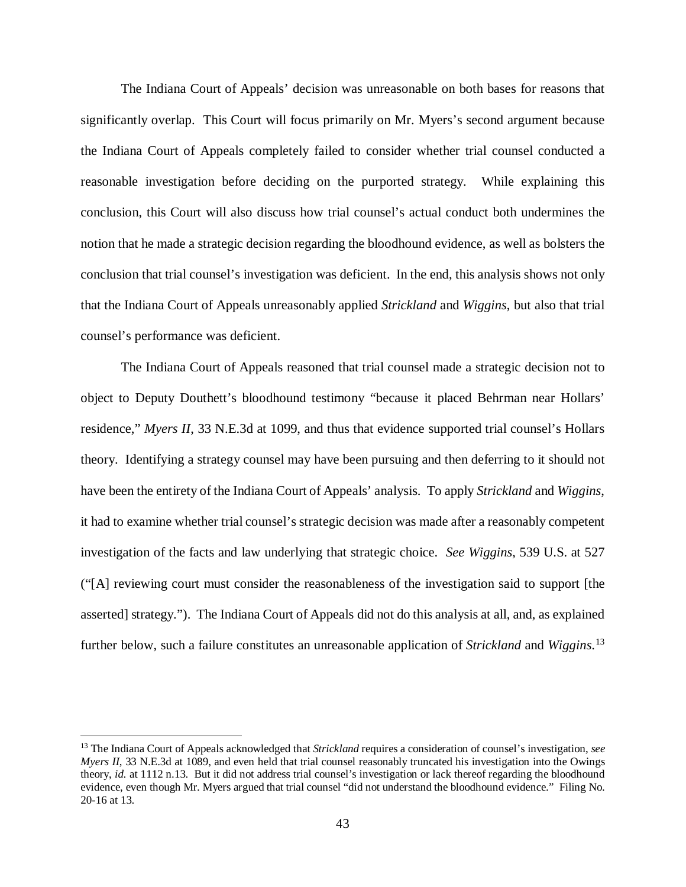The Indiana Court of Appeals' decision was unreasonable on both bases for reasons that significantly overlap. This Court will focus primarily on Mr. Myers's second argument because the Indiana Court of Appeals completely failed to consider whether trial counsel conducted a reasonable investigation before deciding on the purported strategy. While explaining this conclusion, this Court will also discuss how trial counsel's actual conduct both undermines the notion that he made a strategic decision regarding the bloodhound evidence, as well as bolsters the conclusion that trial counsel's investigation was deficient. In the end, this analysis shows not only that the Indiana Court of Appeals unreasonably applied *Strickland* and *Wiggins*, but also that trial counsel's performance was deficient.

The Indiana Court of Appeals reasoned that trial counsel made a strategic decision not to object to Deputy Douthett's bloodhound testimony "because it placed Behrman near Hollars' residence," *Myers II*, 33 N.E.3d at 1099, and thus that evidence supported trial counsel's Hollars theory. Identifying a strategy counsel may have been pursuing and then deferring to it should not have been the entirety of the Indiana Court of Appeals' analysis. To apply *Strickland* and *Wiggins*, it had to examine whether trial counsel's strategic decision was made after a reasonably competent investigation of the facts and law underlying that strategic choice. *See Wiggins*, 539 U.S. at 527 ("[A] reviewing court must consider the reasonableness of the investigation said to support [the asserted] strategy."). The Indiana Court of Appeals did not do this analysis at all, and, as explained further below, such a failure constitutes an unreasonable application of *Strickland* and *Wiggins*.[13]

[13] The Indiana Court of Appeals acknowledged that *Strickland* requires a consideration of counsel's investigation, *see Myers II*, 33 N.E.3d at 1089, and even held that trial counsel reasonably truncated his investigation into the Owings theory, *id.* at 1112 n.13. But it did not address trial counsel's investigation or lack thereof regarding the bloodhound evidence, even though Mr. Myers argued that trial counsel "did not understand the bloodhound evidence." Filing No. 20-16 at 13.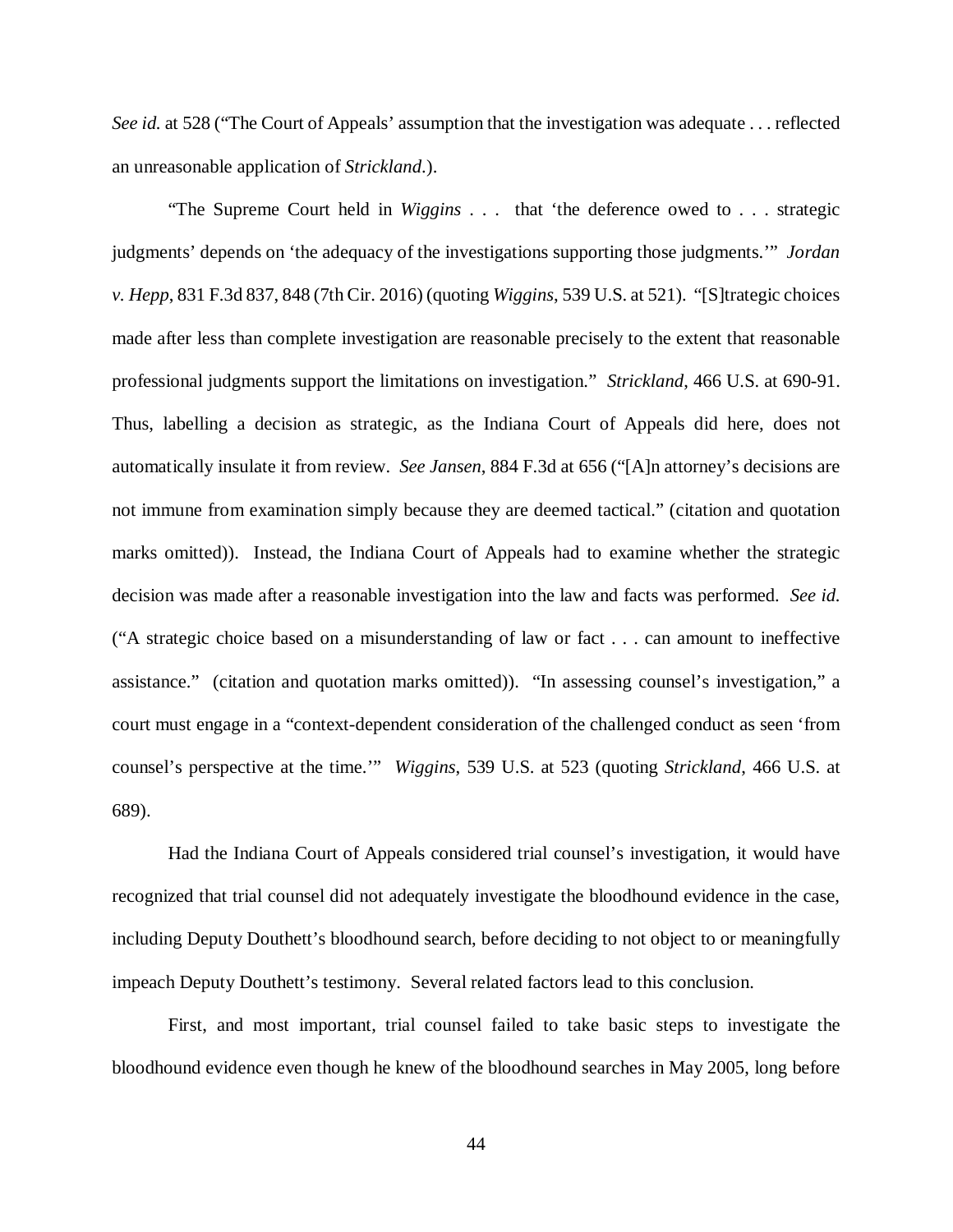*See id.* at 528 ("The Court of Appeals' assumption that the investigation was adequate . . . reflected an unreasonable application of *Strickland*.).

"The Supreme Court held in *Wiggins* . . . that 'the deference owed to . . . strategic judgments' depends on 'the adequacy of the investigations supporting those judgments.'" *Jordan v. Hepp*, 831 F.3d 837, 848 (7th Cir. 2016) (quoting *Wiggins*, 539 U.S. at 521). "[S]trategic choices made after less than complete investigation are reasonable precisely to the extent that reasonable professional judgments support the limitations on investigation." *Strickland*, 466 U.S. at 690-91. Thus, labelling a decision as strategic, as the Indiana Court of Appeals did here, does not automatically insulate it from review. *See Jansen*, 884 F.3d at 656 ("[A]n attorney's decisions are not immune from examination simply because they are deemed tactical." (citation and quotation marks omitted)). Instead, the Indiana Court of Appeals had to examine whether the strategic decision was made after a reasonable investigation into the law and facts was performed. *See id.* ("A strategic choice based on a misunderstanding of law or fact . . . can amount to ineffective assistance." (citation and quotation marks omitted)). "In assessing counsel's investigation," a court must engage in a "context-dependent consideration of the challenged conduct as seen 'from counsel's perspective at the time.'" *Wiggins*, 539 U.S. at 523 (quoting *Strickland*, 466 U.S. at 689).

Had the Indiana Court of Appeals considered trial counsel's investigation, it would have recognized that trial counsel did not adequately investigate the bloodhound evidence in the case, including Deputy Douthett's bloodhound search, before deciding to not object to or meaningfully impeach Deputy Douthett's testimony. Several related factors lead to this conclusion.

First, and most important, trial counsel failed to take basic steps to investigate the bloodhound evidence even though he knew of the bloodhound searches in May 2005, long before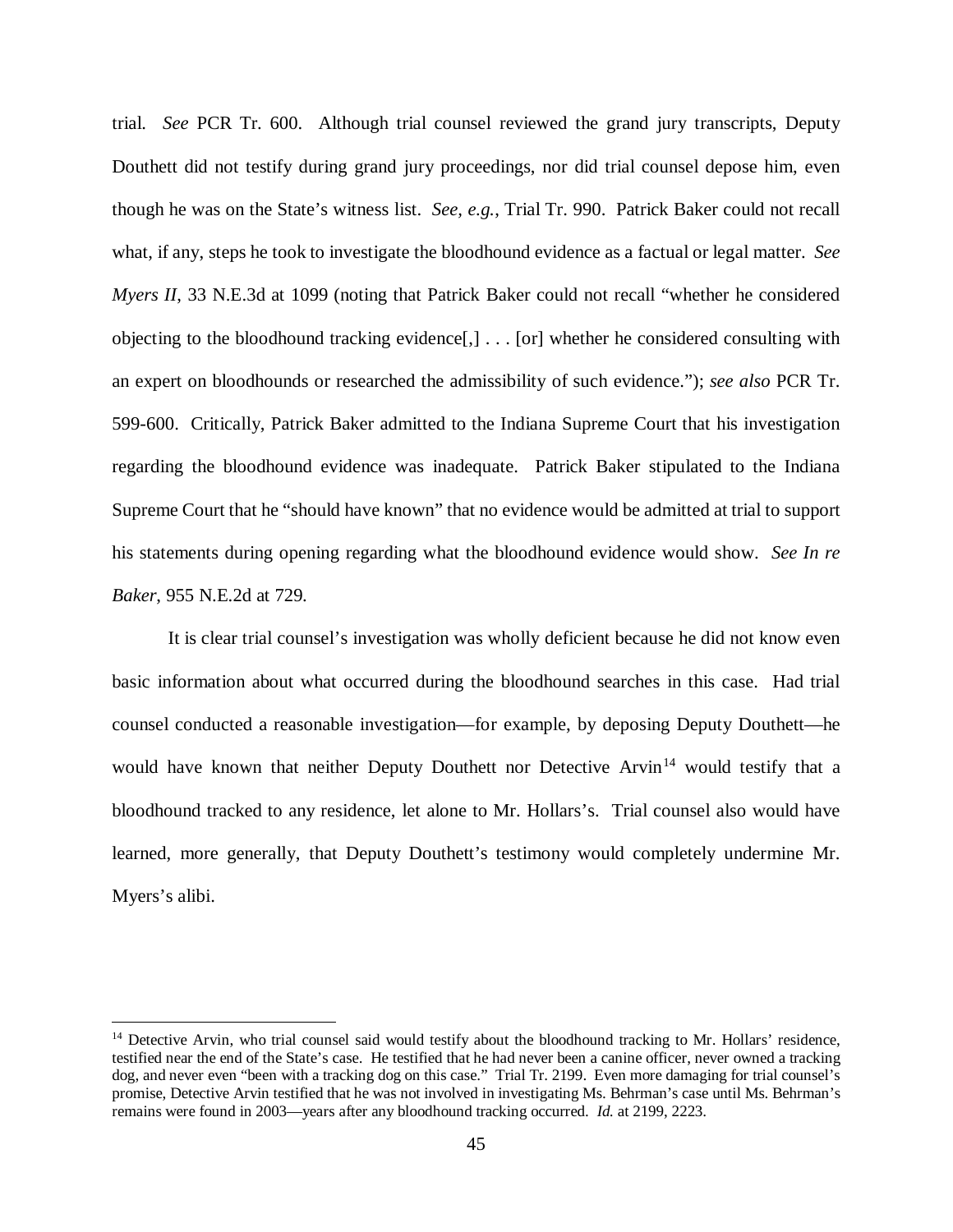trial. *See* PCR Tr. 600. Although trial counsel reviewed the grand jury transcripts, Deputy Douthett did not testify during grand jury proceedings, nor did trial counsel depose him, even though he was on the State's witness list. *See, e.g.*, Trial Tr. 990. Patrick Baker could not recall what, if any, steps he took to investigate the bloodhound evidence as a factual or legal matter. *See Myers II*, 33 N.E.3d at 1099 (noting that Patrick Baker could not recall "whether he considered objecting to the bloodhound tracking evidence[,] . . . [or] whether he considered consulting with an expert on bloodhounds or researched the admissibility of such evidence."); *see also* PCR Tr. 599-600. Critically, Patrick Baker admitted to the Indiana Supreme Court that his investigation regarding the bloodhound evidence was inadequate. Patrick Baker stipulated to the Indiana Supreme Court that he "should have known" that no evidence would be admitted at trial to support his statements during opening regarding what the bloodhound evidence would show. *See In re Baker*, 955 N.E.2d at 729.

It is clear trial counsel's investigation was wholly deficient because he did not know even basic information about what occurred during the bloodhound searches in this case. Had trial counsel conducted a reasonable investigation—for example, by deposing Deputy Douthett—he would have known that neither Deputy Douthett nor Detective Arvin[14] would testify that a bloodhound tracked to any residence, let alone to Mr. Hollars's. Trial counsel also would have learned, more generally, that Deputy Douthett's testimony would completely undermine Mr. Myers's alibi.

---

[14] Detective Arvin, who trial counsel said would testify about the bloodhound tracking to Mr. Hollars' residence, testified near the end of the State's case. He testified that he had never been a canine officer, never owned a tracking dog, and never even "been with a tracking dog on this case." Trial Tr. 2199. Even more damaging for trial counsel's promise, Detective Arvin testified that he was not involved in investigating Ms. Behrman's case until Ms. Behrman's remains were found in 2003—years after any bloodhound tracking occurred. *Id.* at 2199, 2223.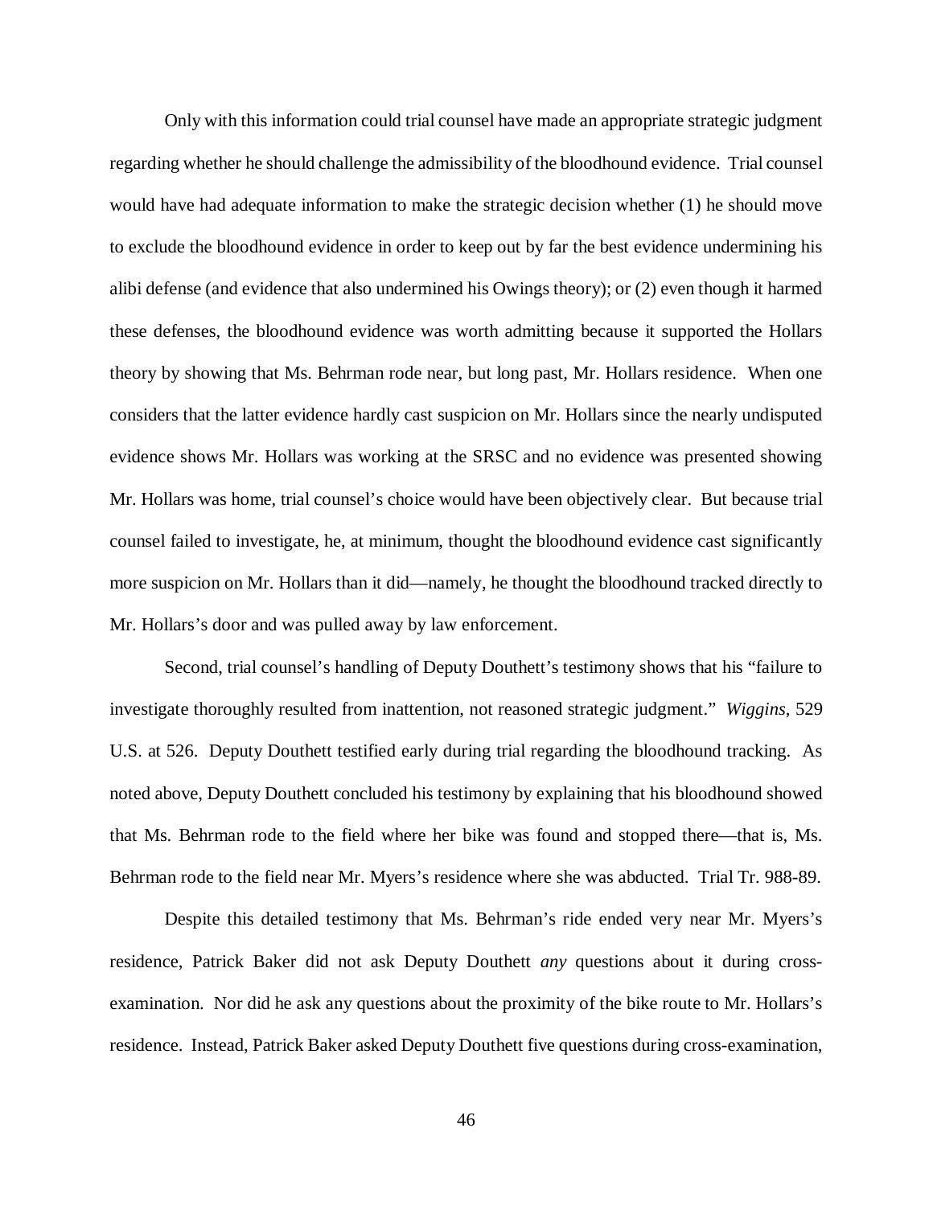Only with this information could trial counsel have made an appropriate strategic judgment regarding whether he should challenge the admissibility of the bloodhound evidence. Trial counsel would have had adequate information to make the strategic decision whether (1) he should move to exclude the bloodhound evidence in order to keep out by far the best evidence undermining his alibi defense (and evidence that also undermined his Owings theory); or (2) even though it harmed these defenses, the bloodhound evidence was worth admitting because it supported the Hollars theory by showing that Ms. Behrman rode near, but long past, Mr. Hollars residence. When one considers that the latter evidence hardly cast suspicion on Mr. Hollars since the nearly undisputed evidence shows Mr. Hollars was working at the SRSC and no evidence was presented showing Mr. Hollars was home, trial counsel's choice would have been objectively clear. But because trial counsel failed to investigate, he, at minimum, thought the bloodhound evidence cast significantly more suspicion on Mr. Hollars than it did—namely, he thought the bloodhound tracked directly to Mr. Hollars's door and was pulled away by law enforcement.

Second, trial counsel's handling of Deputy Douthett's testimony shows that his "failure to investigate thoroughly resulted from inattention, not reasoned strategic judgment." *Wiggins*, 529 U.S. at 526. Deputy Douthett testified early during trial regarding the bloodhound tracking. As noted above, Deputy Douthett concluded his testimony by explaining that his bloodhound showed that Ms. Behrman rode to the field where her bike was found and stopped there—that is, Ms. Behrman rode to the field near Mr. Myers's residence where she was abducted. Trial Tr. 988-89.

Despite this detailed testimony that Ms. Behrman's ride ended very near Mr. Myers's residence, Patrick Baker did not ask Deputy Douthett *any* questions about it during cross-examination. Nor did he ask any questions about the proximity of the bike route to Mr. Hollars's residence. Instead, Patrick Baker asked Deputy Douthett five questions during cross-examination,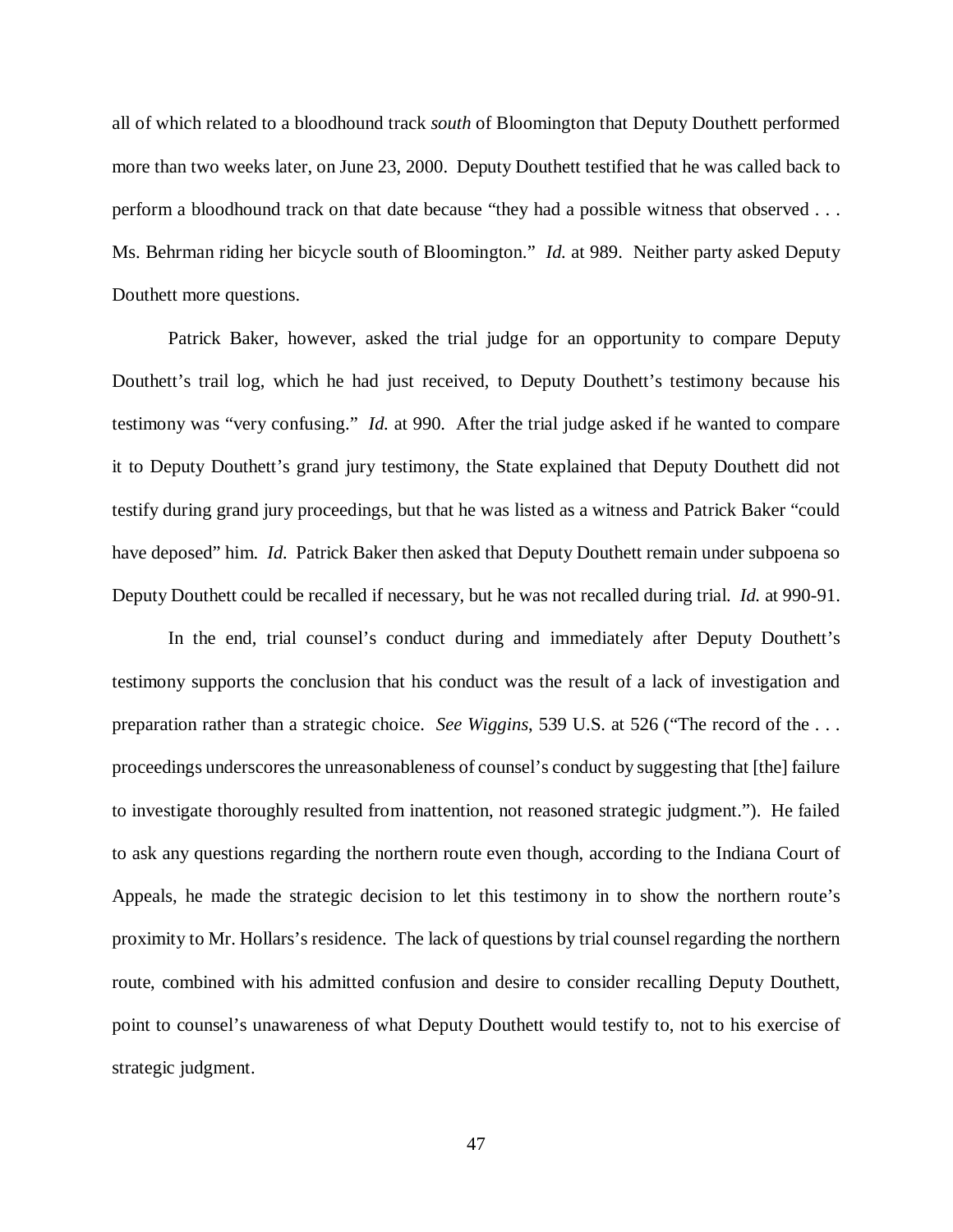all of which related to a bloodhound track *south* of Bloomington that Deputy Douthett performed more than two weeks later, on June 23, 2000. Deputy Douthett testified that he was called back to perform a bloodhound track on that date because "they had a possible witness that observed . . . Ms. Behrman riding her bicycle south of Bloomington." *Id.* at 989. Neither party asked Deputy Douthett more questions.

Patrick Baker, however, asked the trial judge for an opportunity to compare Deputy Douthett's trail log, which he had just received, to Deputy Douthett's testimony because his testimony was "very confusing." *Id.* at 990. After the trial judge asked if he wanted to compare it to Deputy Douthett's grand jury testimony, the State explained that Deputy Douthett did not testify during grand jury proceedings, but that he was listed as a witness and Patrick Baker "could have deposed" him. *Id.* Patrick Baker then asked that Deputy Douthett remain under subpoena so Deputy Douthett could be recalled if necessary, but he was not recalled during trial. *Id.* at 990-91.

In the end, trial counsel's conduct during and immediately after Deputy Douthett's testimony supports the conclusion that his conduct was the result of a lack of investigation and preparation rather than a strategic choice. *See Wiggins*, 539 U.S. at 526 ("The record of the . . . proceedings underscores the unreasonableness of counsel's conduct by suggesting that [the] failure to investigate thoroughly resulted from inattention, not reasoned strategic judgment."). He failed to ask any questions regarding the northern route even though, according to the Indiana Court of Appeals, he made the strategic decision to let this testimony in to show the northern route's proximity to Mr. Hollars's residence. The lack of questions by trial counsel regarding the northern route, combined with his admitted confusion and desire to consider recalling Deputy Douthett, point to counsel's unawareness of what Deputy Douthett would testify to, not to his exercise of strategic judgment.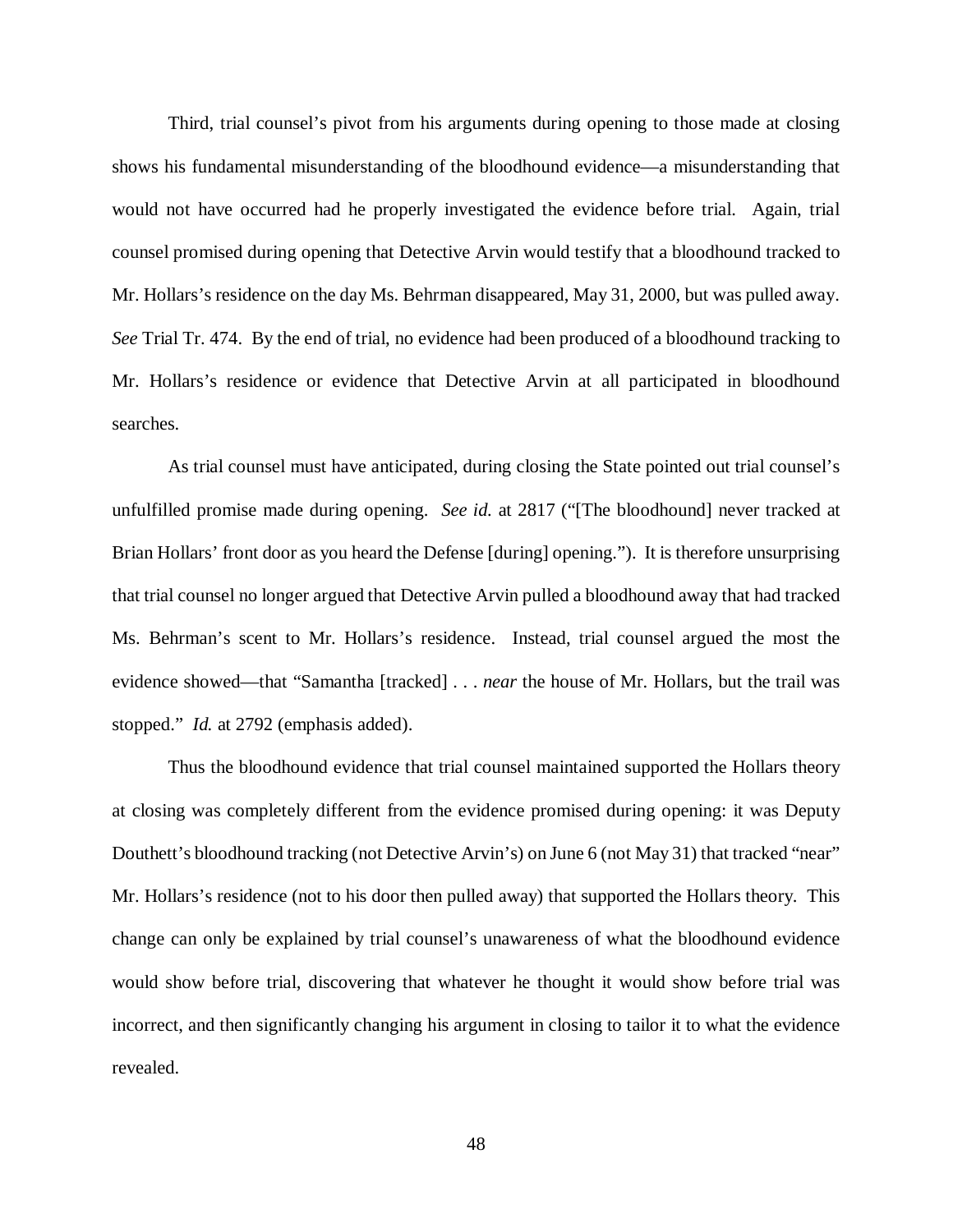Third, trial counsel's pivot from his arguments during opening to those made at closing shows his fundamental misunderstanding of the bloodhound evidence—a misunderstanding that would not have occurred had he properly investigated the evidence before trial. Again, trial counsel promised during opening that Detective Arvin would testify that a bloodhound tracked to Mr. Hollars's residence on the day Ms. Behrman disappeared, May 31, 2000, but was pulled away. *See* Trial Tr. 474. By the end of trial, no evidence had been produced of a bloodhound tracking to Mr. Hollars's residence or evidence that Detective Arvin at all participated in bloodhound searches.

As trial counsel must have anticipated, during closing the State pointed out trial counsel's unfulfilled promise made during opening. *See id.* at 2817 ("[The bloodhound] never tracked at Brian Hollars' front door as you heard the Defense [during] opening."). It is therefore unsurprising that trial counsel no longer argued that Detective Arvin pulled a bloodhound away that had tracked Ms. Behrman's scent to Mr. Hollars's residence. Instead, trial counsel argued the most the evidence showed—that "Samantha [tracked] . . . *near* the house of Mr. Hollars, but the trail was stopped." *Id.* at 2792 (emphasis added).

Thus the bloodhound evidence that trial counsel maintained supported the Hollars theory at closing was completely different from the evidence promised during opening: it was Deputy Douthett's bloodhound tracking (not Detective Arvin's) on June 6 (not May 31) that tracked "near" Mr. Hollars's residence (not to his door then pulled away) that supported the Hollars theory. This change can only be explained by trial counsel's unawareness of what the bloodhound evidence would show before trial, discovering that whatever he thought it would show before trial was incorrect, and then significantly changing his argument in closing to tailor it to what the evidence revealed.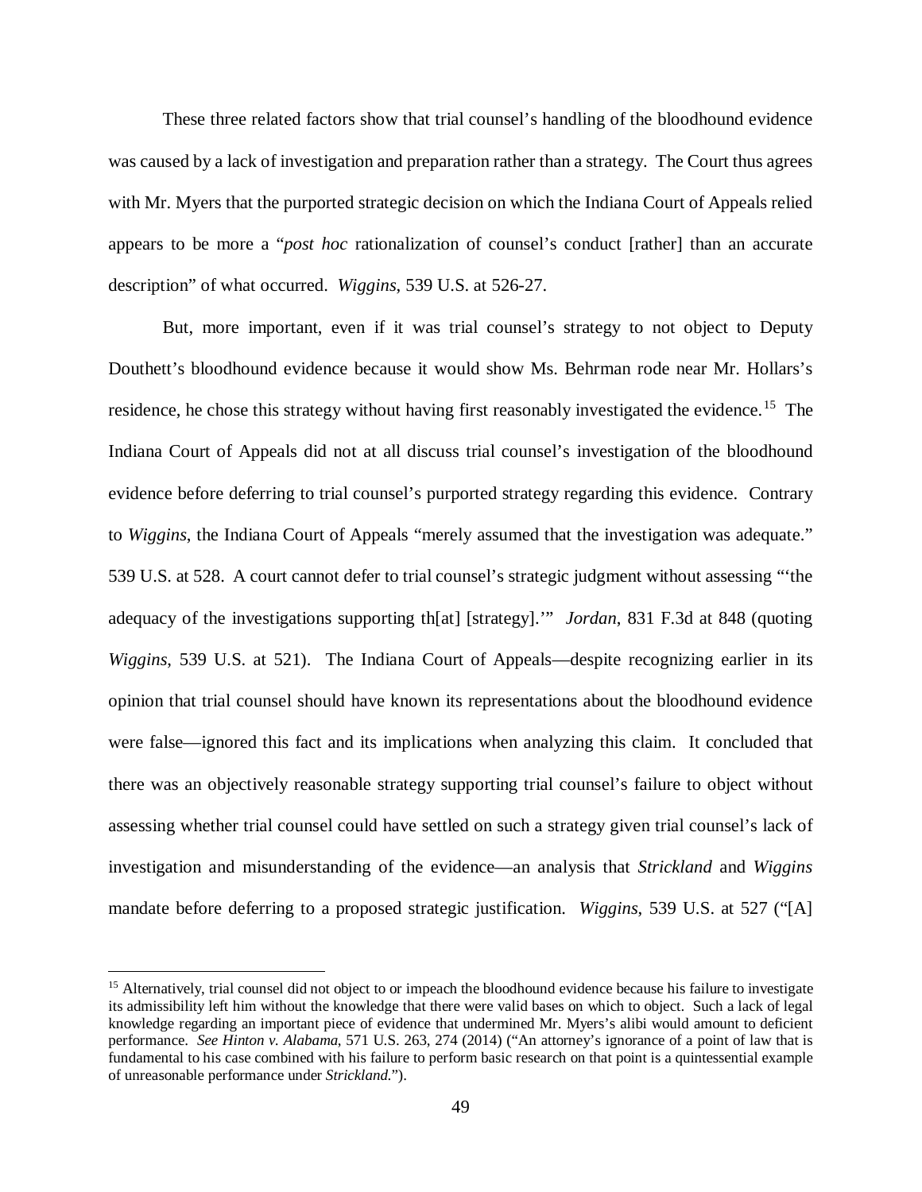These three related factors show that trial counsel's handling of the bloodhound evidence was caused by a lack of investigation and preparation rather than a strategy. The Court thus agrees with Mr. Myers that the purported strategic decision on which the Indiana Court of Appeals relied appears to be more a "*post hoc* rationalization of counsel's conduct [rather] than an accurate description" of what occurred. *Wiggins*, 539 U.S. at 526-27.

But, more important, even if it was trial counsel's strategy to not object to Deputy Douthett's bloodhound evidence because it would show Ms. Behrman rode near Mr. Hollars's residence, he chose this strategy without having first reasonably investigated the evidence.[15] The Indiana Court of Appeals did not at all discuss trial counsel's investigation of the bloodhound evidence before deferring to trial counsel's purported strategy regarding this evidence. Contrary to *Wiggins*, the Indiana Court of Appeals "merely assumed that the investigation was adequate." 539 U.S. at 528. A court cannot defer to trial counsel's strategic judgment without assessing "'the adequacy of the investigations supporting th[at] [strategy].'" *Jordan*, 831 F.3d at 848 (quoting *Wiggins*, 539 U.S. at 521). The Indiana Court of Appeals—despite recognizing earlier in its opinion that trial counsel should have known its representations about the bloodhound evidence were false—ignored this fact and its implications when analyzing this claim. It concluded that there was an objectively reasonable strategy supporting trial counsel's failure to object without assessing whether trial counsel could have settled on such a strategy given trial counsel's lack of investigation and misunderstanding of the evidence—an analysis that *Strickland* and *Wiggins* mandate before deferring to a proposed strategic justification. *Wiggins*, 539 U.S. at 527 ("[A]

---

[15] Alternatively, trial counsel did not object to or impeach the bloodhound evidence because his failure to investigate its admissibility left him without the knowledge that there were valid bases on which to object. Such a lack of legal knowledge regarding an important piece of evidence that undermined Mr. Myers's alibi would amount to deficient performance. *See Hinton v. Alabama*, 571 U.S. 263, 274 (2014) ("An attorney's ignorance of a point of law that is fundamental to his case combined with his failure to perform basic research on that point is a quintessential example of unreasonable performance under *Strickland*.").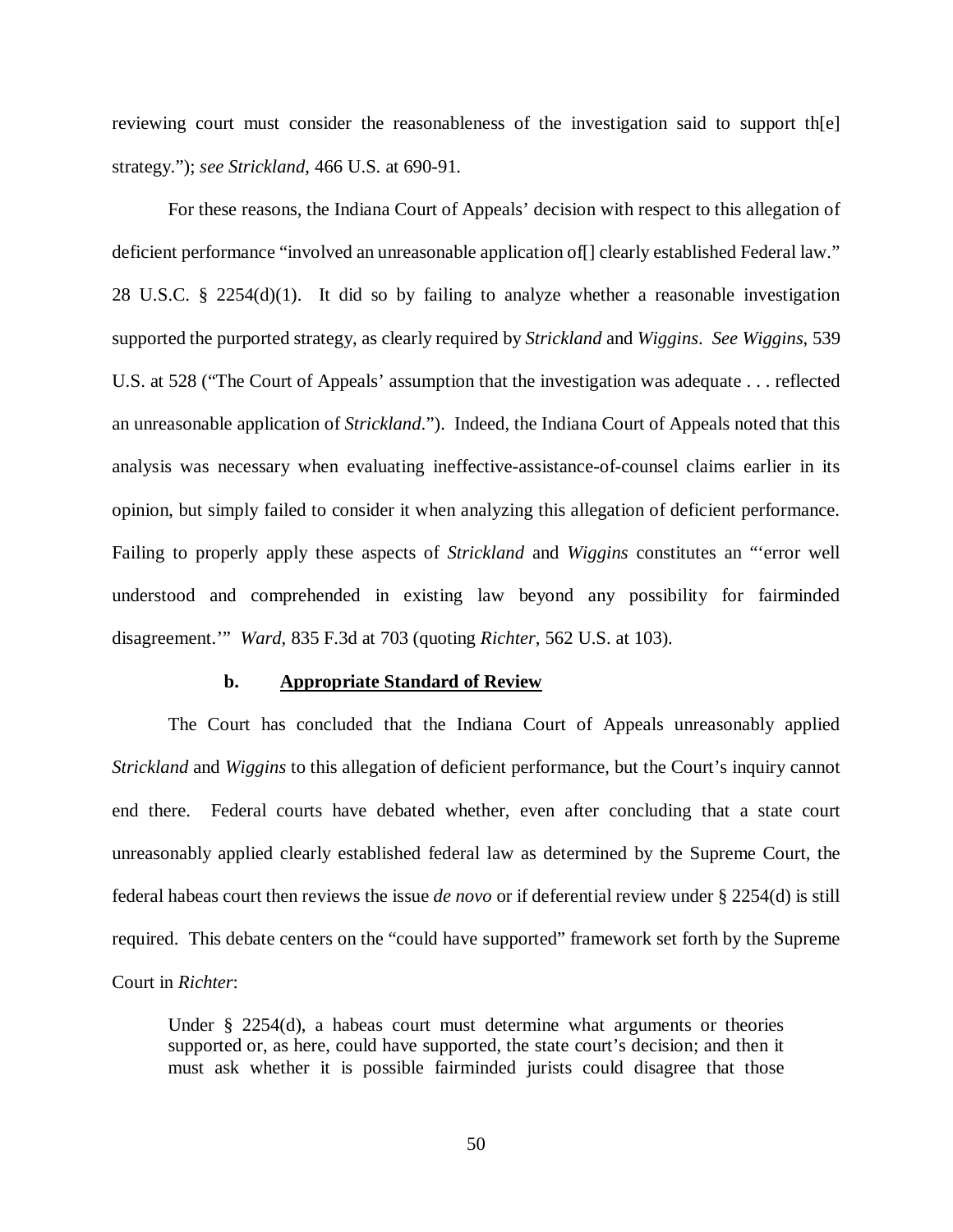reviewing court must consider the reasonableness of the investigation said to support th[e] strategy."); *see Strickland*, 466 U.S. at 690-91.

For these reasons, the Indiana Court of Appeals' decision with respect to this allegation of deficient performance "involved an unreasonable application of[] clearly established Federal law." 28 U.S.C. § 2254(d)(1). It did so by failing to analyze whether a reasonable investigation supported the purported strategy, as clearly required by *Strickland* and *Wiggins*. *See Wiggins*, 539 U.S. at 528 ("The Court of Appeals' assumption that the investigation was adequate . . . reflected an unreasonable application of *Strickland*."). Indeed, the Indiana Court of Appeals noted that this analysis was necessary when evaluating ineffective-assistance-of-counsel claims earlier in its opinion, but simply failed to consider it when analyzing this allegation of deficient performance. Failing to properly apply these aspects of *Strickland* and *Wiggins* constitutes an "'error well understood and comprehended in existing law beyond any possibility for fairminded disagreement.'" *Ward*, 835 F.3d at 703 (quoting *Richter*, 562 U.S. at 103).

**b. <u>Appropriate Standard of Review</u>**

The Court has concluded that the Indiana Court of Appeals unreasonably applied *Strickland* and *Wiggins* to this allegation of deficient performance, but the Court's inquiry cannot end there. Federal courts have debated whether, even after concluding that a state court unreasonably applied clearly established federal law as determined by the Supreme Court, the federal habeas court then reviews the issue *de novo* or if deferential review under § 2254(d) is still required. This debate centers on the "could have supported" framework set forth by the Supreme Court in *Richter*:

> Under § 2254(d), a habeas court must determine what arguments or theories supported or, as here, could have supported, the state court's decision; and then it must ask whether it is possible fairminded jurists could disagree that those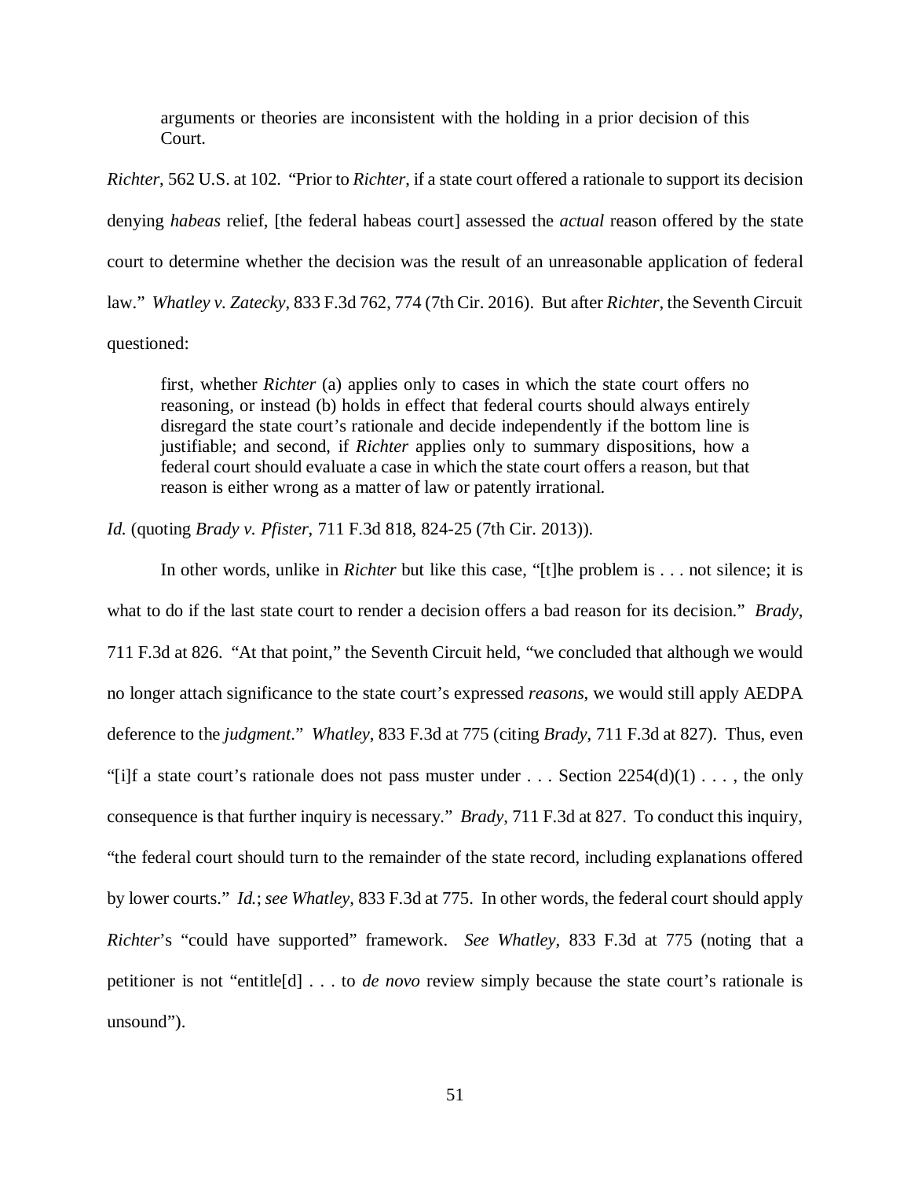> arguments or theories are inconsistent with the holding in a prior decision of this Court.

*Richter*, 562 U.S. at 102. "Prior to *Richter*, if a state court offered a rationale to support its decision denying *habeas* relief, [the federal habeas court] assessed the *actual* reason offered by the state court to determine whether the decision was the result of an unreasonable application of federal law." *Whatley v. Zatecky*, 833 F.3d 762, 774 (7th Cir. 2016). But after *Richter*, the Seventh Circuit questioned:

> first, whether *Richter* (a) applies only to cases in which the state court offers no reasoning, or instead (b) holds in effect that federal courts should always entirely disregard the state court's rationale and decide independently if the bottom line is justifiable; and second, if *Richter* applies only to summary dispositions, how a federal court should evaluate a case in which the state court offers a reason, but that reason is either wrong as a matter of law or patently irrational.

*Id.* (quoting *Brady v. Pfister*, 711 F.3d 818, 824-25 (7th Cir. 2013)).

In other words, unlike in *Richter* but like this case, "[t]he problem is . . . not silence; it is what to do if the last state court to render a decision offers a bad reason for its decision." *Brady*, 711 F.3d at 826. "At that point," the Seventh Circuit held, "we concluded that although we would no longer attach significance to the state court's expressed *reasons*, we would still apply AEDPA deference to the *judgment*." *Whatley*, 833 F.3d at 775 (citing *Brady*, 711 F.3d at 827). Thus, even "[i]f a state court's rationale does not pass muster under . . . Section 2254(d)(1) . . . , the only consequence is that further inquiry is necessary." *Brady*, 711 F.3d at 827. To conduct this inquiry, "the federal court should turn to the remainder of the state record, including explanations offered by lower courts." *Id.*; *see Whatley*, 833 F.3d at 775. In other words, the federal court should apply *Richter*'s "could have supported" framework. *See Whatley*, 833 F.3d at 775 (noting that a petitioner is not "entitle[d] . . . to *de novo* review simply because the state court's rationale is unsound").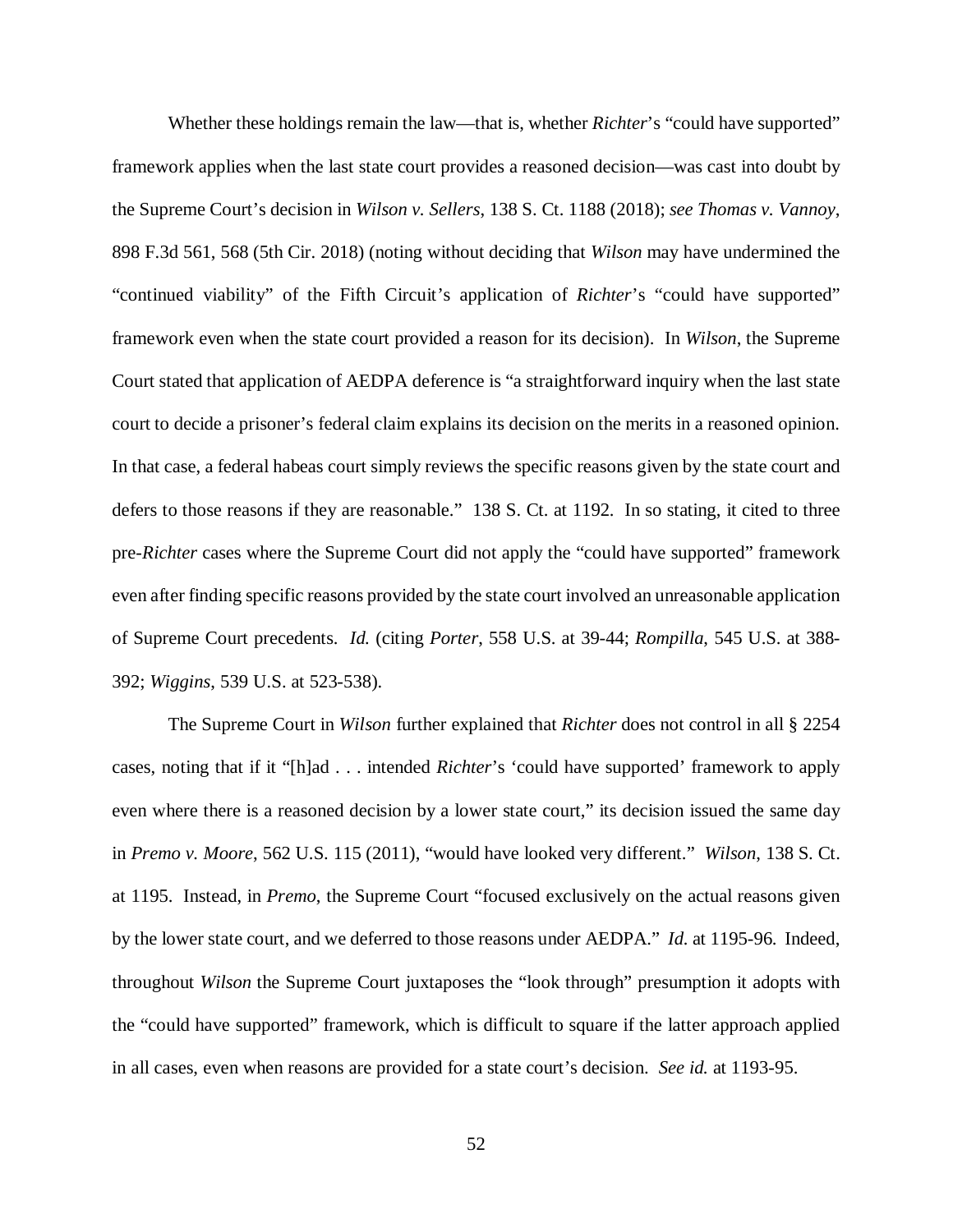Whether these holdings remain the law—that is, whether *Richter*'s "could have supported" framework applies when the last state court provides a reasoned decision—was cast into doubt by the Supreme Court's decision in *Wilson v. Sellers*, 138 S. Ct. 1188 (2018); *see Thomas v. Vannoy*, 898 F.3d 561, 568 (5th Cir. 2018) (noting without deciding that *Wilson* may have undermined the "continued viability" of the Fifth Circuit's application of *Richter*'s "could have supported" framework even when the state court provided a reason for its decision). In *Wilson*, the Supreme Court stated that application of AEDPA deference is "a straightforward inquiry when the last state court to decide a prisoner's federal claim explains its decision on the merits in a reasoned opinion. In that case, a federal habeas court simply reviews the specific reasons given by the state court and defers to those reasons if they are reasonable." 138 S. Ct. at 1192. In so stating, it cited to three pre-*Richter* cases where the Supreme Court did not apply the "could have supported" framework even after finding specific reasons provided by the state court involved an unreasonable application of Supreme Court precedents. *Id.* (citing *Porter*, 558 U.S. at 39-44; *Rompilla*, 545 U.S. at 388-392; *Wiggins*, 539 U.S. at 523-538).

The Supreme Court in *Wilson* further explained that *Richter* does not control in all § 2254 cases, noting that if it "[h]ad . . . intended *Richter*'s 'could have supported' framework to apply even where there is a reasoned decision by a lower state court," its decision issued the same day in *Premo v. Moore*, 562 U.S. 115 (2011), "would have looked very different." *Wilson*, 138 S. Ct. at 1195. Instead, in *Premo*, the Supreme Court "focused exclusively on the actual reasons given by the lower state court, and we deferred to those reasons under AEDPA." *Id.* at 1195-96. Indeed, throughout *Wilson* the Supreme Court juxtaposes the "look through" presumption it adopts with the "could have supported" framework, which is difficult to square if the latter approach applied in all cases, even when reasons are provided for a state court's decision. *See id.* at 1193-95.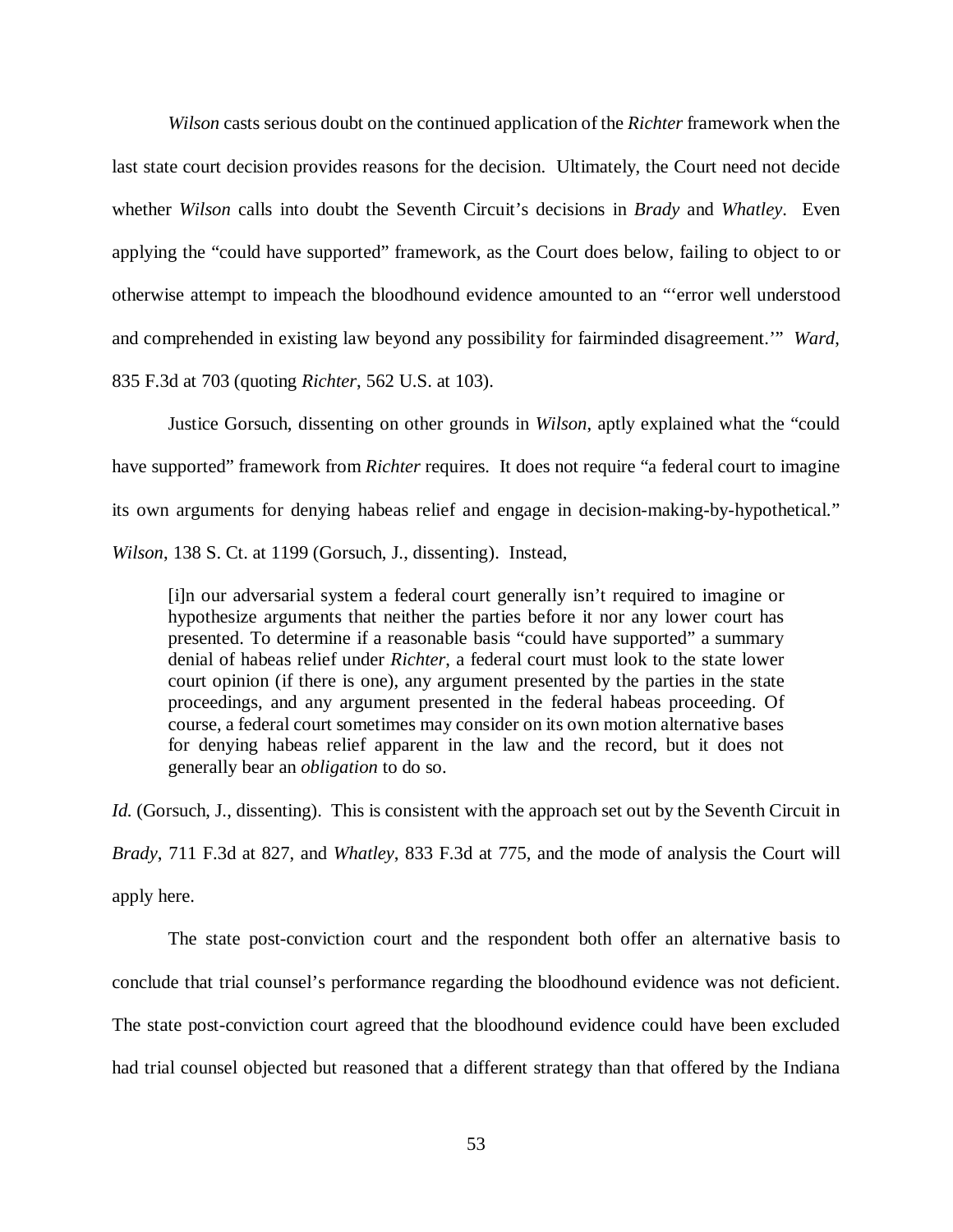*Wilson* casts serious doubt on the continued application of the *Richter* framework when the last state court decision provides reasons for the decision. Ultimately, the Court need not decide whether *Wilson* calls into doubt the Seventh Circuit's decisions in *Brady* and *Whatley*. Even applying the "could have supported" framework, as the Court does below, failing to object to or otherwise attempt to impeach the bloodhound evidence amounted to an "'error well understood and comprehended in existing law beyond any possibility for fairminded disagreement.'" *Ward*, 835 F.3d at 703 (quoting *Richter*, 562 U.S. at 103).

Justice Gorsuch, dissenting on other grounds in *Wilson*, aptly explained what the "could have supported" framework from *Richter* requires. It does not require "a federal court to imagine its own arguments for denying habeas relief and engage in decision-making-by-hypothetical." *Wilson*, 138 S. Ct. at 1199 (Gorsuch, J., dissenting). Instead,

> [i]n our adversarial system a federal court generally isn't required to imagine or hypothesize arguments that neither the parties before it nor any lower court has presented. To determine if a reasonable basis "could have supported" a summary denial of habeas relief under *Richter*, a federal court must look to the state lower court opinion (if there is one), any argument presented by the parties in the state proceedings, and any argument presented in the federal habeas proceeding. Of course, a federal court sometimes may consider on its own motion alternative bases for denying habeas relief apparent in the law and the record, but it does not generally bear an *obligation* to do so.

*Id.* (Gorsuch, J., dissenting). This is consistent with the approach set out by the Seventh Circuit in *Brady*, 711 F.3d at 827, and *Whatley*, 833 F.3d at 775, and the mode of analysis the Court will apply here.

The state post-conviction court and the respondent both offer an alternative basis to conclude that trial counsel's performance regarding the bloodhound evidence was not deficient. The state post-conviction court agreed that the bloodhound evidence could have been excluded had trial counsel objected but reasoned that a different strategy than that offered by the Indiana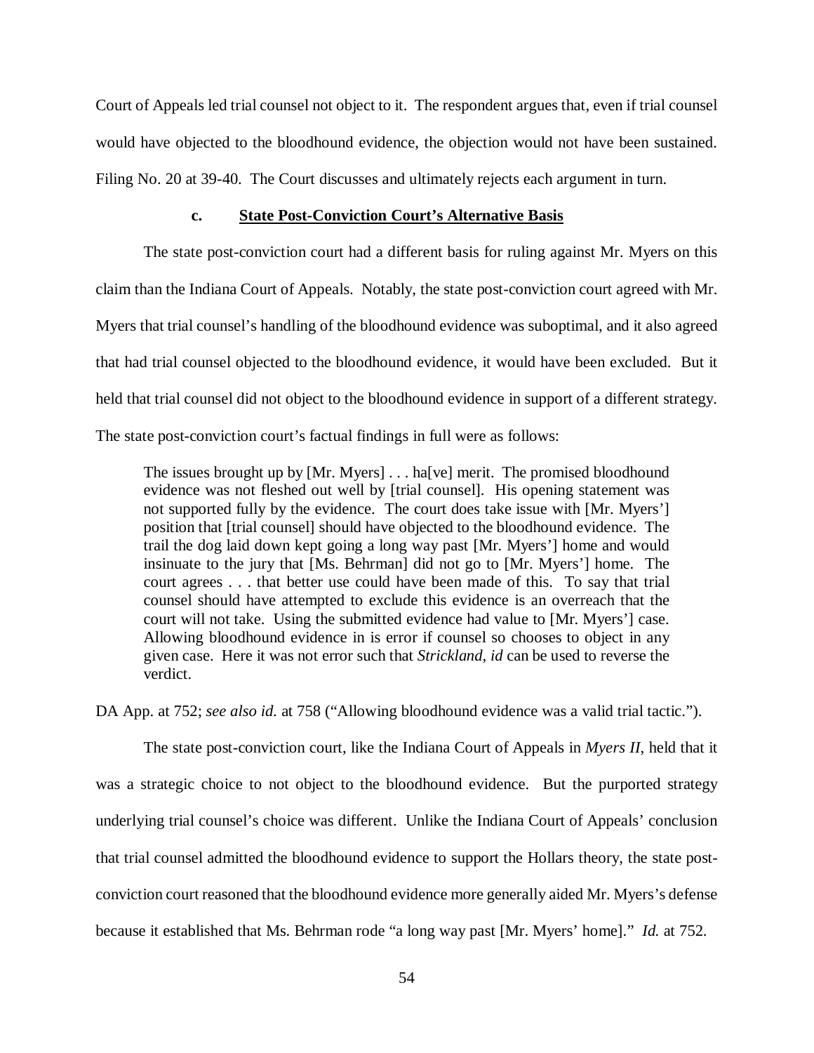Court of Appeals led trial counsel not object to it. The respondent argues that, even if trial counsel would have objected to the bloodhound evidence, the objection would not have been sustained. Filing No. 20 at 39-40. The Court discusses and ultimately rejects each argument in turn.

#### c. **State Post-Conviction Court's Alternative Basis**

The state post-conviction court had a different basis for ruling against Mr. Myers on this claim than the Indiana Court of Appeals. Notably, the state post-conviction court agreed with Mr. Myers that trial counsel's handling of the bloodhound evidence was suboptimal, and it also agreed that had trial counsel objected to the bloodhound evidence, it would have been excluded. But it held that trial counsel did not object to the bloodhound evidence in support of a different strategy. The state post-conviction court's factual findings in full were as follows:

> The issues brought up by [Mr. Myers] . . . ha[ve] merit. The promised bloodhound evidence was not fleshed out well by [trial counsel]. His opening statement was not supported fully by the evidence. The court does take issue with [Mr. Myers'] position that [trial counsel] should have objected to the bloodhound evidence. The trail the dog laid down kept going a long way past [Mr. Myers'] home and would insinuate to the jury that [Ms. Behrman] did not go to [Mr. Myers'] home. The court agrees . . . that better use could have been made of this. To say that trial counsel should have attempted to exclude this evidence is an overreach that the court will not take. Using the submitted evidence had value to [Mr. Myers'] case. Allowing bloodhound evidence in is error if counsel so chooses to object in any given case. Here it was not error such that *Strickland, id* can be used to reverse the verdict.

DA App. at 752; *see also id.* at 758 ("Allowing bloodhound evidence was a valid trial tactic.").

The state post-conviction court, like the Indiana Court of Appeals in *Myers II*, held that it was a strategic choice to not object to the bloodhound evidence. But the purported strategy underlying trial counsel's choice was different. Unlike the Indiana Court of Appeals' conclusion that trial counsel admitted the bloodhound evidence to support the Hollars theory, the state post-conviction court reasoned that the bloodhound evidence more generally aided Mr. Myers's defense because it established that Ms. Behrman rode "a long way past [Mr. Myers' home]." *Id.* at 752.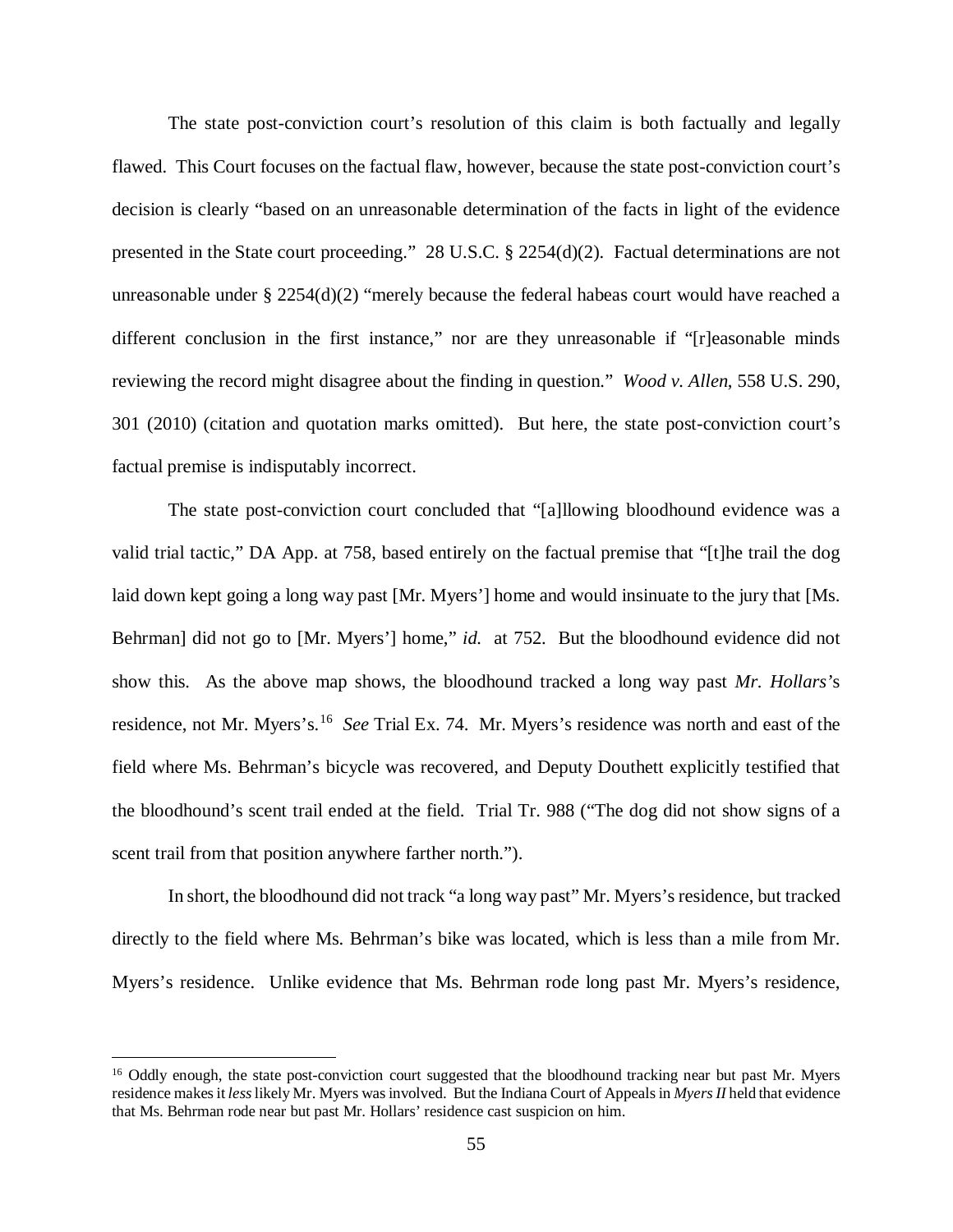The state post-conviction court's resolution of this claim is both factually and legally flawed. This Court focuses on the factual flaw, however, because the state post-conviction court's decision is clearly "based on an unreasonable determination of the facts in light of the evidence presented in the State court proceeding." 28 U.S.C. § 2254(d)(2). Factual determinations are not unreasonable under § 2254(d)(2) "merely because the federal habeas court would have reached a different conclusion in the first instance," nor are they unreasonable if "[r]easonable minds reviewing the record might disagree about the finding in question." *Wood v. Allen*, 558 U.S. 290, 301 (2010) (citation and quotation marks omitted). But here, the state post-conviction court's factual premise is indisputably incorrect.

The state post-conviction court concluded that "[a]llowing bloodhound evidence was a valid trial tactic," DA App. at 758, based entirely on the factual premise that "[t]he trail the dog laid down kept going a long way past [Mr. Myers'] home and would insinuate to the jury that [Ms. Behrman] did not go to [Mr. Myers'] home," *id.* at 752. But the bloodhound evidence did not show this. As the above map shows, the bloodhound tracked a long way past *Mr. Hollars'*s residence, not Mr. Myers's.[16] *See* Trial Ex. 74. Mr. Myers's residence was north and east of the field where Ms. Behrman's bicycle was recovered, and Deputy Douthett explicitly testified that the bloodhound's scent trail ended at the field. Trial Tr. 988 ("The dog did not show signs of a scent trail from that position anywhere farther north.").

In short, the bloodhound did not track "a long way past" Mr. Myers's residence, but tracked directly to the field where Ms. Behrman's bike was located, which is less than a mile from Mr. Myers's residence. Unlike evidence that Ms. Behrman rode long past Mr. Myers's residence,

[16] Oddly enough, the state post-conviction court suggested that the bloodhound tracking near but past Mr. Myers residence makes it *less* likely Mr. Myers was involved. But the Indiana Court of Appeals in *Myers II* held that evidence that Ms. Behrman rode near but past Mr. Hollars' residence cast suspicion on him.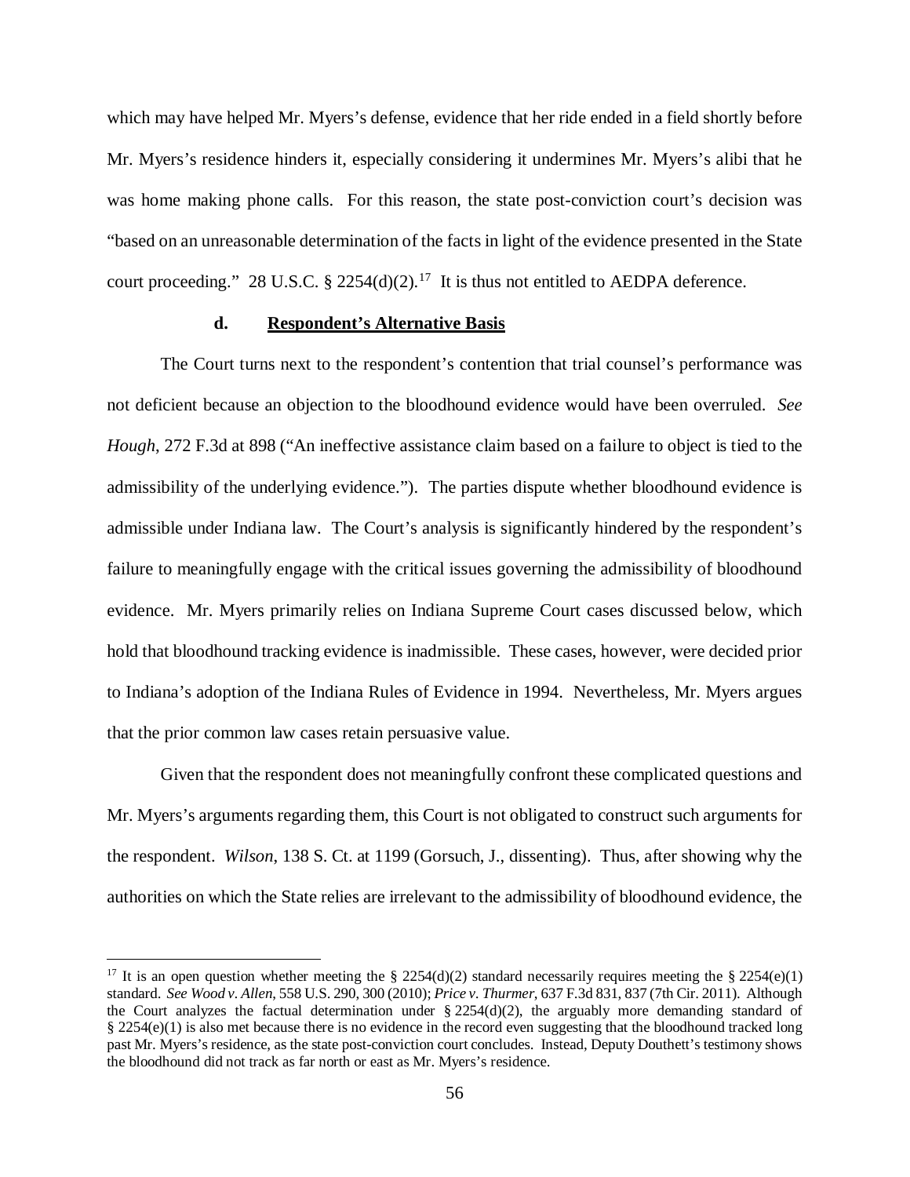which may have helped Mr. Myers's defense, evidence that her ride ended in a field shortly before Mr. Myers's residence hinders it, especially considering it undermines Mr. Myers's alibi that he was home making phone calls. For this reason, the state post-conviction court's decision was "based on an unreasonable determination of the facts in light of the evidence presented in the State court proceeding." 28 U.S.C. § 2254(d)(2).[17] It is thus not entitled to AEDPA deference.

#### d. Respondent's Alternative Basis

The Court turns next to the respondent's contention that trial counsel's performance was not deficient because an objection to the bloodhound evidence would have been overruled. *See Hough*, 272 F.3d at 898 ("An ineffective assistance claim based on a failure to object is tied to the admissibility of the underlying evidence."). The parties dispute whether bloodhound evidence is admissible under Indiana law. The Court's analysis is significantly hindered by the respondent's failure to meaningfully engage with the critical issues governing the admissibility of bloodhound evidence. Mr. Myers primarily relies on Indiana Supreme Court cases discussed below, which hold that bloodhound tracking evidence is inadmissible. These cases, however, were decided prior to Indiana's adoption of the Indiana Rules of Evidence in 1994. Nevertheless, Mr. Myers argues that the prior common law cases retain persuasive value.

Given that the respondent does not meaningfully confront these complicated questions and Mr. Myers's arguments regarding them, this Court is not obligated to construct such arguments for the respondent. *Wilson*, 138 S. Ct. at 1199 (Gorsuch, J., dissenting). Thus, after showing why the authorities on which the State relies are irrelevant to the admissibility of bloodhound evidence, the

---

[17] It is an open question whether meeting the § 2254(d)(2) standard necessarily requires meeting the § 2254(e)(1) standard. *See Wood v. Allen*, 558 U.S. 290, 300 (2010); *Price v. Thurmer*, 637 F.3d 831, 837 (7th Cir. 2011). Although the Court analyzes the factual determination under § 2254(d)(2), the arguably more demanding standard of § 2254(e)(1) is also met because there is no evidence in the record even suggesting that the bloodhound tracked long past Mr. Myers's residence, as the state post-conviction court concludes. Instead, Deputy Douthett's testimony shows the bloodhound did not track as far north or east as Mr. Myers's residence.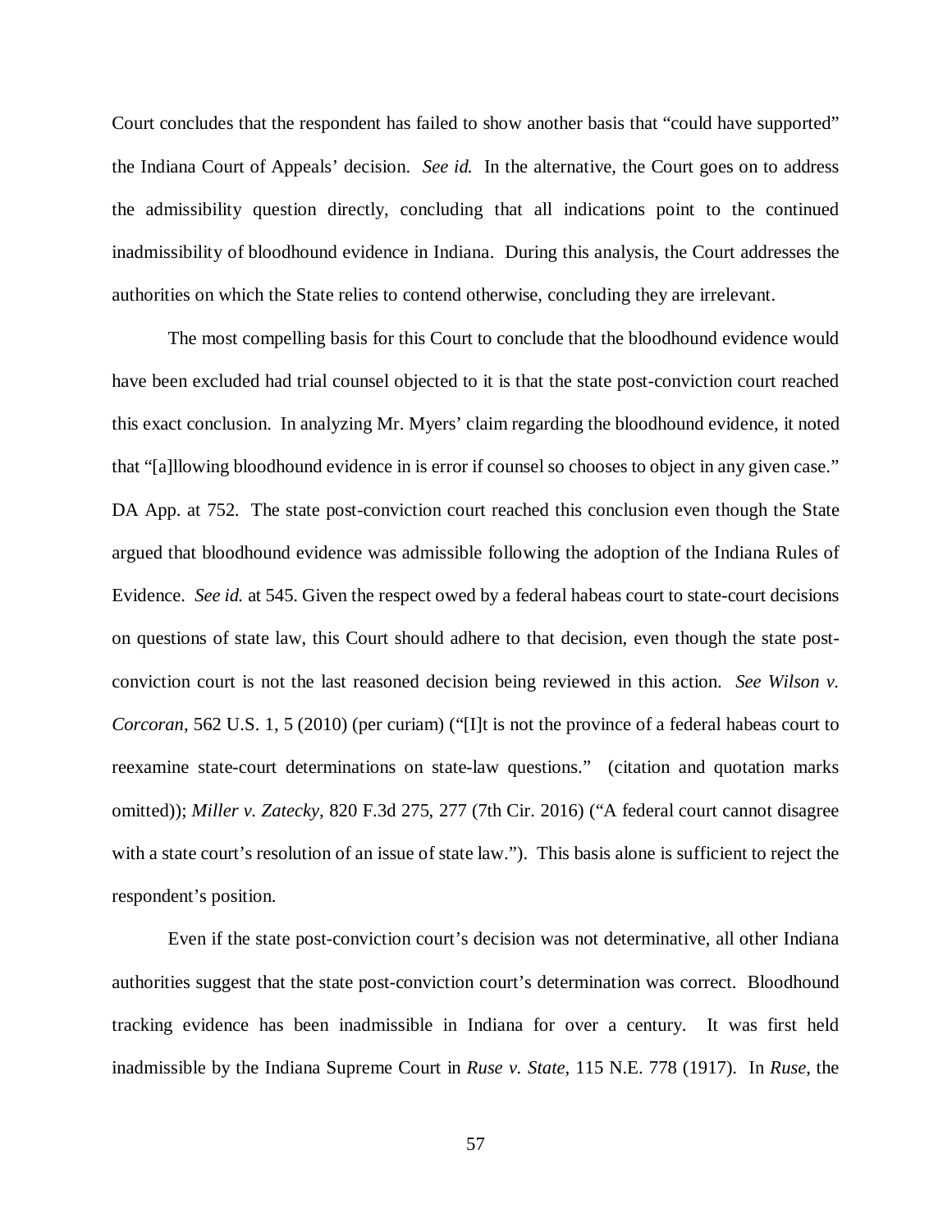Court concludes that the respondent has failed to show another basis that "could have supported" the Indiana Court of Appeals' decision. *See id.* In the alternative, the Court goes on to address the admissibility question directly, concluding that all indications point to the continued inadmissibility of bloodhound evidence in Indiana. During this analysis, the Court addresses the authorities on which the State relies to contend otherwise, concluding they are irrelevant.

The most compelling basis for this Court to conclude that the bloodhound evidence would have been excluded had trial counsel objected to it is that the state post-conviction court reached this exact conclusion. In analyzing Mr. Myers' claim regarding the bloodhound evidence, it noted that "[a]llowing bloodhound evidence in is error if counsel so chooses to object in any given case." DA App. at 752. The state post-conviction court reached this conclusion even though the State argued that bloodhound evidence was admissible following the adoption of the Indiana Rules of Evidence. *See id.* at 545. Given the respect owed by a federal habeas court to state-court decisions on questions of state law, this Court should adhere to that decision, even though the state post-conviction court is not the last reasoned decision being reviewed in this action. *See Wilson v. Corcoran*, 562 U.S. 1, 5 (2010) (per curiam) ("[I]t is not the province of a federal habeas court to reexamine state-court determinations on state-law questions." (citation and quotation marks omitted)); *Miller v. Zatecky*, 820 F.3d 275, 277 (7th Cir. 2016) ("A federal court cannot disagree with a state court's resolution of an issue of state law."). This basis alone is sufficient to reject the respondent's position.

Even if the state post-conviction court's decision was not determinative, all other Indiana authorities suggest that the state post-conviction court's determination was correct. Bloodhound tracking evidence has been inadmissible in Indiana for over a century. It was first held inadmissible by the Indiana Supreme Court in *Ruse v. State*, 115 N.E. 778 (1917). In *Ruse*, the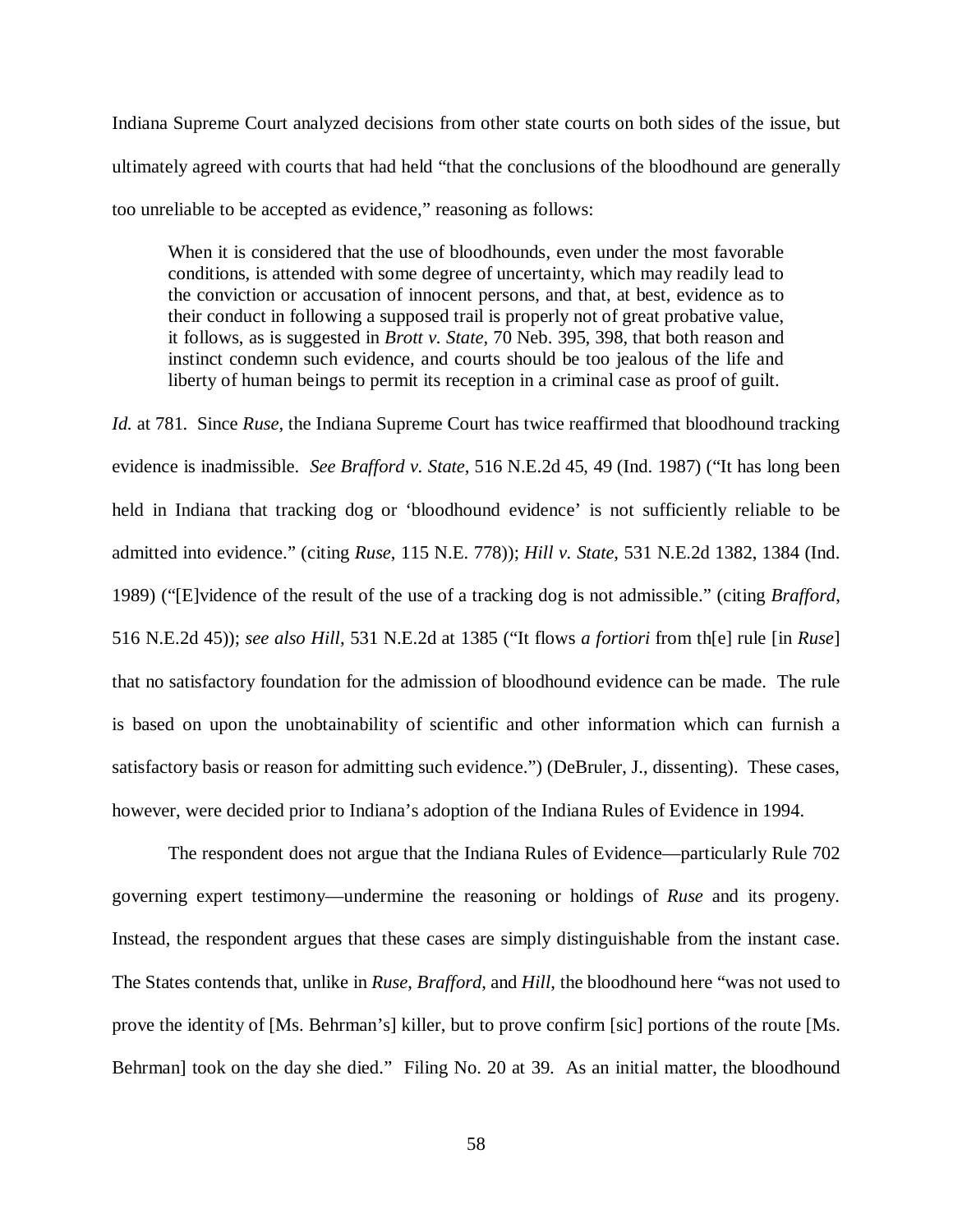Indiana Supreme Court analyzed decisions from other state courts on both sides of the issue, but ultimately agreed with courts that had held "that the conclusions of the bloodhound are generally too unreliable to be accepted as evidence," reasoning as follows:

> When it is considered that the use of bloodhounds, even under the most favorable conditions, is attended with some degree of uncertainty, which may readily lead to the conviction or accusation of innocent persons, and that, at best, evidence as to their conduct in following a supposed trail is properly not of great probative value, it follows, as is suggested in *Brott v. State*, 70 Neb. 395, 398, that both reason and instinct condemn such evidence, and courts should be too jealous of the life and liberty of human beings to permit its reception in a criminal case as proof of guilt.

*Id.* at 781. Since *Ruse*, the Indiana Supreme Court has twice reaffirmed that bloodhound tracking evidence is inadmissible. *See Brafford v. State*, 516 N.E.2d 45, 49 (Ind. 1987) ("It has long been held in Indiana that tracking dog or 'bloodhound evidence' is not sufficiently reliable to be admitted into evidence." (citing *Ruse*, 115 N.E. 778)); *Hill v. State*, 531 N.E.2d 1382, 1384 (Ind. 1989) ("[E]vidence of the result of the use of a tracking dog is not admissible." (citing *Brafford*, 516 N.E.2d 45)); *see also Hill*, 531 N.E.2d at 1385 ("It flows *a fortiori* from th[e] rule [in *Ruse*] that no satisfactory foundation for the admission of bloodhound evidence can be made. The rule is based on upon the unobtainability of scientific and other information which can furnish a satisfactory basis or reason for admitting such evidence.") (DeBruler, J., dissenting). These cases, however, were decided prior to Indiana's adoption of the Indiana Rules of Evidence in 1994.

The respondent does not argue that the Indiana Rules of Evidence—particularly Rule 702 governing expert testimony—undermine the reasoning or holdings of *Ruse* and its progeny. Instead, the respondent argues that these cases are simply distinguishable from the instant case. The States contends that, unlike in *Ruse*, *Brafford*, and *Hill*, the bloodhound here "was not used to prove the identity of [Ms. Behrman's] killer, but to prove confirm [sic] portions of the route [Ms. Behrman] took on the day she died." Filing No. 20 at 39. As an initial matter, the bloodhound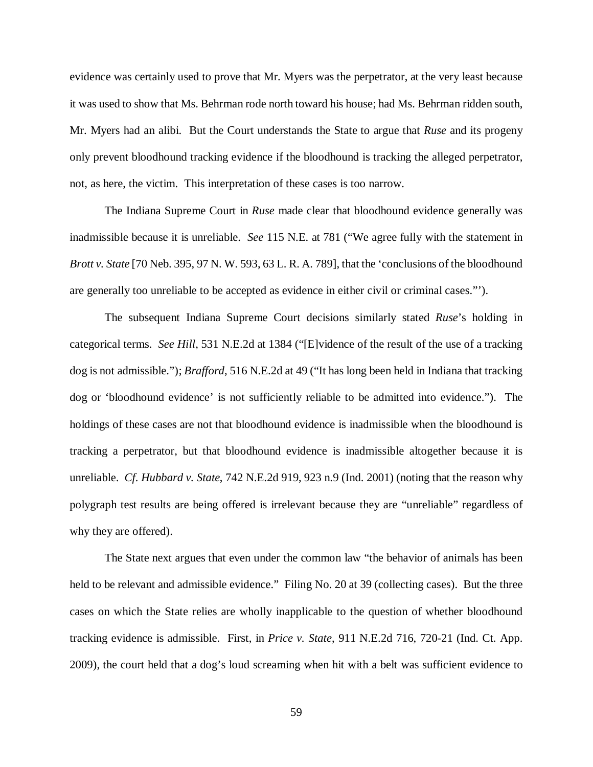evidence was certainly used to prove that Mr. Myers was the perpetrator, at the very least because it was used to show that Ms. Behrman rode north toward his house; had Ms. Behrman ridden south, Mr. Myers had an alibi. But the Court understands the State to argue that *Ruse* and its progeny only prevent bloodhound tracking evidence if the bloodhound is tracking the alleged perpetrator, not, as here, the victim. This interpretation of these cases is too narrow.

The Indiana Supreme Court in *Ruse* made clear that bloodhound evidence generally was inadmissible because it is unreliable. *See* 115 N.E. at 781 ("We agree fully with the statement in *Brott v. State* [70 Neb. 395, 97 N. W. 593, 63 L. R. A. 789], that the 'conclusions of the bloodhound are generally too unreliable to be accepted as evidence in either civil or criminal cases."').

The subsequent Indiana Supreme Court decisions similarly stated *Ruse*'s holding in categorical terms. *See Hill*, 531 N.E.2d at 1384 ("[E]vidence of the result of the use of a tracking dog is not admissible."); *Brafford*, 516 N.E.2d at 49 ("It has long been held in Indiana that tracking dog or 'bloodhound evidence' is not sufficiently reliable to be admitted into evidence."). The holdings of these cases are not that bloodhound evidence is inadmissible when the bloodhound is tracking a perpetrator, but that bloodhound evidence is inadmissible altogether because it is unreliable. *Cf. Hubbard v. State*, 742 N.E.2d 919, 923 n.9 (Ind. 2001) (noting that the reason why polygraph test results are being offered is irrelevant because they are "unreliable" regardless of why they are offered).

The State next argues that even under the common law "the behavior of animals has been held to be relevant and admissible evidence." Filing No. 20 at 39 (collecting cases). But the three cases on which the State relies are wholly inapplicable to the question of whether bloodhound tracking evidence is admissible. First, in *Price v. State*, 911 N.E.2d 716, 720-21 (Ind. Ct. App. 2009), the court held that a dog's loud screaming when hit with a belt was sufficient evidence to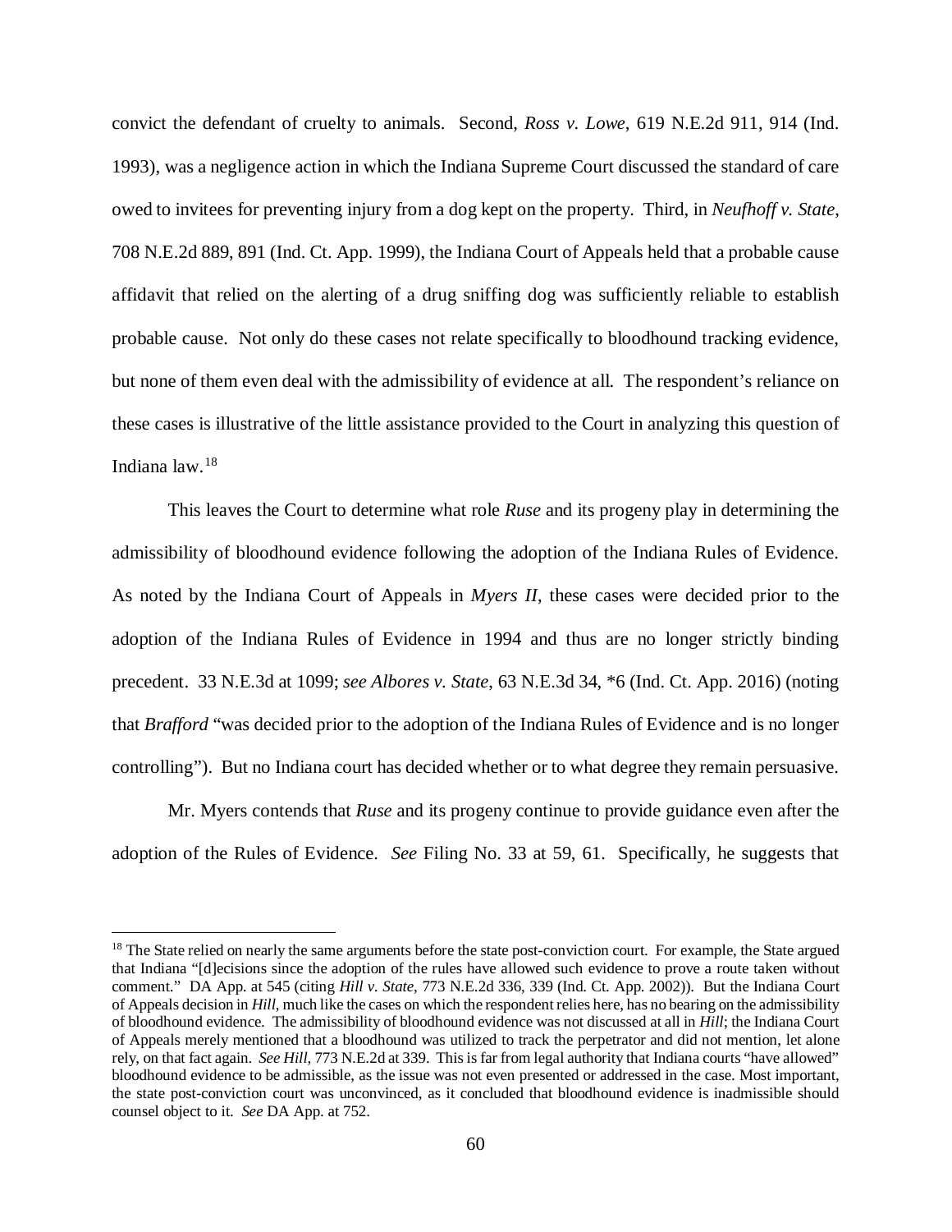convict the defendant of cruelty to animals. Second, *Ross v. Lowe*, 619 N.E.2d 911, 914 (Ind. 1993), was a negligence action in which the Indiana Supreme Court discussed the standard of care owed to invitees for preventing injury from a dog kept on the property. Third, in *Neufhoff v. State*, 708 N.E.2d 889, 891 (Ind. Ct. App. 1999), the Indiana Court of Appeals held that a probable cause affidavit that relied on the alerting of a drug sniffing dog was sufficiently reliable to establish probable cause. Not only do these cases not relate specifically to bloodhound tracking evidence, but none of them even deal with the admissibility of evidence at all. The respondent's reliance on these cases is illustrative of the little assistance provided to the Court in analyzing this question of Indiana law.[18]

This leaves the Court to determine what role *Ruse* and its progeny play in determining the admissibility of bloodhound evidence following the adoption of the Indiana Rules of Evidence. As noted by the Indiana Court of Appeals in *Myers II*, these cases were decided prior to the adoption of the Indiana Rules of Evidence in 1994 and thus are no longer strictly binding precedent. 33 N.E.3d at 1099; *see Albores v. State*, 63 N.E.3d 34, *6 (Ind. Ct. App. 2016) (noting that *Brafford* "was decided prior to the adoption of the Indiana Rules of Evidence and is no longer controlling"). But no Indiana court has decided whether or to what degree they remain persuasive.

Mr. Myers contends that *Ruse* and its progeny continue to provide guidance even after the adoption of the Rules of Evidence. *See* Filing No. 33 at 59, 61. Specifically, he suggests that

---

[18] The State relied on nearly the same arguments before the state post-conviction court. For example, the State argued that Indiana "[d]ecisions since the adoption of the rules have allowed such evidence to prove a route taken without comment." DA App. at 545 (citing *Hill v. State*, 773 N.E.2d 336, 339 (Ind. Ct. App. 2002)). But the Indiana Court of Appeals decision in *Hill*, much like the cases on which the respondent relies here, has no bearing on the admissibility of bloodhound evidence. The admissibility of bloodhound evidence was not discussed at all in *Hill*; the Indiana Court of Appeals merely mentioned that a bloodhound was utilized to track the perpetrator and did not mention, let alone rely, on that fact again. *See Hill*, 773 N.E.2d at 339. This is far from legal authority that Indiana courts "have allowed" bloodhound evidence to be admissible, as the issue was not even presented or addressed in the case. Most important, the state post-conviction court was unconvinced, as it concluded that bloodhound evidence is inadmissible should counsel object to it. *See* DA App. at 752.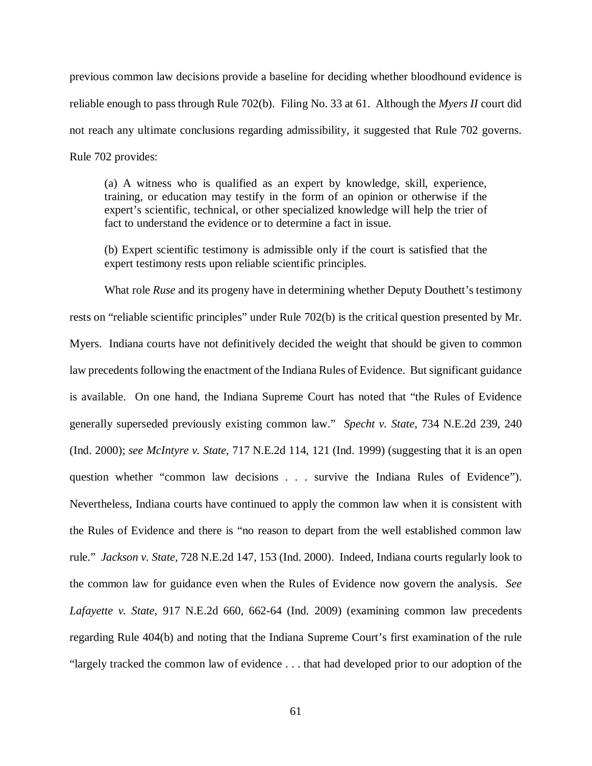previous common law decisions provide a baseline for deciding whether bloodhound evidence is reliable enough to pass through Rule 702(b). Filing No. 33 at 61. Although the *Myers II* court did not reach any ultimate conclusions regarding admissibility, it suggested that Rule 702 governs. Rule 702 provides:

> (a) A witness who is qualified as an expert by knowledge, skill, experience, training, or education may testify in the form of an opinion or otherwise if the expert's scientific, technical, or other specialized knowledge will help the trier of fact to understand the evidence or to determine a fact in issue.
>
> (b) Expert scientific testimony is admissible only if the court is satisfied that the expert testimony rests upon reliable scientific principles.

What role *Ruse* and its progeny have in determining whether Deputy Douthett's testimony rests on "reliable scientific principles" under Rule 702(b) is the critical question presented by Mr. Myers. Indiana courts have not definitively decided the weight that should be given to common law precedents following the enactment of the Indiana Rules of Evidence. But significant guidance is available. On one hand, the Indiana Supreme Court has noted that "the Rules of Evidence generally superseded previously existing common law." *Specht v. State*, 734 N.E.2d 239, 240 (Ind. 2000); *see McIntyre v. State*, 717 N.E.2d 114, 121 (Ind. 1999) (suggesting that it is an open question whether "common law decisions . . . survive the Indiana Rules of Evidence"). Nevertheless, Indiana courts have continued to apply the common law when it is consistent with the Rules of Evidence and there is "no reason to depart from the well established common law rule." *Jackson v. State*, 728 N.E.2d 147, 153 (Ind. 2000). Indeed, Indiana courts regularly look to the common law for guidance even when the Rules of Evidence now govern the analysis. *See Lafayette v. State*, 917 N.E.2d 660, 662-64 (Ind. 2009) (examining common law precedents regarding Rule 404(b) and noting that the Indiana Supreme Court's first examination of the rule "largely tracked the common law of evidence . . . that had developed prior to our adoption of the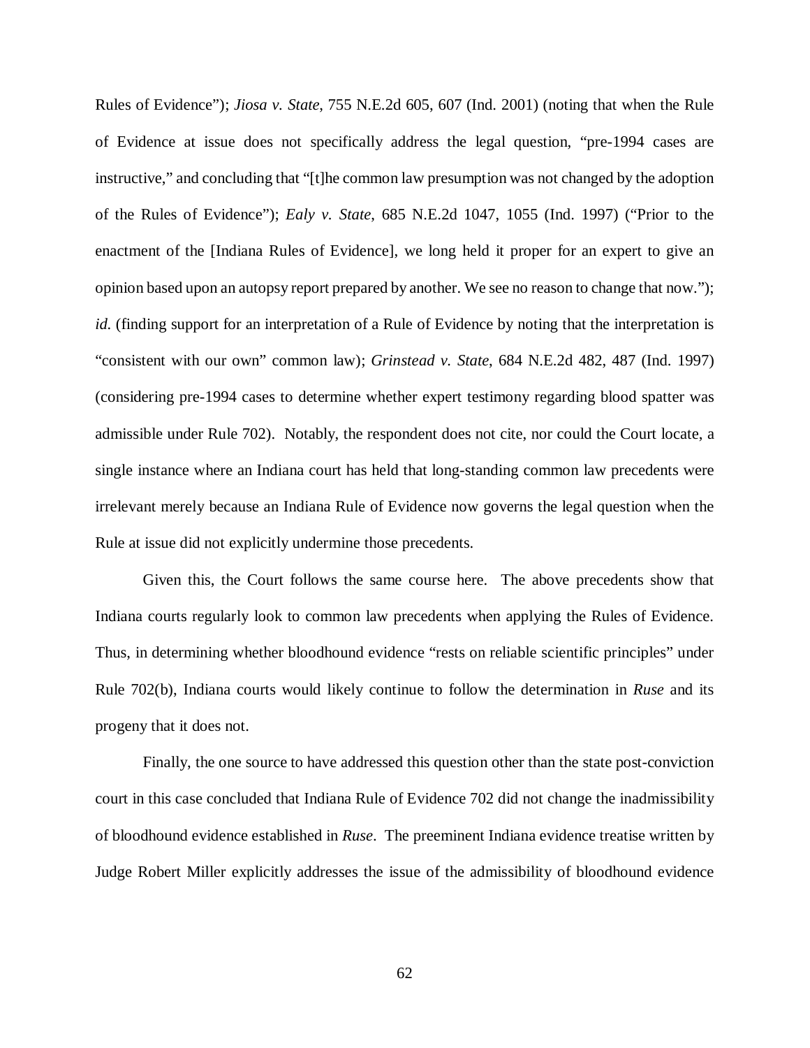Rules of Evidence"); *Jiosa v. State*, 755 N.E.2d 605, 607 (Ind. 2001) (noting that when the Rule of Evidence at issue does not specifically address the legal question, "pre-1994 cases are instructive," and concluding that "[t]he common law presumption was not changed by the adoption of the Rules of Evidence"); *Ealy v. State*, 685 N.E.2d 1047, 1055 (Ind. 1997) ("Prior to the enactment of the [Indiana Rules of Evidence], we long held it proper for an expert to give an opinion based upon an autopsy report prepared by another. We see no reason to change that now."); *id.* (finding support for an interpretation of a Rule of Evidence by noting that the interpretation is "consistent with our own" common law); *Grinstead v. State*, 684 N.E.2d 482, 487 (Ind. 1997) (considering pre-1994 cases to determine whether expert testimony regarding blood spatter was admissible under Rule 702). Notably, the respondent does not cite, nor could the Court locate, a single instance where an Indiana court has held that long-standing common law precedents were irrelevant merely because an Indiana Rule of Evidence now governs the legal question when the Rule at issue did not explicitly undermine those precedents.

Given this, the Court follows the same course here. The above precedents show that Indiana courts regularly look to common law precedents when applying the Rules of Evidence. Thus, in determining whether bloodhound evidence "rests on reliable scientific principles" under Rule 702(b), Indiana courts would likely continue to follow the determination in *Ruse* and its progeny that it does not.

Finally, the one source to have addressed this question other than the state post-conviction court in this case concluded that Indiana Rule of Evidence 702 did not change the inadmissibility of bloodhound evidence established in *Ruse*. The preeminent Indiana evidence treatise written by Judge Robert Miller explicitly addresses the issue of the admissibility of bloodhound evidence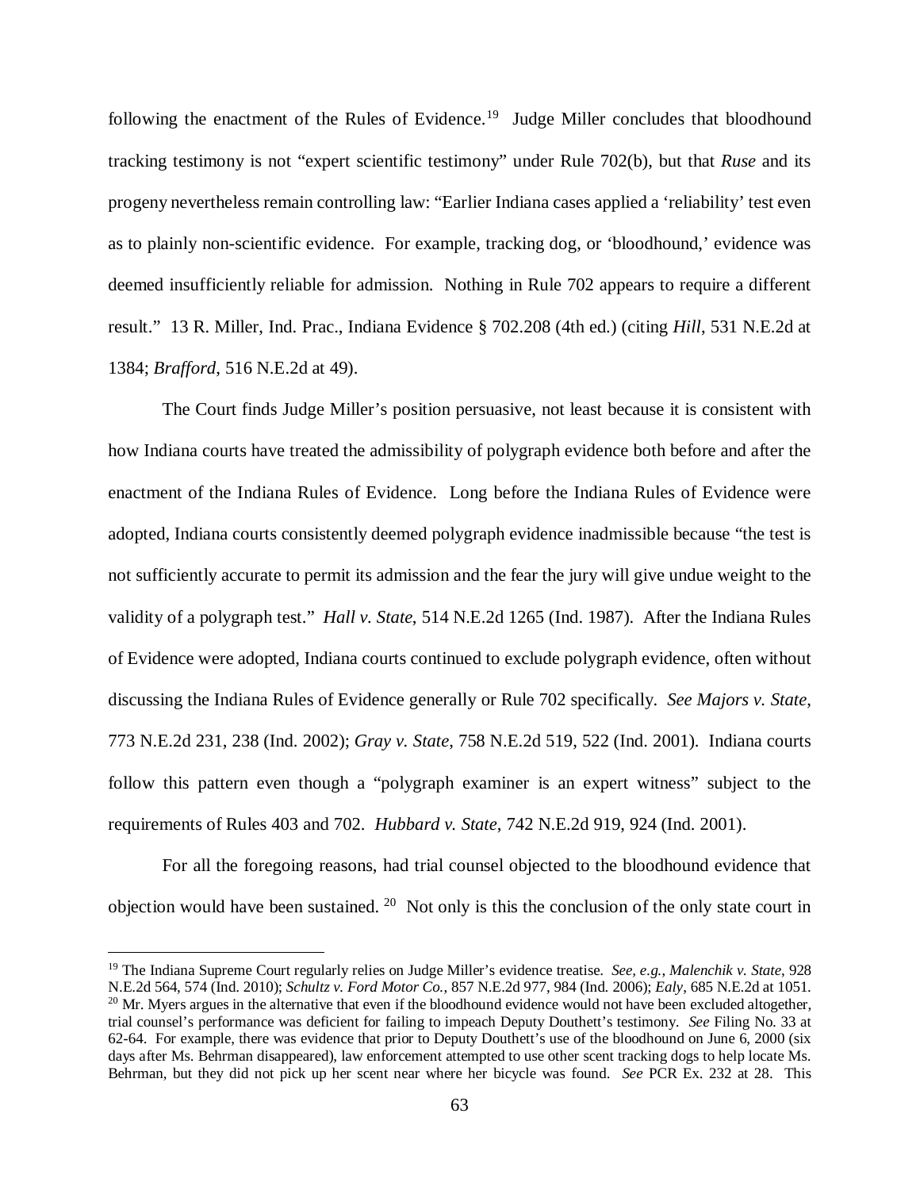following the enactment of the Rules of Evidence.[19] Judge Miller concludes that bloodhound tracking testimony is not "expert scientific testimony" under Rule 702(b), but that *Ruse* and its progeny nevertheless remain controlling law: "Earlier Indiana cases applied a 'reliability' test even as to plainly non-scientific evidence. For example, tracking dog, or 'bloodhound,' evidence was deemed insufficiently reliable for admission. Nothing in Rule 702 appears to require a different result." 13 R. Miller, Ind. Prac., Indiana Evidence § 702.208 (4th ed.) (citing *Hill*, 531 N.E.2d at 1384; *Brafford*, 516 N.E.2d at 49).

The Court finds Judge Miller's position persuasive, not least because it is consistent with how Indiana courts have treated the admissibility of polygraph evidence both before and after the enactment of the Indiana Rules of Evidence. Long before the Indiana Rules of Evidence were adopted, Indiana courts consistently deemed polygraph evidence inadmissible because "the test is not sufficiently accurate to permit its admission and the fear the jury will give undue weight to the validity of a polygraph test." *Hall v. State*, 514 N.E.2d 1265 (Ind. 1987). After the Indiana Rules of Evidence were adopted, Indiana courts continued to exclude polygraph evidence, often without discussing the Indiana Rules of Evidence generally or Rule 702 specifically. *See Majors v. State*, 773 N.E.2d 231, 238 (Ind. 2002); *Gray v. State*, 758 N.E.2d 519, 522 (Ind. 2001). Indiana courts follow this pattern even though a "polygraph examiner is an expert witness" subject to the requirements of Rules 403 and 702. *Hubbard v. State*, 742 N.E.2d 919, 924 (Ind. 2001).

For all the foregoing reasons, had trial counsel objected to the bloodhound evidence that objection would have been sustained.[20] Not only is this the conclusion of the only state court in

---

[19] The Indiana Supreme Court regularly relies on Judge Miller's evidence treatise. *See, e.g.*, *Malenchik v. State*, 928 N.E.2d 564, 574 (Ind. 2010); *Schultz v. Ford Motor Co.*, 857 N.E.2d 977, 984 (Ind. 2006); *Ealy*, 685 N.E.2d at 1051.

[20] Mr. Myers argues in the alternative that even if the bloodhound evidence would not have been excluded altogether, trial counsel's performance was deficient for failing to impeach Deputy Douthett's testimony. *See* Filing No. 33 at 62-64. For example, there was evidence that prior to Deputy Douthett's use of the bloodhound on June 6, 2000 (six days after Ms. Behrman disappeared), law enforcement attempted to use other scent tracking dogs to help locate Ms. Behrman, but they did not pick up her scent near where her bicycle was found. *See* PCR Ex. 232 at 28. This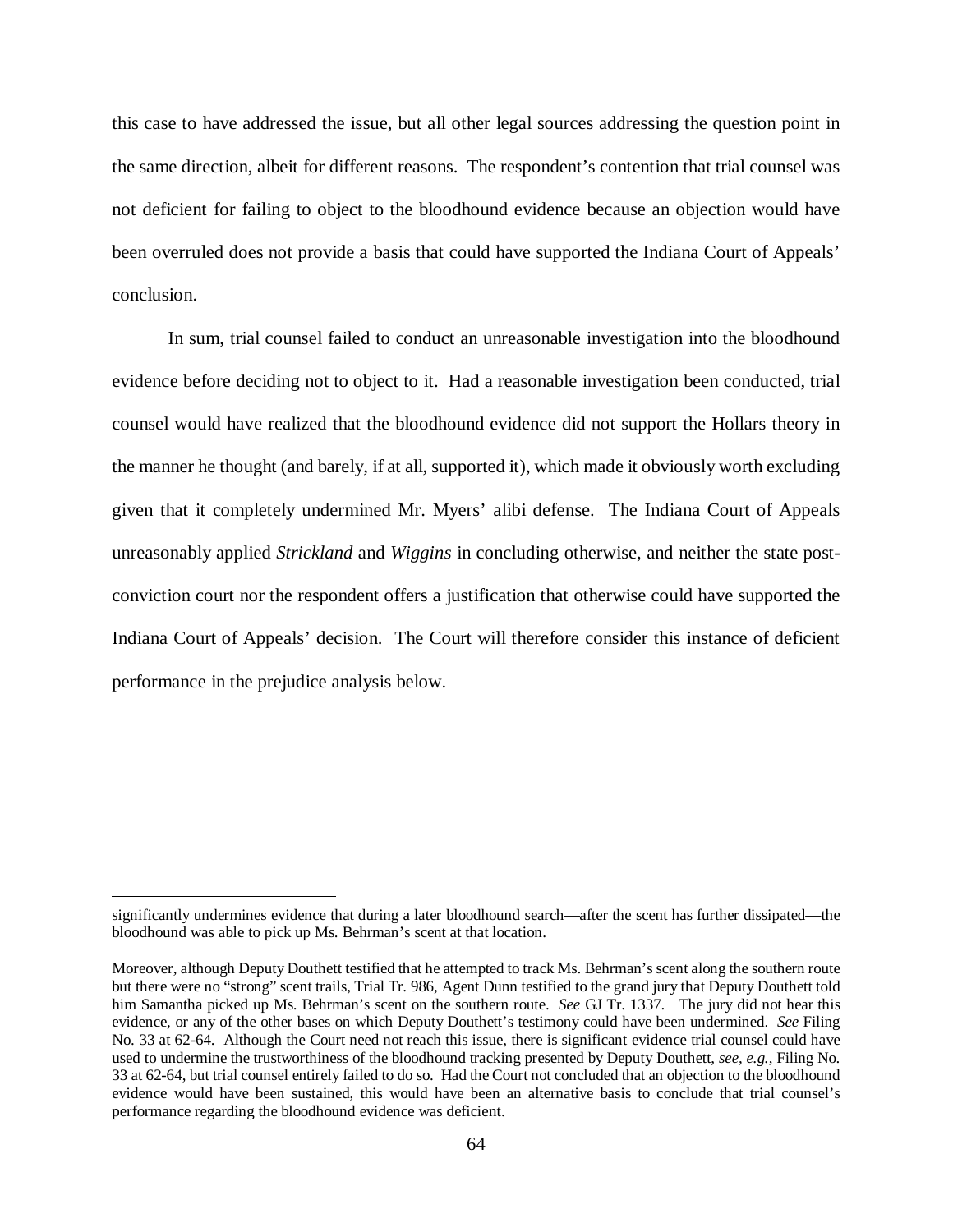this case to have addressed the issue, but all other legal sources addressing the question point in the same direction, albeit for different reasons. The respondent's contention that trial counsel was not deficient for failing to object to the bloodhound evidence because an objection would have been overruled does not provide a basis that could have supported the Indiana Court of Appeals' conclusion.

In sum, trial counsel failed to conduct an unreasonable investigation into the bloodhound evidence before deciding not to object to it. Had a reasonable investigation been conducted, trial counsel would have realized that the bloodhound evidence did not support the Hollars theory in the manner he thought (and barely, if at all, supported it), which made it obviously worth excluding given that it completely undermined Mr. Myers' alibi defense. The Indiana Court of Appeals unreasonably applied *Strickland* and *Wiggins* in concluding otherwise, and neither the state post-conviction court nor the respondent offers a justification that otherwise could have supported the Indiana Court of Appeals' decision. The Court will therefore consider this instance of deficient performance in the prejudice analysis below.

---

significantly undermines evidence that during a later bloodhound search—after the scent has further dissipated—the bloodhound was able to pick up Ms. Behrman's scent at that location.

Moreover, although Deputy Douthett testified that he attempted to track Ms. Behrman's scent along the southern route but there were no "strong" scent trails, Trial Tr. 986, Agent Dunn testified to the grand jury that Deputy Douthett told him Samantha picked up Ms. Behrman's scent on the southern route. *See* GJ Tr. 1337. The jury did not hear this evidence, or any of the other bases on which Deputy Douthett's testimony could have been undermined. *See* Filing No. 33 at 62-64. Although the Court need not reach this issue, there is significant evidence trial counsel could have used to undermine the trustworthiness of the bloodhound tracking presented by Deputy Douthett, *see, e.g.*, Filing No. 33 at 62-64, but trial counsel entirely failed to do so. Had the Court not concluded that an objection to the bloodhound evidence would have been sustained, this would have been an alternative basis to conclude that trial counsel's performance regarding the bloodhound evidence was deficient.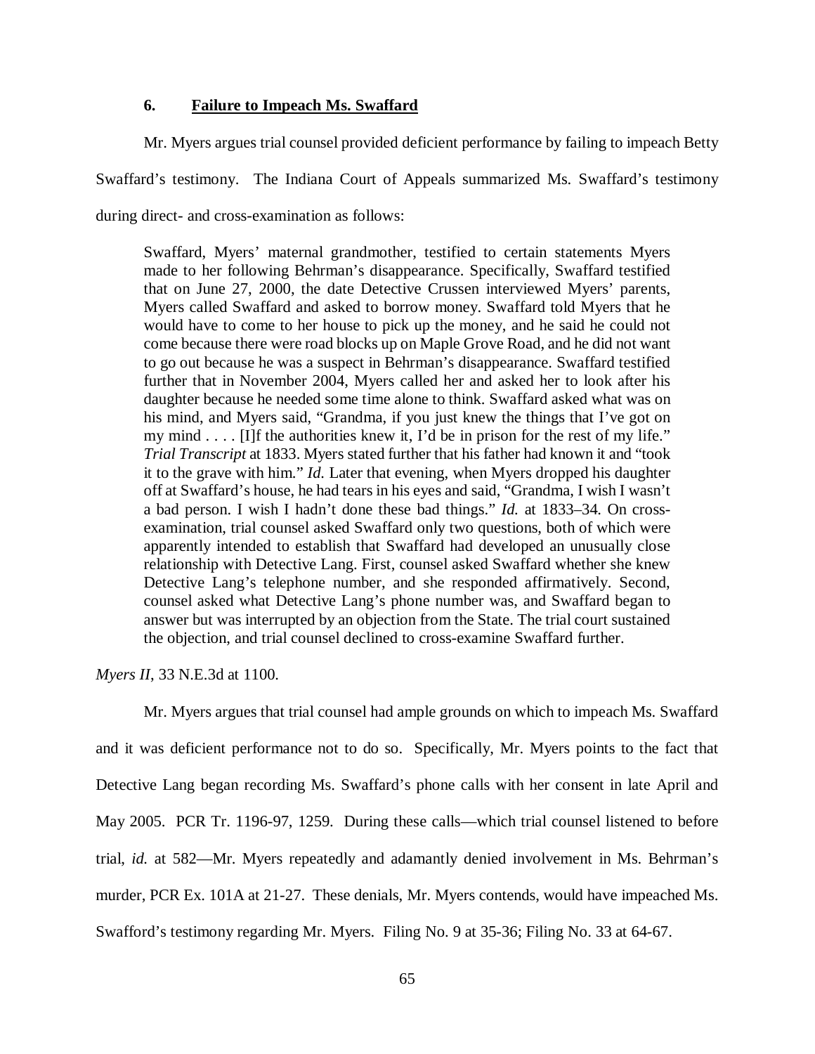### 6. <u>Failure to Impeach Ms. Swaffard</u>

Mr. Myers argues trial counsel provided deficient performance by failing to impeach Betty Swaffard's testimony. The Indiana Court of Appeals summarized Ms. Swaffard's testimony during direct- and cross-examination as follows:

> Swaffard, Myers' maternal grandmother, testified to certain statements Myers made to her following Behrman's disappearance. Specifically, Swaffard testified that on June 27, 2000, the date Detective Crussen interviewed Myers' parents, Myers called Swaffard and asked to borrow money. Swaffard told Myers that he would have to come to her house to pick up the money, and he said he could not come because there were road blocks up on Maple Grove Road, and he did not want to go out because he was a suspect in Behrman's disappearance. Swaffard testified further that in November 2004, Myers called her and asked her to look after his daughter because he needed some time alone to think. Swaffard asked what was on his mind, and Myers said, "Grandma, if you just knew the things that I've got on my mind . . . . [I]f the authorities knew it, I'd be in prison for the rest of my life." *Trial Transcript* at 1833. Myers stated further that his father had known it and "took it to the grave with him." *Id.* Later that evening, when Myers dropped his daughter off at Swaffard's house, he had tears in his eyes and said, "Grandma, I wish I wasn't a bad person. I wish I hadn't done these bad things." *Id.* at 1833–34. On cross-examination, trial counsel asked Swaffard only two questions, both of which were apparently intended to establish that Swaffard had developed an unusually close relationship with Detective Lang. First, counsel asked Swaffard whether she knew Detective Lang's telephone number, and she responded affirmatively. Second, counsel asked what Detective Lang's phone number was, and Swaffard began to answer but was interrupted by an objection from the State. The trial court sustained the objection, and trial counsel declined to cross-examine Swaffard further.

*Myers II*, 33 N.E.3d at 1100.

Mr. Myers argues that trial counsel had ample grounds on which to impeach Ms. Swaffard and it was deficient performance not to do so. Specifically, Mr. Myers points to the fact that Detective Lang began recording Ms. Swaffard's phone calls with her consent in late April and May 2005. PCR Tr. 1196-97, 1259. During these calls—which trial counsel listened to before trial, *id.* at 582—Mr. Myers repeatedly and adamantly denied involvement in Ms. Behrman's murder, PCR Ex. 101A at 21-27. These denials, Mr. Myers contends, would have impeached Ms. Swafford's testimony regarding Mr. Myers. Filing No. 9 at 35-36; Filing No. 33 at 64-67.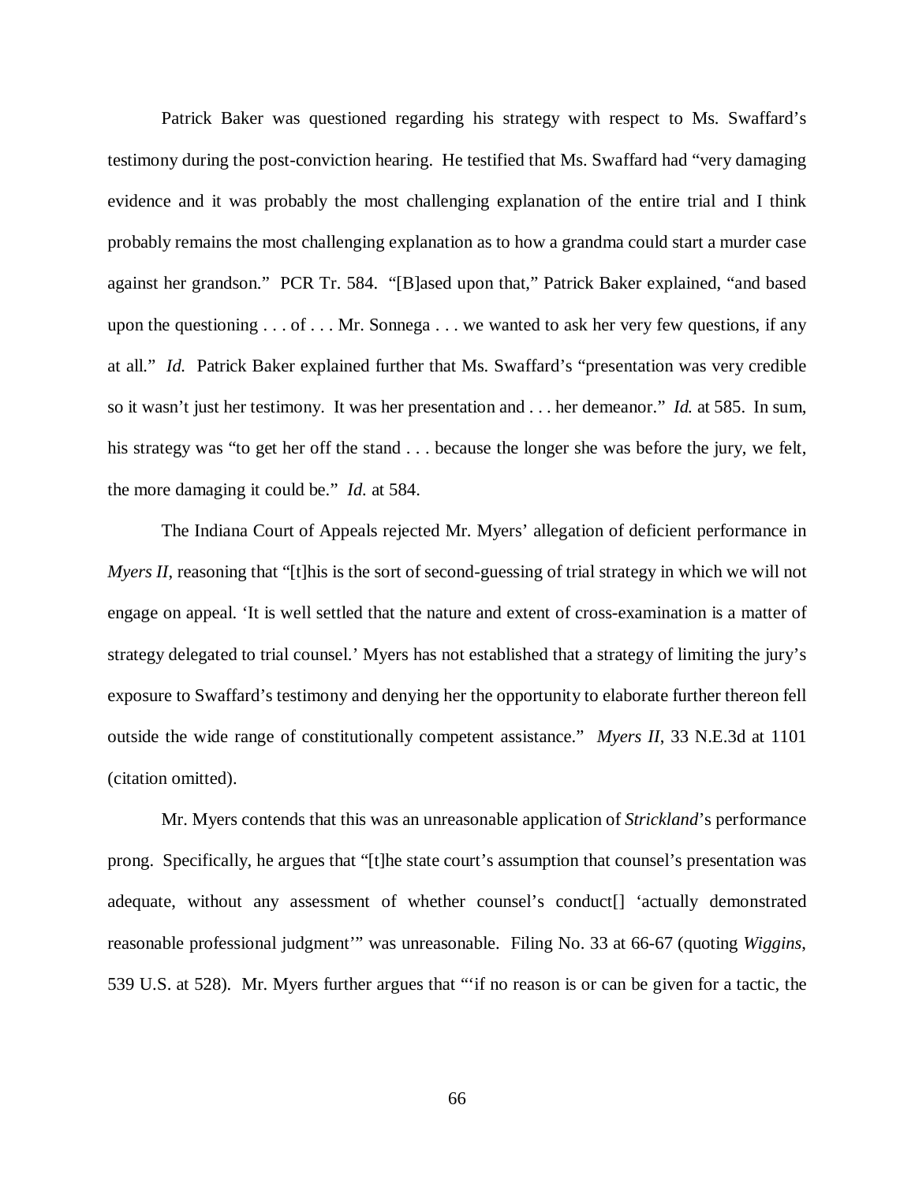Patrick Baker was questioned regarding his strategy with respect to Ms. Swaffard's testimony during the post-conviction hearing. He testified that Ms. Swaffard had "very damaging evidence and it was probably the most challenging explanation of the entire trial and I think probably remains the most challenging explanation as to how a grandma could start a murder case against her grandson." PCR Tr. 584. "[B]ased upon that," Patrick Baker explained, "and based upon the questioning . . . of . . . Mr. Sonnega . . . we wanted to ask her very few questions, if any at all." *Id.* Patrick Baker explained further that Ms. Swaffard's "presentation was very credible so it wasn't just her testimony. It was her presentation and . . . her demeanor." *Id.* at 585. In sum, his strategy was "to get her off the stand . . . because the longer she was before the jury, we felt, the more damaging it could be." *Id.* at 584.

The Indiana Court of Appeals rejected Mr. Myers' allegation of deficient performance in *Myers II*, reasoning that "[t]his is the sort of second-guessing of trial strategy in which we will not engage on appeal. 'It is well settled that the nature and extent of cross-examination is a matter of strategy delegated to trial counsel.' Myers has not established that a strategy of limiting the jury's exposure to Swaffard's testimony and denying her the opportunity to elaborate further thereon fell outside the wide range of constitutionally competent assistance." *Myers II*, 33 N.E.3d at 1101 (citation omitted).

Mr. Myers contends that this was an unreasonable application of *Strickland*'s performance prong. Specifically, he argues that "[t]he state court's assumption that counsel's presentation was adequate, without any assessment of whether counsel's conduct[] 'actually demonstrated reasonable professional judgment'" was unreasonable. Filing No. 33 at 66-67 (quoting *Wiggins*, 539 U.S. at 528). Mr. Myers further argues that "'if no reason is or can be given for a tactic, the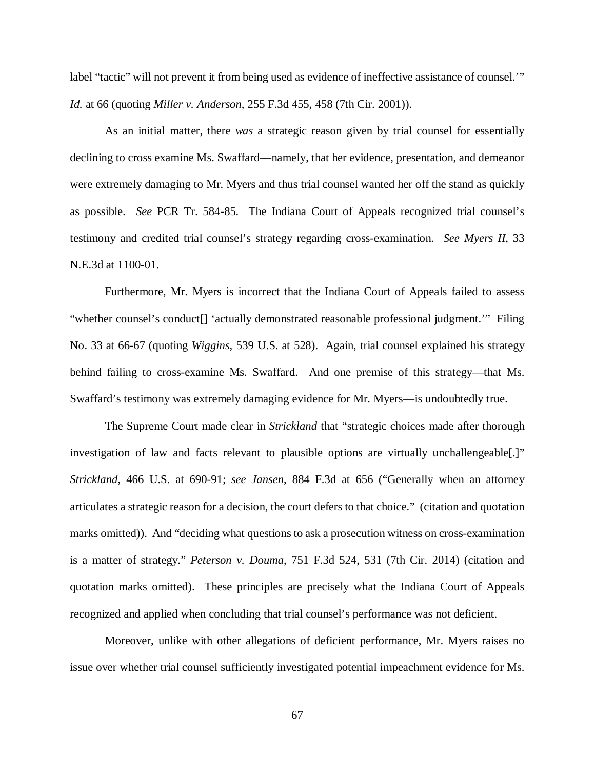label "tactic" will not prevent it from being used as evidence of ineffective assistance of counsel.'" *Id.* at 66 (quoting *Miller v. Anderson*, 255 F.3d 455, 458 (7th Cir. 2001)).

As an initial matter, there *was* a strategic reason given by trial counsel for essentially declining to cross examine Ms. Swaffard—namely, that her evidence, presentation, and demeanor were extremely damaging to Mr. Myers and thus trial counsel wanted her off the stand as quickly as possible. *See* PCR Tr. 584-85. The Indiana Court of Appeals recognized trial counsel's testimony and credited trial counsel's strategy regarding cross-examination. *See Myers II*, 33 N.E.3d at 1100-01.

Furthermore, Mr. Myers is incorrect that the Indiana Court of Appeals failed to assess "whether counsel's conduct[] 'actually demonstrated reasonable professional judgment.'" Filing No. 33 at 66-67 (quoting *Wiggins*, 539 U.S. at 528). Again, trial counsel explained his strategy behind failing to cross-examine Ms. Swaffard. And one premise of this strategy—that Ms. Swaffard's testimony was extremely damaging evidence for Mr. Myers—is undoubtedly true.

The Supreme Court made clear in *Strickland* that "strategic choices made after thorough investigation of law and facts relevant to plausible options are virtually unchallengeable[.]" *Strickland*, 466 U.S. at 690-91; *see Jansen*, 884 F.3d at 656 ("Generally when an attorney articulates a strategic reason for a decision, the court defers to that choice." (citation and quotation marks omitted)). And "deciding what questions to ask a prosecution witness on cross-examination is a matter of strategy." *Peterson v. Douma*, 751 F.3d 524, 531 (7th Cir. 2014) (citation and quotation marks omitted). These principles are precisely what the Indiana Court of Appeals recognized and applied when concluding that trial counsel's performance was not deficient.

Moreover, unlike with other allegations of deficient performance, Mr. Myers raises no issue over whether trial counsel sufficiently investigated potential impeachment evidence for Ms.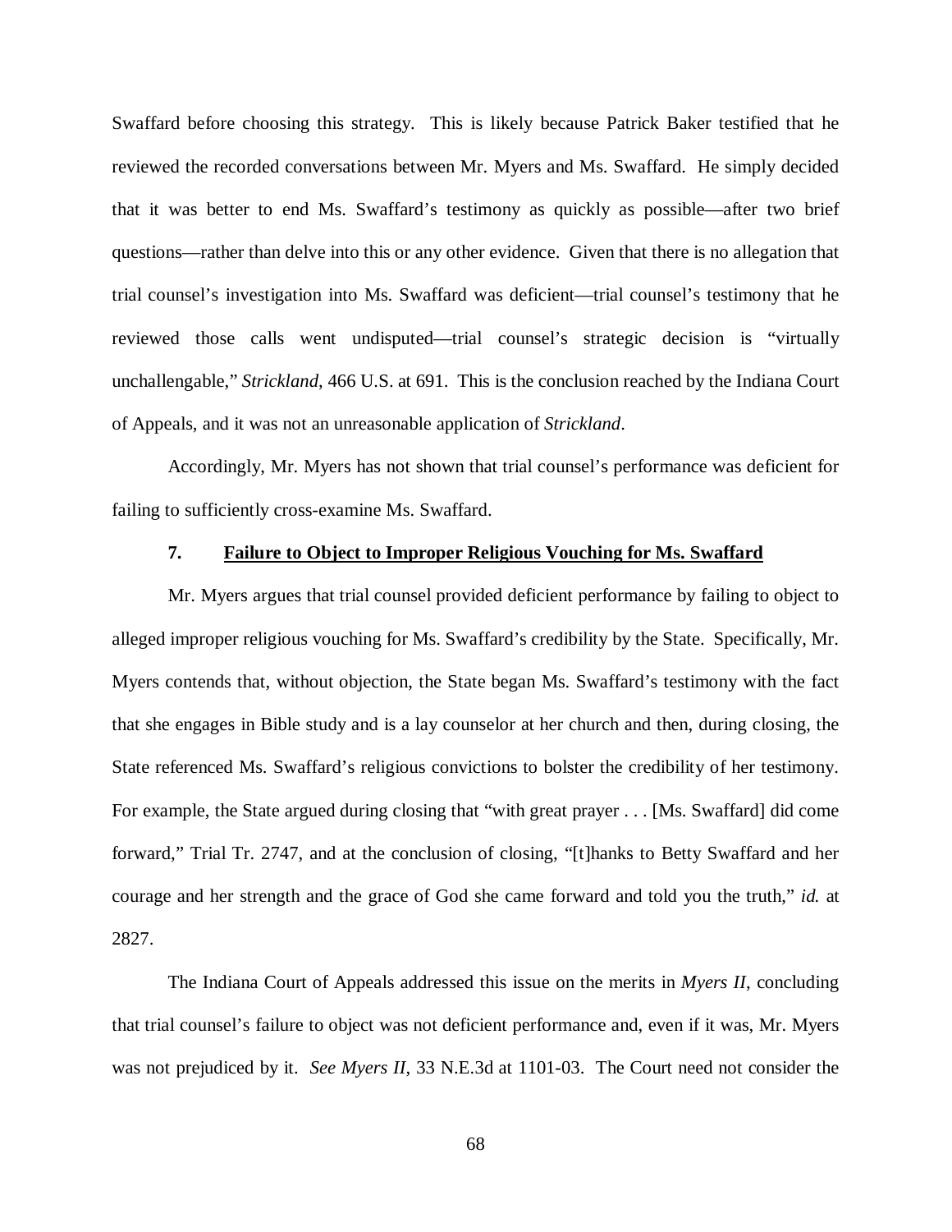Swaffard before choosing this strategy. This is likely because Patrick Baker testified that he reviewed the recorded conversations between Mr. Myers and Ms. Swaffard. He simply decided that it was better to end Ms. Swaffard's testimony as quickly as possible—after two brief questions—rather than delve into this or any other evidence. Given that there is no allegation that trial counsel's investigation into Ms. Swaffard was deficient—trial counsel's testimony that he reviewed those calls went undisputed—trial counsel's strategic decision is "virtually unchallengable," *Strickland*, 466 U.S. at 691. This is the conclusion reached by the Indiana Court of Appeals, and it was not an unreasonable application of *Strickland*.

Accordingly, Mr. Myers has not shown that trial counsel's performance was deficient for failing to sufficiently cross-examine Ms. Swaffard.

#### 7. Failure to Object to Improper Religious Vouching for Ms. Swaffard

Mr. Myers argues that trial counsel provided deficient performance by failing to object to alleged improper religious vouching for Ms. Swaffard's credibility by the State. Specifically, Mr. Myers contends that, without objection, the State began Ms. Swaffard's testimony with the fact that she engages in Bible study and is a lay counselor at her church and then, during closing, the State referenced Ms. Swaffard's religious convictions to bolster the credibility of her testimony. For example, the State argued during closing that "with great prayer . . . [Ms. Swaffard] did come forward," Trial Tr. 2747, and at the conclusion of closing, "[t]hanks to Betty Swaffard and her courage and her strength and the grace of God she came forward and told you the truth," *id.* at 2827.

The Indiana Court of Appeals addressed this issue on the merits in *Myers II*, concluding that trial counsel's failure to object was not deficient performance and, even if it was, Mr. Myers was not prejudiced by it. *See Myers II*, 33 N.E.3d at 1101-03. The Court need not consider the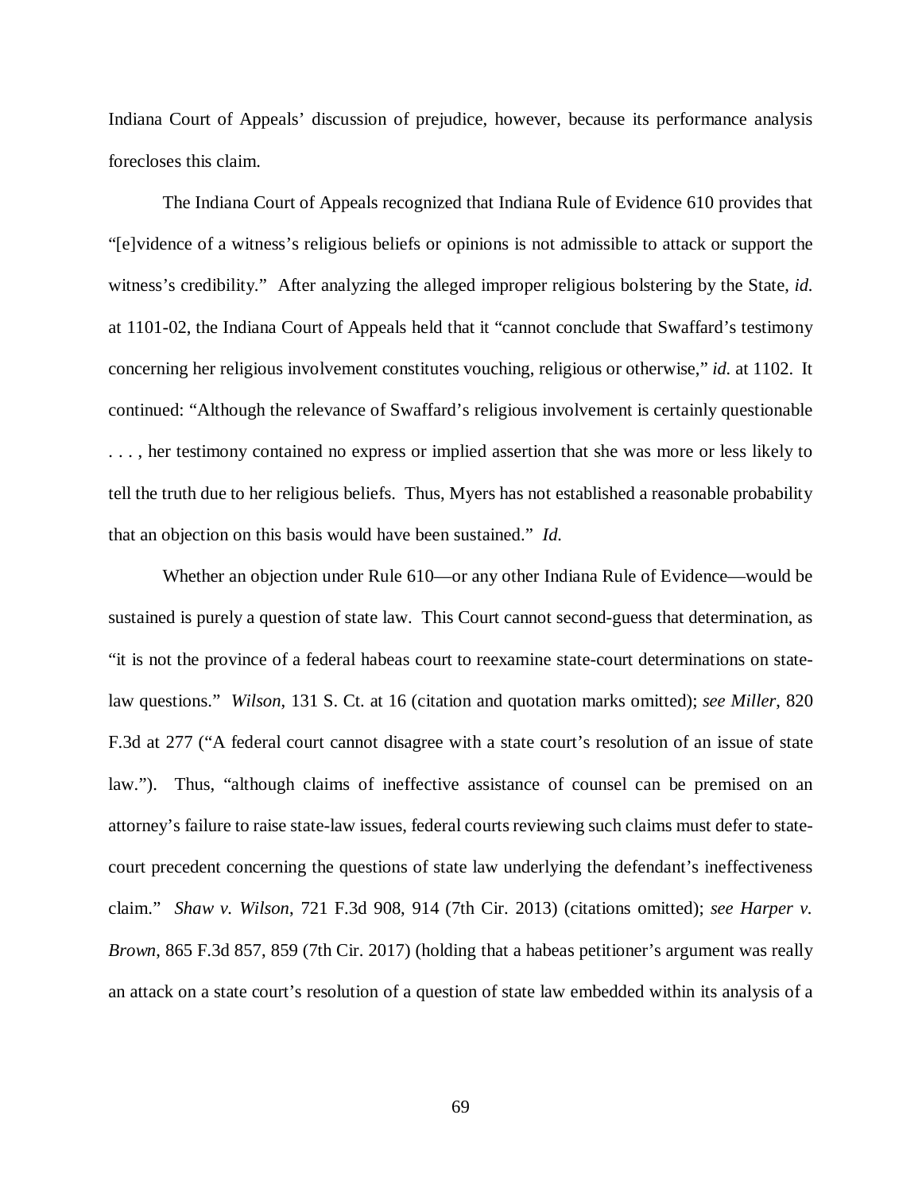Indiana Court of Appeals' discussion of prejudice, however, because its performance analysis forecloses this claim.

The Indiana Court of Appeals recognized that Indiana Rule of Evidence 610 provides that "[e]vidence of a witness's religious beliefs or opinions is not admissible to attack or support the witness's credibility." After analyzing the alleged improper religious bolstering by the State, *id.* at 1101-02, the Indiana Court of Appeals held that it "cannot conclude that Swaffard's testimony concerning her religious involvement constitutes vouching, religious or otherwise," *id.* at 1102. It continued: "Although the relevance of Swaffard's religious involvement is certainly questionable . . . , her testimony contained no express or implied assertion that she was more or less likely to tell the truth due to her religious beliefs. Thus, Myers has not established a reasonable probability that an objection on this basis would have been sustained." *Id.*

Whether an objection under Rule 610—or any other Indiana Rule of Evidence—would be sustained is purely a question of state law. This Court cannot second-guess that determination, as "it is not the province of a federal habeas court to reexamine state-court determinations on state-law questions." *Wilson*, 131 S. Ct. at 16 (citation and quotation marks omitted); *see Miller*, 820 F.3d at 277 ("A federal court cannot disagree with a state court's resolution of an issue of state law."). Thus, "although claims of ineffective assistance of counsel can be premised on an attorney's failure to raise state-law issues, federal courts reviewing such claims must defer to state-court precedent concerning the questions of state law underlying the defendant's ineffectiveness claim." *Shaw v. Wilson*, 721 F.3d 908, 914 (7th Cir. 2013) (citations omitted); *see Harper v. Brown*, 865 F.3d 857, 859 (7th Cir. 2017) (holding that a habeas petitioner's argument was really an attack on a state court's resolution of a question of state law embedded within its analysis of a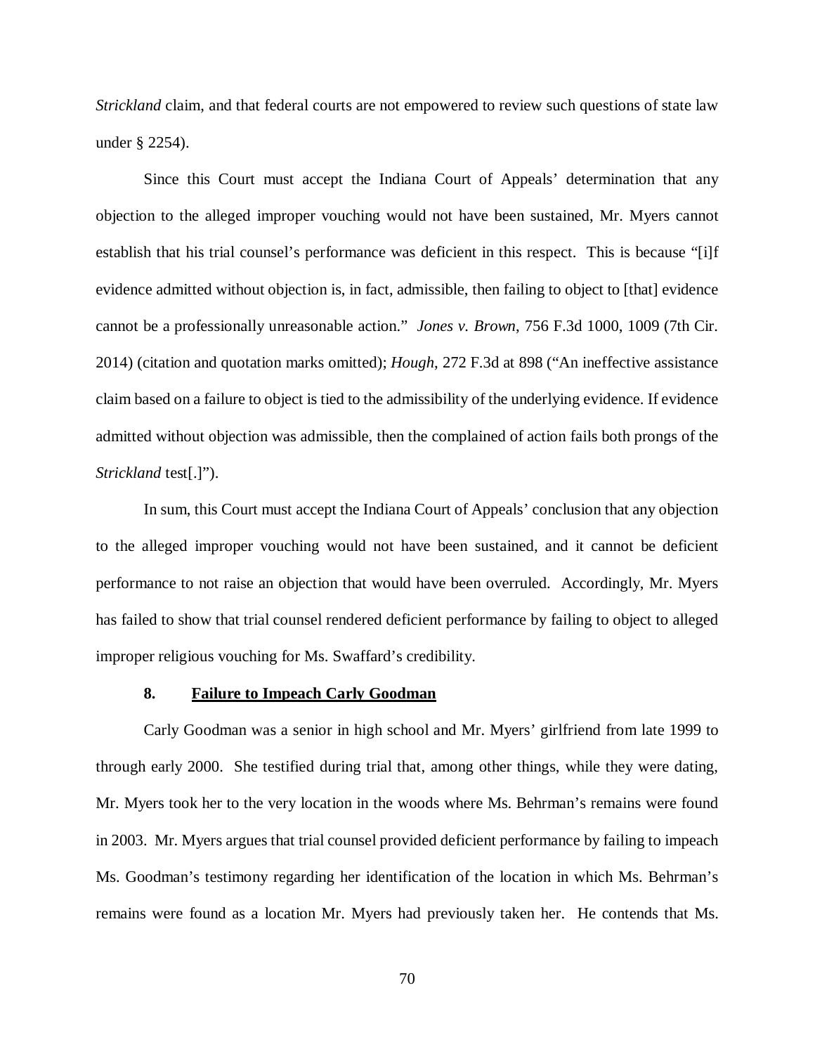*Strickland* claim, and that federal courts are not empowered to review such questions of state law under § 2254).

Since this Court must accept the Indiana Court of Appeals' determination that any objection to the alleged improper vouching would not have been sustained, Mr. Myers cannot establish that his trial counsel's performance was deficient in this respect. This is because "[i]f evidence admitted without objection is, in fact, admissible, then failing to object to [that] evidence cannot be a professionally unreasonable action." *Jones v. Brown*, 756 F.3d 1000, 1009 (7th Cir. 2014) (citation and quotation marks omitted); *Hough*, 272 F.3d at 898 ("An ineffective assistance claim based on a failure to object is tied to the admissibility of the underlying evidence. If evidence admitted without objection was admissible, then the complained of action fails both prongs of the *Strickland* test[.]").

In sum, this Court must accept the Indiana Court of Appeals' conclusion that any objection to the alleged improper vouching would not have been sustained, and it cannot be deficient performance to not raise an objection that would have been overruled. Accordingly, Mr. Myers has failed to show that trial counsel rendered deficient performance by failing to object to alleged improper religious vouching for Ms. Swaffard's credibility.

#### 8. Failure to Impeach Carly Goodman

Carly Goodman was a senior in high school and Mr. Myers' girlfriend from late 1999 to through early 2000. She testified during trial that, among other things, while they were dating, Mr. Myers took her to the very location in the woods where Ms. Behrman's remains were found in 2003. Mr. Myers argues that trial counsel provided deficient performance by failing to impeach Ms. Goodman's testimony regarding her identification of the location in which Ms. Behrman's remains were found as a location Mr. Myers had previously taken her. He contends that Ms.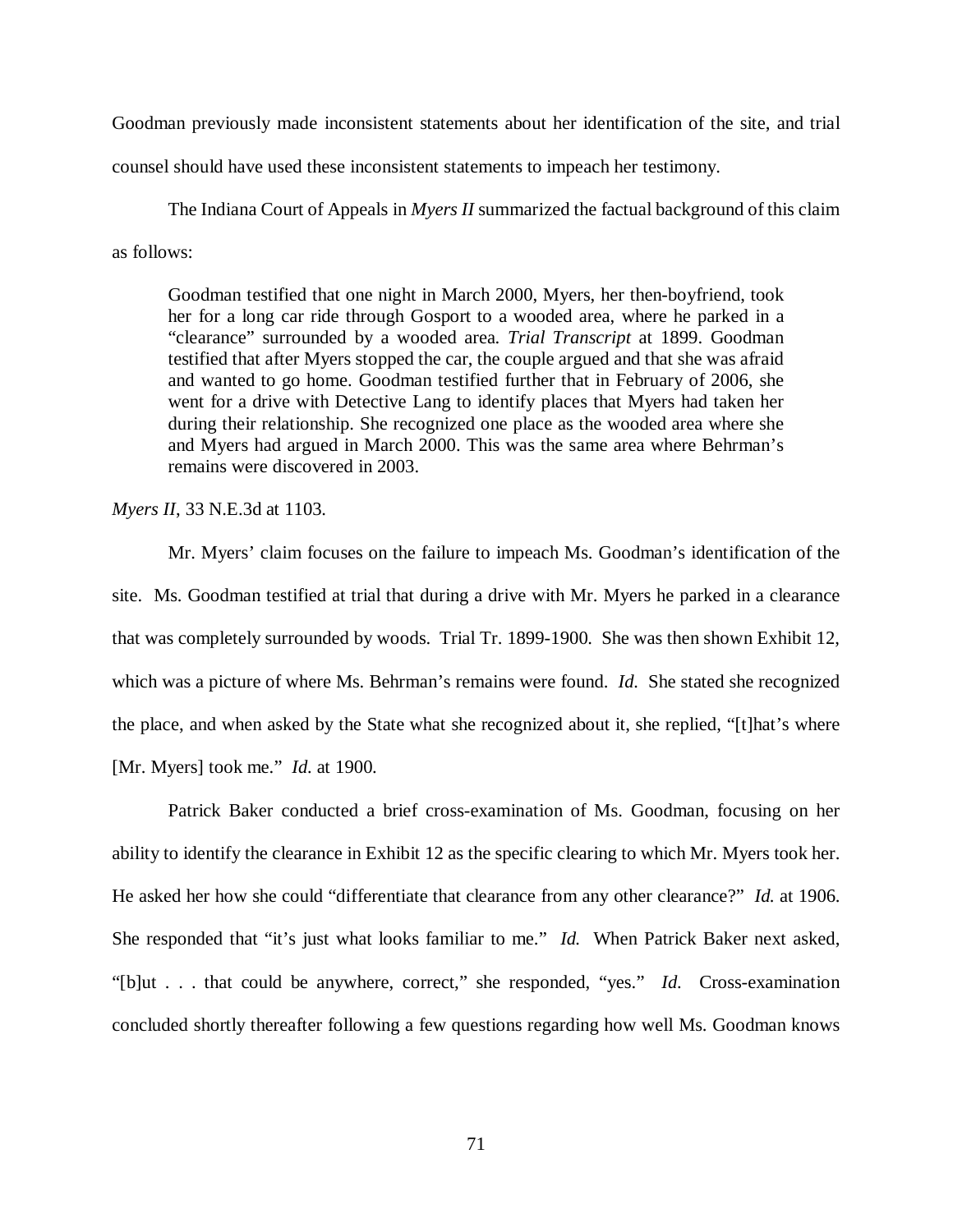Goodman previously made inconsistent statements about her identification of the site, and trial counsel should have used these inconsistent statements to impeach her testimony.

The Indiana Court of Appeals in *Myers II* summarized the factual background of this claim as follows:

> Goodman testified that one night in March 2000, Myers, her then-boyfriend, took her for a long car ride through Gosport to a wooded area, where he parked in a "clearance" surrounded by a wooded area. *Trial Transcript* at 1899. Goodman testified that after Myers stopped the car, the couple argued and that she was afraid and wanted to go home. Goodman testified further that in February of 2006, she went for a drive with Detective Lang to identify places that Myers had taken her during their relationship. She recognized one place as the wooded area where she and Myers had argued in March 2000. This was the same area where Behrman's remains were discovered in 2003.

*Myers II*, 33 N.E.3d at 1103.

Mr. Myers' claim focuses on the failure to impeach Ms. Goodman's identification of the site. Ms. Goodman testified at trial that during a drive with Mr. Myers he parked in a clearance that was completely surrounded by woods. Trial Tr. 1899-1900. She was then shown Exhibit 12, which was a picture of where Ms. Behrman's remains were found. *Id.* She stated she recognized the place, and when asked by the State what she recognized about it, she replied, "[t]hat's where [Mr. Myers] took me." *Id.* at 1900.

Patrick Baker conducted a brief cross-examination of Ms. Goodman, focusing on her ability to identify the clearance in Exhibit 12 as the specific clearing to which Mr. Myers took her. He asked her how she could "differentiate that clearance from any other clearance?" *Id.* at 1906. She responded that "it's just what looks familiar to me." *Id.* When Patrick Baker next asked, "[b]ut . . . that could be anywhere, correct," she responded, "yes." *Id.* Cross-examination concluded shortly thereafter following a few questions regarding how well Ms. Goodman knows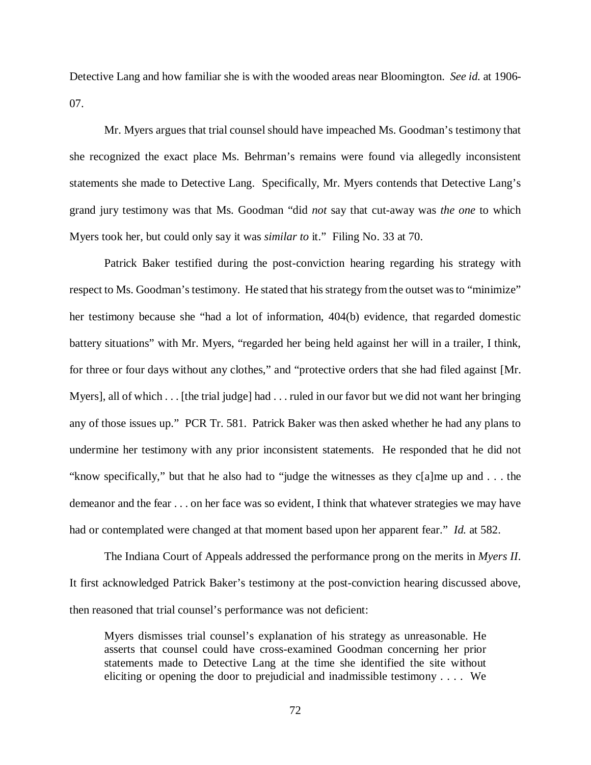Detective Lang and how familiar she is with the wooded areas near Bloomington. *See id.* at 1906-07.

Mr. Myers argues that trial counsel should have impeached Ms. Goodman's testimony that she recognized the exact place Ms. Behrman's remains were found via allegedly inconsistent statements she made to Detective Lang. Specifically, Mr. Myers contends that Detective Lang's grand jury testimony was that Ms. Goodman "did *not* say that cut-away was *the one* to which Myers took her, but could only say it was *similar to* it." Filing No. 33 at 70.

Patrick Baker testified during the post-conviction hearing regarding his strategy with respect to Ms. Goodman's testimony. He stated that his strategy from the outset was to "minimize" her testimony because she "had a lot of information, 404(b) evidence, that regarded domestic battery situations" with Mr. Myers, "regarded her being held against her will in a trailer, I think, for three or four days without any clothes," and "protective orders that she had filed against [Mr. Myers], all of which . . . [the trial judge] had . . . ruled in our favor but we did not want her bringing any of those issues up." PCR Tr. 581. Patrick Baker was then asked whether he had any plans to undermine her testimony with any prior inconsistent statements. He responded that he did not "know specifically," but that he also had to "judge the witnesses as they c[a]me up and . . . the demeanor and the fear . . . on her face was so evident, I think that whatever strategies we may have had or contemplated were changed at that moment based upon her apparent fear." *Id.* at 582.

The Indiana Court of Appeals addressed the performance prong on the merits in *Myers II*. It first acknowledged Patrick Baker's testimony at the post-conviction hearing discussed above, then reasoned that trial counsel's performance was not deficient:

> Myers dismisses trial counsel's explanation of his strategy as unreasonable. He asserts that counsel could have cross-examined Goodman concerning her prior statements made to Detective Lang at the time she identified the site without eliciting or opening the door to prejudicial and inadmissible testimony . . . . We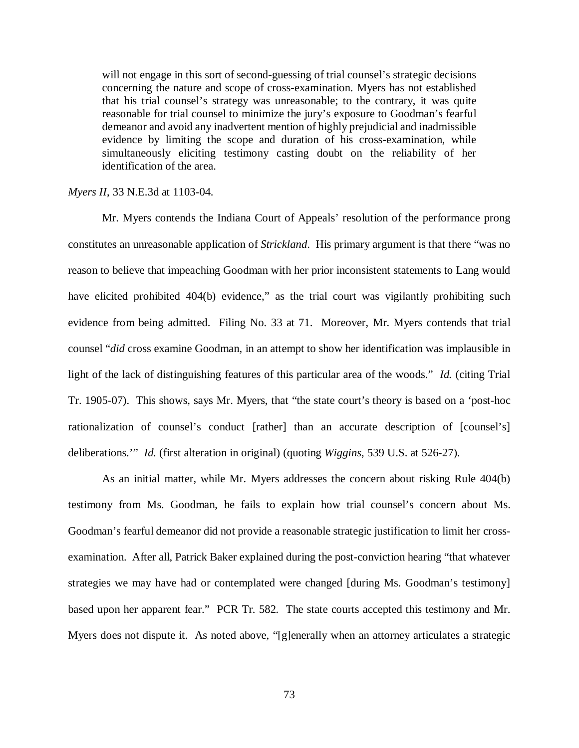> will not engage in this sort of second-guessing of trial counsel's strategic decisions concerning the nature and scope of cross-examination. Myers has not established that his trial counsel's strategy was unreasonable; to the contrary, it was quite reasonable for trial counsel to minimize the jury's exposure to Goodman's fearful demeanor and avoid any inadvertent mention of highly prejudicial and inadmissible evidence by limiting the scope and duration of his cross-examination, while simultaneously eliciting testimony casting doubt on the reliability of her identification of the area.

*Myers II*, 33 N.E.3d at 1103-04.

Mr. Myers contends the Indiana Court of Appeals' resolution of the performance prong constitutes an unreasonable application of *Strickland*. His primary argument is that there "was no reason to believe that impeaching Goodman with her prior inconsistent statements to Lang would have elicited prohibited 404(b) evidence," as the trial court was vigilantly prohibiting such evidence from being admitted. Filing No. 33 at 71. Moreover, Mr. Myers contends that trial counsel "*did* cross examine Goodman, in an attempt to show her identification was implausible in light of the lack of distinguishing features of this particular area of the woods." *Id.* (citing Trial Tr. 1905-07). This shows, says Mr. Myers, that "the state court's theory is based on a 'post-hoc rationalization of counsel's conduct [rather] than an accurate description of [counsel's] deliberations.'" *Id.* (first alteration in original) (quoting *Wiggins*, 539 U.S. at 526-27).

As an initial matter, while Mr. Myers addresses the concern about risking Rule 404(b) testimony from Ms. Goodman, he fails to explain how trial counsel's concern about Ms. Goodman's fearful demeanor did not provide a reasonable strategic justification to limit her cross-examination. After all, Patrick Baker explained during the post-conviction hearing "that whatever strategies we may have had or contemplated were changed [during Ms. Goodman's testimony] based upon her apparent fear." PCR Tr. 582. The state courts accepted this testimony and Mr. Myers does not dispute it. As noted above, "[g]enerally when an attorney articulates a strategic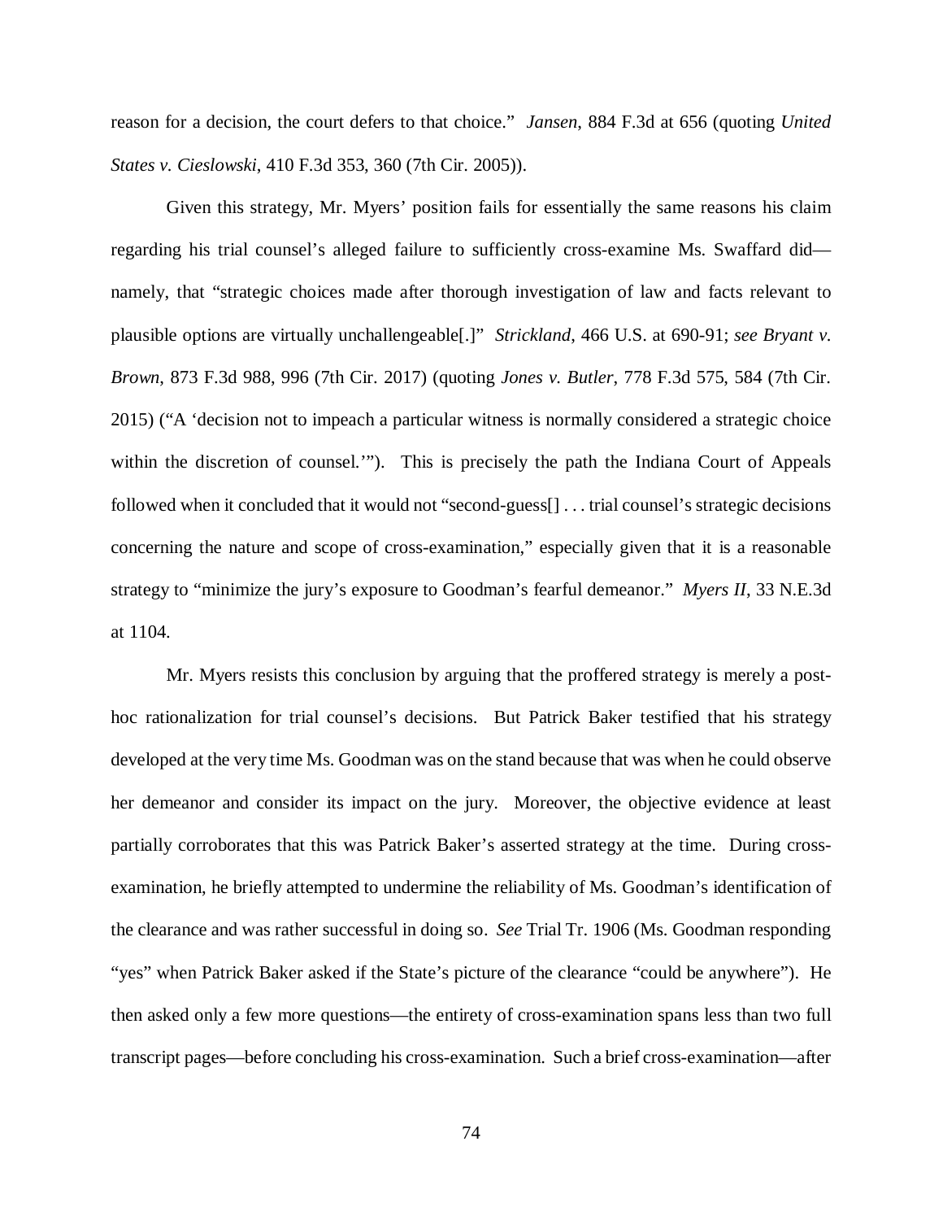reason for a decision, the court defers to that choice." *Jansen*, 884 F.3d at 656 (quoting *United States v. Cieslowski*, 410 F.3d 353, 360 (7th Cir. 2005)).

Given this strategy, Mr. Myers' position fails for essentially the same reasons his claim regarding his trial counsel's alleged failure to sufficiently cross-examine Ms. Swaffard did—namely, that "strategic choices made after thorough investigation of law and facts relevant to plausible options are virtually unchallengeable[.]" *Strickland*, 466 U.S. at 690-91; *see Bryant v. Brown*, 873 F.3d 988, 996 (7th Cir. 2017) (quoting *Jones v. Butler*, 778 F.3d 575, 584 (7th Cir. 2015) ("A 'decision not to impeach a particular witness is normally considered a strategic choice within the discretion of counsel.'"). This is precisely the path the Indiana Court of Appeals followed when it concluded that it would not "second-guess[] . . . trial counsel's strategic decisions concerning the nature and scope of cross-examination," especially given that it is a reasonable strategy to "minimize the jury's exposure to Goodman's fearful demeanor." *Myers II*, 33 N.E.3d at 1104.

Mr. Myers resists this conclusion by arguing that the proffered strategy is merely a post-hoc rationalization for trial counsel's decisions. But Patrick Baker testified that his strategy developed at the very time Ms. Goodman was on the stand because that was when he could observe her demeanor and consider its impact on the jury. Moreover, the objective evidence at least partially corroborates that this was Patrick Baker's asserted strategy at the time. During cross-examination, he briefly attempted to undermine the reliability of Ms. Goodman's identification of the clearance and was rather successful in doing so. *See* Trial Tr. 1906 (Ms. Goodman responding "yes" when Patrick Baker asked if the State's picture of the clearance "could be anywhere"). He then asked only a few more questions—the entirety of cross-examination spans less than two full transcript pages—before concluding his cross-examination. Such a brief cross-examination—after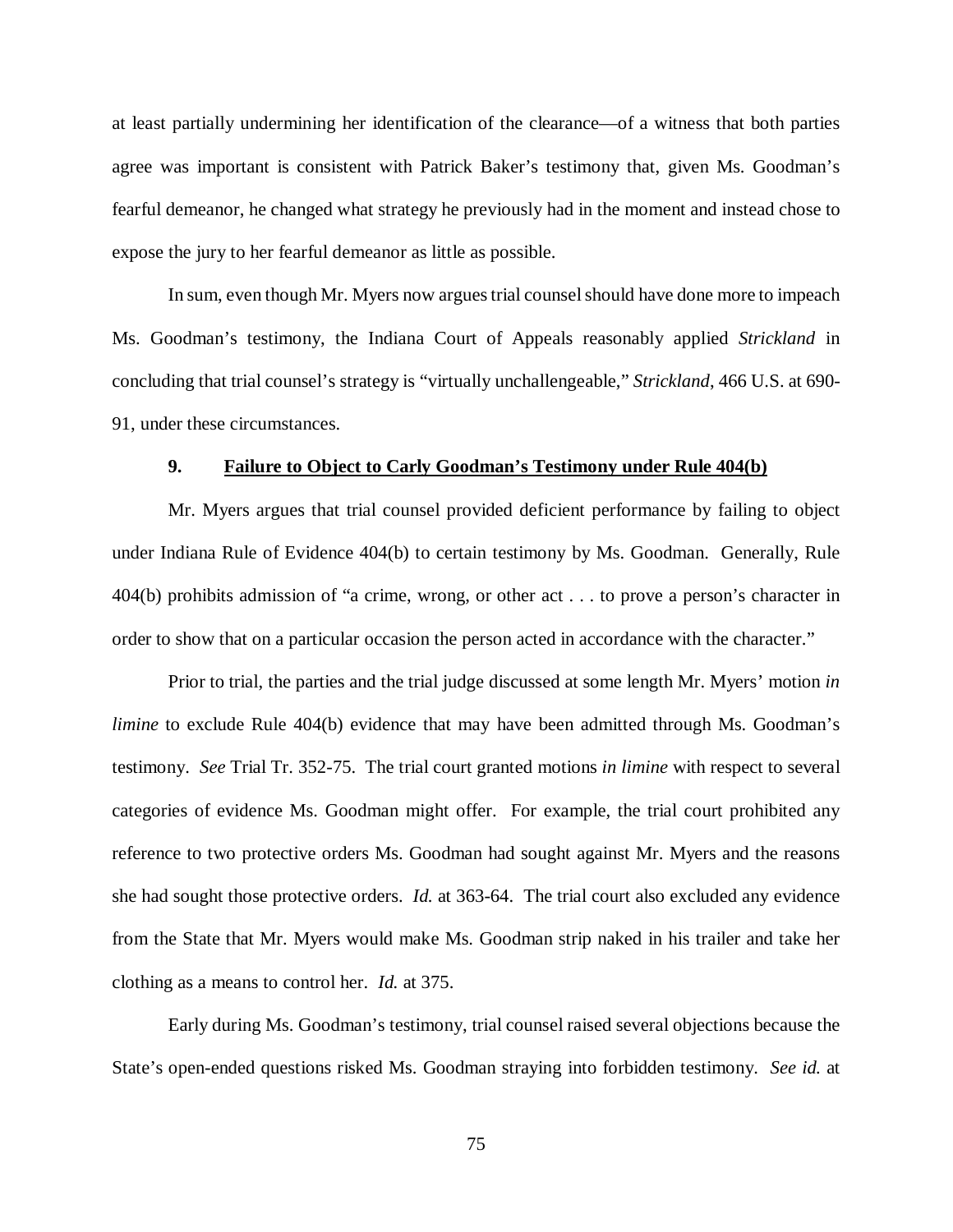at least partially undermining her identification of the clearance—of a witness that both parties agree was important is consistent with Patrick Baker's testimony that, given Ms. Goodman's fearful demeanor, he changed what strategy he previously had in the moment and instead chose to expose the jury to her fearful demeanor as little as possible.

In sum, even though Mr. Myers now argues trial counsel should have done more to impeach Ms. Goodman's testimony, the Indiana Court of Appeals reasonably applied *Strickland* in concluding that trial counsel's strategy is "virtually unchallengeable," *Strickland*, 466 U.S. at 690-91, under these circumstances.

### 9. <u>Failure to Object to Carly Goodman's Testimony under Rule 404(b)</u>

Mr. Myers argues that trial counsel provided deficient performance by failing to object under Indiana Rule of Evidence 404(b) to certain testimony by Ms. Goodman. Generally, Rule 404(b) prohibits admission of "a crime, wrong, or other act . . . to prove a person's character in order to show that on a particular occasion the person acted in accordance with the character."

Prior to trial, the parties and the trial judge discussed at some length Mr. Myers' motion *in limine* to exclude Rule 404(b) evidence that may have been admitted through Ms. Goodman's testimony. *See* Trial Tr. 352-75. The trial court granted motions *in limine* with respect to several categories of evidence Ms. Goodman might offer. For example, the trial court prohibited any reference to two protective orders Ms. Goodman had sought against Mr. Myers and the reasons she had sought those protective orders. *Id.* at 363-64. The trial court also excluded any evidence from the State that Mr. Myers would make Ms. Goodman strip naked in his trailer and take her clothing as a means to control her. *Id.* at 375.

Early during Ms. Goodman's testimony, trial counsel raised several objections because the State's open-ended questions risked Ms. Goodman straying into forbidden testimony. *See id.* at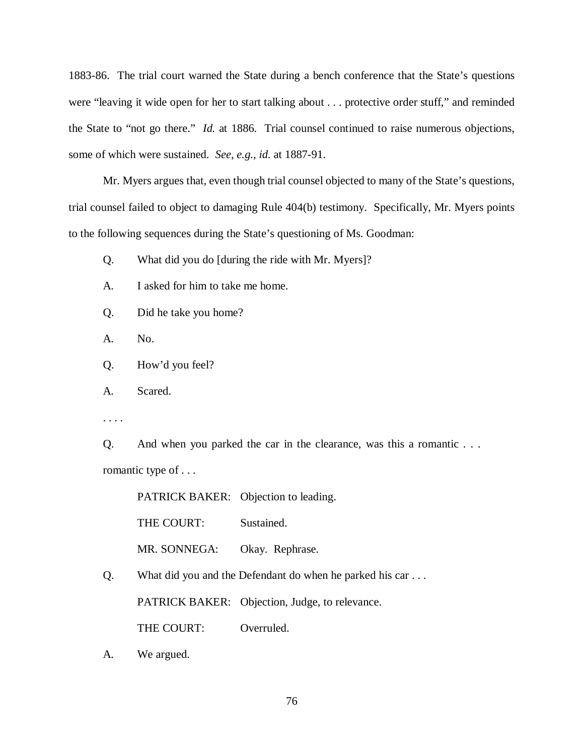1883-86. The trial court warned the State during a bench conference that the State's questions were "leaving it wide open for her to start talking about . . . protective order stuff," and reminded the State to "not go there." *Id.* at 1886. Trial counsel continued to raise numerous objections, some of which were sustained. *See, e.g.*, *id.* at 1887-91.

Mr. Myers argues that, even though trial counsel objected to many of the State's questions, trial counsel failed to object to damaging Rule 404(b) testimony. Specifically, Mr. Myers points to the following sequences during the State's questioning of Ms. Goodman:

> Q. What did you do [during the ride with Mr. Myers]?
>
> A. I asked for him to take me home.
>
> Q. Did he take you home?
>
> A. No.
>
> Q. How'd you feel?
>
> A. Scared.
>
> . . . .
>
> Q. And when you parked the car in the clearance, was this a romantic . . . romantic type of . . .
>
> PATRICK BAKER: Objection to leading.
>
> THE COURT: Sustained.
>
> MR. SONNEGA: Okay. Rephrase.
>
> Q. What did you and the Defendant do when he parked his car . . .
>
> PATRICK BAKER: Objection, Judge, to relevance.
>
> THE COURT: Overruled.
>
> A. We argued.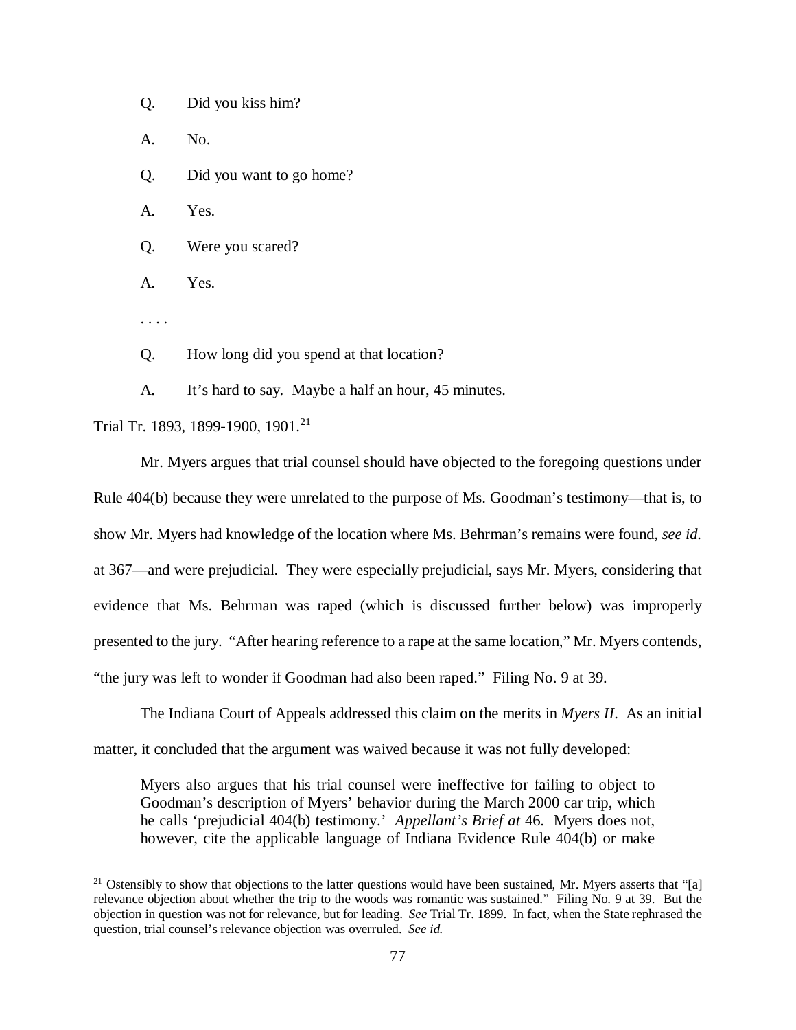Q. Did you kiss him?

A. No.

Q. Did you want to go home?

A. Yes.

Q. Were you scared?

A. Yes.

. . . .

Q. How long did you spend at that location?

A. It's hard to say. Maybe a half an hour, 45 minutes.

Trial Tr. 1893, 1899-1900, 1901.[21]

Mr. Myers argues that trial counsel should have objected to the foregoing questions under Rule 404(b) because they were unrelated to the purpose of Ms. Goodman's testimony—that is, to show Mr. Myers had knowledge of the location where Ms. Behrman's remains were found, *see id.* at 367—and were prejudicial. They were especially prejudicial, says Mr. Myers, considering that evidence that Ms. Behrman was raped (which is discussed further below) was improperly presented to the jury. "After hearing reference to a rape at the same location," Mr. Myers contends, "the jury was left to wonder if Goodman had also been raped." Filing No. 9 at 39.

The Indiana Court of Appeals addressed this claim on the merits in *Myers II*. As an initial matter, it concluded that the argument was waived because it was not fully developed:

> Myers also argues that his trial counsel were ineffective for failing to object to Goodman's description of Myers' behavior during the March 2000 car trip, which he calls 'prejudicial 404(b) testimony.' *Appellant's Brief at* 46. Myers does not, however, cite the applicable language of Indiana Evidence Rule 404(b) or make

[21] Ostensibly to show that objections to the latter questions would have been sustained, Mr. Myers asserts that "[a] relevance objection about whether the trip to the woods was romantic was sustained." Filing No. 9 at 39. But the objection in question was not for relevance, but for leading. *See* Trial Tr. 1899. In fact, when the State rephrased the question, trial counsel's relevance objection was overruled. *See id.*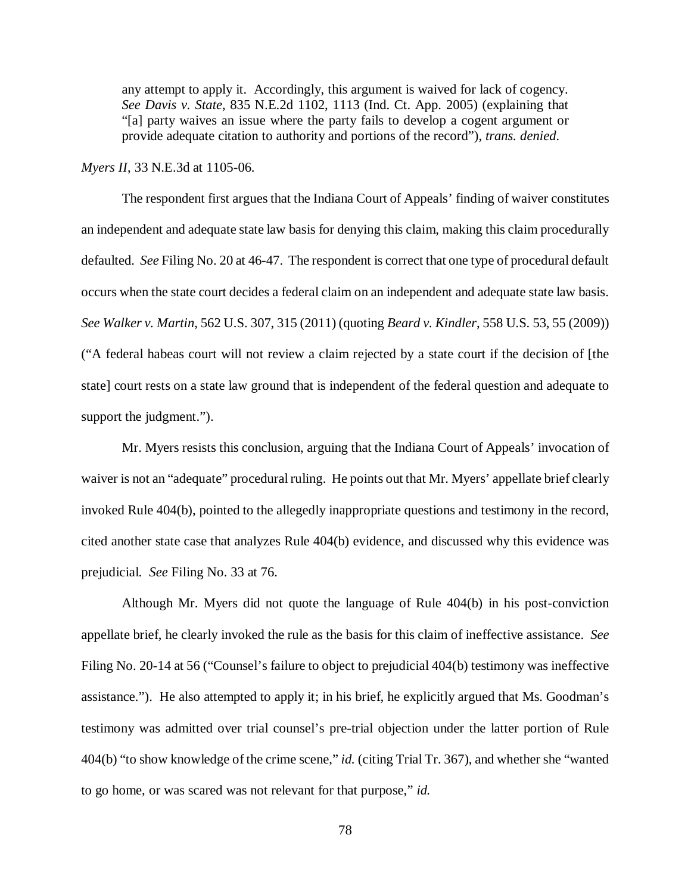> any attempt to apply it. Accordingly, this argument is waived for lack of cogency. *See Davis v. State*, 835 N.E.2d 1102, 1113 (Ind. Ct. App. 2005) (explaining that "[a] party waives an issue where the party fails to develop a cogent argument or provide adequate citation to authority and portions of the record"), *trans. denied*.

*Myers II*, 33 N.E.3d at 1105-06.

The respondent first argues that the Indiana Court of Appeals' finding of waiver constitutes an independent and adequate state law basis for denying this claim, making this claim procedurally defaulted. *See* Filing No. 20 at 46-47. The respondent is correct that one type of procedural default occurs when the state court decides a federal claim on an independent and adequate state law basis. *See Walker v. Martin*, 562 U.S. 307, 315 (2011) (quoting *Beard v. Kindler*, 558 U.S. 53, 55 (2009)) ("A federal habeas court will not review a claim rejected by a state court if the decision of [the state] court rests on a state law ground that is independent of the federal question and adequate to support the judgment.").

Mr. Myers resists this conclusion, arguing that the Indiana Court of Appeals' invocation of waiver is not an "adequate" procedural ruling. He points out that Mr. Myers' appellate brief clearly invoked Rule 404(b), pointed to the allegedly inappropriate questions and testimony in the record, cited another state case that analyzes Rule 404(b) evidence, and discussed why this evidence was prejudicial. *See* Filing No. 33 at 76.

Although Mr. Myers did not quote the language of Rule 404(b) in his post-conviction appellate brief, he clearly invoked the rule as the basis for this claim of ineffective assistance. *See* Filing No. 20-14 at 56 ("Counsel's failure to object to prejudicial 404(b) testimony was ineffective assistance."). He also attempted to apply it; in his brief, he explicitly argued that Ms. Goodman's testimony was admitted over trial counsel's pre-trial objection under the latter portion of Rule 404(b) "to show knowledge of the crime scene," *id.* (citing Trial Tr. 367), and whether she "wanted to go home, or was scared was not relevant for that purpose," *id.*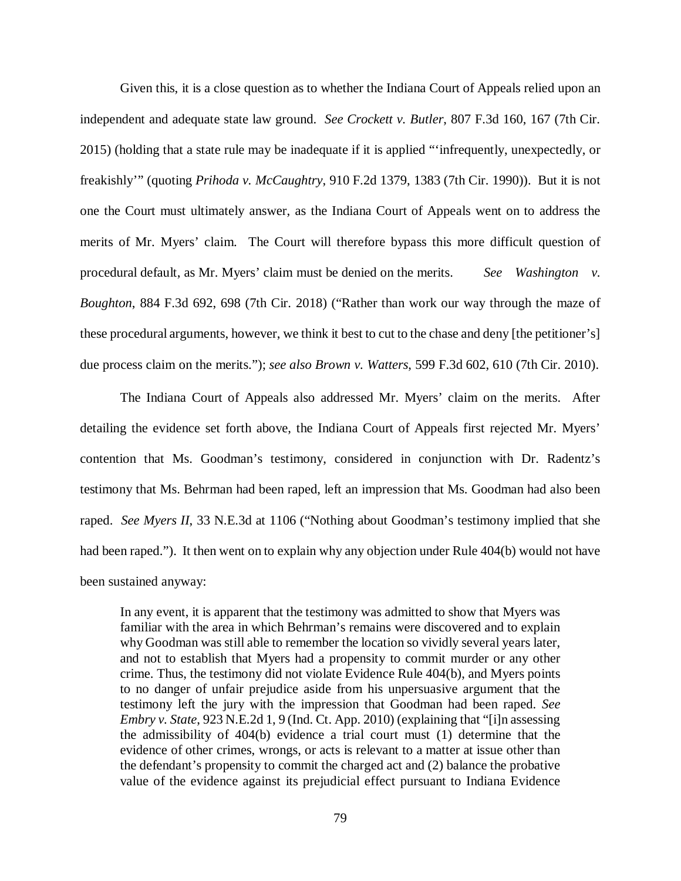Given this, it is a close question as to whether the Indiana Court of Appeals relied upon an independent and adequate state law ground. *See Crockett v. Butler*, 807 F.3d 160, 167 (7th Cir. 2015) (holding that a state rule may be inadequate if it is applied "'infrequently, unexpectedly, or freakishly'" (quoting *Prihoda v. McCaughtry*, 910 F.2d 1379, 1383 (7th Cir. 1990)). But it is not one the Court must ultimately answer, as the Indiana Court of Appeals went on to address the merits of Mr. Myers' claim. The Court will therefore bypass this more difficult question of procedural default, as Mr. Myers' claim must be denied on the merits. *See Washington v. Boughton*, 884 F.3d 692, 698 (7th Cir. 2018) ("Rather than work our way through the maze of these procedural arguments, however, we think it best to cut to the chase and deny [the petitioner's] due process claim on the merits."); *see also Brown v. Watters*, 599 F.3d 602, 610 (7th Cir. 2010).

The Indiana Court of Appeals also addressed Mr. Myers' claim on the merits. After detailing the evidence set forth above, the Indiana Court of Appeals first rejected Mr. Myers' contention that Ms. Goodman's testimony, considered in conjunction with Dr. Radentz's testimony that Ms. Behrman had been raped, left an impression that Ms. Goodman had also been raped. *See Myers II*, 33 N.E.3d at 1106 ("Nothing about Goodman's testimony implied that she had been raped."). It then went on to explain why any objection under Rule 404(b) would not have been sustained anyway:

> In any event, it is apparent that the testimony was admitted to show that Myers was familiar with the area in which Behrman's remains were discovered and to explain why Goodman was still able to remember the location so vividly several years later, and not to establish that Myers had a propensity to commit murder or any other crime. Thus, the testimony did not violate Evidence Rule 404(b), and Myers points to no danger of unfair prejudice aside from his unpersuasive argument that the testimony left the jury with the impression that Goodman had been raped. *See Embry v. State*, 923 N.E.2d 1, 9 (Ind. Ct. App. 2010) (explaining that "[i]n assessing the admissibility of 404(b) evidence a trial court must (1) determine that the evidence of other crimes, wrongs, or acts is relevant to a matter at issue other than the defendant's propensity to commit the charged act and (2) balance the probative value of the evidence against its prejudicial effect pursuant to Indiana Evidence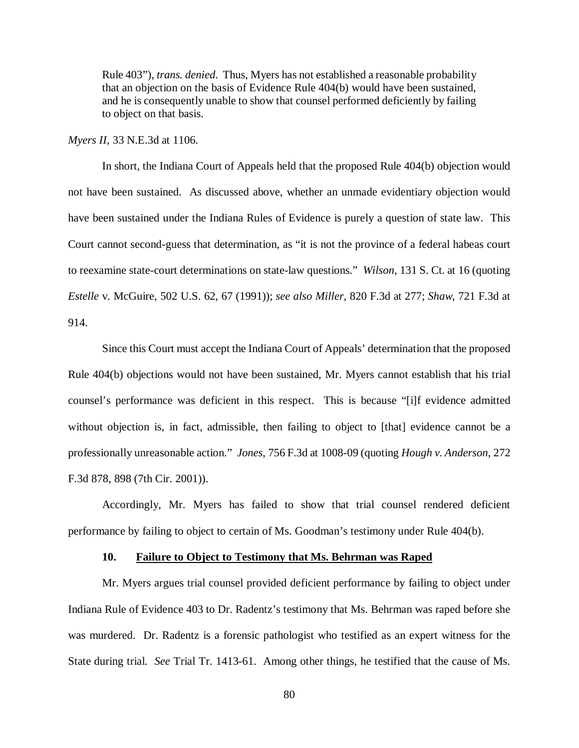> Rule 403"), *trans. denied*. Thus, Myers has not established a reasonable probability that an objection on the basis of Evidence Rule 404(b) would have been sustained, and he is consequently unable to show that counsel performed deficiently by failing to object on that basis.

*Myers II*, 33 N.E.3d at 1106.

In short, the Indiana Court of Appeals held that the proposed Rule 404(b) objection would not have been sustained. As discussed above, whether an unmade evidentiary objection would have been sustained under the Indiana Rules of Evidence is purely a question of state law. This Court cannot second-guess that determination, as "it is not the province of a federal habeas court to reexamine state-court determinations on state-law questions." *Wilson*, 131 S. Ct. at 16 (quoting *Estelle* v. McGuire, 502 U.S. 62, 67 (1991)); *see also Miller*, 820 F.3d at 277; *Shaw*, 721 F.3d at 914.

Since this Court must accept the Indiana Court of Appeals' determination that the proposed Rule 404(b) objections would not have been sustained, Mr. Myers cannot establish that his trial counsel's performance was deficient in this respect. This is because "[i]f evidence admitted without objection is, in fact, admissible, then failing to object to [that] evidence cannot be a professionally unreasonable action." *Jones*, 756 F.3d at 1008-09 (quoting *Hough v. Anderson*, 272 F.3d 878, 898 (7th Cir. 2001)).

Accordingly, Mr. Myers has failed to show that trial counsel rendered deficient performance by failing to object to certain of Ms. Goodman's testimony under Rule 404(b).

#### 10. Failure to Object to Testimony that Ms. Behrman was Raped

Mr. Myers argues trial counsel provided deficient performance by failing to object under Indiana Rule of Evidence 403 to Dr. Radentz's testimony that Ms. Behrman was raped before she was murdered. Dr. Radentz is a forensic pathologist who testified as an expert witness for the State during trial. *See* Trial Tr. 1413-61. Among other things, he testified that the cause of Ms.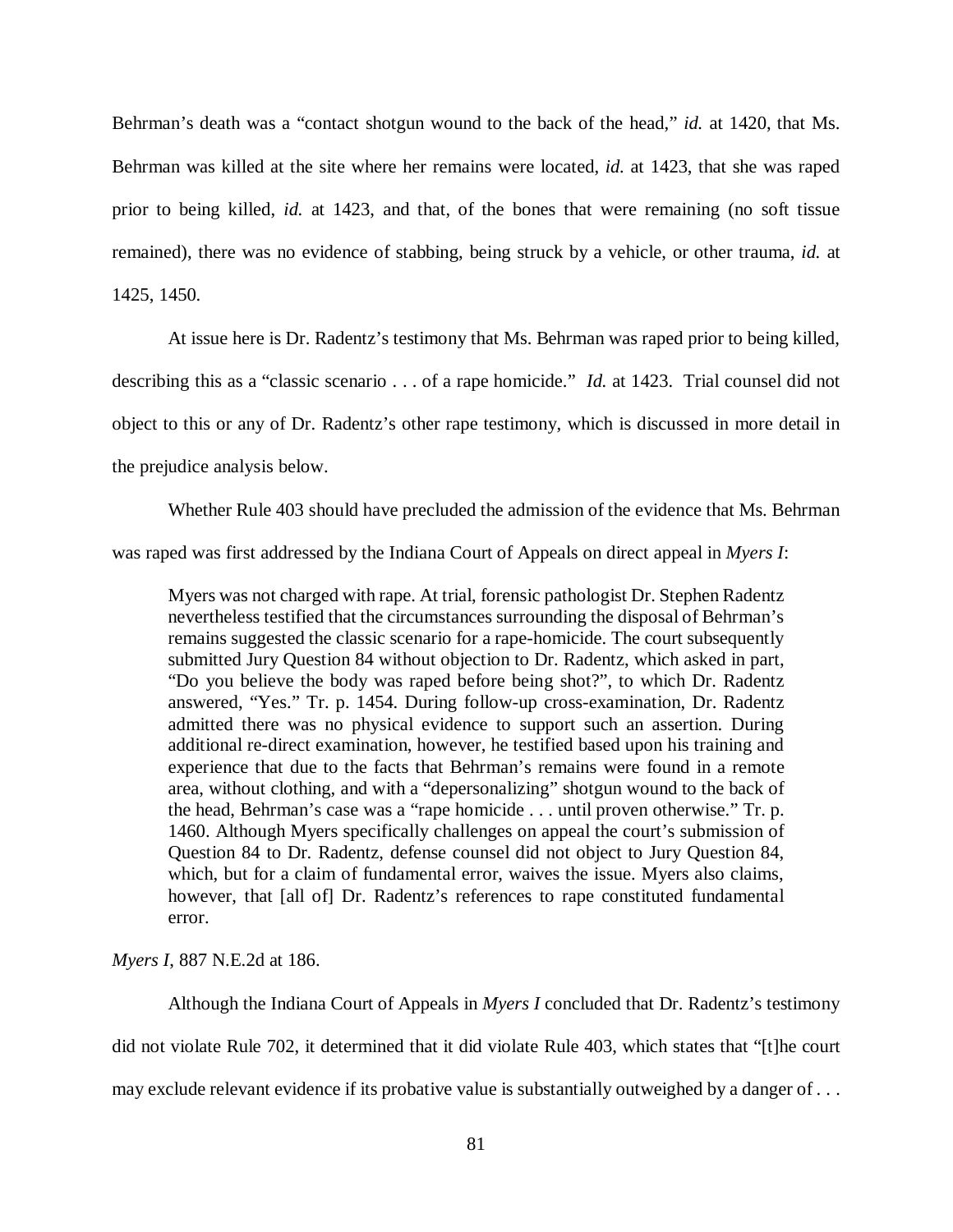Behrman's death was a "contact shotgun wound to the back of the head," *id.* at 1420, that Ms. Behrman was killed at the site where her remains were located, *id.* at 1423, that she was raped prior to being killed, *id.* at 1423, and that, of the bones that were remaining (no soft tissue remained), there was no evidence of stabbing, being struck by a vehicle, or other trauma, *id.* at 1425, 1450.

At issue here is Dr. Radentz's testimony that Ms. Behrman was raped prior to being killed, describing this as a "classic scenario . . . of a rape homicide." *Id.* at 1423. Trial counsel did not object to this or any of Dr. Radentz's other rape testimony, which is discussed in more detail in the prejudice analysis below.

Whether Rule 403 should have precluded the admission of the evidence that Ms. Behrman was raped was first addressed by the Indiana Court of Appeals on direct appeal in *Myers I*:

> Myers was not charged with rape. At trial, forensic pathologist Dr. Stephen Radentz nevertheless testified that the circumstances surrounding the disposal of Behrman's remains suggested the classic scenario for a rape-homicide. The court subsequently submitted Jury Question 84 without objection to Dr. Radentz, which asked in part, "Do you believe the body was raped before being shot?", to which Dr. Radentz answered, "Yes." Tr. p. 1454. During follow-up cross-examination, Dr. Radentz admitted there was no physical evidence to support such an assertion. During additional re-direct examination, however, he testified based upon his training and experience that due to the facts that Behrman's remains were found in a remote area, without clothing, and with a "depersonalizing" shotgun wound to the back of the head, Behrman's case was a "rape homicide . . . until proven otherwise." Tr. p. 1460. Although Myers specifically challenges on appeal the court's submission of Question 84 to Dr. Radentz, defense counsel did not object to Jury Question 84, which, but for a claim of fundamental error, waives the issue. Myers also claims, however, that [all of] Dr. Radentz's references to rape constituted fundamental error.

*Myers I*, 887 N.E.2d at 186.

Although the Indiana Court of Appeals in *Myers I* concluded that Dr. Radentz's testimony did not violate Rule 702, it determined that it did violate Rule 403, which states that "[t]he court may exclude relevant evidence if its probative value is substantially outweighed by a danger of . . .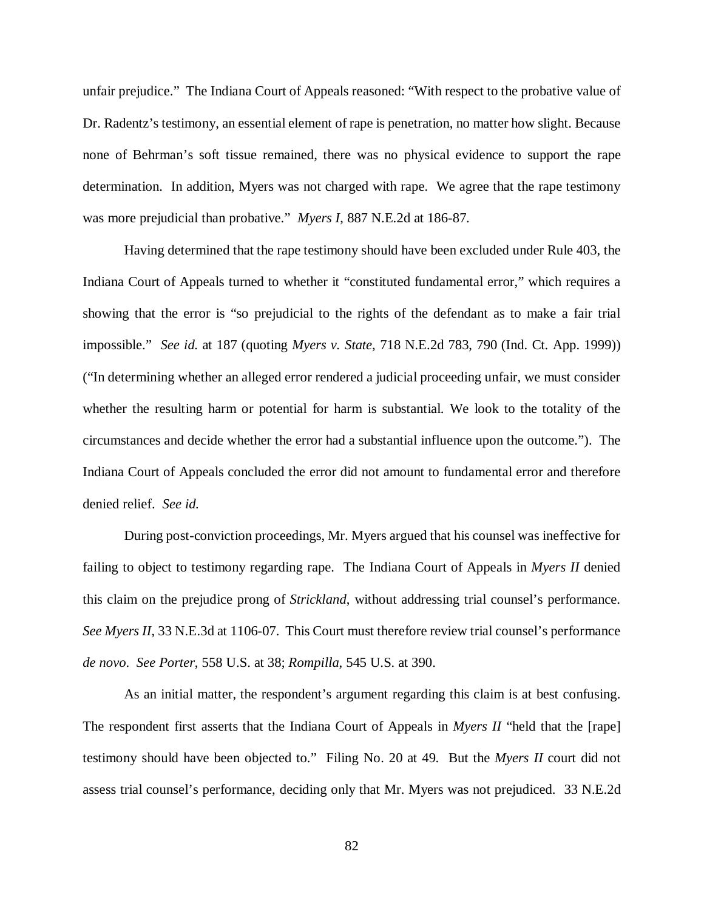unfair prejudice." The Indiana Court of Appeals reasoned: "With respect to the probative value of Dr. Radentz's testimony, an essential element of rape is penetration, no matter how slight. Because none of Behrman's soft tissue remained, there was no physical evidence to support the rape determination. In addition, Myers was not charged with rape. We agree that the rape testimony was more prejudicial than probative." *Myers I*, 887 N.E.2d at 186-87.

Having determined that the rape testimony should have been excluded under Rule 403, the Indiana Court of Appeals turned to whether it "constituted fundamental error," which requires a showing that the error is "so prejudicial to the rights of the defendant as to make a fair trial impossible." *See id.* at 187 (quoting *Myers v. State*, 718 N.E.2d 783, 790 (Ind. Ct. App. 1999)) ("In determining whether an alleged error rendered a judicial proceeding unfair, we must consider whether the resulting harm or potential for harm is substantial. We look to the totality of the circumstances and decide whether the error had a substantial influence upon the outcome."). The Indiana Court of Appeals concluded the error did not amount to fundamental error and therefore denied relief. *See id.*

During post-conviction proceedings, Mr. Myers argued that his counsel was ineffective for failing to object to testimony regarding rape. The Indiana Court of Appeals in *Myers II* denied this claim on the prejudice prong of *Strickland*, without addressing trial counsel's performance. *See Myers II*, 33 N.E.3d at 1106-07. This Court must therefore review trial counsel's performance *de novo*. *See Porter*, 558 U.S. at 38; *Rompilla*, 545 U.S. at 390.

As an initial matter, the respondent's argument regarding this claim is at best confusing. The respondent first asserts that the Indiana Court of Appeals in *Myers II* "held that the [rape] testimony should have been objected to." Filing No. 20 at 49. But the *Myers II* court did not assess trial counsel's performance, deciding only that Mr. Myers was not prejudiced. 33 N.E.2d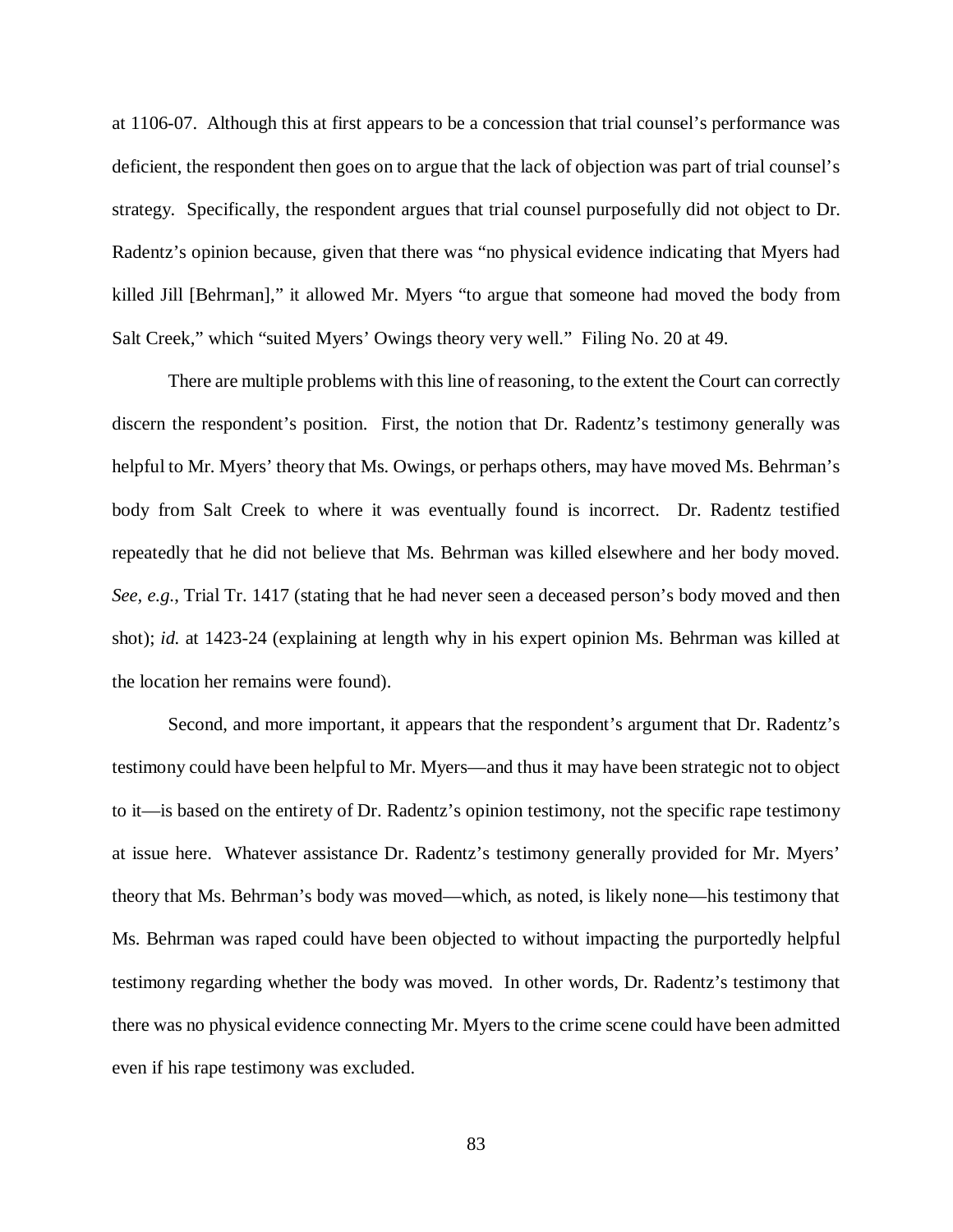at 1106-07. Although this at first appears to be a concession that trial counsel's performance was deficient, the respondent then goes on to argue that the lack of objection was part of trial counsel's strategy. Specifically, the respondent argues that trial counsel purposefully did not object to Dr. Radentz's opinion because, given that there was "no physical evidence indicating that Myers had killed Jill [Behrman]," it allowed Mr. Myers "to argue that someone had moved the body from Salt Creek," which "suited Myers' Owings theory very well." Filing No. 20 at 49.

There are multiple problems with this line of reasoning, to the extent the Court can correctly discern the respondent's position. First, the notion that Dr. Radentz's testimony generally was helpful to Mr. Myers' theory that Ms. Owings, or perhaps others, may have moved Ms. Behrman's body from Salt Creek to where it was eventually found is incorrect. Dr. Radentz testified repeatedly that he did not believe that Ms. Behrman was killed elsewhere and her body moved. *See, e.g.*, Trial Tr. 1417 (stating that he had never seen a deceased person's body moved and then shot); *id.* at 1423-24 (explaining at length why in his expert opinion Ms. Behrman was killed at the location her remains were found).

Second, and more important, it appears that the respondent's argument that Dr. Radentz's testimony could have been helpful to Mr. Myers—and thus it may have been strategic not to object to it—is based on the entirety of Dr. Radentz's opinion testimony, not the specific rape testimony at issue here. Whatever assistance Dr. Radentz's testimony generally provided for Mr. Myers' theory that Ms. Behrman's body was moved—which, as noted, is likely none—his testimony that Ms. Behrman was raped could have been objected to without impacting the purportedly helpful testimony regarding whether the body was moved. In other words, Dr. Radentz's testimony that there was no physical evidence connecting Mr. Myers to the crime scene could have been admitted even if his rape testimony was excluded.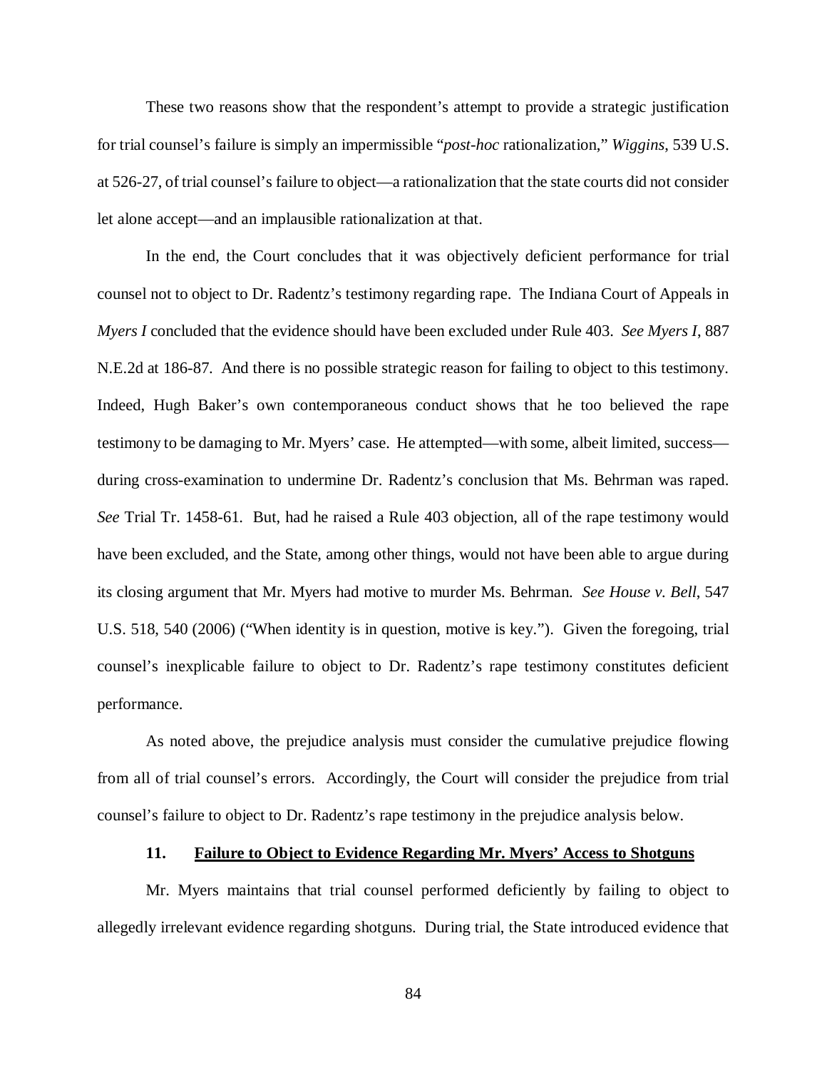These two reasons show that the respondent's attempt to provide a strategic justification for trial counsel's failure is simply an impermissible "*post-hoc* rationalization," *Wiggins*, 539 U.S. at 526-27, of trial counsel's failure to object—a rationalization that the state courts did not consider let alone accept—and an implausible rationalization at that.

In the end, the Court concludes that it was objectively deficient performance for trial counsel not to object to Dr. Radentz's testimony regarding rape. The Indiana Court of Appeals in *Myers I* concluded that the evidence should have been excluded under Rule 403. *See Myers I*, 887 N.E.2d at 186-87. And there is no possible strategic reason for failing to object to this testimony. Indeed, Hugh Baker's own contemporaneous conduct shows that he too believed the rape testimony to be damaging to Mr. Myers' case. He attempted—with some, albeit limited, success—during cross-examination to undermine Dr. Radentz's conclusion that Ms. Behrman was raped. *See* Trial Tr. 1458-61. But, had he raised a Rule 403 objection, all of the rape testimony would have been excluded, and the State, among other things, would not have been able to argue during its closing argument that Mr. Myers had motive to murder Ms. Behrman. *See House v. Bell*, 547 U.S. 518, 540 (2006) ("When identity is in question, motive is key."). Given the foregoing, trial counsel's inexplicable failure to object to Dr. Radentz's rape testimony constitutes deficient performance.

As noted above, the prejudice analysis must consider the cumulative prejudice flowing from all of trial counsel's errors. Accordingly, the Court will consider the prejudice from trial counsel's failure to object to Dr. Radentz's rape testimony in the prejudice analysis below.

#### 11. Failure to Object to Evidence Regarding Mr. Myers' Access to Shotguns

Mr. Myers maintains that trial counsel performed deficiently by failing to object to allegedly irrelevant evidence regarding shotguns. During trial, the State introduced evidence that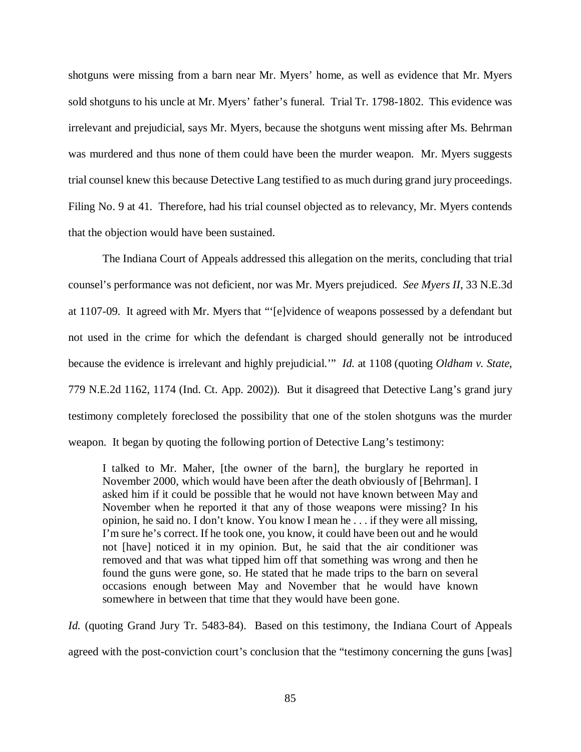shotguns were missing from a barn near Mr. Myers' home, as well as evidence that Mr. Myers sold shotguns to his uncle at Mr. Myers' father's funeral. Trial Tr. 1798-1802. This evidence was irrelevant and prejudicial, says Mr. Myers, because the shotguns went missing after Ms. Behrman was murdered and thus none of them could have been the murder weapon. Mr. Myers suggests trial counsel knew this because Detective Lang testified to as much during grand jury proceedings. Filing No. 9 at 41. Therefore, had his trial counsel objected as to relevancy, Mr. Myers contends that the objection would have been sustained.

The Indiana Court of Appeals addressed this allegation on the merits, concluding that trial counsel's performance was not deficient, nor was Mr. Myers prejudiced. *See Myers II*, 33 N.E.3d at 1107-09. It agreed with Mr. Myers that "'[e]vidence of weapons possessed by a defendant but not used in the crime for which the defendant is charged should generally not be introduced because the evidence is irrelevant and highly prejudicial.'" *Id.* at 1108 (quoting *Oldham v. State*, 779 N.E.2d 1162, 1174 (Ind. Ct. App. 2002)). But it disagreed that Detective Lang's grand jury testimony completely foreclosed the possibility that one of the stolen shotguns was the murder weapon. It began by quoting the following portion of Detective Lang's testimony:

> I talked to Mr. Maher, [the owner of the barn], the burglary he reported in November 2000, which would have been after the death obviously of [Behrman]. I asked him if it could be possible that he would not have known between May and November when he reported it that any of those weapons were missing? In his opinion, he said no. I don't know. You know I mean he . . . if they were all missing, I'm sure he's correct. If he took one, you know, it could have been out and he would not [have] noticed it in my opinion. But, he said that the air conditioner was removed and that was what tipped him off that something was wrong and then he found the guns were gone, so. He stated that he made trips to the barn on several occasions enough between May and November that he would have known somewhere in between that time that they would have been gone.

*Id.* (quoting Grand Jury Tr. 5483-84). Based on this testimony, the Indiana Court of Appeals agreed with the post-conviction court's conclusion that the "testimony concerning the guns [was]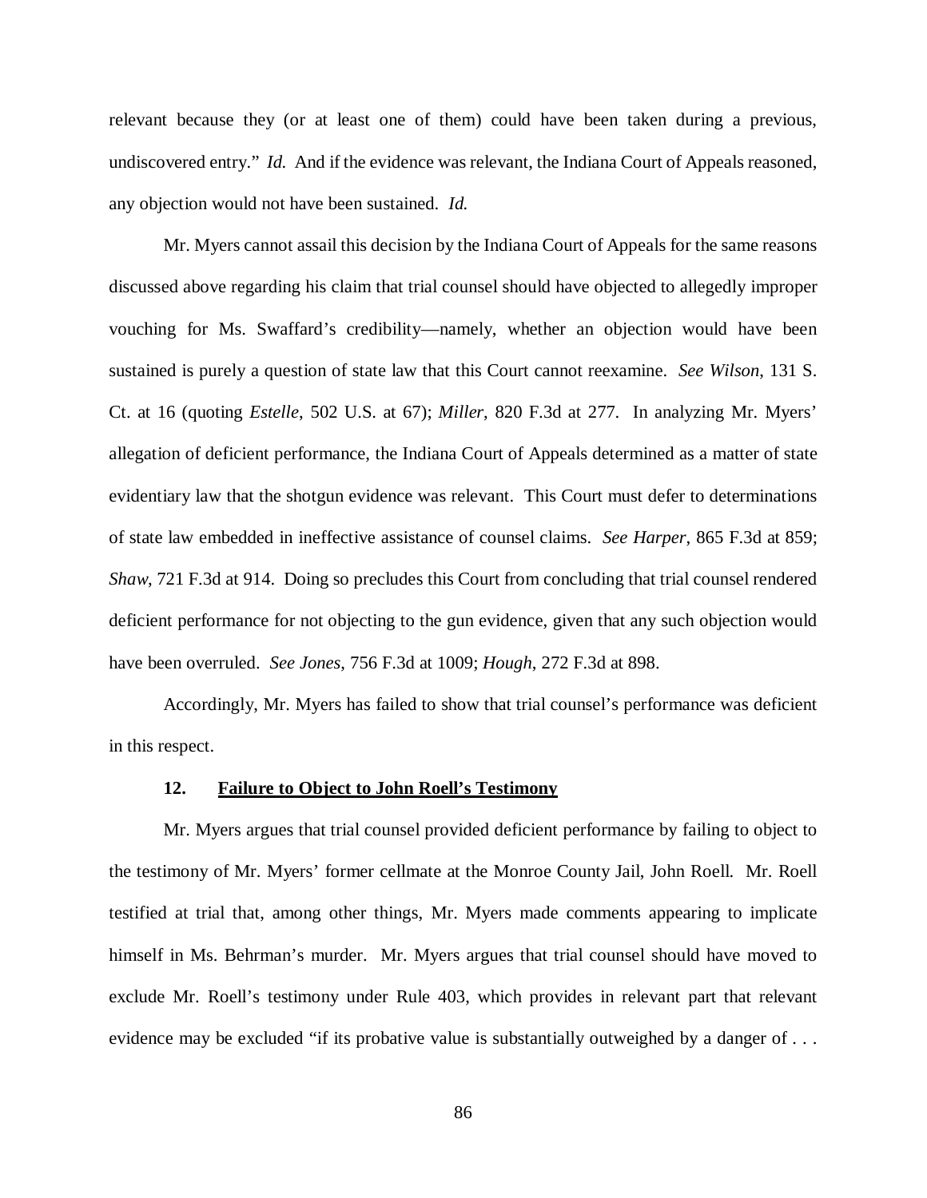relevant because they (or at least one of them) could have been taken during a previous, undiscovered entry." *Id.* And if the evidence was relevant, the Indiana Court of Appeals reasoned, any objection would not have been sustained. *Id.*

Mr. Myers cannot assail this decision by the Indiana Court of Appeals for the same reasons discussed above regarding his claim that trial counsel should have objected to allegedly improper vouching for Ms. Swaffard's credibility—namely, whether an objection would have been sustained is purely a question of state law that this Court cannot reexamine. *See Wilson*, 131 S. Ct. at 16 (quoting *Estelle*, 502 U.S. at 67); *Miller*, 820 F.3d at 277. In analyzing Mr. Myers' allegation of deficient performance, the Indiana Court of Appeals determined as a matter of state evidentiary law that the shotgun evidence was relevant. This Court must defer to determinations of state law embedded in ineffective assistance of counsel claims. *See Harper*, 865 F.3d at 859; *Shaw*, 721 F.3d at 914. Doing so precludes this Court from concluding that trial counsel rendered deficient performance for not objecting to the gun evidence, given that any such objection would have been overruled. *See Jones*, 756 F.3d at 1009; *Hough*, 272 F.3d at 898.

Accordingly, Mr. Myers has failed to show that trial counsel's performance was deficient in this respect.

### 12. Failure to Object to John Roell's Testimony

Mr. Myers argues that trial counsel provided deficient performance by failing to object to the testimony of Mr. Myers' former cellmate at the Monroe County Jail, John Roell. Mr. Roell testified at trial that, among other things, Mr. Myers made comments appearing to implicate himself in Ms. Behrman's murder. Mr. Myers argues that trial counsel should have moved to exclude Mr. Roell's testimony under Rule 403, which provides in relevant part that relevant evidence may be excluded "if its probative value is substantially outweighed by a danger of . . .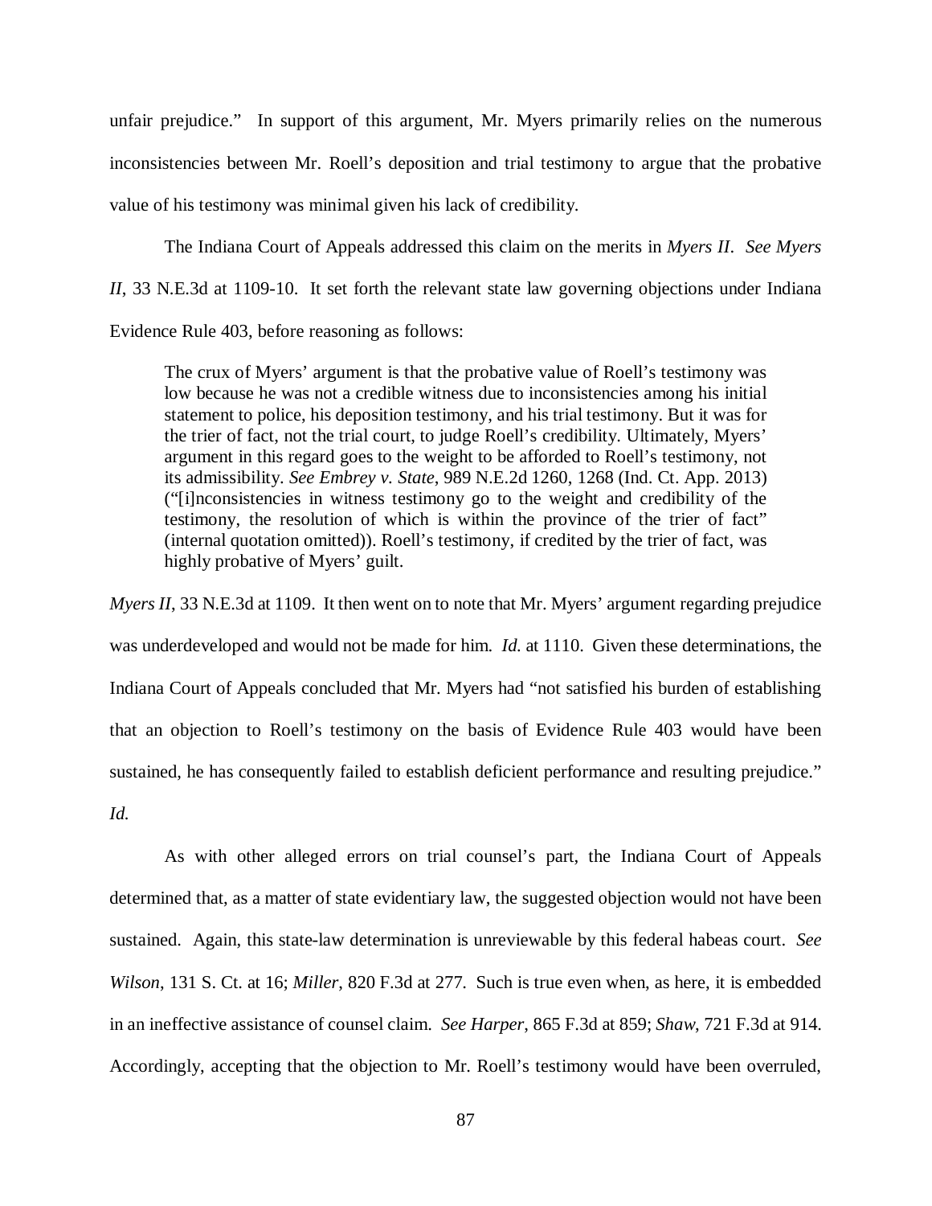unfair prejudice." In support of this argument, Mr. Myers primarily relies on the numerous inconsistencies between Mr. Roell's deposition and trial testimony to argue that the probative value of his testimony was minimal given his lack of credibility.

The Indiana Court of Appeals addressed this claim on the merits in *Myers II*. *See Myers II*, 33 N.E.3d at 1109-10. It set forth the relevant state law governing objections under Indiana Evidence Rule 403, before reasoning as follows:

> The crux of Myers' argument is that the probative value of Roell's testimony was low because he was not a credible witness due to inconsistencies among his initial statement to police, his deposition testimony, and his trial testimony. But it was for the trier of fact, not the trial court, to judge Roell's credibility. Ultimately, Myers' argument in this regard goes to the weight to be afforded to Roell's testimony, not its admissibility. *See Embrey v. State*, 989 N.E.2d 1260, 1268 (Ind. Ct. App. 2013) ("[i]nconsistencies in witness testimony go to the weight and credibility of the testimony, the resolution of which is within the province of the trier of fact" (internal quotation omitted)). Roell's testimony, if credited by the trier of fact, was highly probative of Myers' guilt.

*Myers II*, 33 N.E.3d at 1109. It then went on to note that Mr. Myers' argument regarding prejudice was underdeveloped and would not be made for him. *Id.* at 1110. Given these determinations, the Indiana Court of Appeals concluded that Mr. Myers had "not satisfied his burden of establishing that an objection to Roell's testimony on the basis of Evidence Rule 403 would have been sustained, he has consequently failed to establish deficient performance and resulting prejudice." *Id.*

As with other alleged errors on trial counsel's part, the Indiana Court of Appeals determined that, as a matter of state evidentiary law, the suggested objection would not have been sustained. Again, this state-law determination is unreviewable by this federal habeas court. *See Wilson*, 131 S. Ct. at 16; *Miller*, 820 F.3d at 277. Such is true even when, as here, it is embedded in an ineffective assistance of counsel claim. *See Harper*, 865 F.3d at 859; *Shaw*, 721 F.3d at 914. Accordingly, accepting that the objection to Mr. Roell's testimony would have been overruled,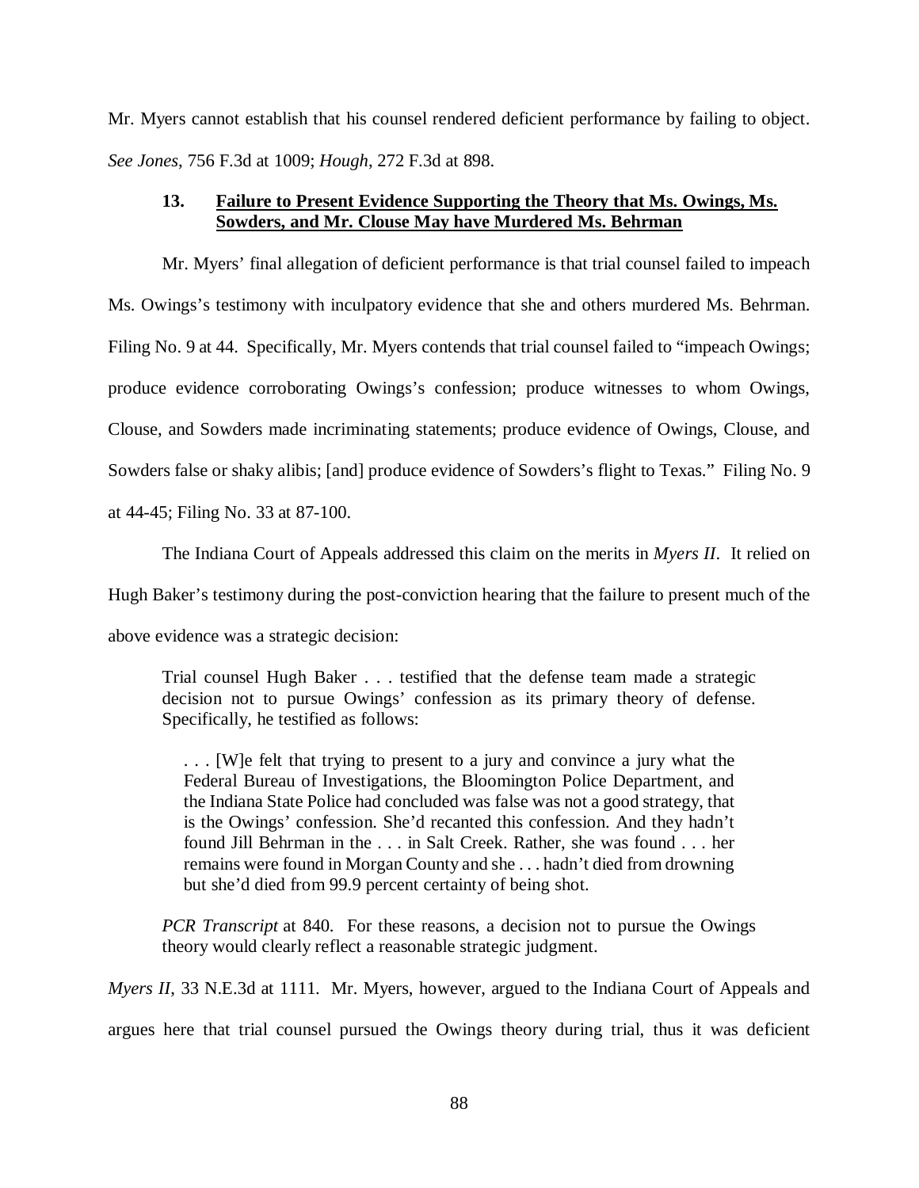Mr. Myers cannot establish that his counsel rendered deficient performance by failing to object. *See Jones*, 756 F.3d at 1009; *Hough*, 272 F.3d at 898.

### 13. Failure to Present Evidence Supporting the Theory that Ms. Owings, Ms. Sowders, and Mr. Clouse May have Murdered Ms. Behrman

Mr. Myers' final allegation of deficient performance is that trial counsel failed to impeach Ms. Owings's testimony with inculpatory evidence that she and others murdered Ms. Behrman. Filing No. 9 at 44. Specifically, Mr. Myers contends that trial counsel failed to "impeach Owings; produce evidence corroborating Owings's confession; produce witnesses to whom Owings, Clouse, and Sowders made incriminating statements; produce evidence of Owings, Clouse, and Sowders false or shaky alibis; [and] produce evidence of Sowders's flight to Texas." Filing No. 9 at 44-45; Filing No. 33 at 87-100.

The Indiana Court of Appeals addressed this claim on the merits in *Myers II*. It relied on Hugh Baker's testimony during the post-conviction hearing that the failure to present much of the above evidence was a strategic decision:

> Trial counsel Hugh Baker . . . testified that the defense team made a strategic decision not to pursue Owings' confession as its primary theory of defense. Specifically, he testified as follows:
>
> > . . . [W]e felt that trying to present to a jury and convince a jury what the Federal Bureau of Investigations, the Bloomington Police Department, and the Indiana State Police had concluded was false was not a good strategy, that is the Owings' confession. She'd recanted this confession. And they hadn't found Jill Behrman in the . . . in Salt Creek. Rather, she was found . . . her remains were found in Morgan County and she . . . hadn't died from drowning but she'd died from 99.9 percent certainty of being shot.
>
> *PCR Transcript* at 840. For these reasons, a decision not to pursue the Owings theory would clearly reflect a reasonable strategic judgment.

*Myers II*, 33 N.E.3d at 1111. Mr. Myers, however, argued to the Indiana Court of Appeals and argues here that trial counsel pursued the Owings theory during trial, thus it was deficient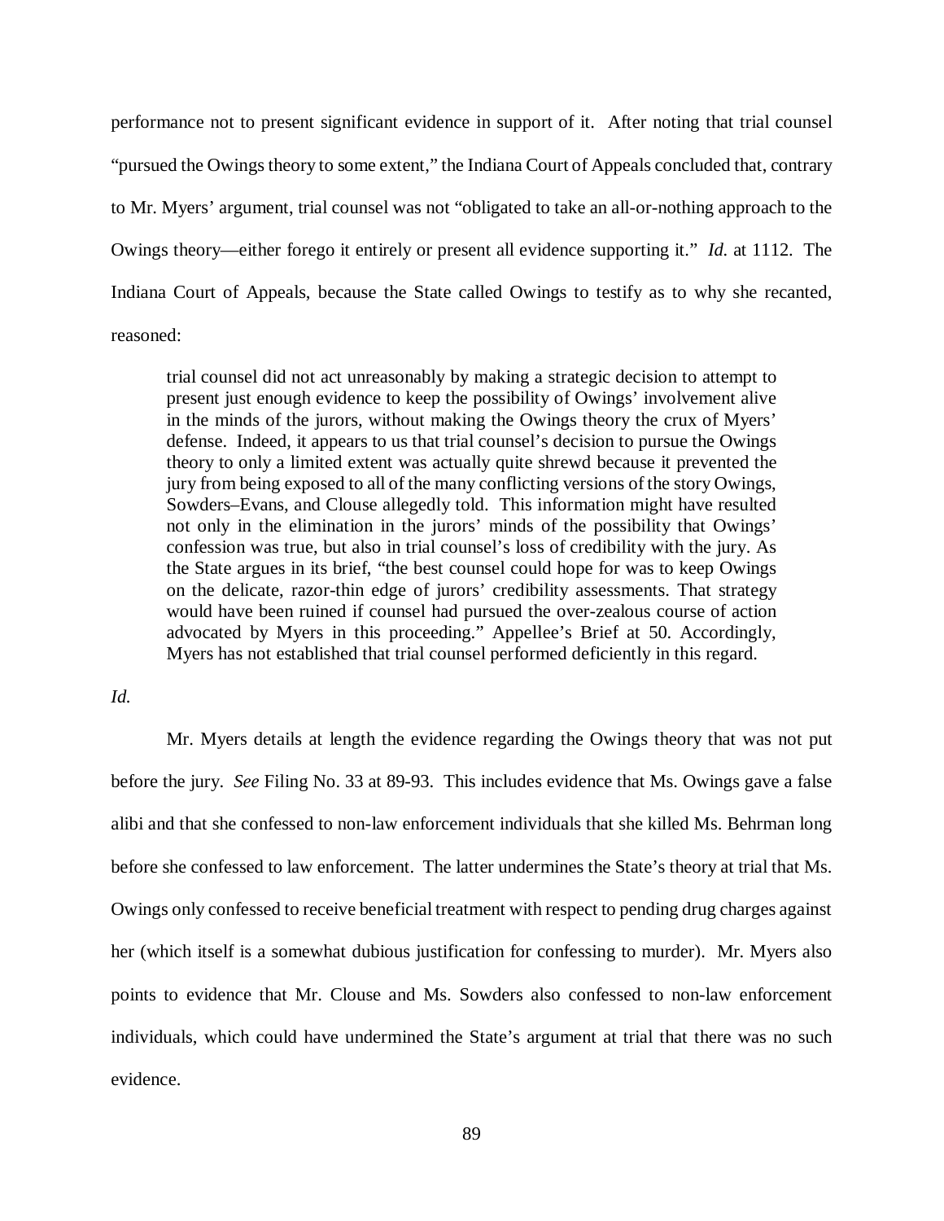performance not to present significant evidence in support of it. After noting that trial counsel "pursued the Owings theory to some extent," the Indiana Court of Appeals concluded that, contrary to Mr. Myers' argument, trial counsel was not "obligated to take an all-or-nothing approach to the Owings theory—either forego it entirely or present all evidence supporting it." *Id.* at 1112. The Indiana Court of Appeals, because the State called Owings to testify as to why she recanted, reasoned:

> trial counsel did not act unreasonably by making a strategic decision to attempt to present just enough evidence to keep the possibility of Owings' involvement alive in the minds of the jurors, without making the Owings theory the crux of Myers' defense. Indeed, it appears to us that trial counsel's decision to pursue the Owings theory to only a limited extent was actually quite shrewd because it prevented the jury from being exposed to all of the many conflicting versions of the story Owings, Sowders–Evans, and Clouse allegedly told. This information might have resulted not only in the elimination in the jurors' minds of the possibility that Owings' confession was true, but also in trial counsel's loss of credibility with the jury. As the State argues in its brief, "the best counsel could hope for was to keep Owings on the delicate, razor-thin edge of jurors' credibility assessments. That strategy would have been ruined if counsel had pursued the over-zealous course of action advocated by Myers in this proceeding." Appellee's Brief at 50. Accordingly, Myers has not established that trial counsel performed deficiently in this regard.

*Id.*

Mr. Myers details at length the evidence regarding the Owings theory that was not put before the jury. *See* Filing No. 33 at 89-93. This includes evidence that Ms. Owings gave a false alibi and that she confessed to non-law enforcement individuals that she killed Ms. Behrman long before she confessed to law enforcement. The latter undermines the State's theory at trial that Ms. Owings only confessed to receive beneficial treatment with respect to pending drug charges against her (which itself is a somewhat dubious justification for confessing to murder). Mr. Myers also points to evidence that Mr. Clouse and Ms. Sowders also confessed to non-law enforcement individuals, which could have undermined the State's argument at trial that there was no such evidence.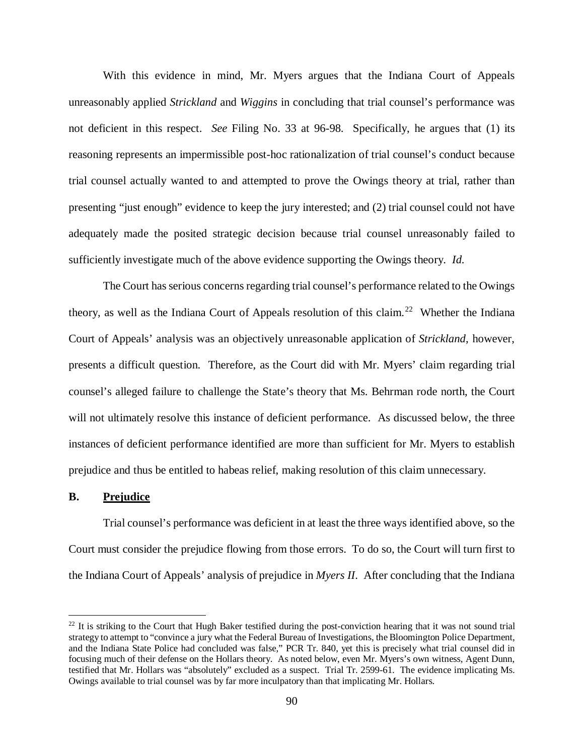With this evidence in mind, Mr. Myers argues that the Indiana Court of Appeals unreasonably applied *Strickland* and *Wiggins* in concluding that trial counsel's performance was not deficient in this respect. *See* Filing No. 33 at 96-98. Specifically, he argues that (1) its reasoning represents an impermissible post-hoc rationalization of trial counsel's conduct because trial counsel actually wanted to and attempted to prove the Owings theory at trial, rather than presenting "just enough" evidence to keep the jury interested; and (2) trial counsel could not have adequately made the posited strategic decision because trial counsel unreasonably failed to sufficiently investigate much of the above evidence supporting the Owings theory. *Id.*

The Court has serious concerns regarding trial counsel's performance related to the Owings theory, as well as the Indiana Court of Appeals resolution of this claim.[22] Whether the Indiana Court of Appeals' analysis was an objectively unreasonable application of *Strickland*, however, presents a difficult question. Therefore, as the Court did with Mr. Myers' claim regarding trial counsel's alleged failure to challenge the State's theory that Ms. Behrman rode north, the Court will not ultimately resolve this instance of deficient performance. As discussed below, the three instances of deficient performance identified are more than sufficient for Mr. Myers to establish prejudice and thus be entitled to habeas relief, making resolution of this claim unnecessary.

### B. <u>Prejudice</u>

Trial counsel's performance was deficient in at least the three ways identified above, so the Court must consider the prejudice flowing from those errors. To do so, the Court will turn first to the Indiana Court of Appeals' analysis of prejudice in *Myers II*. After concluding that the Indiana

---

[22] It is striking to the Court that Hugh Baker testified during the post-conviction hearing that it was not sound trial strategy to attempt to "convince a jury what the Federal Bureau of Investigations, the Bloomington Police Department, and the Indiana State Police had concluded was false," PCR Tr. 840, yet this is precisely what trial counsel did in focusing much of their defense on the Hollars theory. As noted below, even Mr. Myers's own witness, Agent Dunn, testified that Mr. Hollars was "absolutely" excluded as a suspect. Trial Tr. 2599-61. The evidence implicating Ms. Owings available to trial counsel was by far more inculpatory than that implicating Mr. Hollars.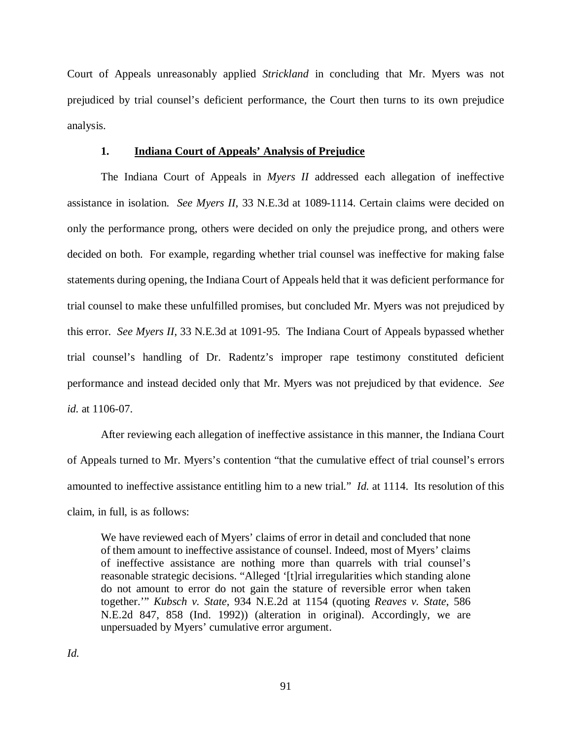Court of Appeals unreasonably applied *Strickland* in concluding that Mr. Myers was not prejudiced by trial counsel's deficient performance, the Court then turns to its own prejudice analysis.

### 1. **<u>Indiana Court of Appeals' Analysis of Prejudice</u>**

The Indiana Court of Appeals in *Myers II* addressed each allegation of ineffective assistance in isolation. *See Myers II*, 33 N.E.3d at 1089-1114. Certain claims were decided on only the performance prong, others were decided on only the prejudice prong, and others were decided on both. For example, regarding whether trial counsel was ineffective for making false statements during opening, the Indiana Court of Appeals held that it was deficient performance for trial counsel to make these unfulfilled promises, but concluded Mr. Myers was not prejudiced by this error. *See Myers II*, 33 N.E.3d at 1091-95. The Indiana Court of Appeals bypassed whether trial counsel's handling of Dr. Radentz's improper rape testimony constituted deficient performance and instead decided only that Mr. Myers was not prejudiced by that evidence. *See id.* at 1106-07.

After reviewing each allegation of ineffective assistance in this manner, the Indiana Court of Appeals turned to Mr. Myers's contention "that the cumulative effect of trial counsel's errors amounted to ineffective assistance entitling him to a new trial." *Id.* at 1114. Its resolution of this claim, in full, is as follows:

> We have reviewed each of Myers' claims of error in detail and concluded that none of them amount to ineffective assistance of counsel. Indeed, most of Myers' claims of ineffective assistance are nothing more than quarrels with trial counsel's reasonable strategic decisions. "Alleged '[t]rial irregularities which standing alone do not amount to error do not gain the stature of reversible error when taken together.'" *Kubsch v. State*, 934 N.E.2d at 1154 (quoting *Reaves v. State*, 586 N.E.2d 847, 858 (Ind. 1992)) (alteration in original). Accordingly, we are unpersuaded by Myers' cumulative error argument.

*Id.*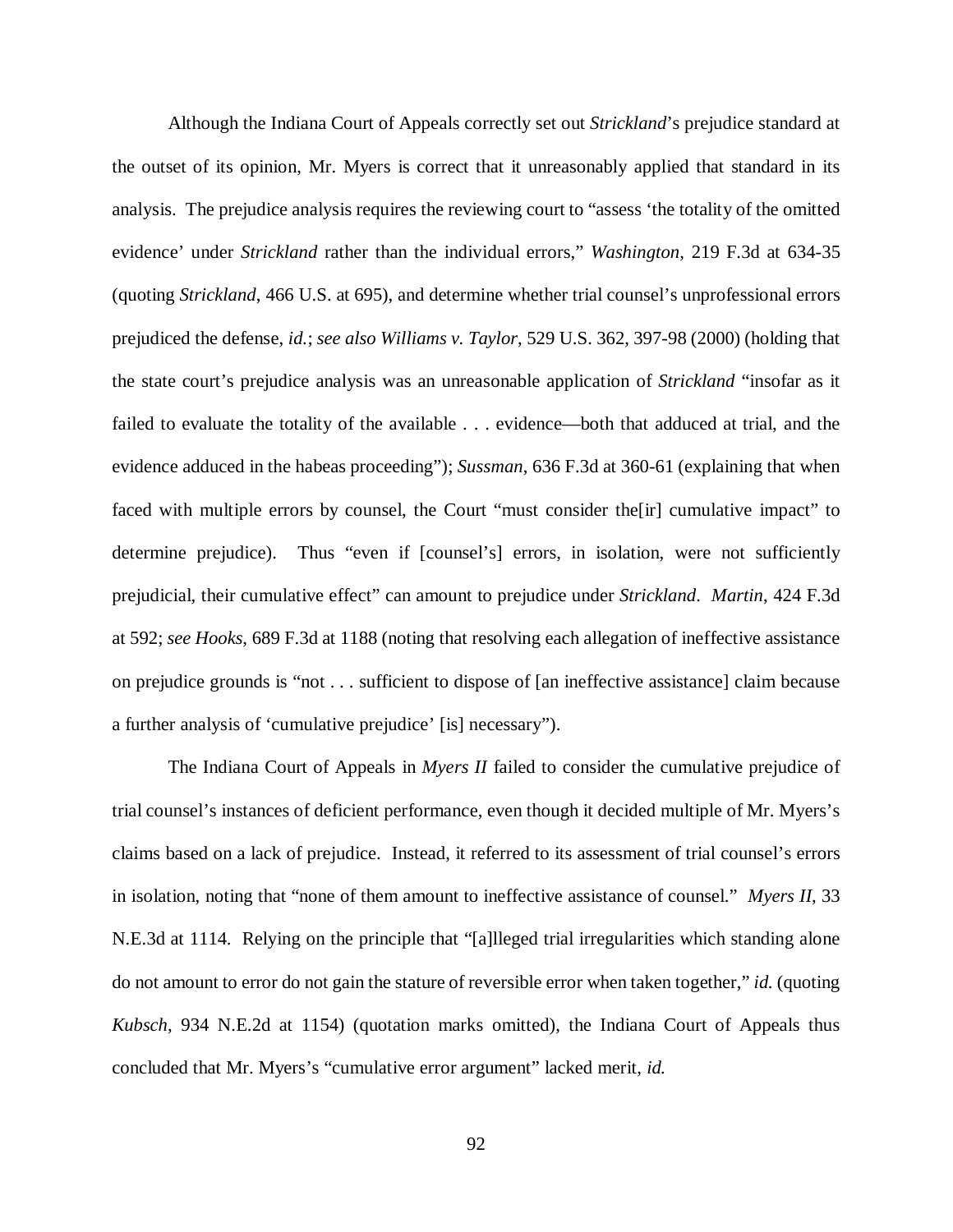Although the Indiana Court of Appeals correctly set out *Strickland*'s prejudice standard at the outset of its opinion, Mr. Myers is correct that it unreasonably applied that standard in its analysis. The prejudice analysis requires the reviewing court to "assess 'the totality of the omitted evidence' under *Strickland* rather than the individual errors," *Washington*, 219 F.3d at 634-35 (quoting *Strickland*, 466 U.S. at 695), and determine whether trial counsel's unprofessional errors prejudiced the defense, *id.*; *see also Williams v. Taylor*, 529 U.S. 362, 397-98 (2000) (holding that the state court's prejudice analysis was an unreasonable application of *Strickland* "insofar as it failed to evaluate the totality of the available . . . evidence—both that adduced at trial, and the evidence adduced in the habeas proceeding"); *Sussman*, 636 F.3d at 360-61 (explaining that when faced with multiple errors by counsel, the Court "must consider the[ir] cumulative impact" to determine prejudice). Thus "even if [counsel's] errors, in isolation, were not sufficiently prejudicial, their cumulative effect" can amount to prejudice under *Strickland*. *Martin*, 424 F.3d at 592; *see Hooks*, 689 F.3d at 1188 (noting that resolving each allegation of ineffective assistance on prejudice grounds is "not . . . sufficient to dispose of [an ineffective assistance] claim because a further analysis of 'cumulative prejudice' [is] necessary").

The Indiana Court of Appeals in *Myers II* failed to consider the cumulative prejudice of trial counsel's instances of deficient performance, even though it decided multiple of Mr. Myers's claims based on a lack of prejudice. Instead, it referred to its assessment of trial counsel's errors in isolation, noting that "none of them amount to ineffective assistance of counsel." *Myers II*, 33 N.E.3d at 1114. Relying on the principle that "[a]lleged trial irregularities which standing alone do not amount to error do not gain the stature of reversible error when taken together," *id.* (quoting *Kubsch*, 934 N.E.2d at 1154) (quotation marks omitted), the Indiana Court of Appeals thus concluded that Mr. Myers's "cumulative error argument" lacked merit, *id.*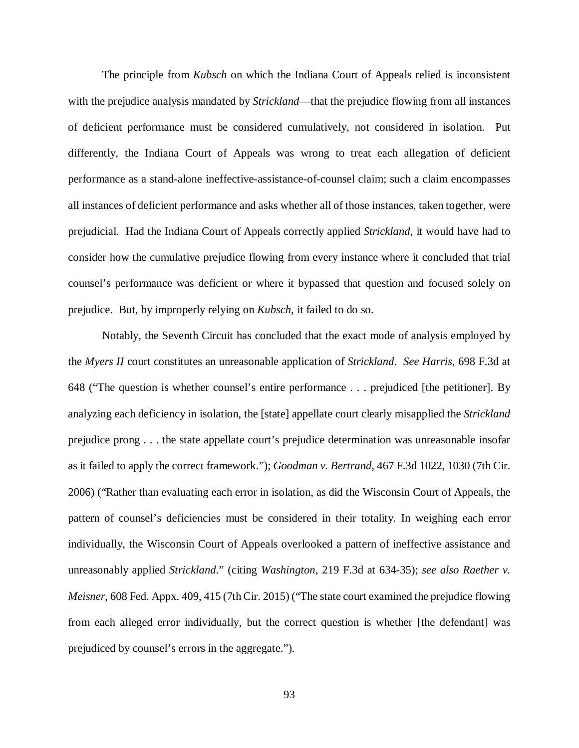The principle from *Kubsch* on which the Indiana Court of Appeals relied is inconsistent with the prejudice analysis mandated by *Strickland*—that the prejudice flowing from all instances of deficient performance must be considered cumulatively, not considered in isolation. Put differently, the Indiana Court of Appeals was wrong to treat each allegation of deficient performance as a stand-alone ineffective-assistance-of-counsel claim; such a claim encompasses all instances of deficient performance and asks whether all of those instances, taken together, were prejudicial. Had the Indiana Court of Appeals correctly applied *Strickland*, it would have had to consider how the cumulative prejudice flowing from every instance where it concluded that trial counsel's performance was deficient or where it bypassed that question and focused solely on prejudice. But, by improperly relying on *Kubsch*, it failed to do so.

Notably, the Seventh Circuit has concluded that the exact mode of analysis employed by the *Myers II* court constitutes an unreasonable application of *Strickland*. *See Harris*, 698 F.3d at 648 ("The question is whether counsel's entire performance . . . prejudiced [the petitioner]. By analyzing each deficiency in isolation, the [state] appellate court clearly misapplied the *Strickland* prejudice prong . . . the state appellate court's prejudice determination was unreasonable insofar as it failed to apply the correct framework."); *Goodman v. Bertrand*, 467 F.3d 1022, 1030 (7th Cir. 2006) ("Rather than evaluating each error in isolation, as did the Wisconsin Court of Appeals, the pattern of counsel's deficiencies must be considered in their totality. In weighing each error individually, the Wisconsin Court of Appeals overlooked a pattern of ineffective assistance and unreasonably applied *Strickland*." (citing *Washington*, 219 F.3d at 634-35); *see also Raether v. Meisner*, 608 Fed. Appx. 409, 415 (7th Cir. 2015) ("The state court examined the prejudice flowing from each alleged error individually, but the correct question is whether [the defendant] was prejudiced by counsel's errors in the aggregate.").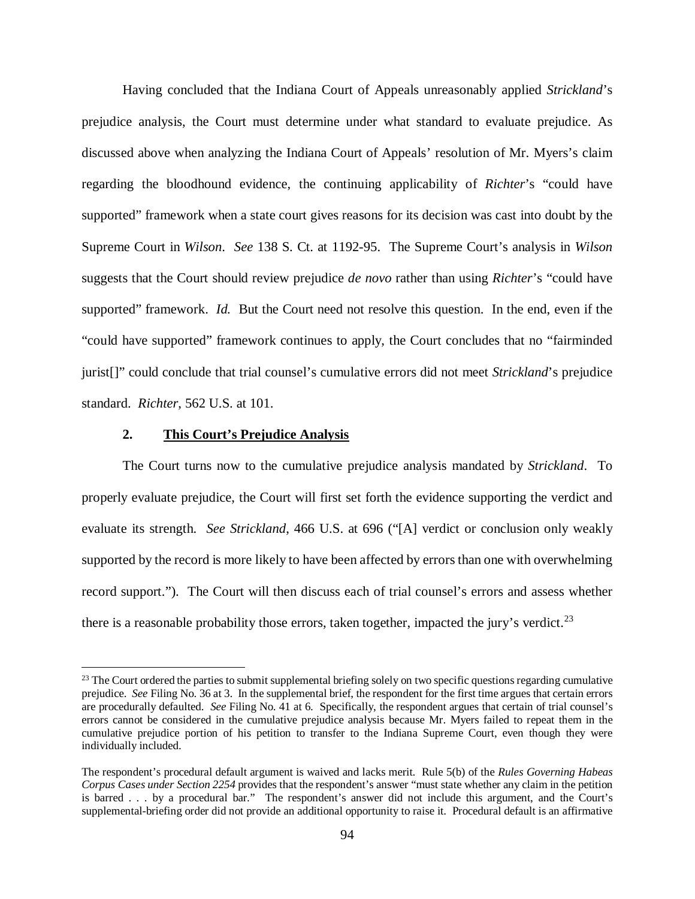Having concluded that the Indiana Court of Appeals unreasonably applied *Strickland*'s prejudice analysis, the Court must determine under what standard to evaluate prejudice. As discussed above when analyzing the Indiana Court of Appeals' resolution of Mr. Myers's claim regarding the bloodhound evidence, the continuing applicability of *Richter*'s "could have supported" framework when a state court gives reasons for its decision was cast into doubt by the Supreme Court in *Wilson*. *See* 138 S. Ct. at 1192-95. The Supreme Court's analysis in *Wilson* suggests that the Court should review prejudice *de novo* rather than using *Richter*'s "could have supported" framework. *Id.* But the Court need not resolve this question. In the end, even if the "could have supported" framework continues to apply, the Court concludes that no "fairminded jurist[]" could conclude that trial counsel's cumulative errors did not meet *Strickland*'s prejudice standard. *Richter*, 562 U.S. at 101.

### 2. This Court's Prejudice Analysis

The Court turns now to the cumulative prejudice analysis mandated by *Strickland*. To properly evaluate prejudice, the Court will first set forth the evidence supporting the verdict and evaluate its strength. *See Strickland*, 466 U.S. at 696 ("[A] verdict or conclusion only weakly supported by the record is more likely to have been affected by errors than one with overwhelming record support."). The Court will then discuss each of trial counsel's errors and assess whether there is a reasonable probability those errors, taken together, impacted the jury's verdict.[23]

---

[23] The Court ordered the parties to submit supplemental briefing solely on two specific questions regarding cumulative prejudice. *See* Filing No. 36 at 3. In the supplemental brief, the respondent for the first time argues that certain errors are procedurally defaulted. *See* Filing No. 41 at 6. Specifically, the respondent argues that certain of trial counsel's errors cannot be considered in the cumulative prejudice analysis because Mr. Myers failed to repeat them in the cumulative prejudice portion of his petition to transfer to the Indiana Supreme Court, even though they were individually included.

The respondent's procedural default argument is waived and lacks merit. Rule 5(b) of the *Rules Governing Habeas Corpus Cases under Section 2254* provides that the respondent's answer "must state whether any claim in the petition is barred . . . by a procedural bar." The respondent's answer did not include this argument, and the Court's supplemental-briefing order did not provide an additional opportunity to raise it. Procedural default is an affirmative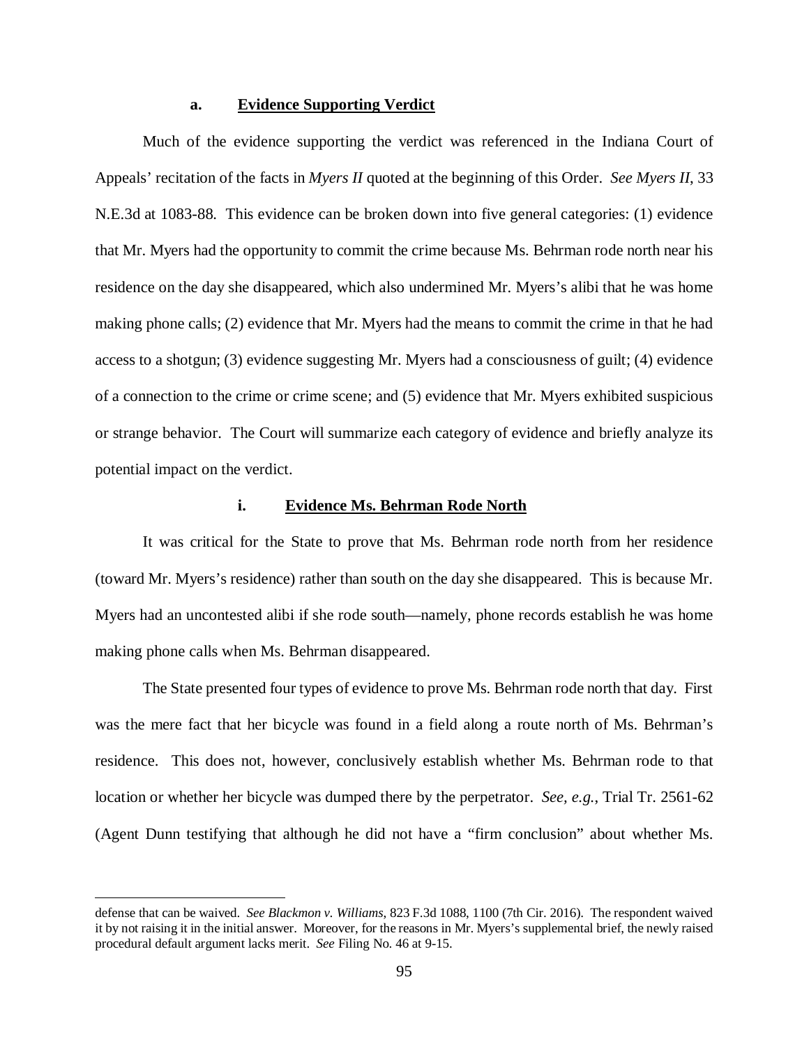#### a. **Evidence Supporting Verdict**

Much of the evidence supporting the verdict was referenced in the Indiana Court of Appeals' recitation of the facts in *Myers II* quoted at the beginning of this Order. *See Myers II*, 33 N.E.3d at 1083-88. This evidence can be broken down into five general categories: (1) evidence that Mr. Myers had the opportunity to commit the crime because Ms. Behrman rode north near his residence on the day she disappeared, which also undermined Mr. Myers's alibi that he was home making phone calls; (2) evidence that Mr. Myers had the means to commit the crime in that he had access to a shotgun; (3) evidence suggesting Mr. Myers had a consciousness of guilt; (4) evidence of a connection to the crime or crime scene; and (5) evidence that Mr. Myers exhibited suspicious or strange behavior. The Court will summarize each category of evidence and briefly analyze its potential impact on the verdict.

##### i. **Evidence Ms. Behrman Rode North**

It was critical for the State to prove that Ms. Behrman rode north from her residence (toward Mr. Myers's residence) rather than south on the day she disappeared. This is because Mr. Myers had an uncontested alibi if she rode south—namely, phone records establish he was home making phone calls when Ms. Behrman disappeared.

The State presented four types of evidence to prove Ms. Behrman rode north that day. First was the mere fact that her bicycle was found in a field along a route north of Ms. Behrman's residence. This does not, however, conclusively establish whether Ms. Behrman rode to that location or whether her bicycle was dumped there by the perpetrator. *See, e.g.*, Trial Tr. 2561-62 (Agent Dunn testifying that although he did not have a "firm conclusion" about whether Ms.

---

defense that can be waived. *See Blackmon v. Williams*, 823 F.3d 1088, 1100 (7th Cir. 2016). The respondent waived it by not raising it in the initial answer. Moreover, for the reasons in Mr. Myers's supplemental brief, the newly raised procedural default argument lacks merit. *See* Filing No. 46 at 9-15.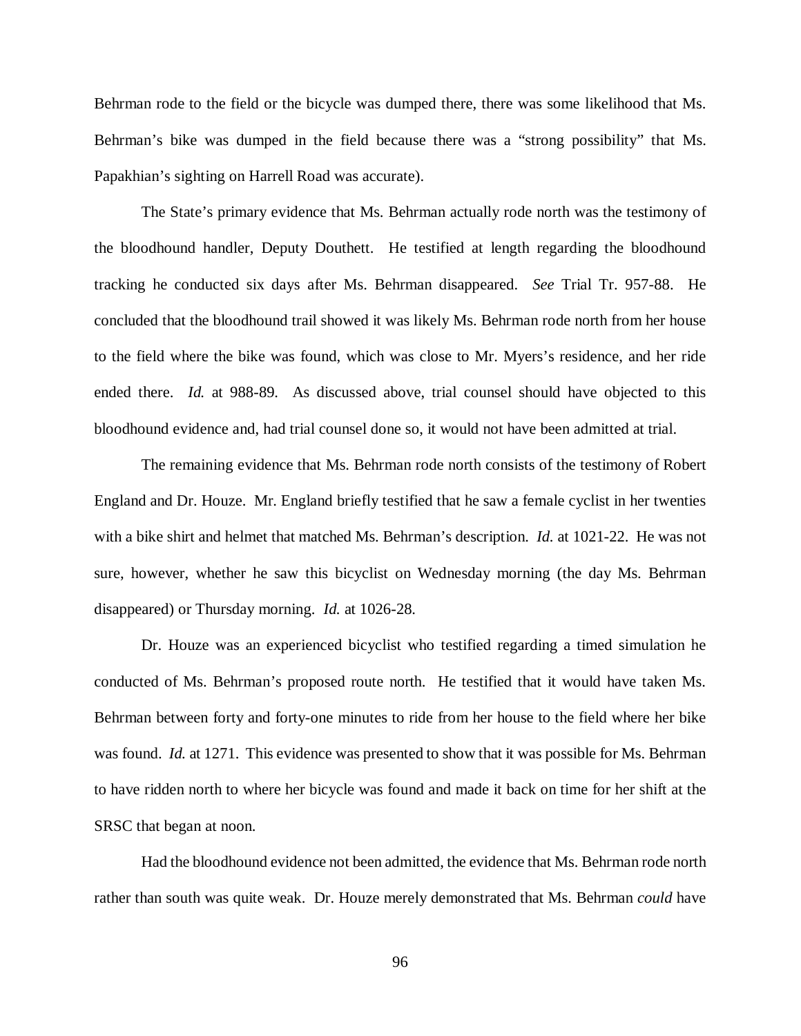Behrman rode to the field or the bicycle was dumped there, there was some likelihood that Ms. Behrman's bike was dumped in the field because there was a "strong possibility" that Ms. Papakhian's sighting on Harrell Road was accurate).

The State's primary evidence that Ms. Behrman actually rode north was the testimony of the bloodhound handler, Deputy Douthett. He testified at length regarding the bloodhound tracking he conducted six days after Ms. Behrman disappeared. *See* Trial Tr. 957-88. He concluded that the bloodhound trail showed it was likely Ms. Behrman rode north from her house to the field where the bike was found, which was close to Mr. Myers's residence, and her ride ended there. *Id.* at 988-89. As discussed above, trial counsel should have objected to this bloodhound evidence and, had trial counsel done so, it would not have been admitted at trial.

The remaining evidence that Ms. Behrman rode north consists of the testimony of Robert England and Dr. Houze. Mr. England briefly testified that he saw a female cyclist in her twenties with a bike shirt and helmet that matched Ms. Behrman's description. *Id.* at 1021-22. He was not sure, however, whether he saw this bicyclist on Wednesday morning (the day Ms. Behrman disappeared) or Thursday morning. *Id.* at 1026-28.

Dr. Houze was an experienced bicyclist who testified regarding a timed simulation he conducted of Ms. Behrman's proposed route north. He testified that it would have taken Ms. Behrman between forty and forty-one minutes to ride from her house to the field where her bike was found. *Id.* at 1271. This evidence was presented to show that it was possible for Ms. Behrman to have ridden north to where her bicycle was found and made it back on time for her shift at the SRSC that began at noon.

Had the bloodhound evidence not been admitted, the evidence that Ms. Behrman rode north rather than south was quite weak. Dr. Houze merely demonstrated that Ms. Behrman *could* have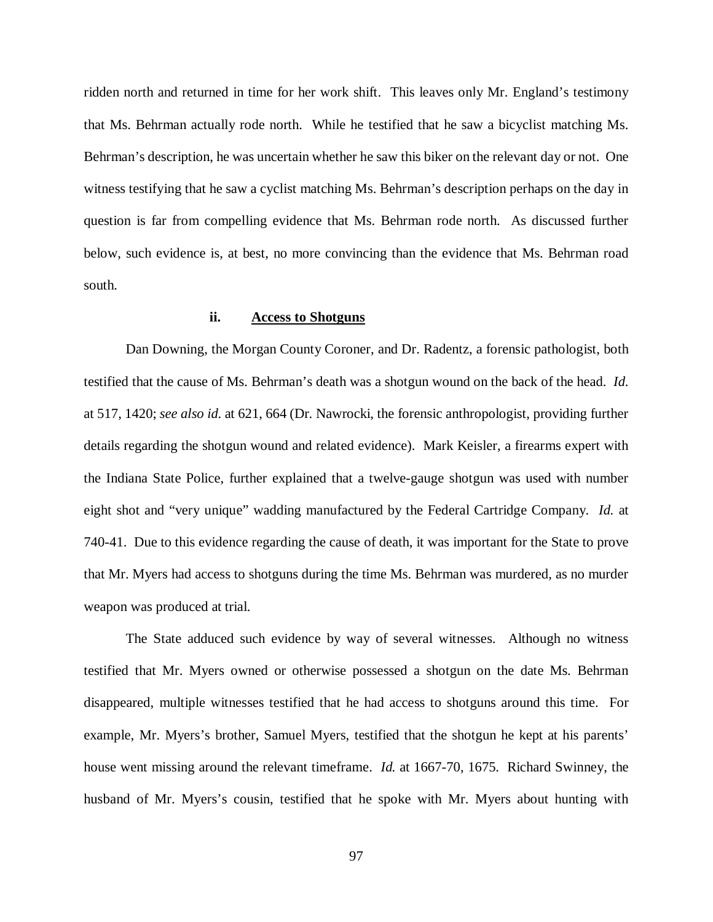ridden north and returned in time for her work shift. This leaves only Mr. England's testimony that Ms. Behrman actually rode north. While he testified that he saw a bicyclist matching Ms. Behrman's description, he was uncertain whether he saw this biker on the relevant day or not. One witness testifying that he saw a cyclist matching Ms. Behrman's description perhaps on the day in question is far from compelling evidence that Ms. Behrman rode north. As discussed further below, such evidence is, at best, no more convincing than the evidence that Ms. Behrman road south.

#### ii. <u>Access to Shotguns</u>

Dan Downing, the Morgan County Coroner, and Dr. Radentz, a forensic pathologist, both testified that the cause of Ms. Behrman's death was a shotgun wound on the back of the head. *Id.* at 517, 1420; *see also id.* at 621, 664 (Dr. Nawrocki, the forensic anthropologist, providing further details regarding the shotgun wound and related evidence). Mark Keisler, a firearms expert with the Indiana State Police, further explained that a twelve-gauge shotgun was used with number eight shot and "very unique" wadding manufactured by the Federal Cartridge Company. *Id.* at 740-41. Due to this evidence regarding the cause of death, it was important for the State to prove that Mr. Myers had access to shotguns during the time Ms. Behrman was murdered, as no murder weapon was produced at trial.

The State adduced such evidence by way of several witnesses. Although no witness testified that Mr. Myers owned or otherwise possessed a shotgun on the date Ms. Behrman disappeared, multiple witnesses testified that he had access to shotguns around this time. For example, Mr. Myers's brother, Samuel Myers, testified that the shotgun he kept at his parents' house went missing around the relevant timeframe. *Id.* at 1667-70, 1675. Richard Swinney, the husband of Mr. Myers's cousin, testified that he spoke with Mr. Myers about hunting with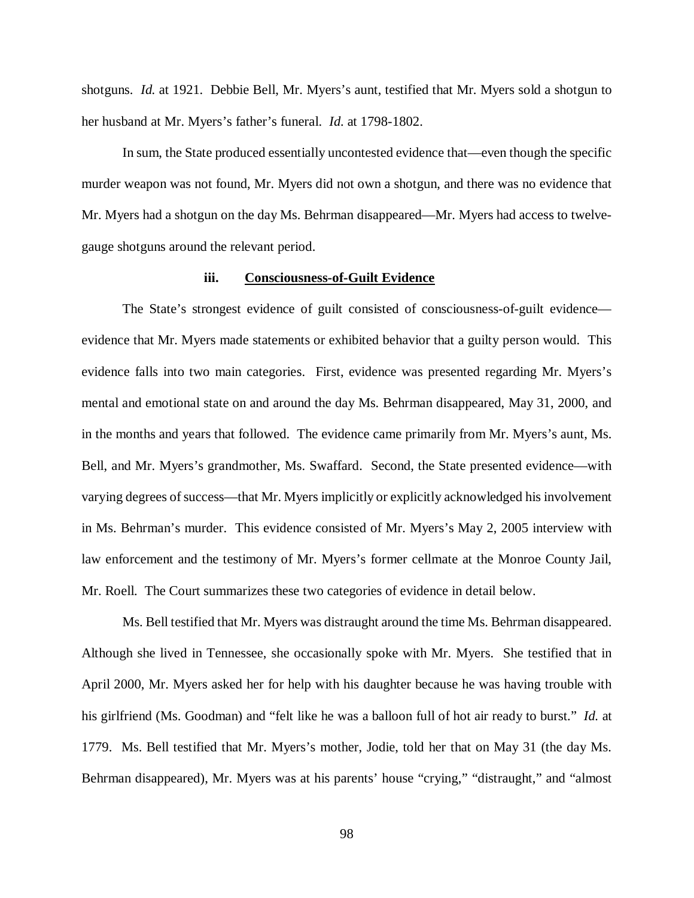shotguns. *Id.* at 1921. Debbie Bell, Mr. Myers's aunt, testified that Mr. Myers sold a shotgun to her husband at Mr. Myers's father's funeral. *Id.* at 1798-1802.

In sum, the State produced essentially uncontested evidence that—even though the specific murder weapon was not found, Mr. Myers did not own a shotgun, and there was no evidence that Mr. Myers had a shotgun on the day Ms. Behrman disappeared—Mr. Myers had access to twelve-gauge shotguns around the relevant period.

#### iii. Consciousness-of-Guilt Evidence

The State's strongest evidence of guilt consisted of consciousness-of-guilt evidence—evidence that Mr. Myers made statements or exhibited behavior that a guilty person would. This evidence falls into two main categories. First, evidence was presented regarding Mr. Myers's mental and emotional state on and around the day Ms. Behrman disappeared, May 31, 2000, and in the months and years that followed. The evidence came primarily from Mr. Myers's aunt, Ms. Bell, and Mr. Myers's grandmother, Ms. Swaffard. Second, the State presented evidence—with varying degrees of success—that Mr. Myers implicitly or explicitly acknowledged his involvement in Ms. Behrman's murder. This evidence consisted of Mr. Myers's May 2, 2005 interview with law enforcement and the testimony of Mr. Myers's former cellmate at the Monroe County Jail, Mr. Roell. The Court summarizes these two categories of evidence in detail below.

Ms. Bell testified that Mr. Myers was distraught around the time Ms. Behrman disappeared. Although she lived in Tennessee, she occasionally spoke with Mr. Myers. She testified that in April 2000, Mr. Myers asked her for help with his daughter because he was having trouble with his girlfriend (Ms. Goodman) and "felt like he was a balloon full of hot air ready to burst." *Id.* at 1779. Ms. Bell testified that Mr. Myers's mother, Jodie, told her that on May 31 (the day Ms. Behrman disappeared), Mr. Myers was at his parents' house "crying," "distraught," and "almost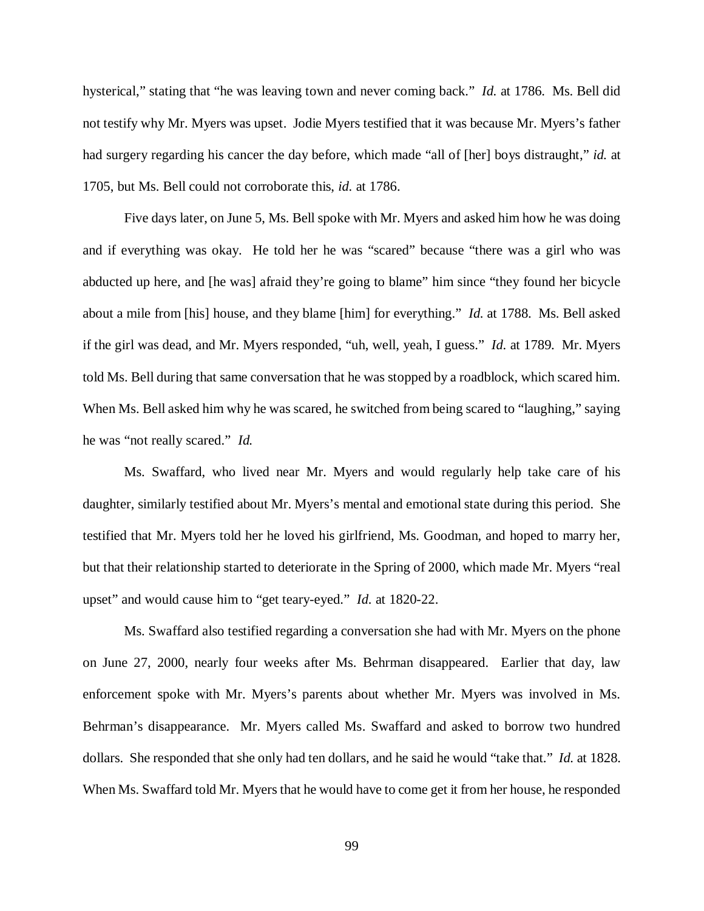hysterical," stating that "he was leaving town and never coming back." *Id.* at 1786. Ms. Bell did not testify why Mr. Myers was upset. Jodie Myers testified that it was because Mr. Myers's father had surgery regarding his cancer the day before, which made "all of [her] boys distraught," *id.* at 1705, but Ms. Bell could not corroborate this, *id.* at 1786.

Five days later, on June 5, Ms. Bell spoke with Mr. Myers and asked him how he was doing and if everything was okay. He told her he was "scared" because "there was a girl who was abducted up here, and [he was] afraid they're going to blame" him since "they found her bicycle about a mile from [his] house, and they blame [him] for everything." *Id.* at 1788. Ms. Bell asked if the girl was dead, and Mr. Myers responded, "uh, well, yeah, I guess." *Id.* at 1789. Mr. Myers told Ms. Bell during that same conversation that he was stopped by a roadblock, which scared him. When Ms. Bell asked him why he was scared, he switched from being scared to "laughing," saying he was "not really scared." *Id.*

Ms. Swaffard, who lived near Mr. Myers and would regularly help take care of his daughter, similarly testified about Mr. Myers's mental and emotional state during this period. She testified that Mr. Myers told her he loved his girlfriend, Ms. Goodman, and hoped to marry her, but that their relationship started to deteriorate in the Spring of 2000, which made Mr. Myers "real upset" and would cause him to "get teary-eyed." *Id.* at 1820-22.

Ms. Swaffard also testified regarding a conversation she had with Mr. Myers on the phone on June 27, 2000, nearly four weeks after Ms. Behrman disappeared. Earlier that day, law enforcement spoke with Mr. Myers's parents about whether Mr. Myers was involved in Ms. Behrman's disappearance. Mr. Myers called Ms. Swaffard and asked to borrow two hundred dollars. She responded that she only had ten dollars, and he said he would "take that." *Id.* at 1828. When Ms. Swaffard told Mr. Myers that he would have to come get it from her house, he responded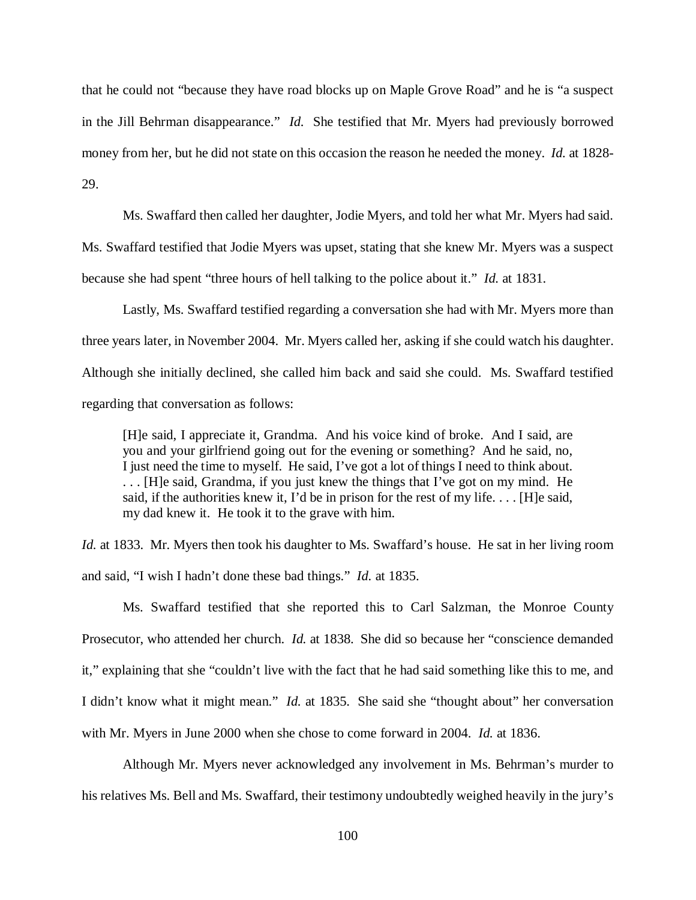that he could not "because they have road blocks up on Maple Grove Road" and he is "a suspect in the Jill Behrman disappearance." *Id.* She testified that Mr. Myers had previously borrowed money from her, but he did not state on this occasion the reason he needed the money. *Id.* at 1828-29.

Ms. Swaffard then called her daughter, Jodie Myers, and told her what Mr. Myers had said. Ms. Swaffard testified that Jodie Myers was upset, stating that she knew Mr. Myers was a suspect because she had spent "three hours of hell talking to the police about it." *Id.* at 1831.

Lastly, Ms. Swaffard testified regarding a conversation she had with Mr. Myers more than three years later, in November 2004. Mr. Myers called her, asking if she could watch his daughter. Although she initially declined, she called him back and said she could. Ms. Swaffard testified regarding that conversation as follows:

> [H]e said, I appreciate it, Grandma. And his voice kind of broke. And I said, are you and your girlfriend going out for the evening or something? And he said, no, I just need the time to myself. He said, I've got a lot of things I need to think about. . . . [H]e said, Grandma, if you just knew the things that I've got on my mind. He said, if the authorities knew it, I'd be in prison for the rest of my life. . . . [H]e said, my dad knew it. He took it to the grave with him.

*Id.* at 1833. Mr. Myers then took his daughter to Ms. Swaffard's house. He sat in her living room and said, "I wish I hadn't done these bad things." *Id.* at 1835.

Ms. Swaffard testified that she reported this to Carl Salzman, the Monroe County Prosecutor, who attended her church. *Id.* at 1838. She did so because her "conscience demanded it," explaining that she "couldn't live with the fact that he had said something like this to me, and I didn't know what it might mean." *Id.* at 1835. She said she "thought about" her conversation with Mr. Myers in June 2000 when she chose to come forward in 2004. *Id.* at 1836.

Although Mr. Myers never acknowledged any involvement in Ms. Behrman's murder to his relatives Ms. Bell and Ms. Swaffard, their testimony undoubtedly weighed heavily in the jury's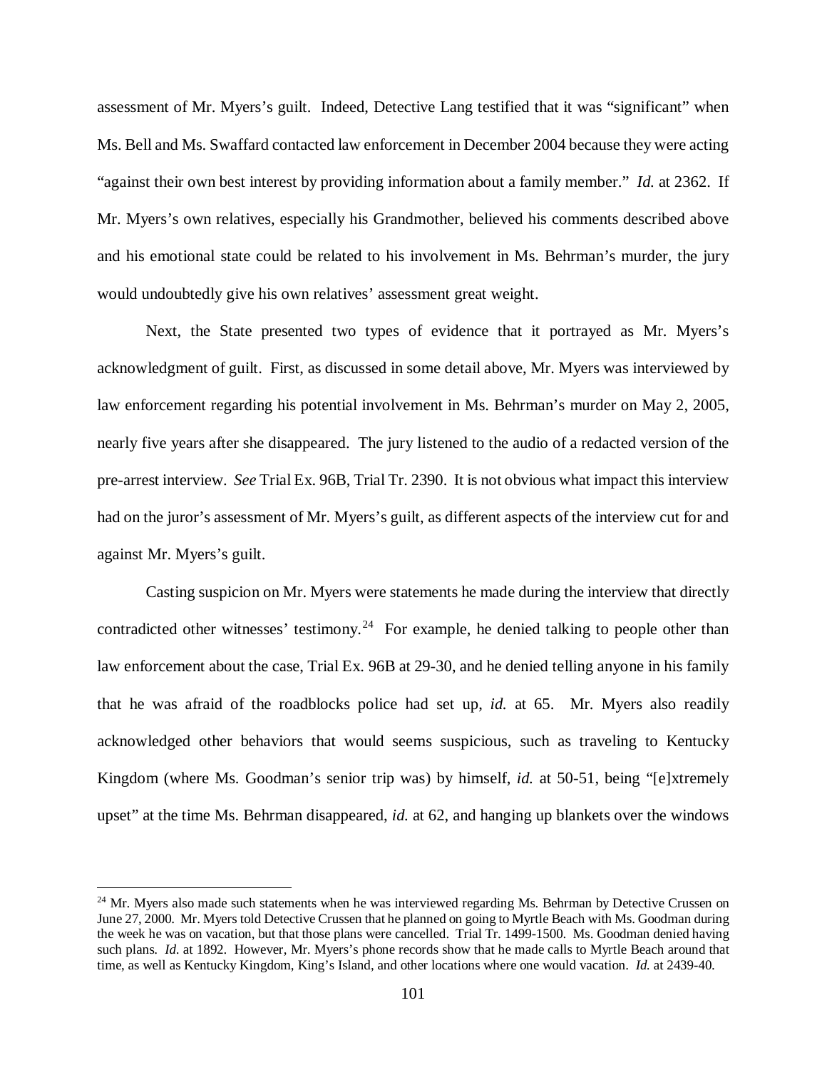assessment of Mr. Myers's guilt. Indeed, Detective Lang testified that it was "significant" when Ms. Bell and Ms. Swaffard contacted law enforcement in December 2004 because they were acting "against their own best interest by providing information about a family member." *Id.* at 2362. If Mr. Myers's own relatives, especially his Grandmother, believed his comments described above and his emotional state could be related to his involvement in Ms. Behrman's murder, the jury would undoubtedly give his own relatives' assessment great weight.

Next, the State presented two types of evidence that it portrayed as Mr. Myers's acknowledgment of guilt. First, as discussed in some detail above, Mr. Myers was interviewed by law enforcement regarding his potential involvement in Ms. Behrman's murder on May 2, 2005, nearly five years after she disappeared. The jury listened to the audio of a redacted version of the pre-arrest interview. *See* Trial Ex. 96B, Trial Tr. 2390. It is not obvious what impact this interview had on the juror's assessment of Mr. Myers's guilt, as different aspects of the interview cut for and against Mr. Myers's guilt.

Casting suspicion on Mr. Myers were statements he made during the interview that directly contradicted other witnesses' testimony.[24] For example, he denied talking to people other than law enforcement about the case, Trial Ex. 96B at 29-30, and he denied telling anyone in his family that he was afraid of the roadblocks police had set up, *id.* at 65. Mr. Myers also readily acknowledged other behaviors that would seems suspicious, such as traveling to Kentucky Kingdom (where Ms. Goodman's senior trip was) by himself, *id.* at 50-51, being "[e]xtremely upset" at the time Ms. Behrman disappeared, *id.* at 62, and hanging up blankets over the windows

[24] Mr. Myers also made such statements when he was interviewed regarding Ms. Behrman by Detective Crussen on June 27, 2000. Mr. Myers told Detective Crussen that he planned on going to Myrtle Beach with Ms. Goodman during the week he was on vacation, but that those plans were cancelled. Trial Tr. 1499-1500. Ms. Goodman denied having such plans. *Id.* at 1892. However, Mr. Myers's phone records show that he made calls to Myrtle Beach around that time, as well as Kentucky Kingdom, King's Island, and other locations where one would vacation. *Id.* at 2439-40.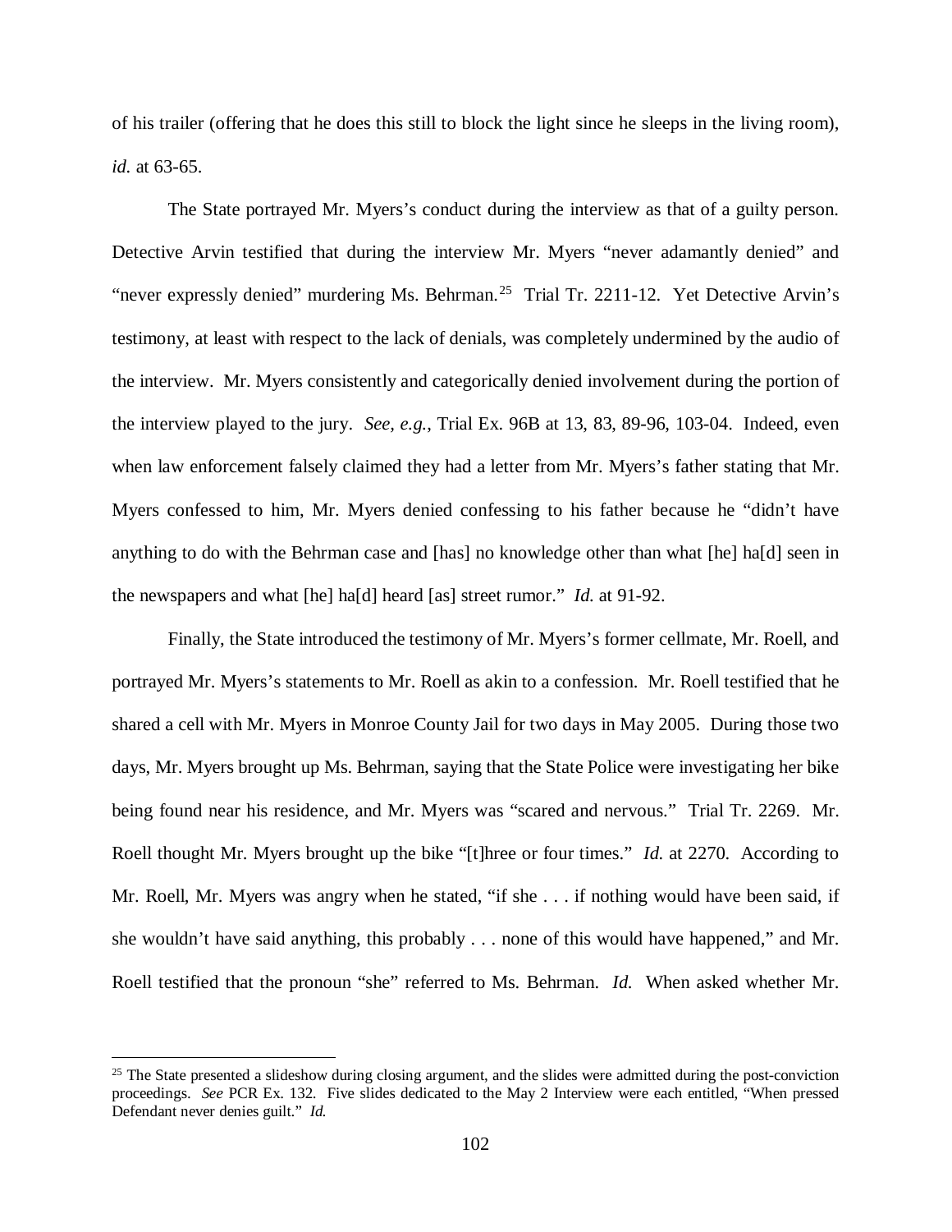of his trailer (offering that he does this still to block the light since he sleeps in the living room), *id.* at 63-65.

The State portrayed Mr. Myers's conduct during the interview as that of a guilty person. Detective Arvin testified that during the interview Mr. Myers "never adamantly denied" and "never expressly denied" murdering Ms. Behrman.[25] Trial Tr. 2211-12. Yet Detective Arvin's testimony, at least with respect to the lack of denials, was completely undermined by the audio of the interview. Mr. Myers consistently and categorically denied involvement during the portion of the interview played to the jury. *See, e.g.*, Trial Ex. 96B at 13, 83, 89-96, 103-04. Indeed, even when law enforcement falsely claimed they had a letter from Mr. Myers's father stating that Mr. Myers confessed to him, Mr. Myers denied confessing to his father because he "didn't have anything to do with the Behrman case and [has] no knowledge other than what [he] ha[d] seen in the newspapers and what [he] ha[d] heard [as] street rumor." *Id.* at 91-92.

Finally, the State introduced the testimony of Mr. Myers's former cellmate, Mr. Roell, and portrayed Mr. Myers's statements to Mr. Roell as akin to a confession. Mr. Roell testified that he shared a cell with Mr. Myers in Monroe County Jail for two days in May 2005. During those two days, Mr. Myers brought up Ms. Behrman, saying that the State Police were investigating her bike being found near his residence, and Mr. Myers was "scared and nervous." Trial Tr. 2269. Mr. Roell thought Mr. Myers brought up the bike "[t]hree or four times." *Id.* at 2270. According to Mr. Roell, Mr. Myers was angry when he stated, "if she . . . if nothing would have been said, if she wouldn't have said anything, this probably . . . none of this would have happened," and Mr. Roell testified that the pronoun "she" referred to Ms. Behrman. *Id.* When asked whether Mr.

---

[25] The State presented a slideshow during closing argument, and the slides were admitted during the post-conviction proceedings. *See* PCR Ex. 132. Five slides dedicated to the May 2 Interview were each entitled, "When pressed Defendant never denies guilt." *Id.*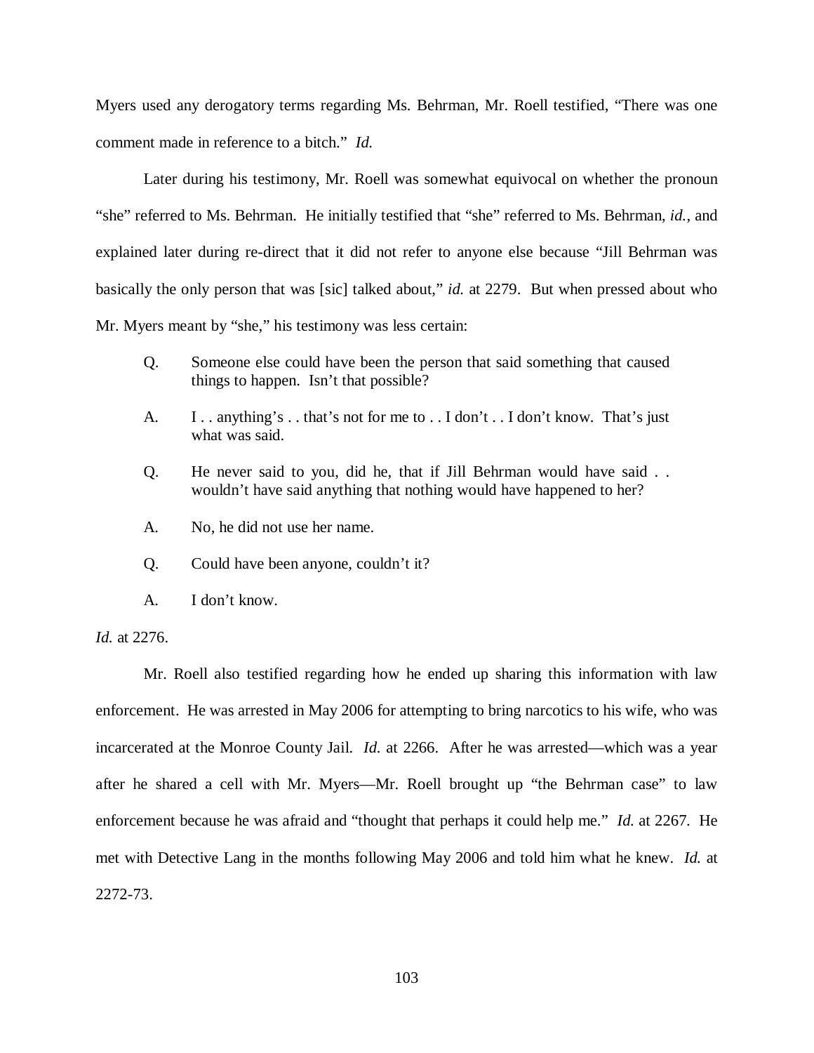Myers used any derogatory terms regarding Ms. Behrman, Mr. Roell testified, "There was one comment made in reference to a bitch." *Id.*

Later during his testimony, Mr. Roell was somewhat equivocal on whether the pronoun "she" referred to Ms. Behrman. He initially testified that "she" referred to Ms. Behrman, *id.*, and explained later during re-direct that it did not refer to anyone else because "Jill Behrman was basically the only person that was [sic] talked about," *id.* at 2279. But when pressed about who Mr. Myers meant by "she," his testimony was less certain:

> Q. Someone else could have been the person that said something that caused things to happen. Isn't that possible?
>
> A. I . . anything's . . that's not for me to . . I don't . . I don't know. That's just what was said.
>
> Q. He never said to you, did he, that if Jill Behrman would have said . . wouldn't have said anything that nothing would have happened to her?
>
> A. No, he did not use her name.
>
> Q. Could have been anyone, couldn't it?
>
> A. I don't know.

*Id.* at 2276.

Mr. Roell also testified regarding how he ended up sharing this information with law enforcement. He was arrested in May 2006 for attempting to bring narcotics to his wife, who was incarcerated at the Monroe County Jail. *Id.* at 2266. After he was arrested—which was a year after he shared a cell with Mr. Myers—Mr. Roell brought up "the Behrman case" to law enforcement because he was afraid and "thought that perhaps it could help me." *Id.* at 2267. He met with Detective Lang in the months following May 2006 and told him what he knew. *Id.* at 2272-73.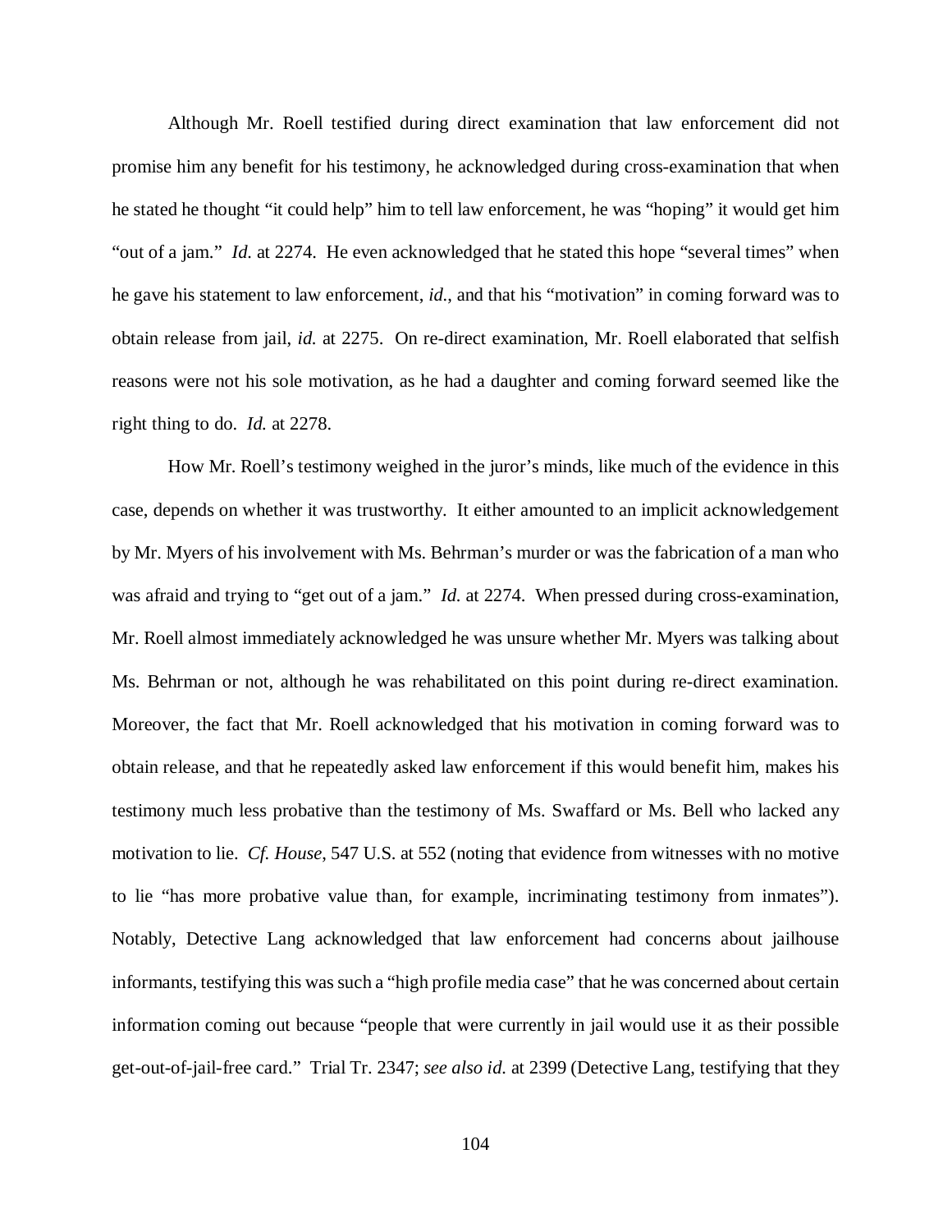Although Mr. Roell testified during direct examination that law enforcement did not promise him any benefit for his testimony, he acknowledged during cross-examination that when he stated he thought "it could help" him to tell law enforcement, he was "hoping" it would get him "out of a jam." *Id.* at 2274. He even acknowledged that he stated this hope "several times" when he gave his statement to law enforcement, *id.*, and that his "motivation" in coming forward was to obtain release from jail, *id.* at 2275. On re-direct examination, Mr. Roell elaborated that selfish reasons were not his sole motivation, as he had a daughter and coming forward seemed like the right thing to do. *Id.* at 2278.

How Mr. Roell's testimony weighed in the juror's minds, like much of the evidence in this case, depends on whether it was trustworthy. It either amounted to an implicit acknowledgement by Mr. Myers of his involvement with Ms. Behrman's murder or was the fabrication of a man who was afraid and trying to "get out of a jam." *Id.* at 2274. When pressed during cross-examination, Mr. Roell almost immediately acknowledged he was unsure whether Mr. Myers was talking about Ms. Behrman or not, although he was rehabilitated on this point during re-direct examination. Moreover, the fact that Mr. Roell acknowledged that his motivation in coming forward was to obtain release, and that he repeatedly asked law enforcement if this would benefit him, makes his testimony much less probative than the testimony of Ms. Swaffard or Ms. Bell who lacked any motivation to lie. *Cf. House*, 547 U.S. at 552 (noting that evidence from witnesses with no motive to lie "has more probative value than, for example, incriminating testimony from inmates"). Notably, Detective Lang acknowledged that law enforcement had concerns about jailhouse informants, testifying this was such a "high profile media case" that he was concerned about certain information coming out because "people that were currently in jail would use it as their possible get-out-of-jail-free card." Trial Tr. 2347; *see also id.* at 2399 (Detective Lang, testifying that they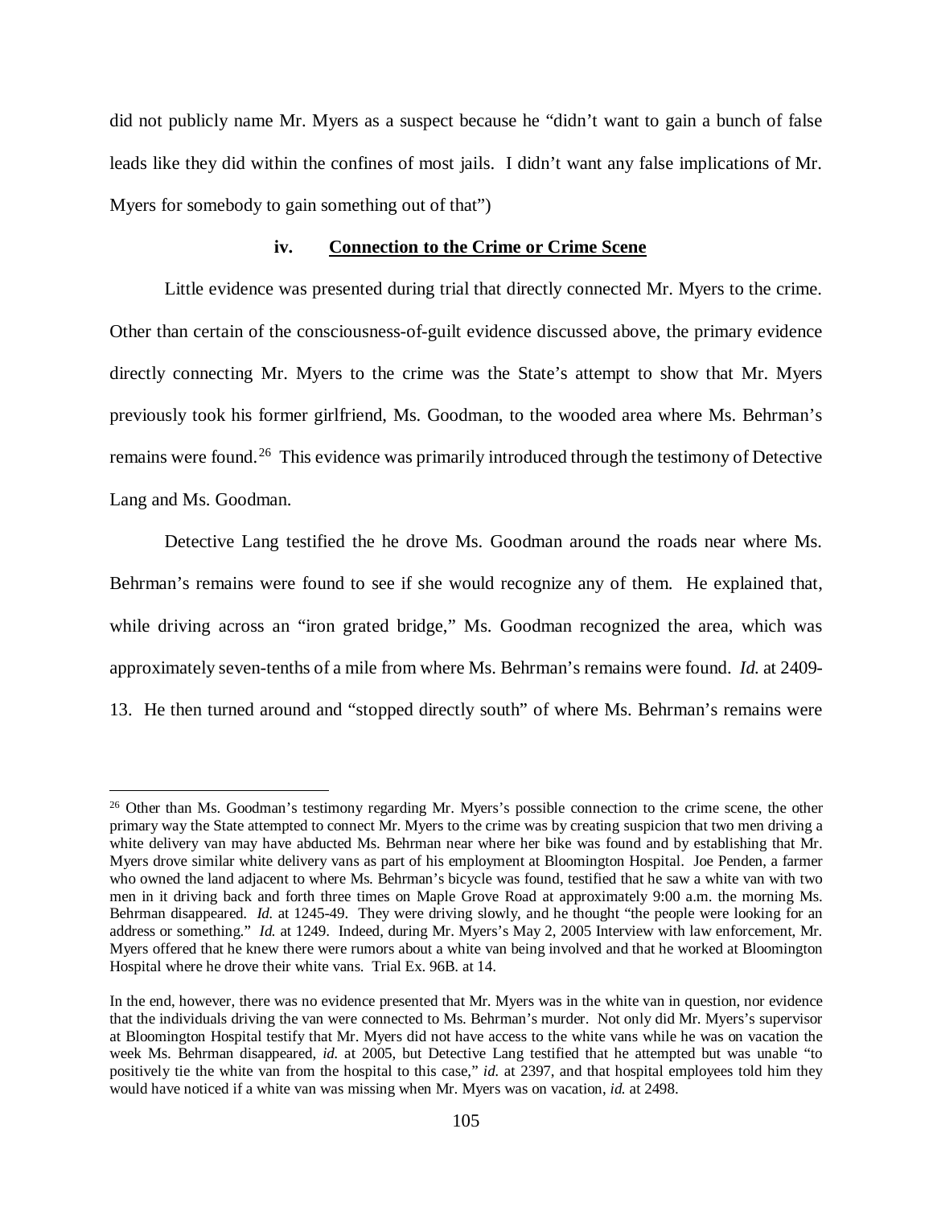did not publicly name Mr. Myers as a suspect because he "didn't want to gain a bunch of false leads like they did within the confines of most jails. I didn't want any false implications of Mr. Myers for somebody to gain something out of that")

#### iv. Connection to the Crime or Crime Scene

Little evidence was presented during trial that directly connected Mr. Myers to the crime. Other than certain of the consciousness-of-guilt evidence discussed above, the primary evidence directly connecting Mr. Myers to the crime was the State's attempt to show that Mr. Myers previously took his former girlfriend, Ms. Goodman, to the wooded area where Ms. Behrman's remains were found.[26] This evidence was primarily introduced through the testimony of Detective Lang and Ms. Goodman.

Detective Lang testified the he drove Ms. Goodman around the roads near where Ms. Behrman's remains were found to see if she would recognize any of them. He explained that, while driving across an "iron grated bridge," Ms. Goodman recognized the area, which was approximately seven-tenths of a mile from where Ms. Behrman's remains were found. *Id.* at 2409-13. He then turned around and "stopped directly south" of where Ms. Behrman's remains were

---

[26] Other than Ms. Goodman's testimony regarding Mr. Myers's possible connection to the crime scene, the other primary way the State attempted to connect Mr. Myers to the crime was by creating suspicion that two men driving a white delivery van may have abducted Ms. Behrman near where her bike was found and by establishing that Mr. Myers drove similar white delivery vans as part of his employment at Bloomington Hospital. Joe Penden, a farmer who owned the land adjacent to where Ms. Behrman's bicycle was found, testified that he saw a white van with two men in it driving back and forth three times on Maple Grove Road at approximately 9:00 a.m. the morning Ms. Behrman disappeared. *Id.* at 1245-49. They were driving slowly, and he thought "the people were looking for an address or something." *Id.* at 1249. Indeed, during Mr. Myers's May 2, 2005 Interview with law enforcement, Mr. Myers offered that he knew there were rumors about a white van being involved and that he worked at Bloomington Hospital where he drove their white vans. Trial Ex. 96B. at 14.

In the end, however, there was no evidence presented that Mr. Myers was in the white van in question, nor evidence that the individuals driving the van were connected to Ms. Behrman's murder. Not only did Mr. Myers's supervisor at Bloomington Hospital testify that Mr. Myers did not have access to the white vans while he was on vacation the week Ms. Behrman disappeared, *id.* at 2005, but Detective Lang testified that he attempted but was unable "to positively tie the white van from the hospital to this case," *id.* at 2397, and that hospital employees told him they would have noticed if a white van was missing when Mr. Myers was on vacation, *id.* at 2498.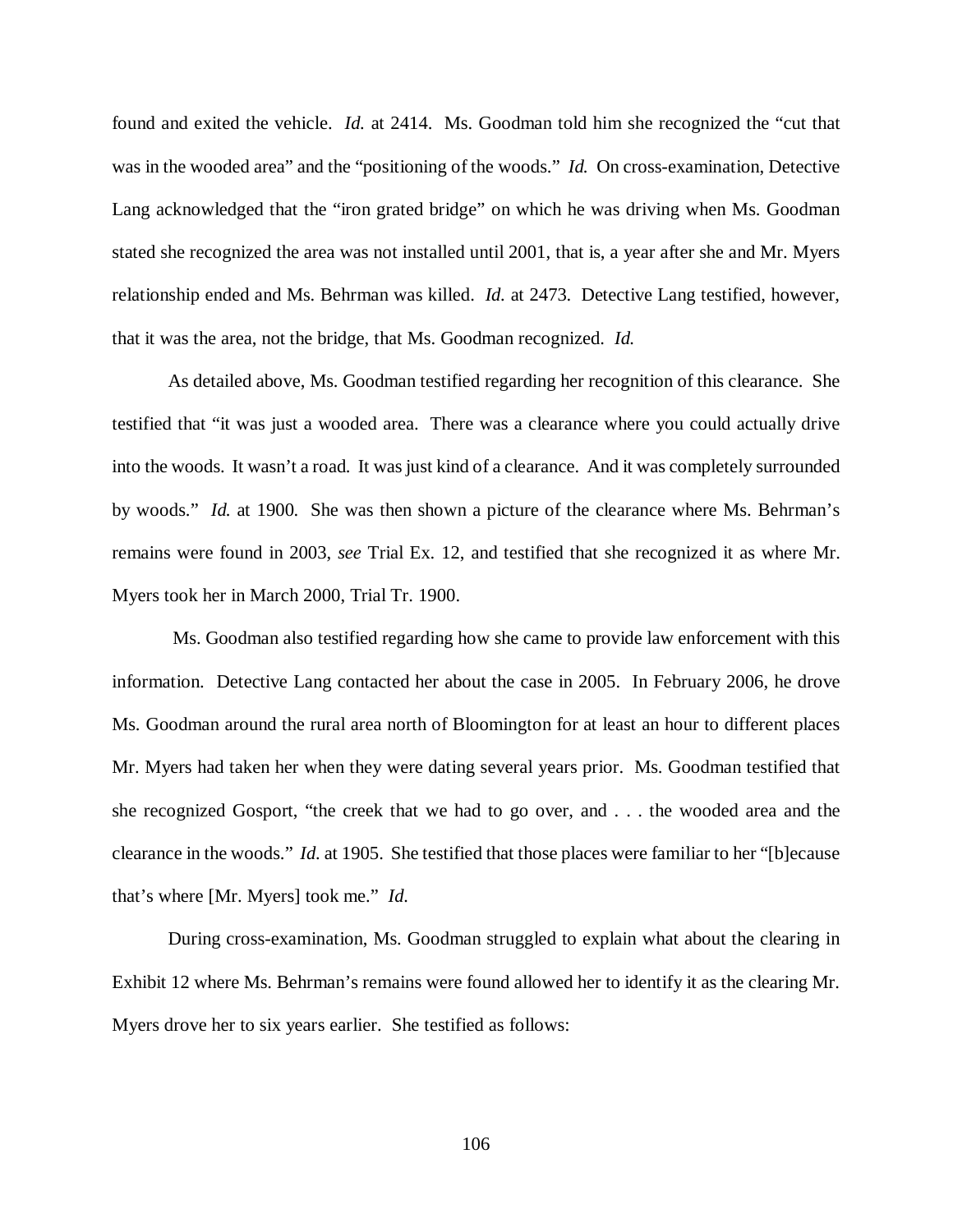found and exited the vehicle. *Id.* at 2414. Ms. Goodman told him she recognized the "cut that was in the wooded area" and the "positioning of the woods." *Id.* On cross-examination, Detective Lang acknowledged that the "iron grated bridge" on which he was driving when Ms. Goodman stated she recognized the area was not installed until 2001, that is, a year after she and Mr. Myers relationship ended and Ms. Behrman was killed. *Id.* at 2473. Detective Lang testified, however, that it was the area, not the bridge, that Ms. Goodman recognized. *Id.*

As detailed above, Ms. Goodman testified regarding her recognition of this clearance. She testified that "it was just a wooded area. There was a clearance where you could actually drive into the woods. It wasn't a road. It was just kind of a clearance. And it was completely surrounded by woods." *Id.* at 1900. She was then shown a picture of the clearance where Ms. Behrman's remains were found in 2003, *see* Trial Ex. 12, and testified that she recognized it as where Mr. Myers took her in March 2000, Trial Tr. 1900.

Ms. Goodman also testified regarding how she came to provide law enforcement with this information. Detective Lang contacted her about the case in 2005. In February 2006, he drove Ms. Goodman around the rural area north of Bloomington for at least an hour to different places Mr. Myers had taken her when they were dating several years prior. Ms. Goodman testified that she recognized Gosport, "the creek that we had to go over, and . . . the wooded area and the clearance in the woods." *Id.* at 1905. She testified that those places were familiar to her "[b]ecause that's where [Mr. Myers] took me." *Id.*

During cross-examination, Ms. Goodman struggled to explain what about the clearing in Exhibit 12 where Ms. Behrman's remains were found allowed her to identify it as the clearing Mr. Myers drove her to six years earlier. She testified as follows: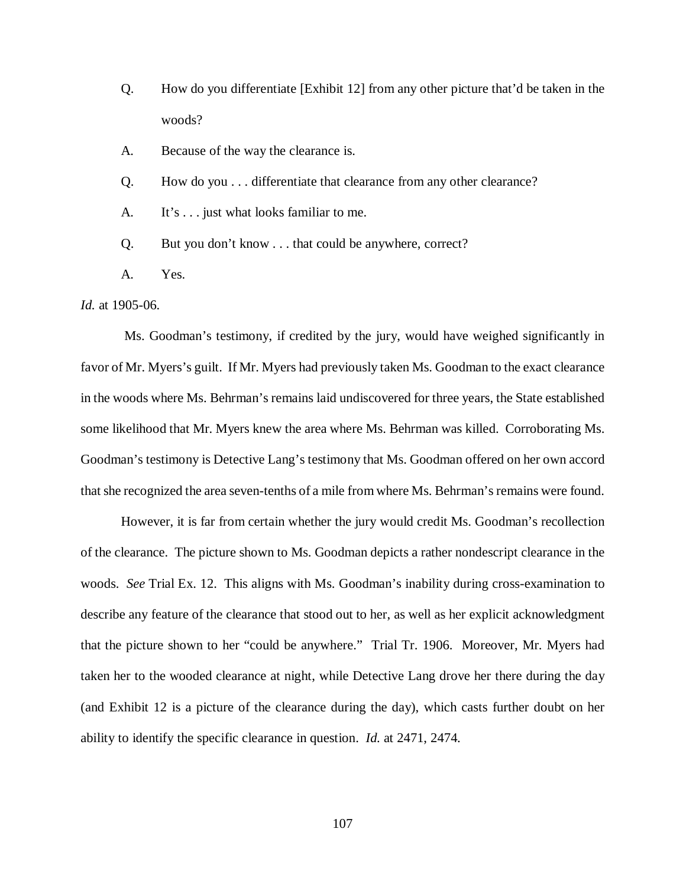Q. How do you differentiate [Exhibit 12] from any other picture that'd be taken in the woods?

A. Because of the way the clearance is.

Q. How do you . . . differentiate that clearance from any other clearance?

A. It's . . . just what looks familiar to me.

Q. But you don't know . . . that could be anywhere, correct?

A. Yes.

*Id.* at 1905-06.

Ms. Goodman's testimony, if credited by the jury, would have weighed significantly in favor of Mr. Myers's guilt. If Mr. Myers had previously taken Ms. Goodman to the exact clearance in the woods where Ms. Behrman's remains laid undiscovered for three years, the State established some likelihood that Mr. Myers knew the area where Ms. Behrman was killed. Corroborating Ms. Goodman's testimony is Detective Lang's testimony that Ms. Goodman offered on her own accord that she recognized the area seven-tenths of a mile from where Ms. Behrman's remains were found.

However, it is far from certain whether the jury would credit Ms. Goodman's recollection of the clearance. The picture shown to Ms. Goodman depicts a rather nondescript clearance in the woods. *See* Trial Ex. 12. This aligns with Ms. Goodman's inability during cross-examination to describe any feature of the clearance that stood out to her, as well as her explicit acknowledgment that the picture shown to her "could be anywhere." Trial Tr. 1906. Moreover, Mr. Myers had taken her to the wooded clearance at night, while Detective Lang drove her there during the day (and Exhibit 12 is a picture of the clearance during the day), which casts further doubt on her ability to identify the specific clearance in question. *Id.* at 2471, 2474.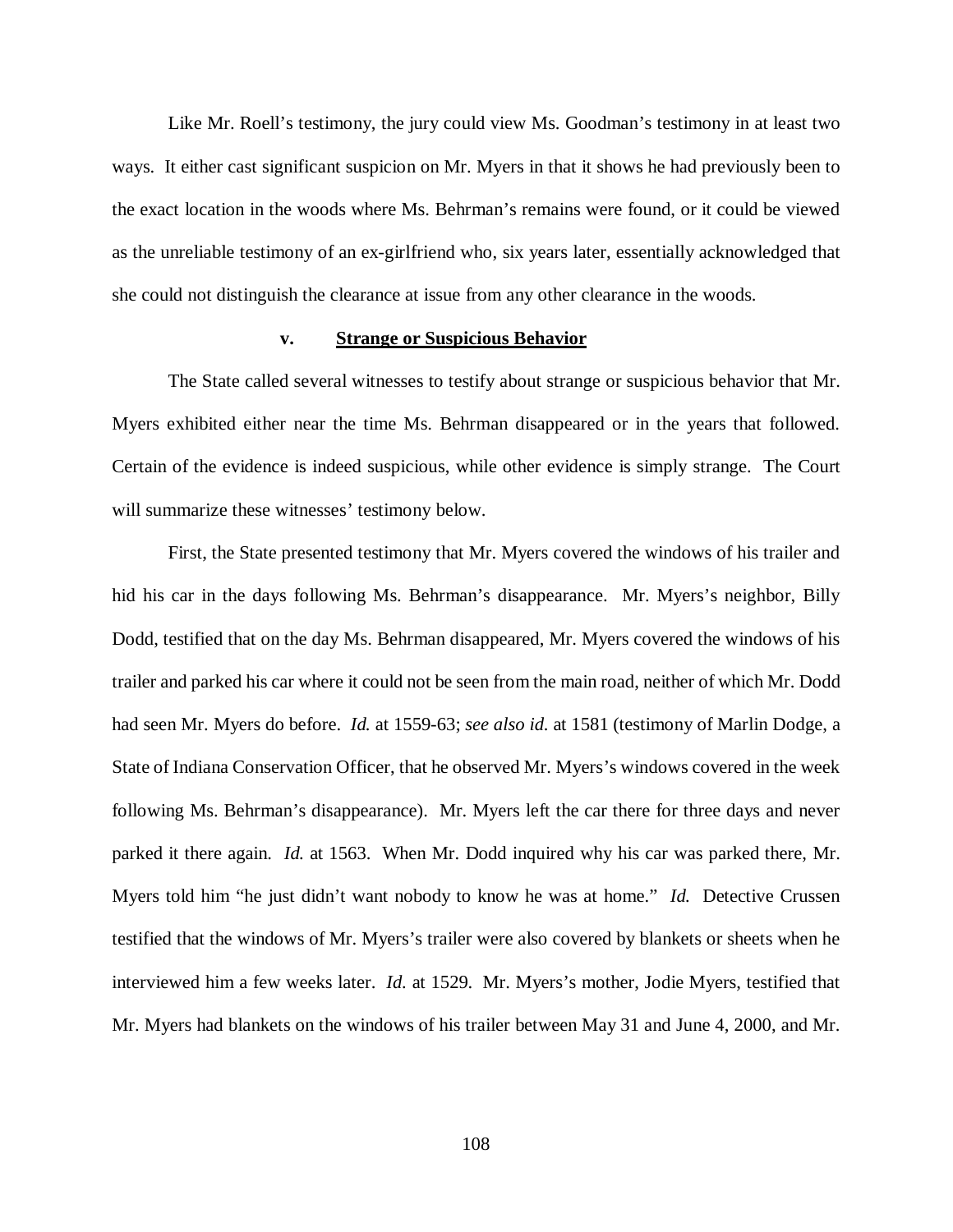Like Mr. Roell's testimony, the jury could view Ms. Goodman's testimony in at least two ways. It either cast significant suspicion on Mr. Myers in that it shows he had previously been to the exact location in the woods where Ms. Behrman's remains were found, or it could be viewed as the unreliable testimony of an ex-girlfriend who, six years later, essentially acknowledged that she could not distinguish the clearance at issue from any other clearance in the woods.

#### v. <u>Strange or Suspicious Behavior</u>

The State called several witnesses to testify about strange or suspicious behavior that Mr. Myers exhibited either near the time Ms. Behrman disappeared or in the years that followed. Certain of the evidence is indeed suspicious, while other evidence is simply strange. The Court will summarize these witnesses' testimony below.

First, the State presented testimony that Mr. Myers covered the windows of his trailer and hid his car in the days following Ms. Behrman's disappearance. Mr. Myers's neighbor, Billy Dodd, testified that on the day Ms. Behrman disappeared, Mr. Myers covered the windows of his trailer and parked his car where it could not be seen from the main road, neither of which Mr. Dodd had seen Mr. Myers do before. *Id.* at 1559-63; *see also id.* at 1581 (testimony of Marlin Dodge, a State of Indiana Conservation Officer, that he observed Mr. Myers's windows covered in the week following Ms. Behrman's disappearance). Mr. Myers left the car there for three days and never parked it there again. *Id.* at 1563. When Mr. Dodd inquired why his car was parked there, Mr. Myers told him "he just didn't want nobody to know he was at home." *Id.* Detective Crussen testified that the windows of Mr. Myers's trailer were also covered by blankets or sheets when he interviewed him a few weeks later. *Id.* at 1529. Mr. Myers's mother, Jodie Myers, testified that Mr. Myers had blankets on the windows of his trailer between May 31 and June 4, 2000, and Mr.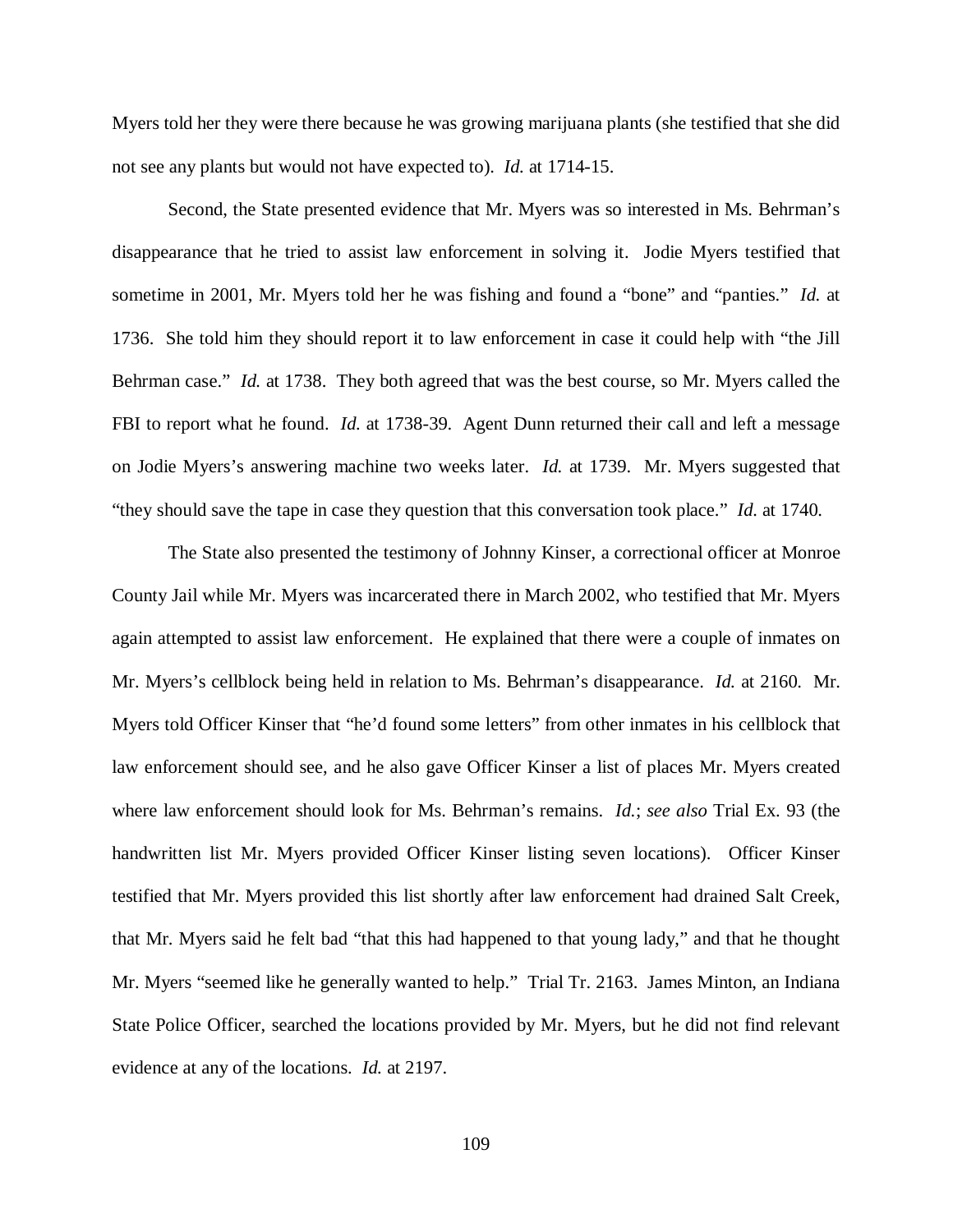Myers told her they were there because he was growing marijuana plants (she testified that she did not see any plants but would not have expected to). *Id.* at 1714-15.

Second, the State presented evidence that Mr. Myers was so interested in Ms. Behrman's disappearance that he tried to assist law enforcement in solving it. Jodie Myers testified that sometime in 2001, Mr. Myers told her he was fishing and found a "bone" and "panties." *Id.* at 1736. She told him they should report it to law enforcement in case it could help with "the Jill Behrman case." *Id.* at 1738. They both agreed that was the best course, so Mr. Myers called the FBI to report what he found. *Id.* at 1738-39. Agent Dunn returned their call and left a message on Jodie Myers's answering machine two weeks later. *Id.* at 1739. Mr. Myers suggested that "they should save the tape in case they question that this conversation took place." *Id.* at 1740.

The State also presented the testimony of Johnny Kinser, a correctional officer at Monroe County Jail while Mr. Myers was incarcerated there in March 2002, who testified that Mr. Myers again attempted to assist law enforcement. He explained that there were a couple of inmates on Mr. Myers's cellblock being held in relation to Ms. Behrman's disappearance. *Id.* at 2160. Mr. Myers told Officer Kinser that "he'd found some letters" from other inmates in his cellblock that law enforcement should see, and he also gave Officer Kinser a list of places Mr. Myers created where law enforcement should look for Ms. Behrman's remains. *Id.*; *see also* Trial Ex. 93 (the handwritten list Mr. Myers provided Officer Kinser listing seven locations). Officer Kinser testified that Mr. Myers provided this list shortly after law enforcement had drained Salt Creek, that Mr. Myers said he felt bad "that this had happened to that young lady," and that he thought Mr. Myers "seemed like he generally wanted to help." Trial Tr. 2163. James Minton, an Indiana State Police Officer, searched the locations provided by Mr. Myers, but he did not find relevant evidence at any of the locations. *Id.* at 2197.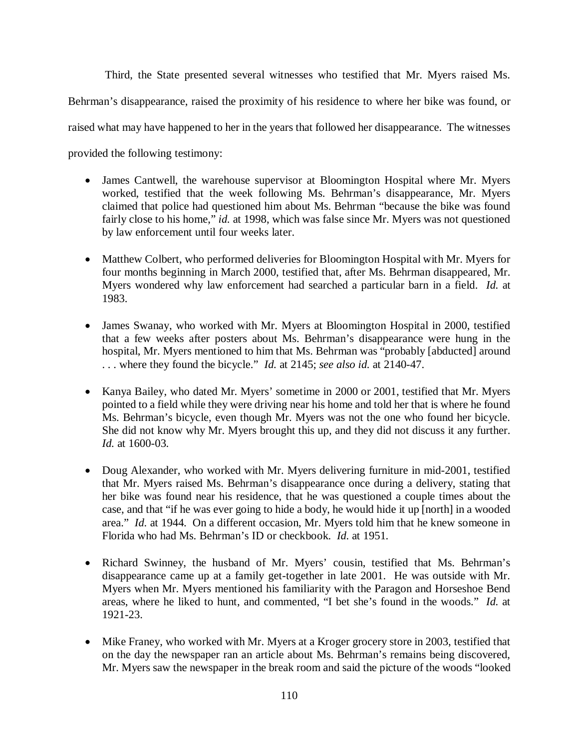Third, the State presented several witnesses who testified that Mr. Myers raised Ms. Behrman's disappearance, raised the proximity of his residence to where her bike was found, or raised what may have happened to her in the years that followed her disappearance. The witnesses provided the following testimony:

- James Cantwell, the warehouse supervisor at Bloomington Hospital where Mr. Myers worked, testified that the week following Ms. Behrman's disappearance, Mr. Myers claimed that police had questioned him about Ms. Behrman "because the bike was found fairly close to his home," *id.* at 1998, which was false since Mr. Myers was not questioned by law enforcement until four weeks later.

- Matthew Colbert, who performed deliveries for Bloomington Hospital with Mr. Myers for four months beginning in March 2000, testified that, after Ms. Behrman disappeared, Mr. Myers wondered why law enforcement had searched a particular barn in a field. *Id.* at 1983.

- James Swanay, who worked with Mr. Myers at Bloomington Hospital in 2000, testified that a few weeks after posters about Ms. Behrman's disappearance were hung in the hospital, Mr. Myers mentioned to him that Ms. Behrman was "probably [abducted] around . . . where they found the bicycle." *Id.* at 2145; *see also id.* at 2140-47.

- Kanya Bailey, who dated Mr. Myers' sometime in 2000 or 2001, testified that Mr. Myers pointed to a field while they were driving near his home and told her that is where he found Ms. Behrman's bicycle, even though Mr. Myers was not the one who found her bicycle. She did not know why Mr. Myers brought this up, and they did not discuss it any further. *Id.* at 1600-03.

- Doug Alexander, who worked with Mr. Myers delivering furniture in mid-2001, testified that Mr. Myers raised Ms. Behrman's disappearance once during a delivery, stating that her bike was found near his residence, that he was questioned a couple times about the case, and that "if he was ever going to hide a body, he would hide it up [north] in a wooded area." *Id.* at 1944. On a different occasion, Mr. Myers told him that he knew someone in Florida who had Ms. Behrman's ID or checkbook. *Id.* at 1951.

- Richard Swinney, the husband of Mr. Myers' cousin, testified that Ms. Behrman's disappearance came up at a family get-together in late 2001. He was outside with Mr. Myers when Mr. Myers mentioned his familiarity with the Paragon and Horseshoe Bend areas, where he liked to hunt, and commented, "I bet she's found in the woods." *Id.* at 1921-23.

- Mike Franey, who worked with Mr. Myers at a Kroger grocery store in 2003, testified that on the day the newspaper ran an article about Ms. Behrman's remains being discovered, Mr. Myers saw the newspaper in the break room and said the picture of the woods "looked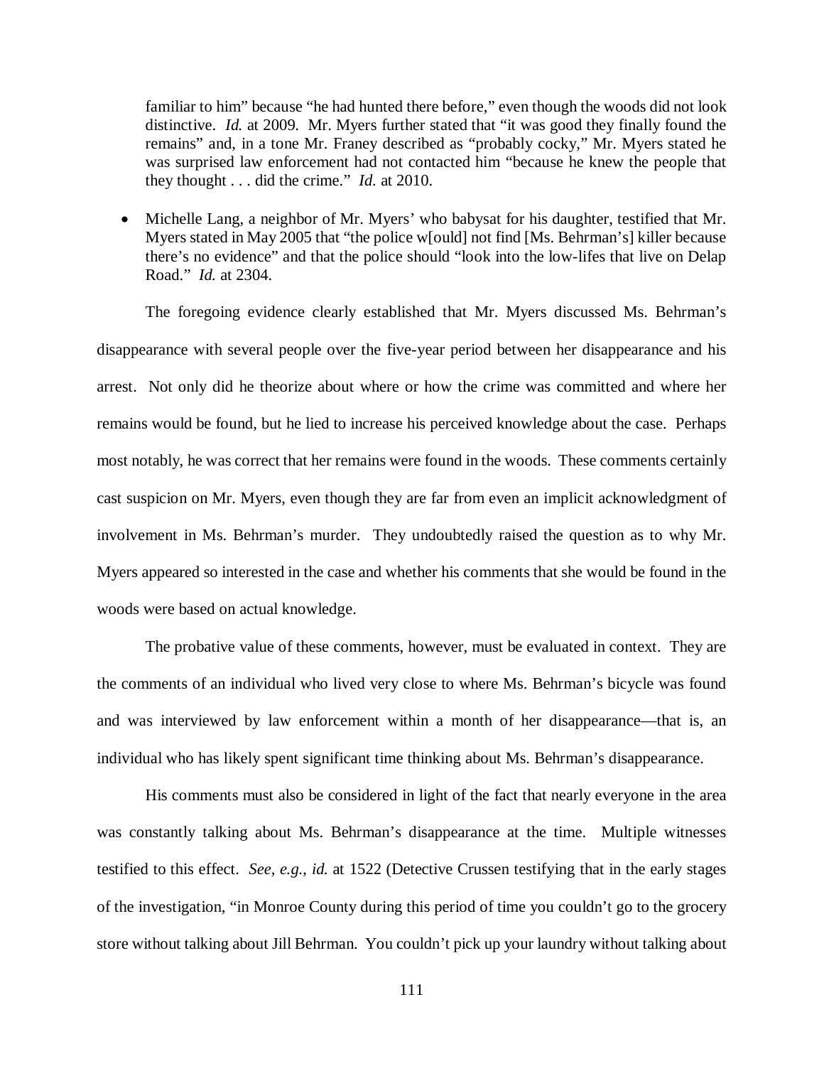familiar to him" because "he had hunted there before," even though the woods did not look distinctive. *Id.* at 2009. Mr. Myers further stated that "it was good they finally found the remains" and, in a tone Mr. Franey described as "probably cocky," Mr. Myers stated he was surprised law enforcement had not contacted him "because he knew the people that they thought . . . did the crime." *Id.* at 2010.

- Michelle Lang, a neighbor of Mr. Myers' who babysat for his daughter, testified that Mr. Myers stated in May 2005 that "the police w[ould] not find [Ms. Behrman's] killer because there's no evidence" and that the police should "look into the low-lifes that live on Delap Road." *Id.* at 2304.

The foregoing evidence clearly established that Mr. Myers discussed Ms. Behrman's disappearance with several people over the five-year period between her disappearance and his arrest. Not only did he theorize about where or how the crime was committed and where her remains would be found, but he lied to increase his perceived knowledge about the case. Perhaps most notably, he was correct that her remains were found in the woods. These comments certainly cast suspicion on Mr. Myers, even though they are far from even an implicit acknowledgment of involvement in Ms. Behrman's murder. They undoubtedly raised the question as to why Mr. Myers appeared so interested in the case and whether his comments that she would be found in the woods were based on actual knowledge.

The probative value of these comments, however, must be evaluated in context. They are the comments of an individual who lived very close to where Ms. Behrman's bicycle was found and was interviewed by law enforcement within a month of her disappearance—that is, an individual who has likely spent significant time thinking about Ms. Behrman's disappearance.

His comments must also be considered in light of the fact that nearly everyone in the area was constantly talking about Ms. Behrman's disappearance at the time. Multiple witnesses testified to this effect. *See, e.g.*, *id.* at 1522 (Detective Crussen testifying that in the early stages of the investigation, "in Monroe County during this period of time you couldn't go to the grocery store without talking about Jill Behrman. You couldn't pick up your laundry without talking about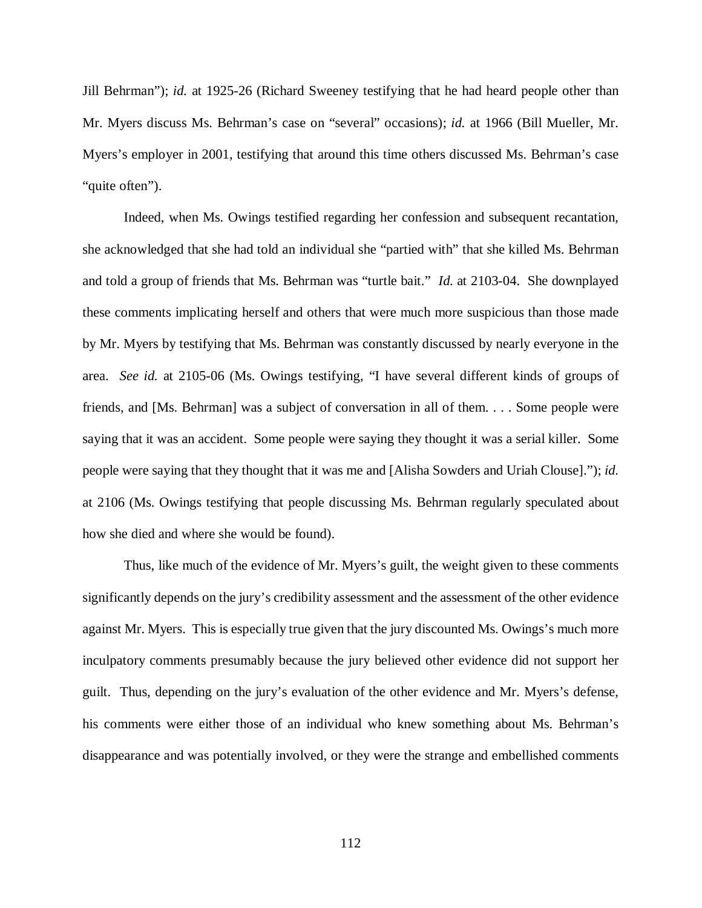Jill Behrman"); *id.* at 1925-26 (Richard Sweeney testifying that he had heard people other than Mr. Myers discuss Ms. Behrman's case on "several" occasions); *id.* at 1966 (Bill Mueller, Mr. Myers's employer in 2001, testifying that around this time others discussed Ms. Behrman's case "quite often").

Indeed, when Ms. Owings testified regarding her confession and subsequent recantation, she acknowledged that she had told an individual she "partied with" that she killed Ms. Behrman and told a group of friends that Ms. Behrman was "turtle bait." *Id.* at 2103-04. She downplayed these comments implicating herself and others that were much more suspicious than those made by Mr. Myers by testifying that Ms. Behrman was constantly discussed by nearly everyone in the area. *See id.* at 2105-06 (Ms. Owings testifying, "I have several different kinds of groups of friends, and [Ms. Behrman] was a subject of conversation in all of them. . . . Some people were saying that it was an accident. Some people were saying they thought it was a serial killer. Some people were saying that they thought that it was me and [Alisha Sowders and Uriah Clouse]."); *id.* at 2106 (Ms. Owings testifying that people discussing Ms. Behrman regularly speculated about how she died and where she would be found).

Thus, like much of the evidence of Mr. Myers's guilt, the weight given to these comments significantly depends on the jury's credibility assessment and the assessment of the other evidence against Mr. Myers. This is especially true given that the jury discounted Ms. Owings's much more inculpatory comments presumably because the jury believed other evidence did not support her guilt. Thus, depending on the jury's evaluation of the other evidence and Mr. Myers's defense, his comments were either those of an individual who knew something about Ms. Behrman's disappearance and was potentially involved, or they were the strange and embellished comments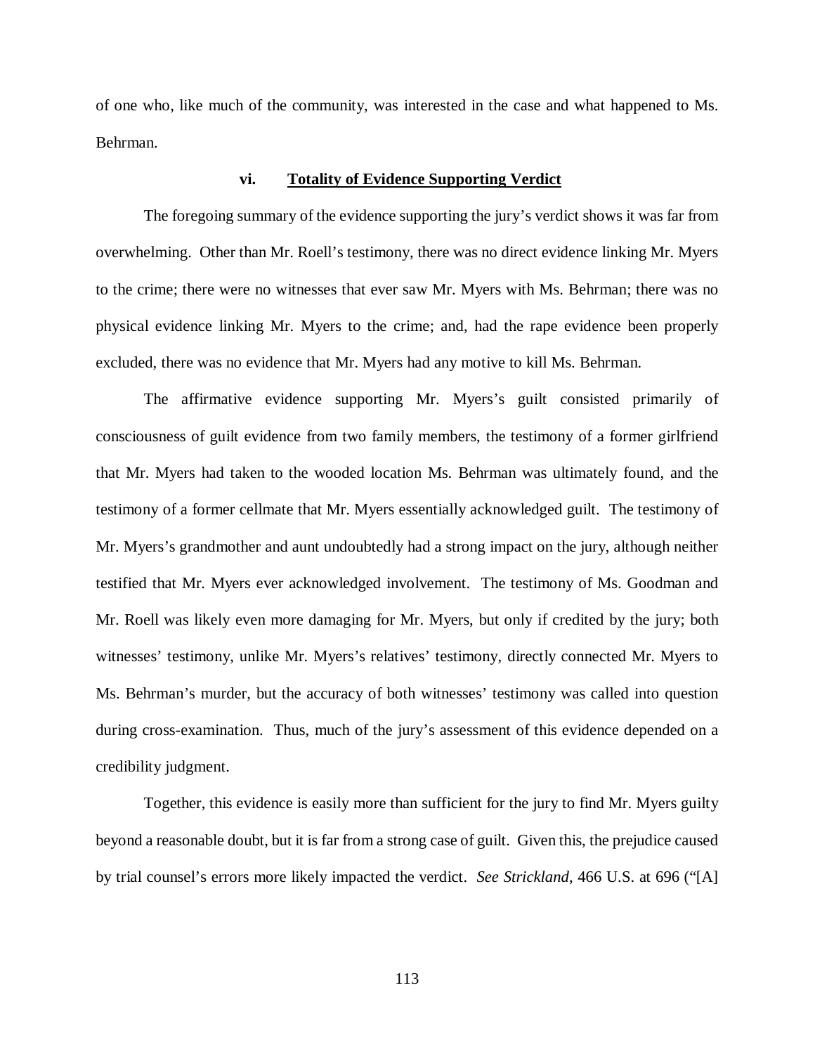of one who, like much of the community, was interested in the case and what happened to Ms. Behrman.

#### vi. Totality of Evidence Supporting Verdict

The foregoing summary of the evidence supporting the jury's verdict shows it was far from overwhelming. Other than Mr. Roell's testimony, there was no direct evidence linking Mr. Myers to the crime; there were no witnesses that ever saw Mr. Myers with Ms. Behrman; there was no physical evidence linking Mr. Myers to the crime; and, had the rape evidence been properly excluded, there was no evidence that Mr. Myers had any motive to kill Ms. Behrman.

The affirmative evidence supporting Mr. Myers's guilt consisted primarily of consciousness of guilt evidence from two family members, the testimony of a former girlfriend that Mr. Myers had taken to the wooded location Ms. Behrman was ultimately found, and the testimony of a former cellmate that Mr. Myers essentially acknowledged guilt. The testimony of Mr. Myers's grandmother and aunt undoubtedly had a strong impact on the jury, although neither testified that Mr. Myers ever acknowledged involvement. The testimony of Ms. Goodman and Mr. Roell was likely even more damaging for Mr. Myers, but only if credited by the jury; both witnesses' testimony, unlike Mr. Myers's relatives' testimony, directly connected Mr. Myers to Ms. Behrman's murder, but the accuracy of both witnesses' testimony was called into question during cross-examination. Thus, much of the jury's assessment of this evidence depended on a credibility judgment.

Together, this evidence is easily more than sufficient for the jury to find Mr. Myers guilty beyond a reasonable doubt, but it is far from a strong case of guilt. Given this, the prejudice caused by trial counsel's errors more likely impacted the verdict. *See Strickland*, 466 U.S. at 696 ("[A]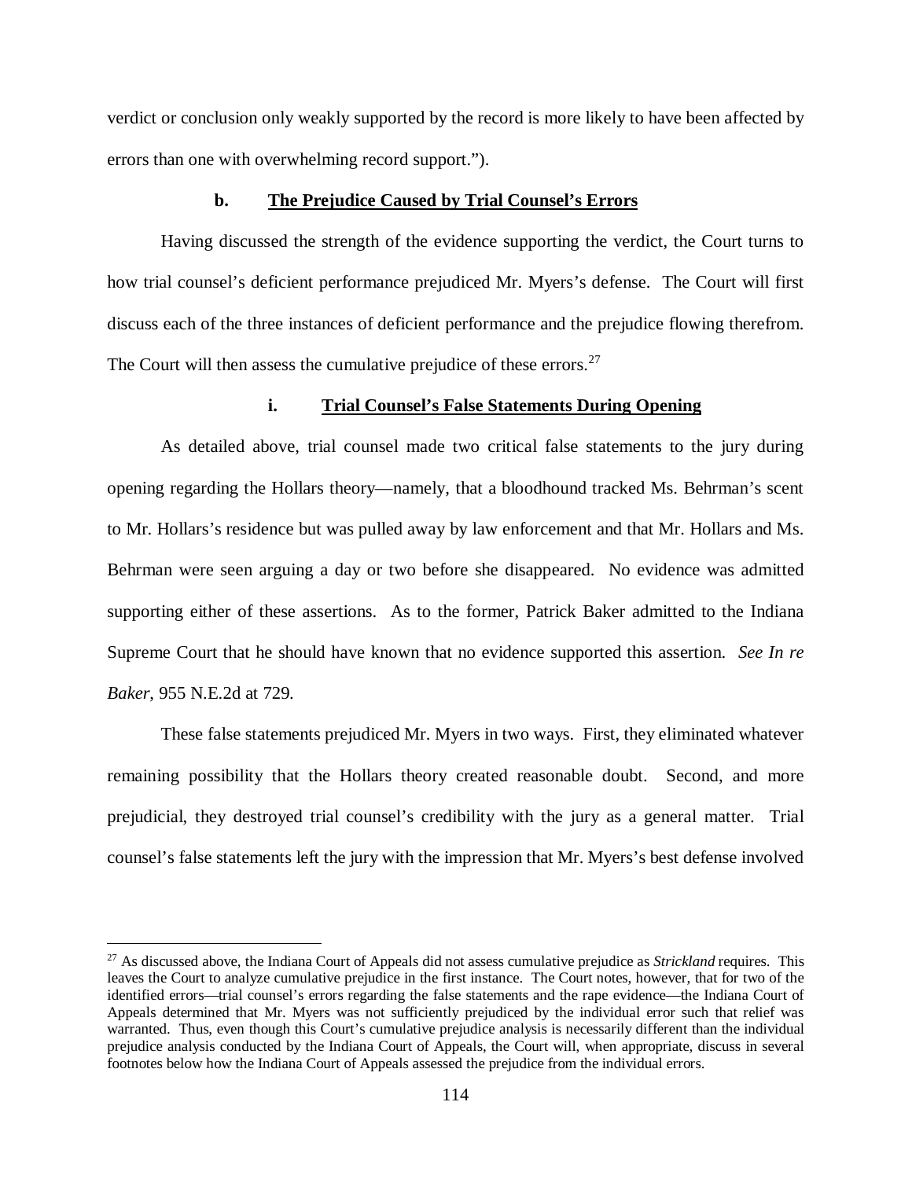verdict or conclusion only weakly supported by the record is more likely to have been affected by errors than one with overwhelming record support.").

#### b. **The Prejudice Caused by Trial Counsel's Errors**

Having discussed the strength of the evidence supporting the verdict, the Court turns to how trial counsel's deficient performance prejudiced Mr. Myers's defense. The Court will first discuss each of the three instances of deficient performance and the prejudice flowing therefrom. The Court will then assess the cumulative prejudice of these errors.[27]

##### i. **Trial Counsel's False Statements During Opening**

As detailed above, trial counsel made two critical false statements to the jury during opening regarding the Hollars theory—namely, that a bloodhound tracked Ms. Behrman's scent to Mr. Hollars's residence but was pulled away by law enforcement and that Mr. Hollars and Ms. Behrman were seen arguing a day or two before she disappeared. No evidence was admitted supporting either of these assertions. As to the former, Patrick Baker admitted to the Indiana Supreme Court that he should have known that no evidence supported this assertion. *See In re Baker*, 955 N.E.2d at 729.

These false statements prejudiced Mr. Myers in two ways. First, they eliminated whatever remaining possibility that the Hollars theory created reasonable doubt. Second, and more prejudicial, they destroyed trial counsel's credibility with the jury as a general matter. Trial counsel's false statements left the jury with the impression that Mr. Myers's best defense involved

---

[27] As discussed above, the Indiana Court of Appeals did not assess cumulative prejudice as *Strickland* requires. This leaves the Court to analyze cumulative prejudice in the first instance. The Court notes, however, that for two of the identified errors—trial counsel's errors regarding the false statements and the rape evidence—the Indiana Court of Appeals determined that Mr. Myers was not sufficiently prejudiced by the individual error such that relief was warranted. Thus, even though this Court's cumulative prejudice analysis is necessarily different than the individual prejudice analysis conducted by the Indiana Court of Appeals, the Court will, when appropriate, discuss in several footnotes below how the Indiana Court of Appeals assessed the prejudice from the individual errors.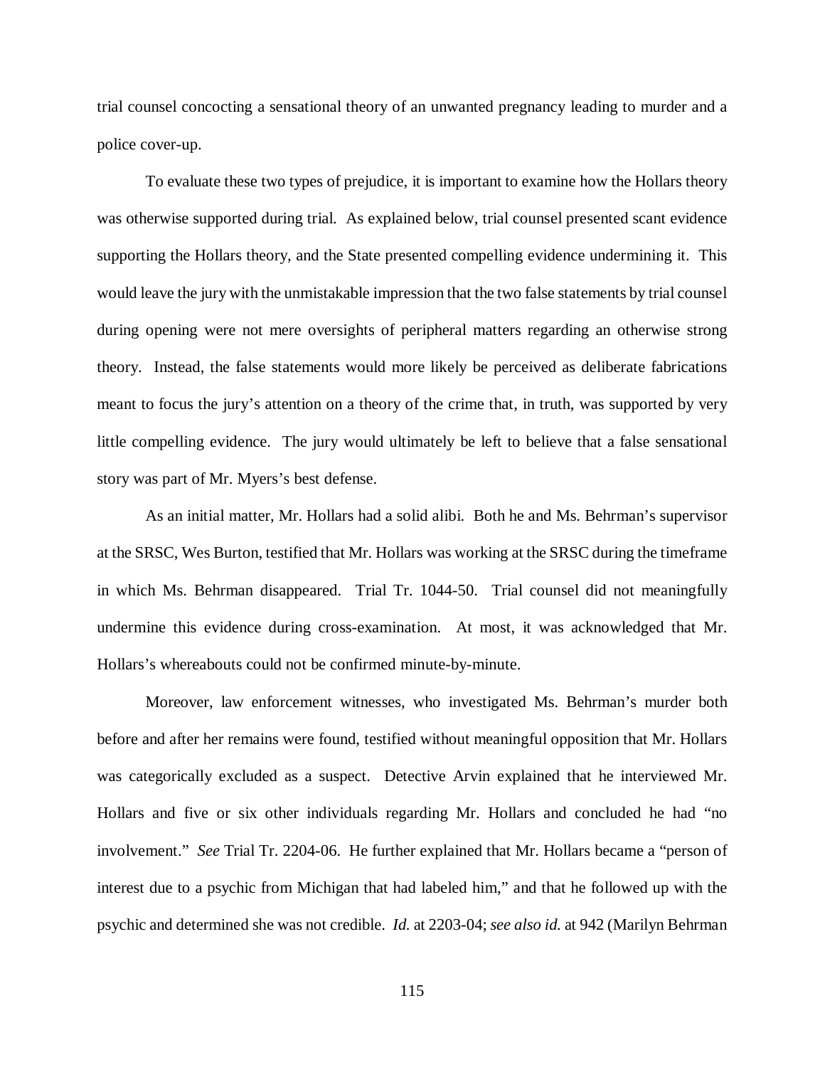trial counsel concocting a sensational theory of an unwanted pregnancy leading to murder and a police cover-up.

To evaluate these two types of prejudice, it is important to examine how the Hollars theory was otherwise supported during trial. As explained below, trial counsel presented scant evidence supporting the Hollars theory, and the State presented compelling evidence undermining it. This would leave the jury with the unmistakable impression that the two false statements by trial counsel during opening were not mere oversights of peripheral matters regarding an otherwise strong theory. Instead, the false statements would more likely be perceived as deliberate fabrications meant to focus the jury's attention on a theory of the crime that, in truth, was supported by very little compelling evidence. The jury would ultimately be left to believe that a false sensational story was part of Mr. Myers's best defense.

As an initial matter, Mr. Hollars had a solid alibi. Both he and Ms. Behrman's supervisor at the SRSC, Wes Burton, testified that Mr. Hollars was working at the SRSC during the timeframe in which Ms. Behrman disappeared. Trial Tr. 1044-50. Trial counsel did not meaningfully undermine this evidence during cross-examination. At most, it was acknowledged that Mr. Hollars's whereabouts could not be confirmed minute-by-minute.

Moreover, law enforcement witnesses, who investigated Ms. Behrman's murder both before and after her remains were found, testified without meaningful opposition that Mr. Hollars was categorically excluded as a suspect. Detective Arvin explained that he interviewed Mr. Hollars and five or six other individuals regarding Mr. Hollars and concluded he had "no involvement." *See* Trial Tr. 2204-06. He further explained that Mr. Hollars became a "person of interest due to a psychic from Michigan that had labeled him," and that he followed up with the psychic and determined she was not credible. *Id.* at 2203-04; *see also id.* at 942 (Marilyn Behrman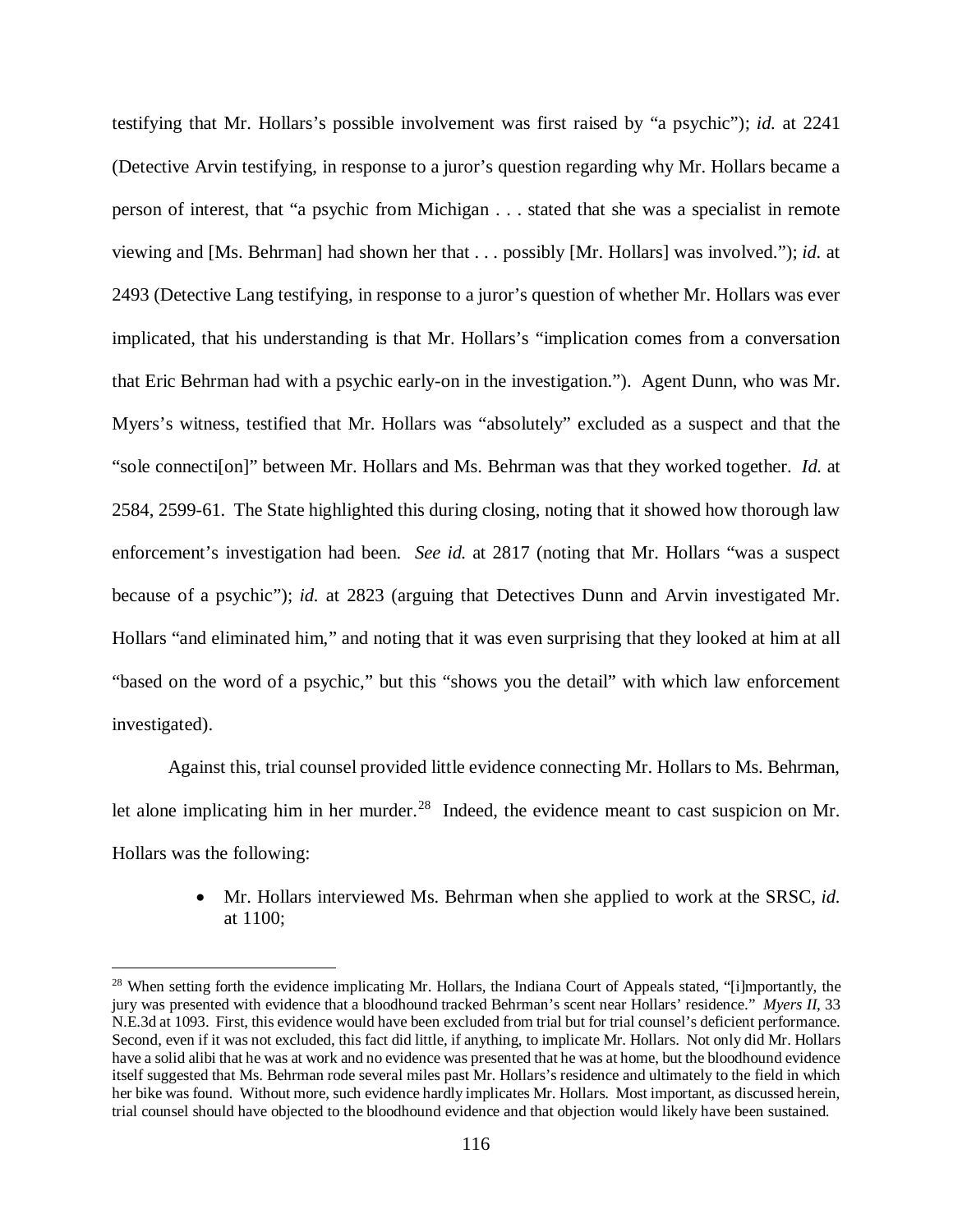testifying that Mr. Hollars's possible involvement was first raised by "a psychic"); *id.* at 2241 (Detective Arvin testifying, in response to a juror's question regarding why Mr. Hollars became a person of interest, that "a psychic from Michigan . . . stated that she was a specialist in remote viewing and [Ms. Behrman] had shown her that . . . possibly [Mr. Hollars] was involved."); *id.* at 2493 (Detective Lang testifying, in response to a juror's question of whether Mr. Hollars was ever implicated, that his understanding is that Mr. Hollars's "implication comes from a conversation that Eric Behrman had with a psychic early-on in the investigation."). Agent Dunn, who was Mr. Myers's witness, testified that Mr. Hollars was "absolutely" excluded as a suspect and that the "sole connecti[on]" between Mr. Hollars and Ms. Behrman was that they worked together. *Id.* at 2584, 2599-61. The State highlighted this during closing, noting that it showed how thorough law enforcement's investigation had been. *See id.* at 2817 (noting that Mr. Hollars "was a suspect because of a psychic"); *id.* at 2823 (arguing that Detectives Dunn and Arvin investigated Mr. Hollars "and eliminated him," and noting that it was even surprising that they looked at him at all "based on the word of a psychic," but this "shows you the detail" with which law enforcement investigated).

Against this, trial counsel provided little evidence connecting Mr. Hollars to Ms. Behrman, let alone implicating him in her murder.[28] Indeed, the evidence meant to cast suspicion on Mr. Hollars was the following:

- Mr. Hollars interviewed Ms. Behrman when she applied to work at the SRSC, *id.* at 1100;

[28] When setting forth the evidence implicating Mr. Hollars, the Indiana Court of Appeals stated, "[i]mportantly, the jury was presented with evidence that a bloodhound tracked Behrman's scent near Hollars' residence." *Myers II*, 33 N.E.3d at 1093. First, this evidence would have been excluded from trial but for trial counsel's deficient performance. Second, even if it was not excluded, this fact did little, if anything, to implicate Mr. Hollars. Not only did Mr. Hollars have a solid alibi that he was at work and no evidence was presented that he was at home, but the bloodhound evidence itself suggested that Ms. Behrman rode several miles past Mr. Hollars's residence and ultimately to the field in which her bike was found. Without more, such evidence hardly implicates Mr. Hollars. Most important, as discussed herein, trial counsel should have objected to the bloodhound evidence and that objection would likely have been sustained.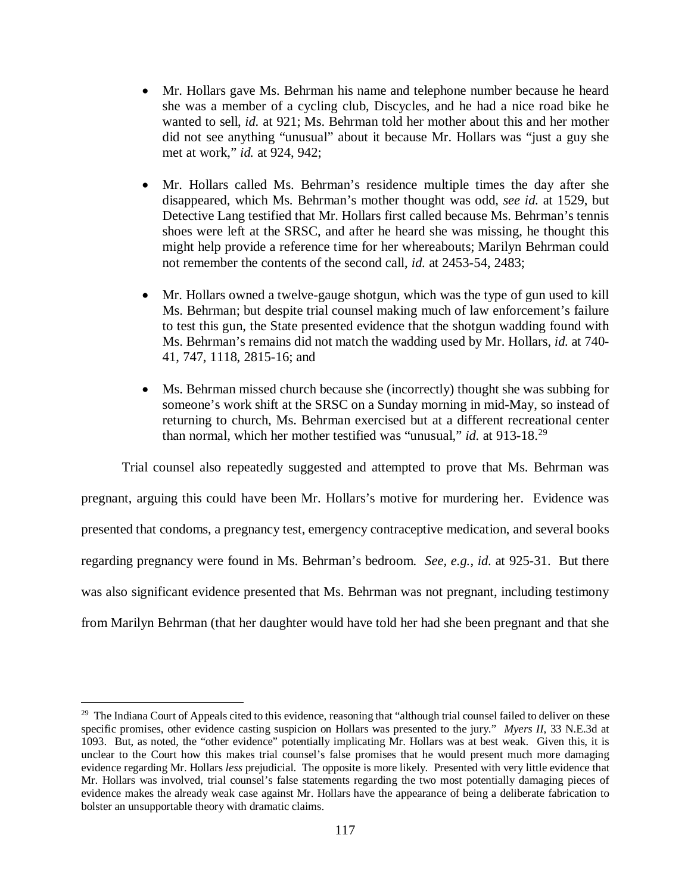- Mr. Hollars gave Ms. Behrman his name and telephone number because he heard she was a member of a cycling club, Discycles, and he had a nice road bike he wanted to sell, *id.* at 921; Ms. Behrman told her mother about this and her mother did not see anything "unusual" about it because Mr. Hollars was "just a guy she met at work," *id.* at 924, 942;

- Mr. Hollars called Ms. Behrman's residence multiple times the day after she disappeared, which Ms. Behrman's mother thought was odd, *see id.* at 1529, but Detective Lang testified that Mr. Hollars first called because Ms. Behrman's tennis shoes were left at the SRSC, and after he heard she was missing, he thought this might help provide a reference time for her whereabouts; Marilyn Behrman could not remember the contents of the second call, *id.* at 2453-54, 2483;

- Mr. Hollars owned a twelve-gauge shotgun, which was the type of gun used to kill Ms. Behrman; but despite trial counsel making much of law enforcement's failure to test this gun, the State presented evidence that the shotgun wadding found with Ms. Behrman's remains did not match the wadding used by Mr. Hollars, *id.* at 740-41, 747, 1118, 2815-16; and

- Ms. Behrman missed church because she (incorrectly) thought she was subbing for someone's work shift at the SRSC on a Sunday morning in mid-May, so instead of returning to church, Ms. Behrman exercised but at a different recreational center than normal, which her mother testified was "unusual," *id.* at 913-18.[29]

Trial counsel also repeatedly suggested and attempted to prove that Ms. Behrman was pregnant, arguing this could have been Mr. Hollars's motive for murdering her. Evidence was presented that condoms, a pregnancy test, emergency contraceptive medication, and several books regarding pregnancy were found in Ms. Behrman's bedroom. *See, e.g.*, *id.* at 925-31. But there was also significant evidence presented that Ms. Behrman was not pregnant, including testimony from Marilyn Behrman (that her daughter would have told her had she been pregnant and that she

---

[29] The Indiana Court of Appeals cited to this evidence, reasoning that "although trial counsel failed to deliver on these specific promises, other evidence casting suspicion on Hollars was presented to the jury." *Myers II*, 33 N.E.3d at 1093. But, as noted, the "other evidence" potentially implicating Mr. Hollars was at best weak. Given this, it is unclear to the Court how this makes trial counsel's false promises that he would present much more damaging evidence regarding Mr. Hollars *less* prejudicial. The opposite is more likely. Presented with very little evidence that Mr. Hollars was involved, trial counsel's false statements regarding the two most potentially damaging pieces of evidence makes the already weak case against Mr. Hollars have the appearance of being a deliberate fabrication to bolster an unsupportable theory with dramatic claims.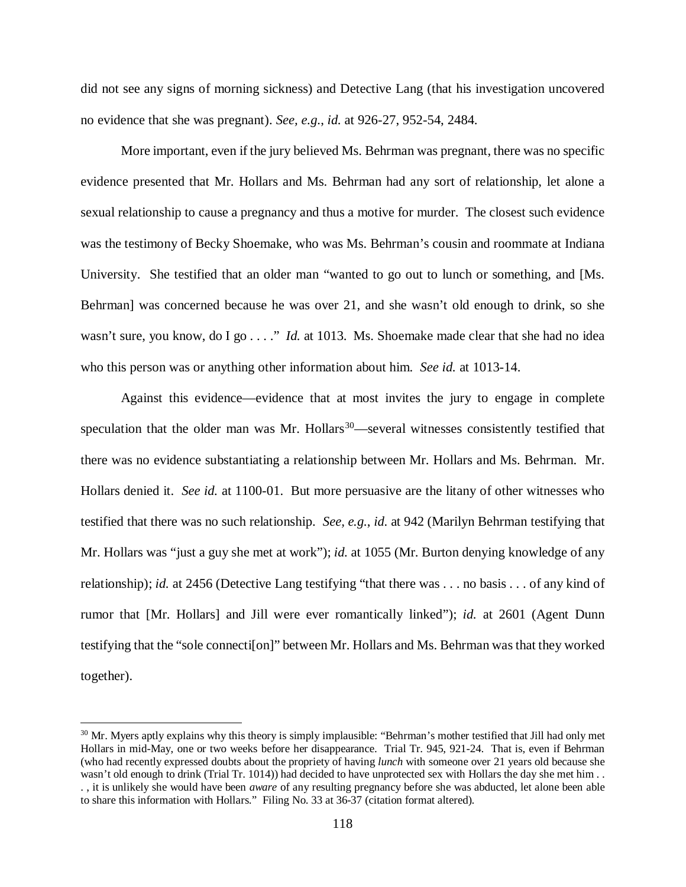did not see any signs of morning sickness) and Detective Lang (that his investigation uncovered no evidence that she was pregnant). *See, e.g.*, *id.* at 926-27, 952-54, 2484.

More important, even if the jury believed Ms. Behrman was pregnant, there was no specific evidence presented that Mr. Hollars and Ms. Behrman had any sort of relationship, let alone a sexual relationship to cause a pregnancy and thus a motive for murder. The closest such evidence was the testimony of Becky Shoemake, who was Ms. Behrman's cousin and roommate at Indiana University. She testified that an older man "wanted to go out to lunch or something, and [Ms. Behrman] was concerned because he was over 21, and she wasn't old enough to drink, so she wasn't sure, you know, do I go . . . ." *Id.* at 1013. Ms. Shoemake made clear that she had no idea who this person was or anything other information about him. *See id.* at 1013-14.

Against this evidence—evidence that at most invites the jury to engage in complete speculation that the older man was Mr. Hollars[30]—several witnesses consistently testified that there was no evidence substantiating a relationship between Mr. Hollars and Ms. Behrman. Mr. Hollars denied it. *See id.* at 1100-01. But more persuasive are the litany of other witnesses who testified that there was no such relationship. *See, e.g.*, *id.* at 942 (Marilyn Behrman testifying that Mr. Hollars was "just a guy she met at work"); *id.* at 1055 (Mr. Burton denying knowledge of any relationship); *id.* at 2456 (Detective Lang testifying "that there was . . . no basis . . . of any kind of rumor that [Mr. Hollars] and Jill were ever romantically linked"); *id.* at 2601 (Agent Dunn testifying that the "sole connecti[on]" between Mr. Hollars and Ms. Behrman was that they worked together).

---

[30] Mr. Myers aptly explains why this theory is simply implausible: "Behrman's mother testified that Jill had only met Hollars in mid-May, one or two weeks before her disappearance. Trial Tr. 945, 921-24. That is, even if Behrman (who had recently expressed doubts about the propriety of having *lunch* with someone over 21 years old because she wasn't old enough to drink (Trial Tr. 1014)) had decided to have unprotected sex with Hollars the day she met him . . . , it is unlikely she would have been *aware* of any resulting pregnancy before she was abducted, let alone been able to share this information with Hollars." Filing No. 33 at 36-37 (citation format altered).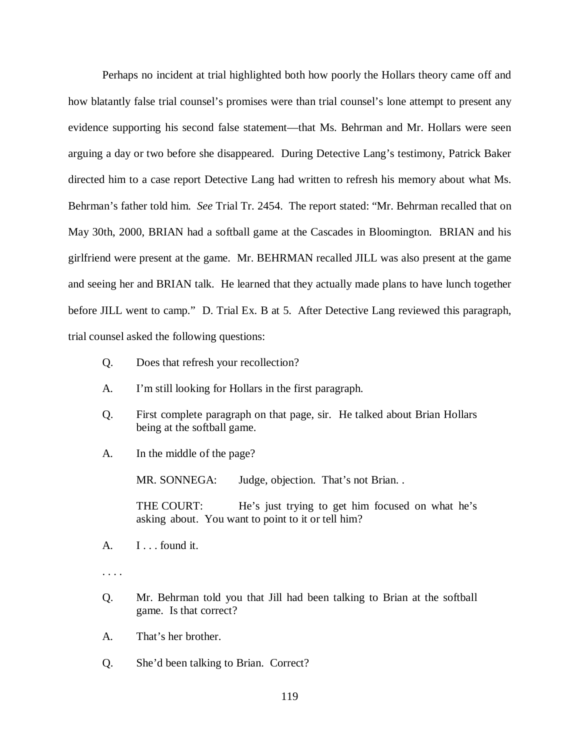Perhaps no incident at trial highlighted both how poorly the Hollars theory came off and how blatantly false trial counsel's promises were than trial counsel's lone attempt to present any evidence supporting his second false statement—that Ms. Behrman and Mr. Hollars were seen arguing a day or two before she disappeared. During Detective Lang's testimony, Patrick Baker directed him to a case report Detective Lang had written to refresh his memory about what Ms. Behrman's father told him. *See* Trial Tr. 2454. The report stated: "Mr. Behrman recalled that on May 30th, 2000, BRIAN had a softball game at the Cascades in Bloomington. BRIAN and his girlfriend were present at the game. Mr. BEHRMAN recalled JILL was also present at the game and seeing her and BRIAN talk. He learned that they actually made plans to have lunch together before JILL went to camp." D. Trial Ex. B at 5. After Detective Lang reviewed this paragraph, trial counsel asked the following questions:

> Q. Does that refresh your recollection?
>
> A. I'm still looking for Hollars in the first paragraph.
>
> Q. First complete paragraph on that page, sir. He talked about Brian Hollars being at the softball game.
>
> A. In the middle of the page?
>
> MR. SONNEGA: Judge, objection. That's not Brian. .
>
> THE COURT: He's just trying to get him focused on what he's asking about. You want to point to it or tell him?
>
> A. I . . . found it.
>
> . . . .
>
> Q. Mr. Behrman told you that Jill had been talking to Brian at the softball game. Is that correct?
>
> A. That's her brother.
>
> Q. She'd been talking to Brian. Correct?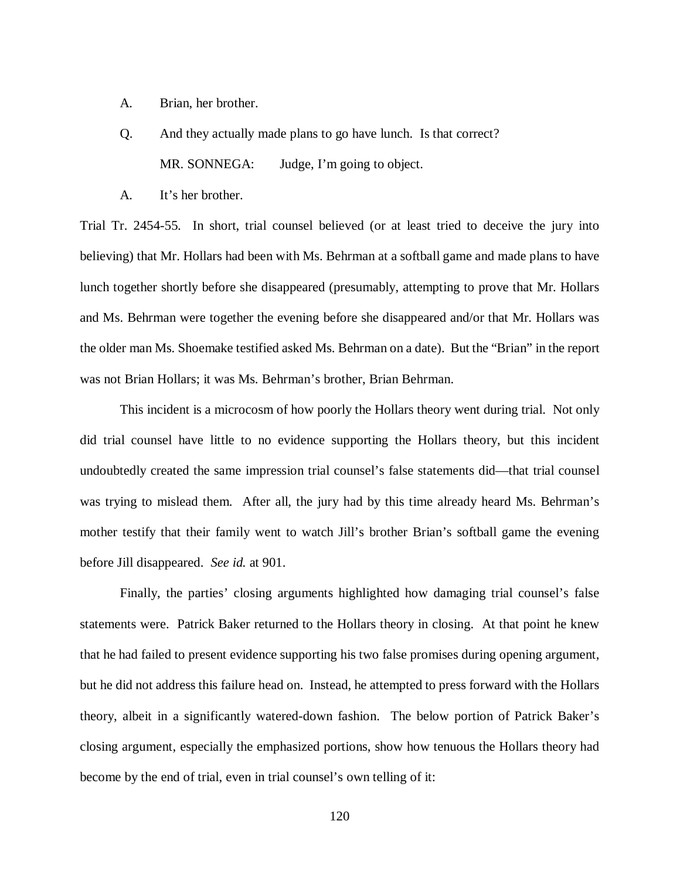A. Brian, her brother.

Q. And they actually made plans to go have lunch. Is that correct?

MR. SONNEGA: Judge, I'm going to object.

A. It's her brother.

Trial Tr. 2454-55. In short, trial counsel believed (or at least tried to deceive the jury into believing) that Mr. Hollars had been with Ms. Behrman at a softball game and made plans to have lunch together shortly before she disappeared (presumably, attempting to prove that Mr. Hollars and Ms. Behrman were together the evening before she disappeared and/or that Mr. Hollars was the older man Ms. Shoemake testified asked Ms. Behrman on a date). But the "Brian" in the report was not Brian Hollars; it was Ms. Behrman's brother, Brian Behrman.

This incident is a microcosm of how poorly the Hollars theory went during trial. Not only did trial counsel have little to no evidence supporting the Hollars theory, but this incident undoubtedly created the same impression trial counsel's false statements did—that trial counsel was trying to mislead them. After all, the jury had by this time already heard Ms. Behrman's mother testify that their family went to watch Jill's brother Brian's softball game the evening before Jill disappeared. *See id.* at 901.

Finally, the parties' closing arguments highlighted how damaging trial counsel's false statements were. Patrick Baker returned to the Hollars theory in closing. At that point he knew that he had failed to present evidence supporting his two false promises during opening argument, but he did not address this failure head on. Instead, he attempted to press forward with the Hollars theory, albeit in a significantly watered-down fashion. The below portion of Patrick Baker's closing argument, especially the emphasized portions, show how tenuous the Hollars theory had become by the end of trial, even in trial counsel's own telling of it: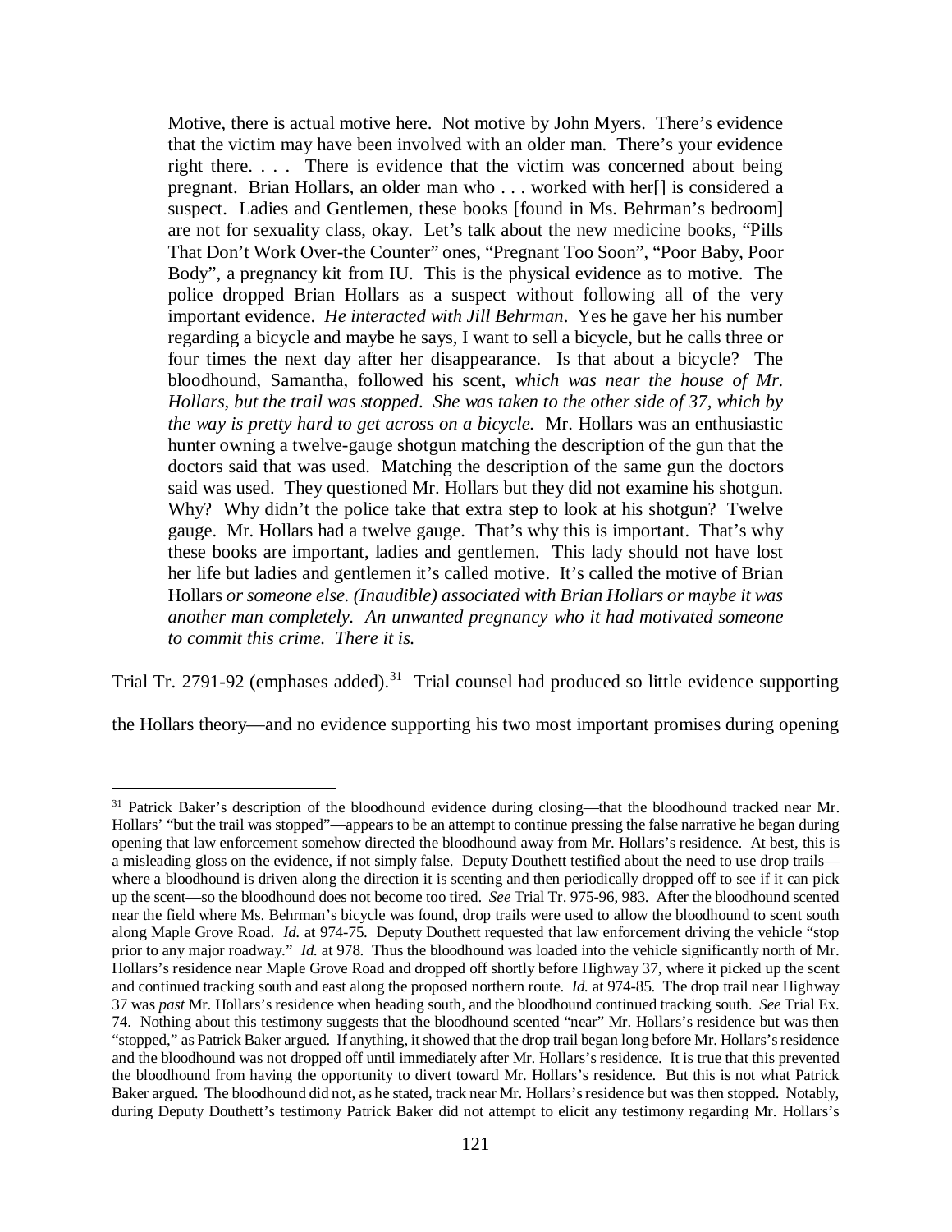> Motive, there is actual motive here. Not motive by John Myers. There's evidence that the victim may have been involved with an older man. There's your evidence right there. . . . There is evidence that the victim was concerned about being pregnant. Brian Hollars, an older man who . . . worked with her[] is considered a suspect. Ladies and Gentlemen, these books [found in Ms. Behrman's bedroom] are not for sexuality class, okay. Let's talk about the new medicine books, "Pills That Don't Work Over-the Counter" ones, "Pregnant Too Soon", "Poor Baby, Poor Body", a pregnancy kit from IU. This is the physical evidence as to motive. The police dropped Brian Hollars as a suspect without following all of the very important evidence. *He interacted with Jill Behrman*. Yes he gave her his number regarding a bicycle and maybe he says, I want to sell a bicycle, but he calls three or four times the next day after her disappearance. Is that about a bicycle? The bloodhound, Samantha, followed his scent, *which was near the house of Mr. Hollars, but the trail was stopped*. *She was taken to the other side of 37, which by the way is pretty hard to get across on a bicycle.* Mr. Hollars was an enthusiastic hunter owning a twelve-gauge shotgun matching the description of the gun that the doctors said that was used. Matching the description of the same gun the doctors said was used. They questioned Mr. Hollars but they did not examine his shotgun. Why? Why didn't the police take that extra step to look at his shotgun? Twelve gauge. Mr. Hollars had a twelve gauge. That's why this is important. That's why these books are important, ladies and gentlemen. This lady should not have lost her life but ladies and gentlemen it's called motive. It's called the motive of Brian Hollars *or someone else. (Inaudible) associated with Brian Hollars or maybe it was another man completely. An unwanted pregnancy who it had motivated someone to commit this crime. There it is.*

Trial Tr. 2791-92 (emphases added).[31] Trial counsel had produced so little evidence supporting the Hollars theory—and no evidence supporting his two most important promises during opening

---

[31] Patrick Baker's description of the bloodhound evidence during closing—that the bloodhound tracked near Mr. Hollars' "but the trail was stopped"—appears to be an attempt to continue pressing the false narrative he began during opening that law enforcement somehow directed the bloodhound away from Mr. Hollars's residence. At best, this is a misleading gloss on the evidence, if not simply false. Deputy Douthett testified about the need to use drop trails—where a bloodhound is driven along the direction it is scenting and then periodically dropped off to see if it can pick up the scent—so the bloodhound does not become too tired. *See* Trial Tr. 975-96, 983. After the bloodhound scented near the field where Ms. Behrman's bicycle was found, drop trails were used to allow the bloodhound to scent south along Maple Grove Road. *Id.* at 974-75. Deputy Douthett requested that law enforcement driving the vehicle "stop prior to any major roadway." *Id.* at 978. Thus the bloodhound was loaded into the vehicle significantly north of Mr. Hollars's residence near Maple Grove Road and dropped off shortly before Highway 37, where it picked up the scent and continued tracking south and east along the proposed northern route. *Id.* at 974-85. The drop trail near Highway 37 was *past* Mr. Hollars's residence when heading south, and the bloodhound continued tracking south. *See* Trial Ex. 74. Nothing about this testimony suggests that the bloodhound scented "near" Mr. Hollars's residence but was then "stopped," as Patrick Baker argued. If anything, it showed that the drop trail began long before Mr. Hollars's residence and the bloodhound was not dropped off until immediately after Mr. Hollars's residence. It is true that this prevented the bloodhound from having the opportunity to divert toward Mr. Hollars's residence. But this is not what Patrick Baker argued. The bloodhound did not, as he stated, track near Mr. Hollars's residence but was then stopped. Notably, during Deputy Douthett's testimony Patrick Baker did not attempt to elicit any testimony regarding Mr. Hollars's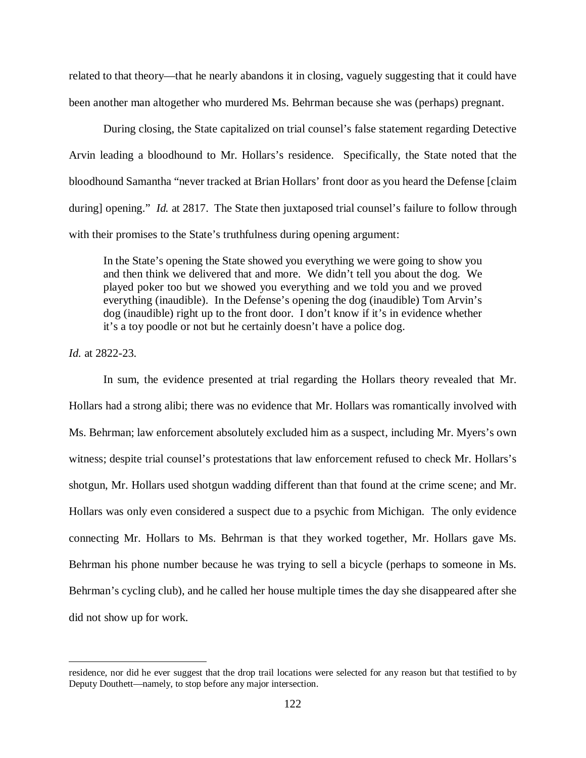related to that theory—that he nearly abandons it in closing, vaguely suggesting that it could have been another man altogether who murdered Ms. Behrman because she was (perhaps) pregnant.

During closing, the State capitalized on trial counsel's false statement regarding Detective Arvin leading a bloodhound to Mr. Hollars's residence. Specifically, the State noted that the bloodhound Samantha "never tracked at Brian Hollars' front door as you heard the Defense [claim during] opening." *Id.* at 2817. The State then juxtaposed trial counsel's failure to follow through with their promises to the State's truthfulness during opening argument:

> In the State's opening the State showed you everything we were going to show you and then think we delivered that and more. We didn't tell you about the dog. We played poker too but we showed you everything and we told you and we proved everything (inaudible). In the Defense's opening the dog (inaudible) Tom Arvin's dog (inaudible) right up to the front door. I don't know if it's in evidence whether it's a toy poodle or not but he certainly doesn't have a police dog.

*Id.* at 2822-23.

In sum, the evidence presented at trial regarding the Hollars theory revealed that Mr. Hollars had a strong alibi; there was no evidence that Mr. Hollars was romantically involved with Ms. Behrman; law enforcement absolutely excluded him as a suspect, including Mr. Myers's own witness; despite trial counsel's protestations that law enforcement refused to check Mr. Hollars's shotgun, Mr. Hollars used shotgun wadding different than that found at the crime scene; and Mr. Hollars was only even considered a suspect due to a psychic from Michigan. The only evidence connecting Mr. Hollars to Ms. Behrman is that they worked together, Mr. Hollars gave Ms. Behrman his phone number because he was trying to sell a bicycle (perhaps to someone in Ms. Behrman's cycling club), and he called her house multiple times the day she disappeared after she did not show up for work.

---

residence, nor did he ever suggest that the drop trail locations were selected for any reason but that testified to by Deputy Douthett—namely, to stop before any major intersection.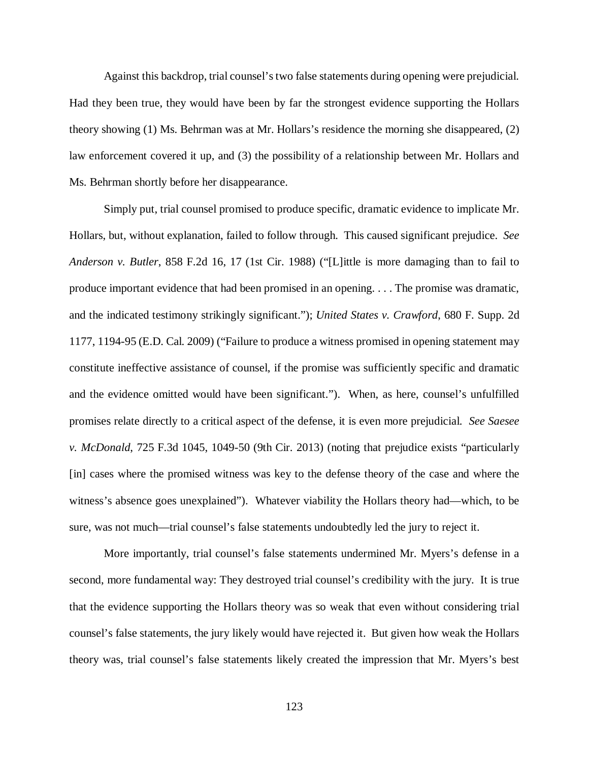Against this backdrop, trial counsel's two false statements during opening were prejudicial. Had they been true, they would have been by far the strongest evidence supporting the Hollars theory showing (1) Ms. Behrman was at Mr. Hollars's residence the morning she disappeared, (2) law enforcement covered it up, and (3) the possibility of a relationship between Mr. Hollars and Ms. Behrman shortly before her disappearance.

Simply put, trial counsel promised to produce specific, dramatic evidence to implicate Mr. Hollars, but, without explanation, failed to follow through. This caused significant prejudice. *See Anderson v. Butler*, 858 F.2d 16, 17 (1st Cir. 1988) ("[L]ittle is more damaging than to fail to produce important evidence that had been promised in an opening. . . . The promise was dramatic, and the indicated testimony strikingly significant."); *United States v. Crawford*, 680 F. Supp. 2d 1177, 1194-95 (E.D. Cal. 2009) ("Failure to produce a witness promised in opening statement may constitute ineffective assistance of counsel, if the promise was sufficiently specific and dramatic and the evidence omitted would have been significant."). When, as here, counsel's unfulfilled promises relate directly to a critical aspect of the defense, it is even more prejudicial. *See Saesee v. McDonald*, 725 F.3d 1045, 1049-50 (9th Cir. 2013) (noting that prejudice exists "particularly [in] cases where the promised witness was key to the defense theory of the case and where the witness's absence goes unexplained"). Whatever viability the Hollars theory had—which, to be sure, was not much—trial counsel's false statements undoubtedly led the jury to reject it.

More importantly, trial counsel's false statements undermined Mr. Myers's defense in a second, more fundamental way: They destroyed trial counsel's credibility with the jury. It is true that the evidence supporting the Hollars theory was so weak that even without considering trial counsel's false statements, the jury likely would have rejected it. But given how weak the Hollars theory was, trial counsel's false statements likely created the impression that Mr. Myers's best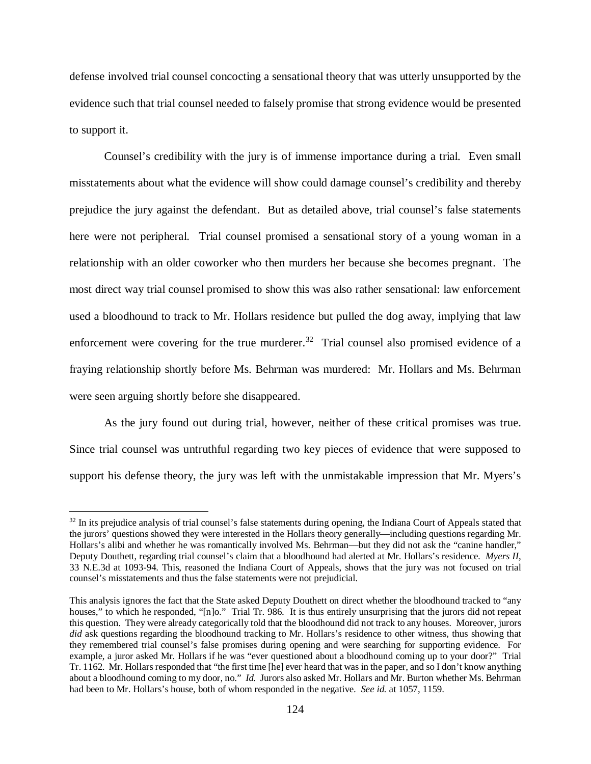defense involved trial counsel concocting a sensational theory that was utterly unsupported by the evidence such that trial counsel needed to falsely promise that strong evidence would be presented to support it.

Counsel's credibility with the jury is of immense importance during a trial. Even small misstatements about what the evidence will show could damage counsel's credibility and thereby prejudice the jury against the defendant. But as detailed above, trial counsel's false statements here were not peripheral. Trial counsel promised a sensational story of a young woman in a relationship with an older coworker who then murders her because she becomes pregnant. The most direct way trial counsel promised to show this was also rather sensational: law enforcement used a bloodhound to track to Mr. Hollars residence but pulled the dog away, implying that law enforcement were covering for the true murderer.[32] Trial counsel also promised evidence of a fraying relationship shortly before Ms. Behrman was murdered: Mr. Hollars and Ms. Behrman were seen arguing shortly before she disappeared.

As the jury found out during trial, however, neither of these critical promises was true. Since trial counsel was untruthful regarding two key pieces of evidence that were supposed to support his defense theory, the jury was left with the unmistakable impression that Mr. Myers's

---

[32] In its prejudice analysis of trial counsel's false statements during opening, the Indiana Court of Appeals stated that the jurors' questions showed they were interested in the Hollars theory generally—including questions regarding Mr. Hollars's alibi and whether he was romantically involved Ms. Behrman—but they did not ask the "canine handler," Deputy Douthett, regarding trial counsel's claim that a bloodhound had alerted at Mr. Hollars's residence. *Myers II*, 33 N.E.3d at 1093-94. This, reasoned the Indiana Court of Appeals, shows that the jury was not focused on trial counsel's misstatements and thus the false statements were not prejudicial.

This analysis ignores the fact that the State asked Deputy Douthett on direct whether the bloodhound tracked to "any houses," to which he responded, "[n]o." Trial Tr. 986. It is thus entirely unsurprising that the jurors did not repeat this question. They were already categorically told that the bloodhound did not track to any houses. Moreover, jurors *did* ask questions regarding the bloodhound tracking to Mr. Hollars's residence to other witness, thus showing that they remembered trial counsel's false promises during opening and were searching for supporting evidence. For example, a juror asked Mr. Hollars if he was "ever questioned about a bloodhound coming up to your door?" Trial Tr. 1162. Mr. Hollars responded that "the first time [he] ever heard that was in the paper, and so I don't know anything about a bloodhound coming to my door, no." *Id.* Jurors also asked Mr. Hollars and Mr. Burton whether Ms. Behrman had been to Mr. Hollars's house, both of whom responded in the negative. *See id.* at 1057, 1159.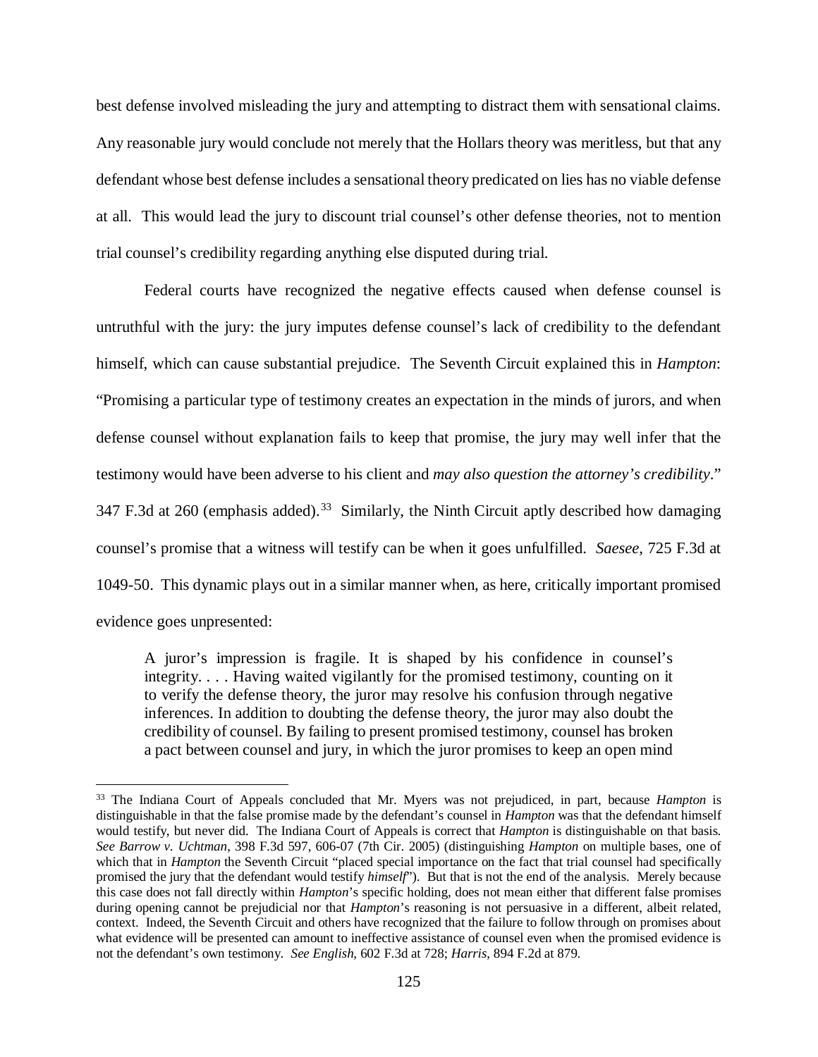best defense involved misleading the jury and attempting to distract them with sensational claims. Any reasonable jury would conclude not merely that the Hollars theory was meritless, but that any defendant whose best defense includes a sensational theory predicated on lies has no viable defense at all. This would lead the jury to discount trial counsel's other defense theories, not to mention trial counsel's credibility regarding anything else disputed during trial.

Federal courts have recognized the negative effects caused when defense counsel is untruthful with the jury: the jury imputes defense counsel's lack of credibility to the defendant himself, which can cause substantial prejudice. The Seventh Circuit explained this in *Hampton*: "Promising a particular type of testimony creates an expectation in the minds of jurors, and when defense counsel without explanation fails to keep that promise, the jury may well infer that the testimony would have been adverse to his client and *may also question the attorney's credibility*." 347 F.3d at 260 (emphasis added).[33] Similarly, the Ninth Circuit aptly described how damaging counsel's promise that a witness will testify can be when it goes unfulfilled. *Saesee*, 725 F.3d at 1049-50. This dynamic plays out in a similar manner when, as here, critically important promised evidence goes unpresented:

> A juror's impression is fragile. It is shaped by his confidence in counsel's integrity. . . . Having waited vigilantly for the promised testimony, counting on it to verify the defense theory, the juror may resolve his confusion through negative inferences. In addition to doubting the defense theory, the juror may also doubt the credibility of counsel. By failing to present promised testimony, counsel has broken a pact between counsel and jury, in which the juror promises to keep an open mind

---

[33] The Indiana Court of Appeals concluded that Mr. Myers was not prejudiced, in part, because *Hampton* is distinguishable in that the false promise made by the defendant's counsel in *Hampton* was that the defendant himself would testify, but never did. The Indiana Court of Appeals is correct that *Hampton* is distinguishable on that basis. *See Barrow v. Uchtman*, 398 F.3d 597, 606-07 (7th Cir. 2005) (distinguishing *Hampton* on multiple bases, one of which that in *Hampton* the Seventh Circuit "placed special importance on the fact that trial counsel had specifically promised the jury that the defendant would testify *himself*"). But that is not the end of the analysis. Merely because this case does not fall directly within *Hampton*'s specific holding, does not mean either that different false promises during opening cannot be prejudicial nor that *Hampton*'s reasoning is not persuasive in a different, albeit related, context. Indeed, the Seventh Circuit and others have recognized that the failure to follow through on promises about what evidence will be presented can amount to ineffective assistance of counsel even when the promised evidence is not the defendant's own testimony. *See English*, 602 F.3d at 728; *Harris*, 894 F.2d at 879.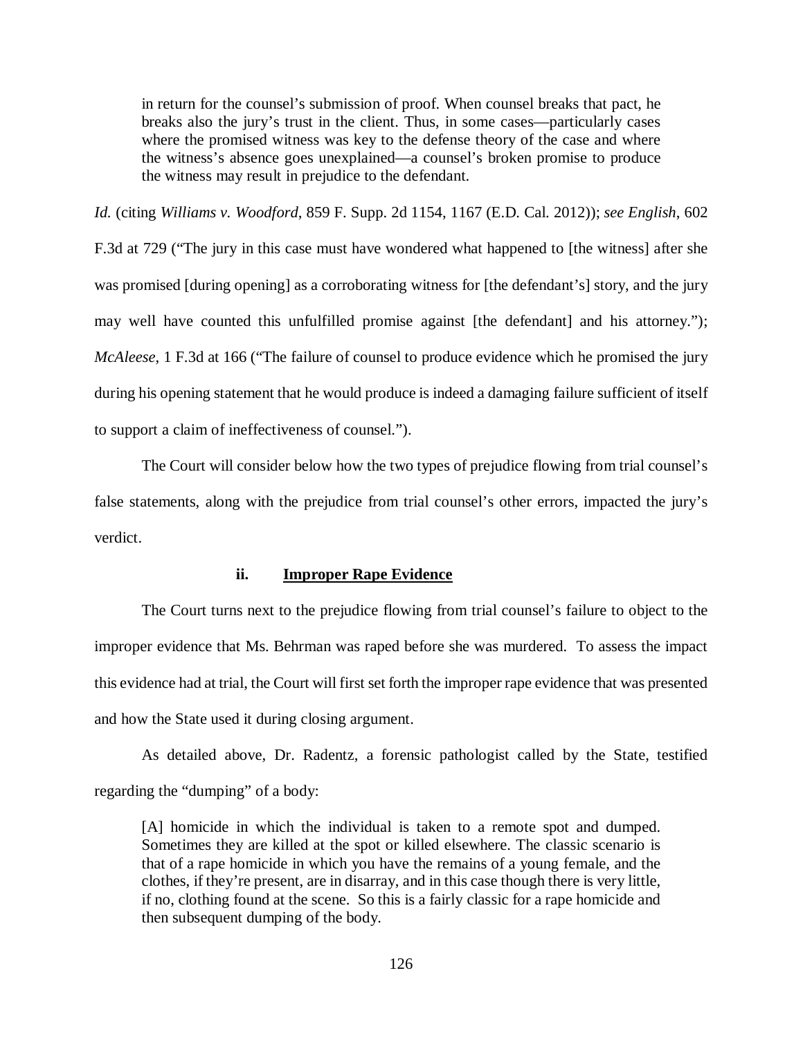in return for the counsel's submission of proof. When counsel breaks that pact, he breaks also the jury's trust in the client. Thus, in some cases—particularly cases where the promised witness was key to the defense theory of the case and where the witness's absence goes unexplained—a counsel's broken promise to produce the witness may result in prejudice to the defendant.

*Id.* (citing *Williams v. Woodford*, 859 F. Supp. 2d 1154, 1167 (E.D. Cal. 2012)); *see English*, 602 F.3d at 729 ("The jury in this case must have wondered what happened to [the witness] after she was promised [during opening] as a corroborating witness for [the defendant's] story, and the jury may well have counted this unfulfilled promise against [the defendant] and his attorney."); *McAleese*, 1 F.3d at 166 ("The failure of counsel to produce evidence which he promised the jury during his opening statement that he would produce is indeed a damaging failure sufficient of itself to support a claim of ineffectiveness of counsel.").

The Court will consider below how the two types of prejudice flowing from trial counsel's false statements, along with the prejudice from trial counsel's other errors, impacted the jury's verdict.

#### ii. Improper Rape Evidence

The Court turns next to the prejudice flowing from trial counsel's failure to object to the improper evidence that Ms. Behrman was raped before she was murdered. To assess the impact this evidence had at trial, the Court will first set forth the improper rape evidence that was presented and how the State used it during closing argument.

As detailed above, Dr. Radentz, a forensic pathologist called by the State, testified regarding the "dumping" of a body:

> [A] homicide in which the individual is taken to a remote spot and dumped. Sometimes they are killed at the spot or killed elsewhere. The classic scenario is that of a rape homicide in which you have the remains of a young female, and the clothes, if they're present, are in disarray, and in this case though there is very little, if no, clothing found at the scene. So this is a fairly classic for a rape homicide and then subsequent dumping of the body.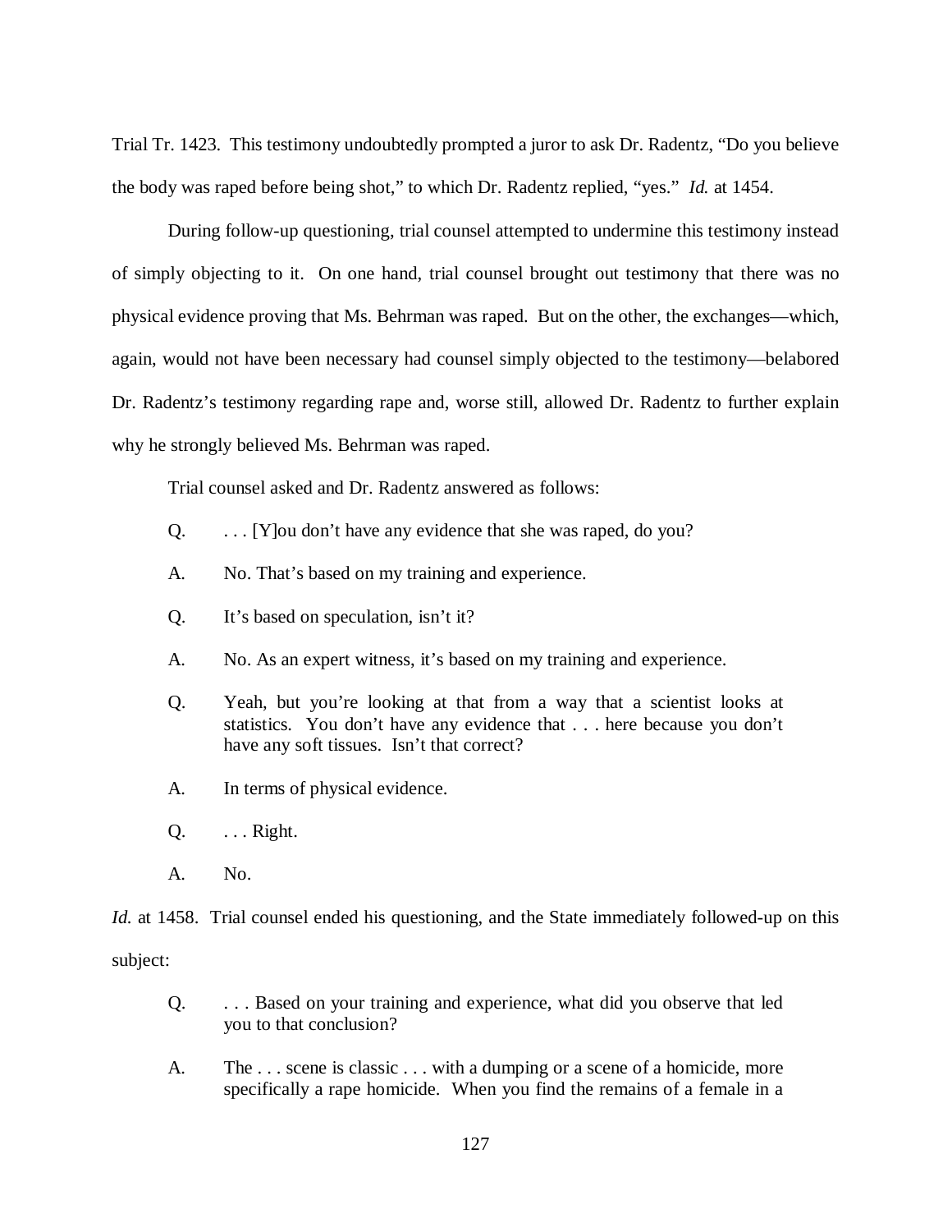Trial Tr. 1423. This testimony undoubtedly prompted a juror to ask Dr. Radentz, "Do you believe the body was raped before being shot," to which Dr. Radentz replied, "yes." *Id.* at 1454.

During follow-up questioning, trial counsel attempted to undermine this testimony instead of simply objecting to it. On one hand, trial counsel brought out testimony that there was no physical evidence proving that Ms. Behrman was raped. But on the other, the exchanges—which, again, would not have been necessary had counsel simply objected to the testimony—belabored Dr. Radentz's testimony regarding rape and, worse still, allowed Dr. Radentz to further explain why he strongly believed Ms. Behrman was raped.

Trial counsel asked and Dr. Radentz answered as follows:

> Q. . . . [Y]ou don't have any evidence that she was raped, do you?
>
> A. No. That's based on my training and experience.
>
> Q. It's based on speculation, isn't it?
>
> A. No. As an expert witness, it's based on my training and experience.
>
> Q. Yeah, but you're looking at that from a way that a scientist looks at statistics. You don't have any evidence that . . . here because you don't have any soft tissues. Isn't that correct?
>
> A. In terms of physical evidence.
>
> Q. . . . Right.
>
> A. No.

*Id.* at 1458. Trial counsel ended his questioning, and the State immediately followed-up on this subject:

> Q. . . . Based on your training and experience, what did you observe that led you to that conclusion?
>
> A. The . . . scene is classic . . . with a dumping or a scene of a homicide, more specifically a rape homicide. When you find the remains of a female in a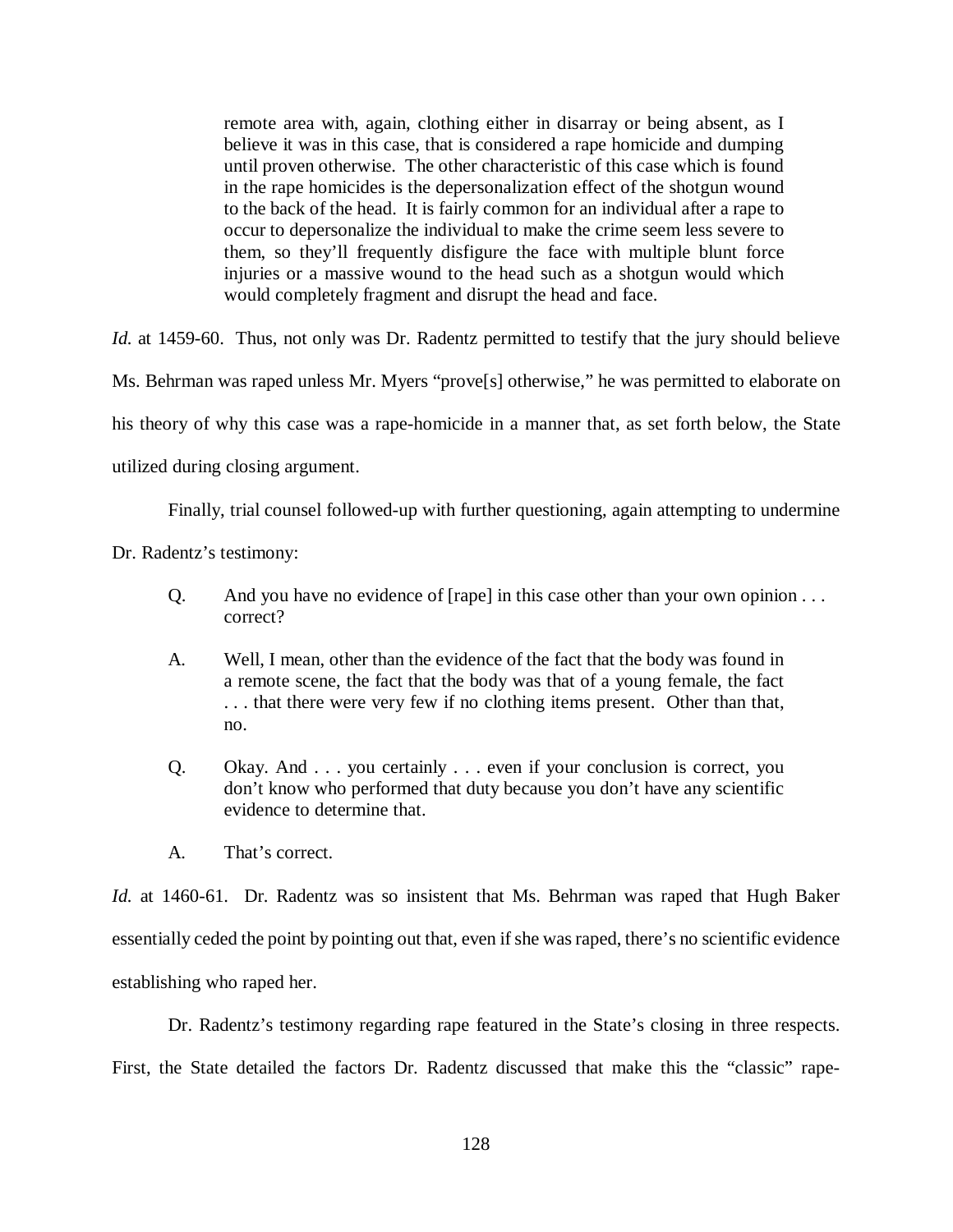> remote area with, again, clothing either in disarray or being absent, as I believe it was in this case, that is considered a rape homicide and dumping until proven otherwise. The other characteristic of this case which is found in the rape homicides is the depersonalization effect of the shotgun wound to the back of the head. It is fairly common for an individual after a rape to occur to depersonalize the individual to make the crime seem less severe to them, so they'll frequently disfigure the face with multiple blunt force injuries or a massive wound to the head such as a shotgun would which would completely fragment and disrupt the head and face.

*Id.* at 1459-60. Thus, not only was Dr. Radentz permitted to testify that the jury should believe Ms. Behrman was raped unless Mr. Myers "prove[s] otherwise," he was permitted to elaborate on his theory of why this case was a rape-homicide in a manner that, as set forth below, the State utilized during closing argument.

Finally, trial counsel followed-up with further questioning, again attempting to undermine Dr. Radentz's testimony:

> Q. And you have no evidence of [rape] in this case other than your own opinion . . . correct?
>
> A. Well, I mean, other than the evidence of the fact that the body was found in a remote scene, the fact that the body was that of a young female, the fact . . . that there were very few if no clothing items present. Other than that, no.
>
> Q. Okay. And . . . you certainly . . . even if your conclusion is correct, you don't know who performed that duty because you don't have any scientific evidence to determine that.
>
> A. That's correct.

*Id.* at 1460-61. Dr. Radentz was so insistent that Ms. Behrman was raped that Hugh Baker essentially ceded the point by pointing out that, even if she was raped, there's no scientific evidence establishing who raped her.

Dr. Radentz's testimony regarding rape featured in the State's closing in three respects. First, the State detailed the factors Dr. Radentz discussed that make this the "classic" rape-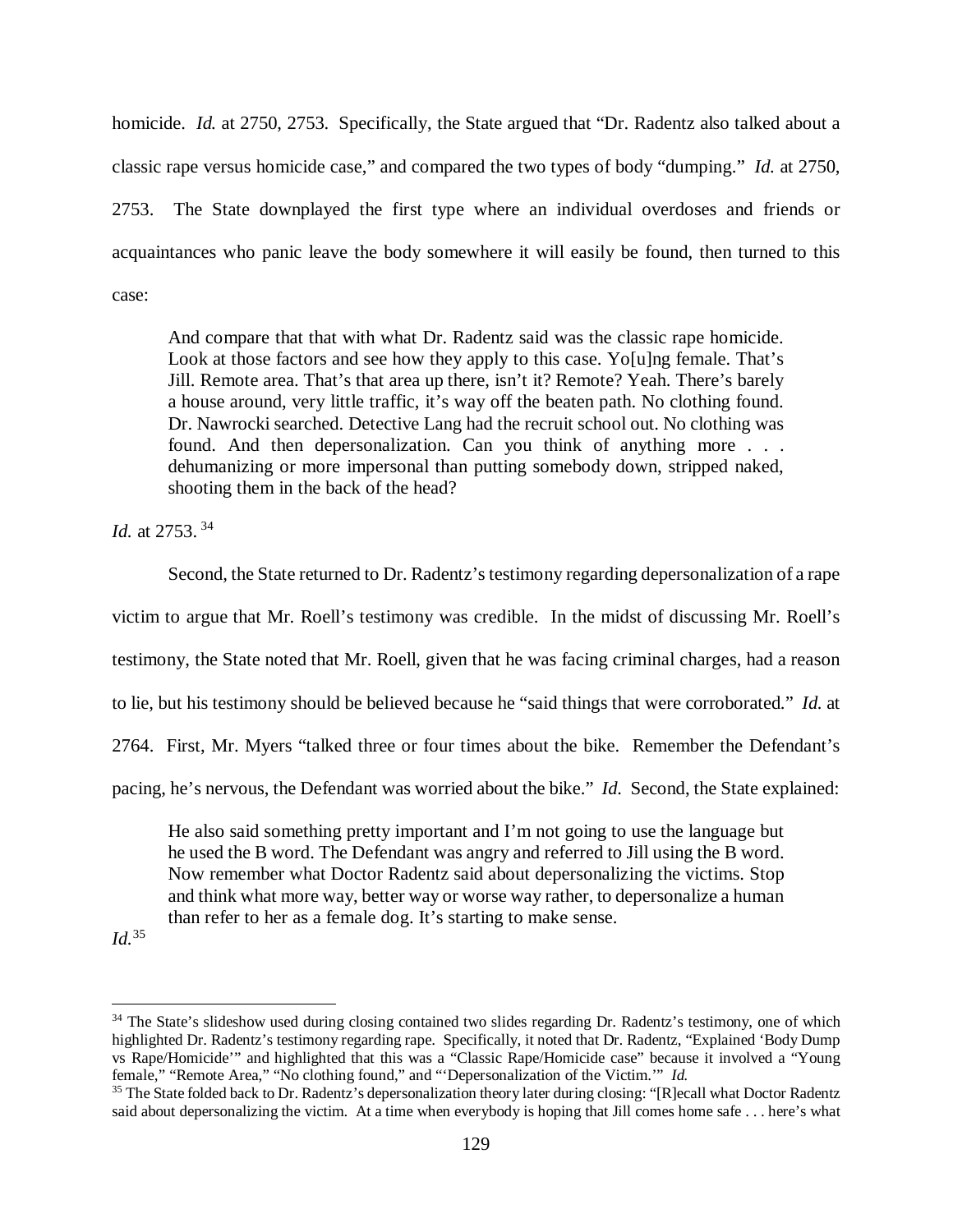homicide. *Id.* at 2750, 2753. Specifically, the State argued that "Dr. Radentz also talked about a classic rape versus homicide case," and compared the two types of body "dumping." *Id.* at 2750, 2753. The State downplayed the first type where an individual overdoses and friends or acquaintances who panic leave the body somewhere it will easily be found, then turned to this case:

> And compare that that with what Dr. Radentz said was the classic rape homicide. Look at those factors and see how they apply to this case. Yo[u]ng female. That's Jill. Remote area. That's that area up there, isn't it? Remote? Yeah. There's barely a house around, very little traffic, it's way off the beaten path. No clothing found. Dr. Nawrocki searched. Detective Lang had the recruit school out. No clothing was found. And then depersonalization. Can you think of anything more . . . dehumanizing or more impersonal than putting somebody down, stripped naked, shooting them in the back of the head?

*Id.* at 2753.[34]

Second, the State returned to Dr. Radentz's testimony regarding depersonalization of a rape victim to argue that Mr. Roell's testimony was credible. In the midst of discussing Mr. Roell's testimony, the State noted that Mr. Roell, given that he was facing criminal charges, had a reason to lie, but his testimony should be believed because he "said things that were corroborated." *Id.* at 2764. First, Mr. Myers "talked three or four times about the bike. Remember the Defendant's pacing, he's nervous, the Defendant was worried about the bike." *Id.* Second, the State explained:

> He also said something pretty important and I'm not going to use the language but he used the B word. The Defendant was angry and referred to Jill using the B word. Now remember what Doctor Radentz said about depersonalizing the victims. Stop and think what more way, better way or worse way rather, to depersonalize a human than refer to her as a female dog. It's starting to make sense.

*Id.*[35]

---

[34] The State's slideshow used during closing contained two slides regarding Dr. Radentz's testimony, one of which highlighted Dr. Radentz's testimony regarding rape. Specifically, it noted that Dr. Radentz, "Explained 'Body Dump vs Rape/Homicide'" and highlighted that this was a "Classic Rape/Homicide case" because it involved a "Young female," "Remote Area," "No clothing found," and "'Depersonalization of the Victim.'" *Id.*

[35] The State folded back to Dr. Radentz's depersonalization theory later during closing: "[R]ecall what Doctor Radentz said about depersonalizing the victim. At a time when everybody is hoping that Jill comes home safe . . . here's what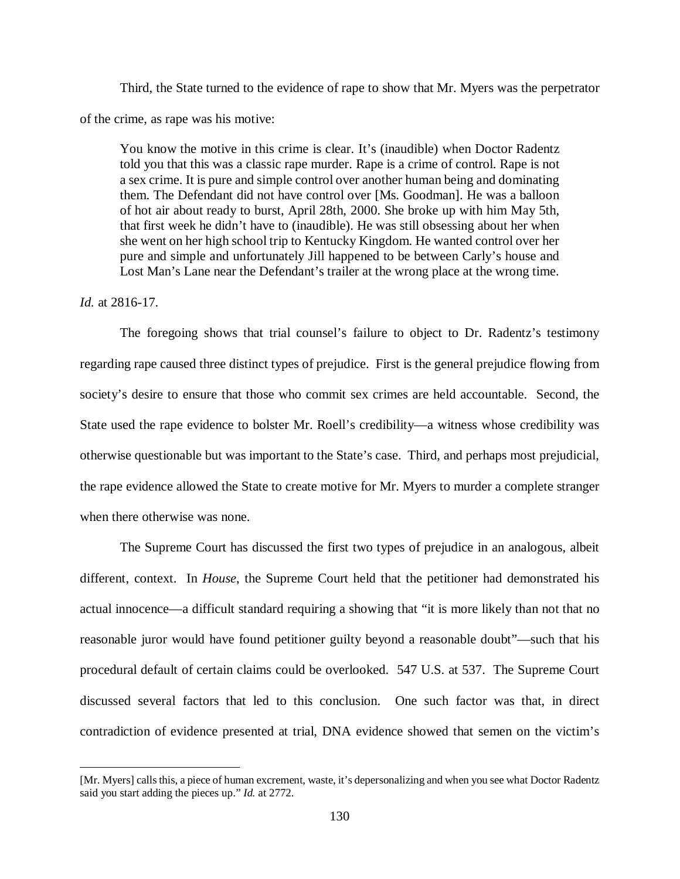Third, the State turned to the evidence of rape to show that Mr. Myers was the perpetrator of the crime, as rape was his motive:

> You know the motive in this crime is clear. It's (inaudible) when Doctor Radentz told you that this was a classic rape murder. Rape is a crime of control. Rape is not a sex crime. It is pure and simple control over another human being and dominating them. The Defendant did not have control over [Ms. Goodman]. He was a balloon of hot air about ready to burst, April 28th, 2000. She broke up with him May 5th, that first week he didn't have to (inaudible). He was still obsessing about her when she went on her high school trip to Kentucky Kingdom. He wanted control over her pure and simple and unfortunately Jill happened to be between Carly's house and Lost Man's Lane near the Defendant's trailer at the wrong place at the wrong time.

*Id.* at 2816-17.

The foregoing shows that trial counsel's failure to object to Dr. Radentz's testimony regarding rape caused three distinct types of prejudice. First is the general prejudice flowing from society's desire to ensure that those who commit sex crimes are held accountable. Second, the State used the rape evidence to bolster Mr. Roell's credibility—a witness whose credibility was otherwise questionable but was important to the State's case. Third, and perhaps most prejudicial, the rape evidence allowed the State to create motive for Mr. Myers to murder a complete stranger when there otherwise was none.

The Supreme Court has discussed the first two types of prejudice in an analogous, albeit different, context. In *House*, the Supreme Court held that the petitioner had demonstrated his actual innocence—a difficult standard requiring a showing that "it is more likely than not that no reasonable juror would have found petitioner guilty beyond a reasonable doubt"—such that his procedural default of certain claims could be overlooked. 547 U.S. at 537. The Supreme Court discussed several factors that led to this conclusion. One such factor was that, in direct contradiction of evidence presented at trial, DNA evidence showed that semen on the victim's

---

[Mr. Myers] calls this, a piece of human excrement, waste, it's depersonalizing and when you see what Doctor Radentz said you start adding the pieces up." *Id.* at 2772.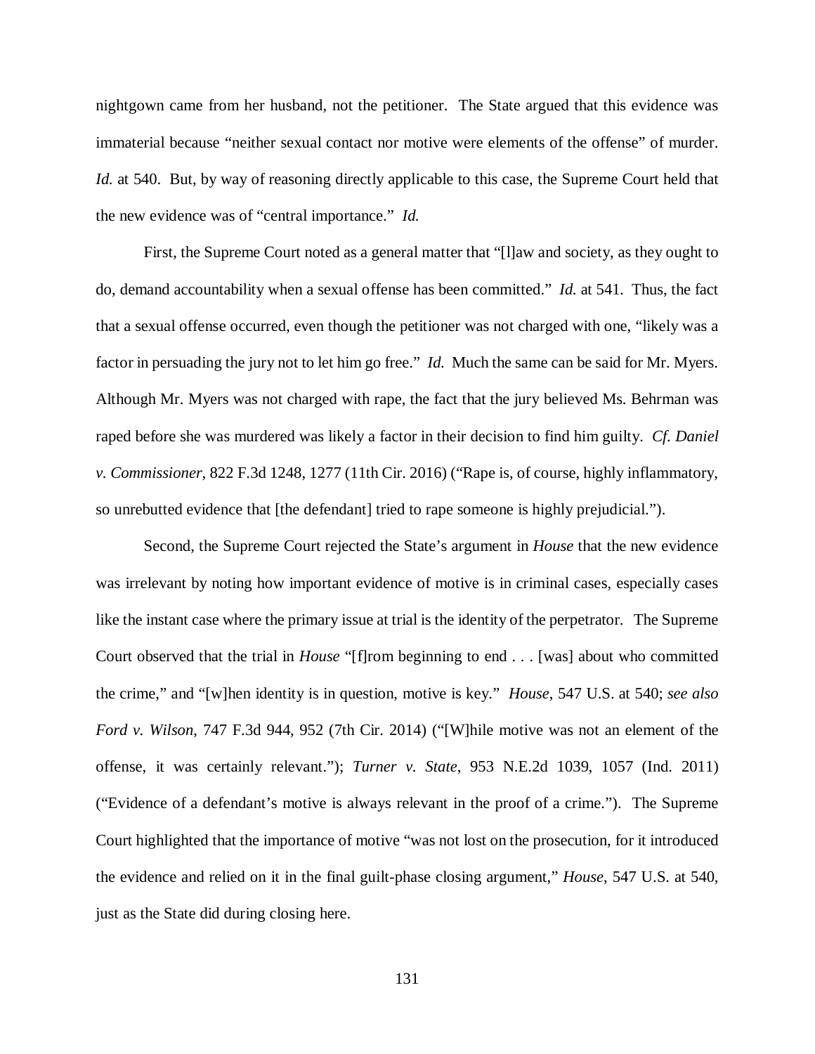nightgown came from her husband, not the petitioner. The State argued that this evidence was immaterial because "neither sexual contact nor motive were elements of the offense" of murder. *Id.* at 540. But, by way of reasoning directly applicable to this case, the Supreme Court held that the new evidence was of "central importance." *Id.*

First, the Supreme Court noted as a general matter that "[l]aw and society, as they ought to do, demand accountability when a sexual offense has been committed." *Id.* at 541. Thus, the fact that a sexual offense occurred, even though the petitioner was not charged with one, "likely was a factor in persuading the jury not to let him go free." *Id.* Much the same can be said for Mr. Myers. Although Mr. Myers was not charged with rape, the fact that the jury believed Ms. Behrman was raped before she was murdered was likely a factor in their decision to find him guilty. *Cf. Daniel v. Commissioner*, 822 F.3d 1248, 1277 (11th Cir. 2016) ("Rape is, of course, highly inflammatory, so unrebutted evidence that [the defendant] tried to rape someone is highly prejudicial.").

Second, the Supreme Court rejected the State's argument in *House* that the new evidence was irrelevant by noting how important evidence of motive is in criminal cases, especially cases like the instant case where the primary issue at trial is the identity of the perpetrator. The Supreme Court observed that the trial in *House* "[f]rom beginning to end . . . [was] about who committed the crime," and "[w]hen identity is in question, motive is key." *House*, 547 U.S. at 540; *see also Ford v. Wilson*, 747 F.3d 944, 952 (7th Cir. 2014) ("[W]hile motive was not an element of the offense, it was certainly relevant."); *Turner v. State*, 953 N.E.2d 1039, 1057 (Ind. 2011) ("Evidence of a defendant's motive is always relevant in the proof of a crime."). The Supreme Court highlighted that the importance of motive "was not lost on the prosecution, for it introduced the evidence and relied on it in the final guilt-phase closing argument," *House*, 547 U.S. at 540, just as the State did during closing here.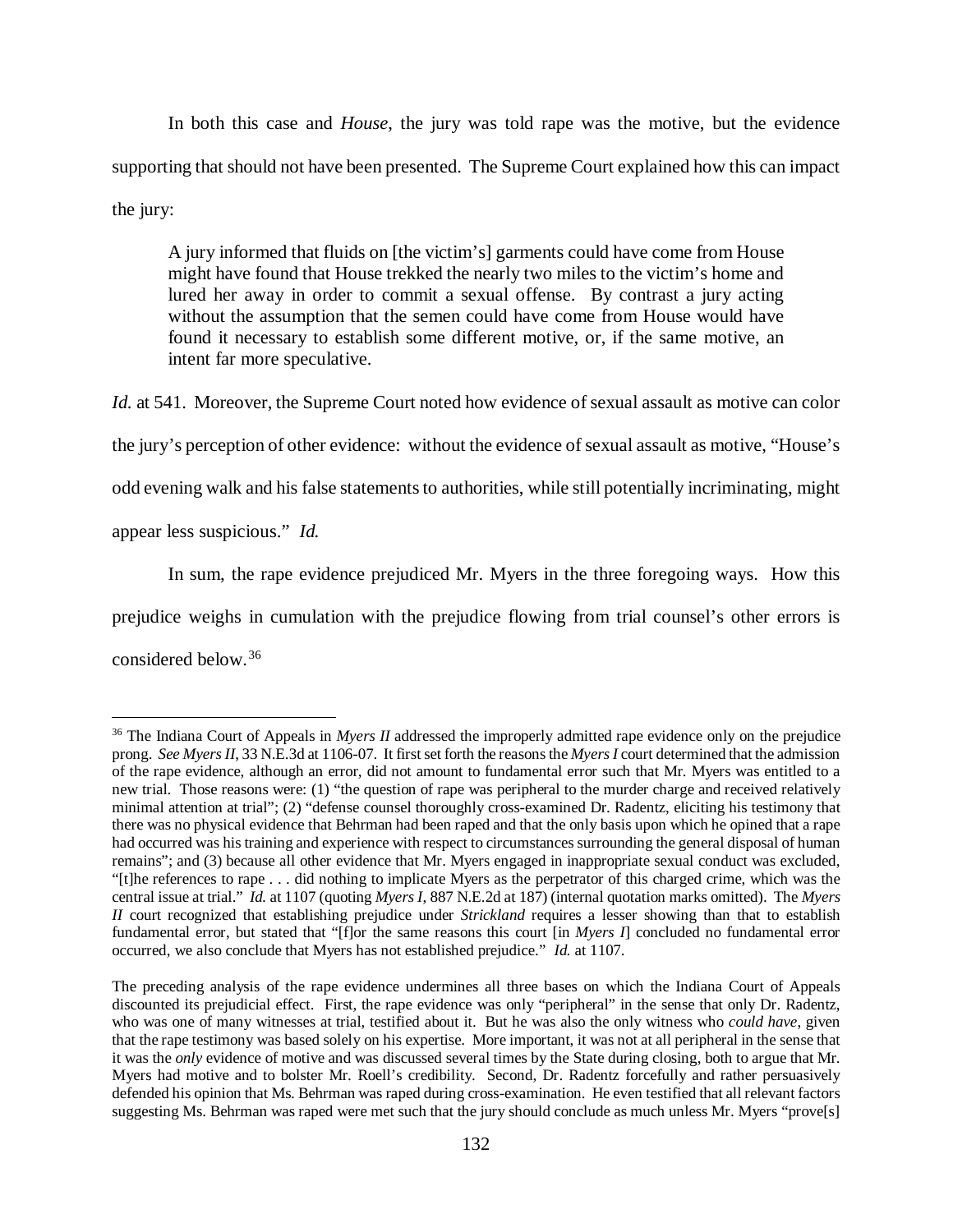In both this case and *House*, the jury was told rape was the motive, but the evidence supporting that should not have been presented. The Supreme Court explained how this can impact the jury:

> A jury informed that fluids on [the victim's] garments could have come from House might have found that House trekked the nearly two miles to the victim's home and lured her away in order to commit a sexual offense. By contrast a jury acting without the assumption that the semen could have come from House would have found it necessary to establish some different motive, or, if the same motive, an intent far more speculative.

*Id.* at 541. Moreover, the Supreme Court noted how evidence of sexual assault as motive can color the jury's perception of other evidence: without the evidence of sexual assault as motive, "House's odd evening walk and his false statements to authorities, while still potentially incriminating, might appear less suspicious." *Id.*

In sum, the rape evidence prejudiced Mr. Myers in the three foregoing ways. How this prejudice weighs in cumulation with the prejudice flowing from trial counsel's other errors is considered below.[36]

---

[36] The Indiana Court of Appeals in *Myers II* addressed the improperly admitted rape evidence only on the prejudice prong. *See Myers II*, 33 N.E.3d at 1106-07. It first set forth the reasons the *Myers I* court determined that the admission of the rape evidence, although an error, did not amount to fundamental error such that Mr. Myers was entitled to a new trial. Those reasons were: (1) "the question of rape was peripheral to the murder charge and received relatively minimal attention at trial"; (2) "defense counsel thoroughly cross-examined Dr. Radentz, eliciting his testimony that there was no physical evidence that Behrman had been raped and that the only basis upon which he opined that a rape had occurred was his training and experience with respect to circumstances surrounding the general disposal of human remains"; and (3) because all other evidence that Mr. Myers engaged in inappropriate sexual conduct was excluded, "[t]he references to rape . . . did nothing to implicate Myers as the perpetrator of this charged crime, which was the central issue at trial." *Id.* at 1107 (quoting *Myers I*, 887 N.E.2d at 187) (internal quotation marks omitted). The *Myers II* court recognized that establishing prejudice under *Strickland* requires a lesser showing than that to establish fundamental error, but stated that "[f]or the same reasons this court [in *Myers I*] concluded no fundamental error occurred, we also conclude that Myers has not established prejudice." *Id.* at 1107.

The preceding analysis of the rape evidence undermines all three bases on which the Indiana Court of Appeals discounted its prejudicial effect. First, the rape evidence was only "peripheral" in the sense that only Dr. Radentz, who was one of many witnesses at trial, testified about it. But he was also the only witness who *could have*, given that the rape testimony was based solely on his expertise. More important, it was not at all peripheral in the sense that it was the *only* evidence of motive and was discussed several times by the State during closing, both to argue that Mr. Myers had motive and to bolster Mr. Roell's credibility. Second, Dr. Radentz forcefully and rather persuasively defended his opinion that Ms. Behrman was raped during cross-examination. He even testified that all relevant factors suggesting Ms. Behrman was raped were met such that the jury should conclude as much unless Mr. Myers "prove[s]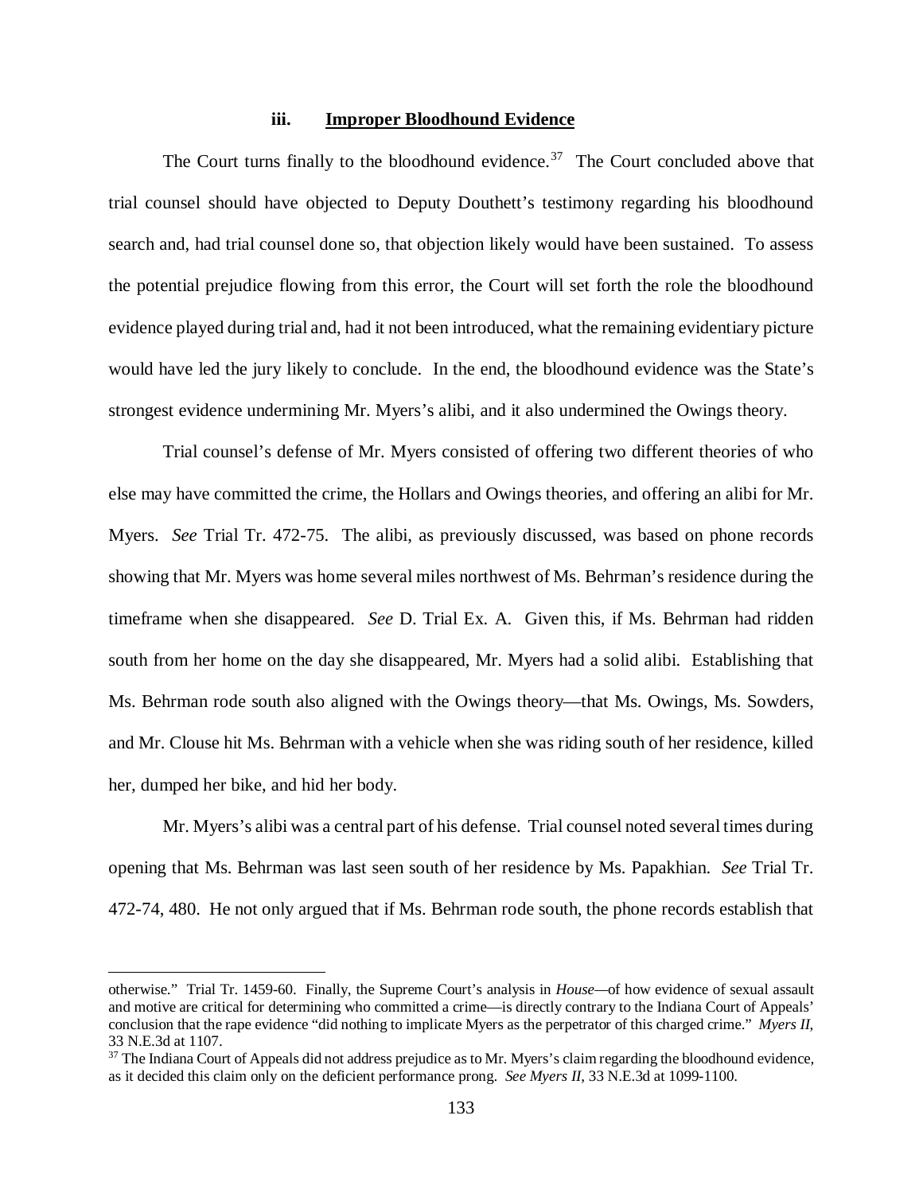### iii. **Improper Bloodhound Evidence**

The Court turns finally to the bloodhound evidence.[37] The Court concluded above that trial counsel should have objected to Deputy Douthett's testimony regarding his bloodhound search and, had trial counsel done so, that objection likely would have been sustained. To assess the potential prejudice flowing from this error, the Court will set forth the role the bloodhound evidence played during trial and, had it not been introduced, what the remaining evidentiary picture would have led the jury likely to conclude. In the end, the bloodhound evidence was the State's strongest evidence undermining Mr. Myers's alibi, and it also undermined the Owings theory.

Trial counsel's defense of Mr. Myers consisted of offering two different theories of who else may have committed the crime, the Hollars and Owings theories, and offering an alibi for Mr. Myers. *See* Trial Tr. 472-75. The alibi, as previously discussed, was based on phone records showing that Mr. Myers was home several miles northwest of Ms. Behrman's residence during the timeframe when she disappeared. *See* D. Trial Ex. A. Given this, if Ms. Behrman had ridden south from her home on the day she disappeared, Mr. Myers had a solid alibi. Establishing that Ms. Behrman rode south also aligned with the Owings theory—that Ms. Owings, Ms. Sowders, and Mr. Clouse hit Ms. Behrman with a vehicle when she was riding south of her residence, killed her, dumped her bike, and hid her body.

Mr. Myers's alibi was a central part of his defense. Trial counsel noted several times during opening that Ms. Behrman was last seen south of her residence by Ms. Papakhian. *See* Trial Tr. 472-74, 480. He not only argued that if Ms. Behrman rode south, the phone records establish that

---

otherwise." Trial Tr. 1459-60. Finally, the Supreme Court's analysis in *House*—of how evidence of sexual assault and motive are critical for determining who committed a crime—is directly contrary to the Indiana Court of Appeals' conclusion that the rape evidence "did nothing to implicate Myers as the perpetrator of this charged crime." *Myers II*, 33 N.E.3d at 1107.

[37] The Indiana Court of Appeals did not address prejudice as to Mr. Myers's claim regarding the bloodhound evidence, as it decided this claim only on the deficient performance prong. *See Myers II*, 33 N.E.3d at 1099-1100.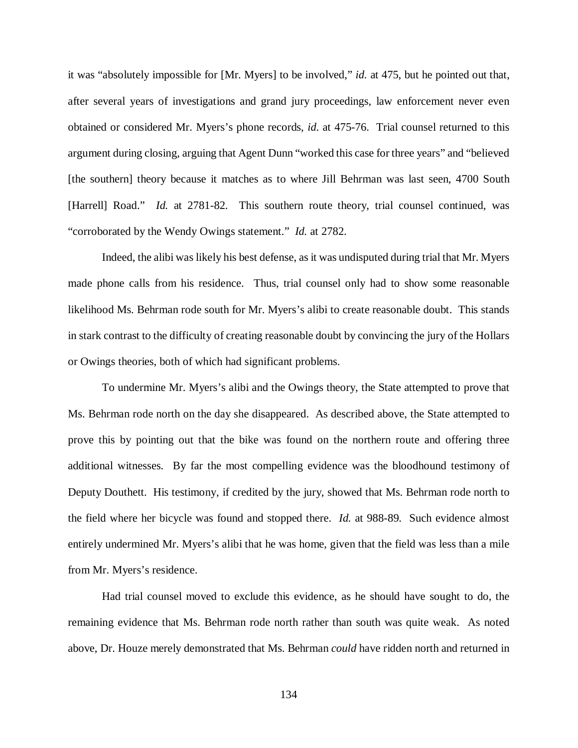it was "absolutely impossible for [Mr. Myers] to be involved," *id.* at 475, but he pointed out that, after several years of investigations and grand jury proceedings, law enforcement never even obtained or considered Mr. Myers's phone records, *id.* at 475-76. Trial counsel returned to this argument during closing, arguing that Agent Dunn "worked this case for three years" and "believed [the southern] theory because it matches as to where Jill Behrman was last seen, 4700 South [Harrell] Road." *Id.* at 2781-82. This southern route theory, trial counsel continued, was "corroborated by the Wendy Owings statement." *Id.* at 2782.

Indeed, the alibi was likely his best defense, as it was undisputed during trial that Mr. Myers made phone calls from his residence. Thus, trial counsel only had to show some reasonable likelihood Ms. Behrman rode south for Mr. Myers's alibi to create reasonable doubt. This stands in stark contrast to the difficulty of creating reasonable doubt by convincing the jury of the Hollars or Owings theories, both of which had significant problems.

To undermine Mr. Myers's alibi and the Owings theory, the State attempted to prove that Ms. Behrman rode north on the day she disappeared. As described above, the State attempted to prove this by pointing out that the bike was found on the northern route and offering three additional witnesses. By far the most compelling evidence was the bloodhound testimony of Deputy Douthett. His testimony, if credited by the jury, showed that Ms. Behrman rode north to the field where her bicycle was found and stopped there. *Id.* at 988-89. Such evidence almost entirely undermined Mr. Myers's alibi that he was home, given that the field was less than a mile from Mr. Myers's residence.

Had trial counsel moved to exclude this evidence, as he should have sought to do, the remaining evidence that Ms. Behrman rode north rather than south was quite weak. As noted above, Dr. Houze merely demonstrated that Ms. Behrman *could* have ridden north and returned in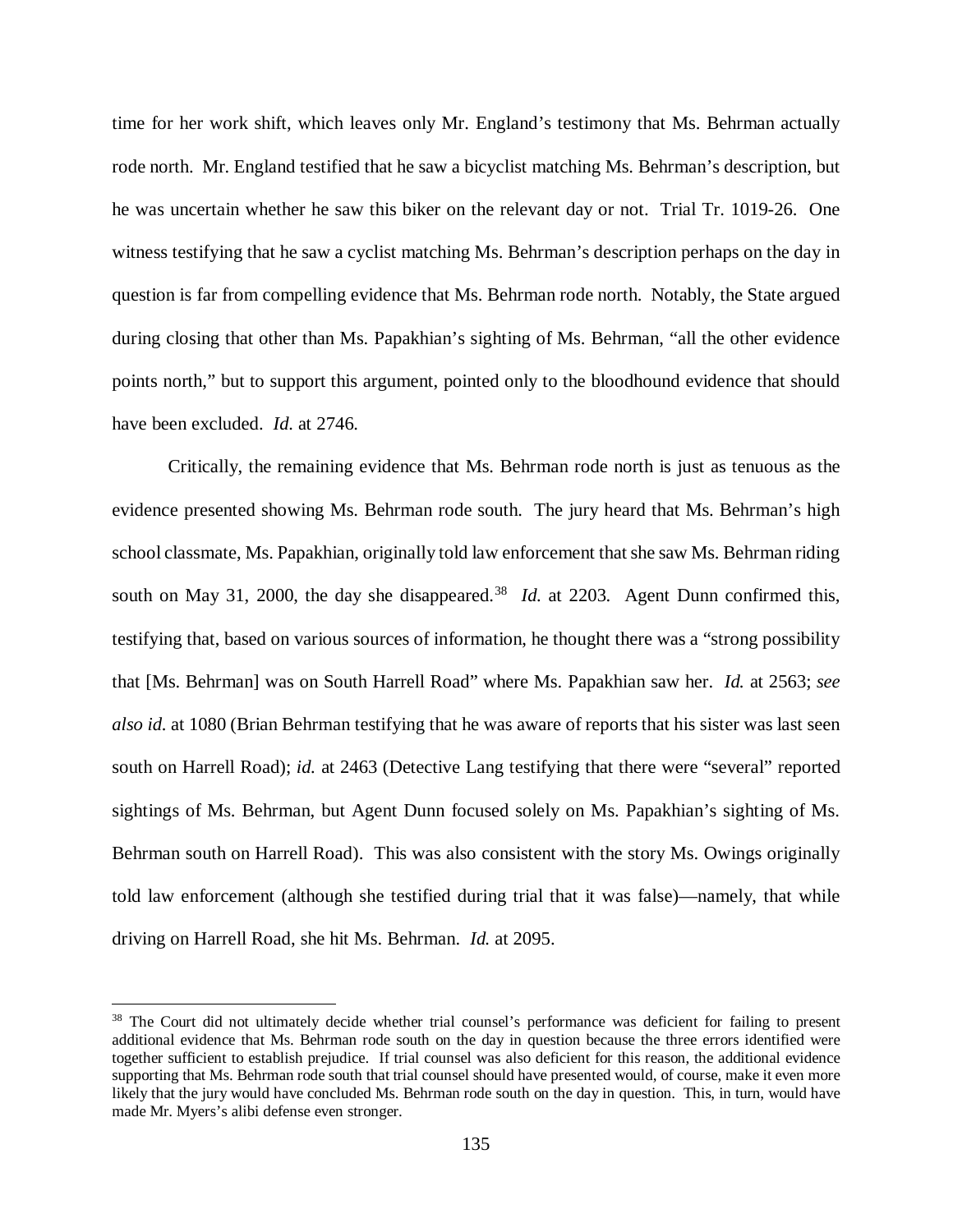time for her work shift, which leaves only Mr. England's testimony that Ms. Behrman actually rode north. Mr. England testified that he saw a bicyclist matching Ms. Behrman's description, but he was uncertain whether he saw this biker on the relevant day or not. Trial Tr. 1019-26. One witness testifying that he saw a cyclist matching Ms. Behrman's description perhaps on the day in question is far from compelling evidence that Ms. Behrman rode north. Notably, the State argued during closing that other than Ms. Papakhian's sighting of Ms. Behrman, "all the other evidence points north," but to support this argument, pointed only to the bloodhound evidence that should have been excluded. *Id.* at 2746.

Critically, the remaining evidence that Ms. Behrman rode north is just as tenuous as the evidence presented showing Ms. Behrman rode south. The jury heard that Ms. Behrman's high school classmate, Ms. Papakhian, originally told law enforcement that she saw Ms. Behrman riding south on May 31, 2000, the day she disappeared.[38] *Id.* at 2203. Agent Dunn confirmed this, testifying that, based on various sources of information, he thought there was a "strong possibility that [Ms. Behrman] was on South Harrell Road" where Ms. Papakhian saw her. *Id.* at 2563; *see also id.* at 1080 (Brian Behrman testifying that he was aware of reports that his sister was last seen south on Harrell Road); *id.* at 2463 (Detective Lang testifying that there were "several" reported sightings of Ms. Behrman, but Agent Dunn focused solely on Ms. Papakhian's sighting of Ms. Behrman south on Harrell Road). This was also consistent with the story Ms. Owings originally told law enforcement (although she testified during trial that it was false)—namely, that while driving on Harrell Road, she hit Ms. Behrman. *Id.* at 2095.

---

[38] The Court did not ultimately decide whether trial counsel's performance was deficient for failing to present additional evidence that Ms. Behrman rode south on the day in question because the three errors identified were together sufficient to establish prejudice. If trial counsel was also deficient for this reason, the additional evidence supporting that Ms. Behrman rode south that trial counsel should have presented would, of course, make it even more likely that the jury would have concluded Ms. Behrman rode south on the day in question. This, in turn, would have made Mr. Myers's alibi defense even stronger.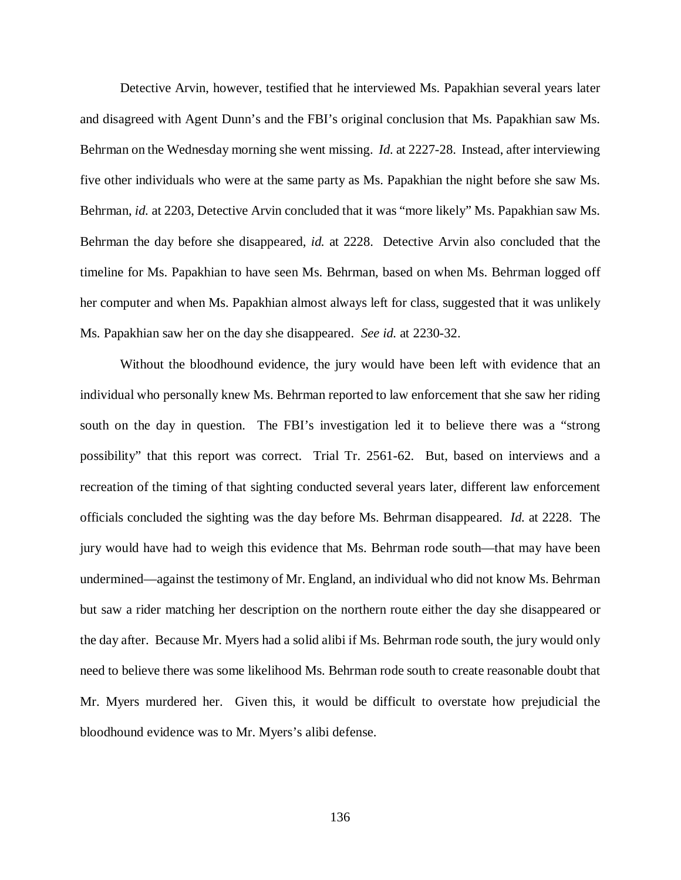Detective Arvin, however, testified that he interviewed Ms. Papakhian several years later and disagreed with Agent Dunn's and the FBI's original conclusion that Ms. Papakhian saw Ms. Behrman on the Wednesday morning she went missing. *Id.* at 2227-28. Instead, after interviewing five other individuals who were at the same party as Ms. Papakhian the night before she saw Ms. Behrman, *id.* at 2203, Detective Arvin concluded that it was "more likely" Ms. Papakhian saw Ms. Behrman the day before she disappeared, *id.* at 2228. Detective Arvin also concluded that the timeline for Ms. Papakhian to have seen Ms. Behrman, based on when Ms. Behrman logged off her computer and when Ms. Papakhian almost always left for class, suggested that it was unlikely Ms. Papakhian saw her on the day she disappeared. *See id.* at 2230-32.

Without the bloodhound evidence, the jury would have been left with evidence that an individual who personally knew Ms. Behrman reported to law enforcement that she saw her riding south on the day in question. The FBI's investigation led it to believe there was a "strong possibility" that this report was correct. Trial Tr. 2561-62. But, based on interviews and a recreation of the timing of that sighting conducted several years later, different law enforcement officials concluded the sighting was the day before Ms. Behrman disappeared. *Id.* at 2228. The jury would have had to weigh this evidence that Ms. Behrman rode south—that may have been undermined—against the testimony of Mr. England, an individual who did not know Ms. Behrman but saw a rider matching her description on the northern route either the day she disappeared or the day after. Because Mr. Myers had a solid alibi if Ms. Behrman rode south, the jury would only need to believe there was some likelihood Ms. Behrman rode south to create reasonable doubt that Mr. Myers murdered her. Given this, it would be difficult to overstate how prejudicial the bloodhound evidence was to Mr. Myers's alibi defense.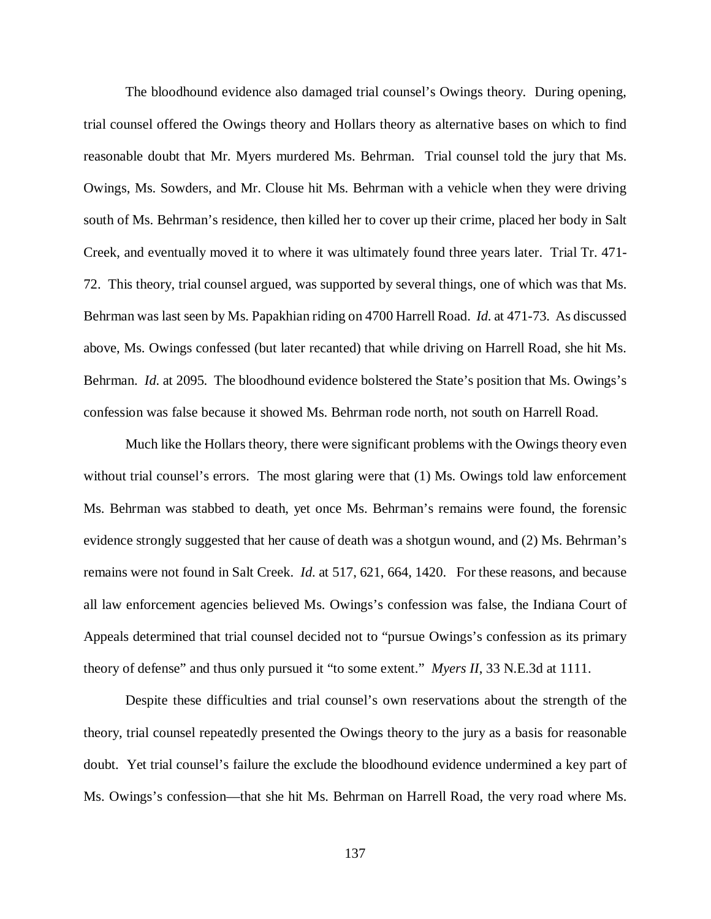The bloodhound evidence also damaged trial counsel's Owings theory. During opening, trial counsel offered the Owings theory and Hollars theory as alternative bases on which to find reasonable doubt that Mr. Myers murdered Ms. Behrman. Trial counsel told the jury that Ms. Owings, Ms. Sowders, and Mr. Clouse hit Ms. Behrman with a vehicle when they were driving south of Ms. Behrman's residence, then killed her to cover up their crime, placed her body in Salt Creek, and eventually moved it to where it was ultimately found three years later. Trial Tr. 471-72. This theory, trial counsel argued, was supported by several things, one of which was that Ms. Behrman was last seen by Ms. Papakhian riding on 4700 Harrell Road. *Id.* at 471-73. As discussed above, Ms. Owings confessed (but later recanted) that while driving on Harrell Road, she hit Ms. Behrman. *Id.* at 2095. The bloodhound evidence bolstered the State's position that Ms. Owings's confession was false because it showed Ms. Behrman rode north, not south on Harrell Road.

Much like the Hollars theory, there were significant problems with the Owings theory even without trial counsel's errors. The most glaring were that (1) Ms. Owings told law enforcement Ms. Behrman was stabbed to death, yet once Ms. Behrman's remains were found, the forensic evidence strongly suggested that her cause of death was a shotgun wound, and (2) Ms. Behrman's remains were not found in Salt Creek. *Id.* at 517, 621, 664, 1420. For these reasons, and because all law enforcement agencies believed Ms. Owings's confession was false, the Indiana Court of Appeals determined that trial counsel decided not to "pursue Owings's confession as its primary theory of defense" and thus only pursued it "to some extent." *Myers II*, 33 N.E.3d at 1111.

Despite these difficulties and trial counsel's own reservations about the strength of the theory, trial counsel repeatedly presented the Owings theory to the jury as a basis for reasonable doubt. Yet trial counsel's failure the exclude the bloodhound evidence undermined a key part of Ms. Owings's confession—that she hit Ms. Behrman on Harrell Road, the very road where Ms.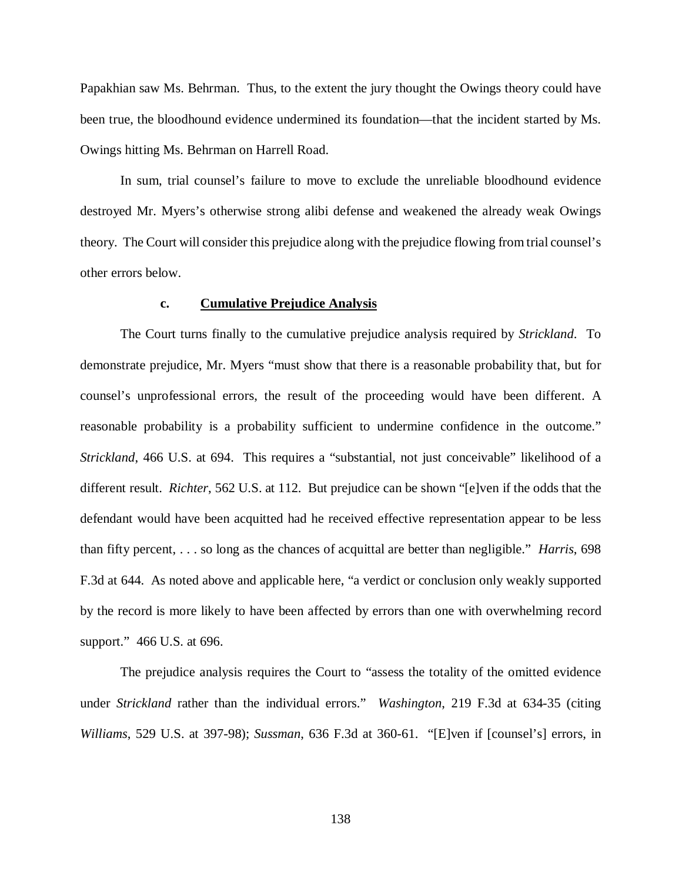Papakhian saw Ms. Behrman. Thus, to the extent the jury thought the Owings theory could have been true, the bloodhound evidence undermined its foundation—that the incident started by Ms. Owings hitting Ms. Behrman on Harrell Road.

In sum, trial counsel's failure to move to exclude the unreliable bloodhound evidence destroyed Mr. Myers's otherwise strong alibi defense and weakened the already weak Owings theory. The Court will consider this prejudice along with the prejudice flowing from trial counsel's other errors below.

### c. <u>Cumulative Prejudice Analysis</u>

The Court turns finally to the cumulative prejudice analysis required by *Strickland*. To demonstrate prejudice, Mr. Myers "must show that there is a reasonable probability that, but for counsel's unprofessional errors, the result of the proceeding would have been different. A reasonable probability is a probability sufficient to undermine confidence in the outcome." *Strickland*, 466 U.S. at 694. This requires a "substantial, not just conceivable" likelihood of a different result. *Richter*, 562 U.S. at 112. But prejudice can be shown "[e]ven if the odds that the defendant would have been acquitted had he received effective representation appear to be less than fifty percent, . . . so long as the chances of acquittal are better than negligible." *Harris*, 698 F.3d at 644. As noted above and applicable here, "a verdict or conclusion only weakly supported by the record is more likely to have been affected by errors than one with overwhelming record support." 466 U.S. at 696.

The prejudice analysis requires the Court to "assess the totality of the omitted evidence under *Strickland* rather than the individual errors." *Washington*, 219 F.3d at 634-35 (citing *Williams*, 529 U.S. at 397-98); *Sussman*, 636 F.3d at 360-61. "[E]ven if [counsel's] errors, in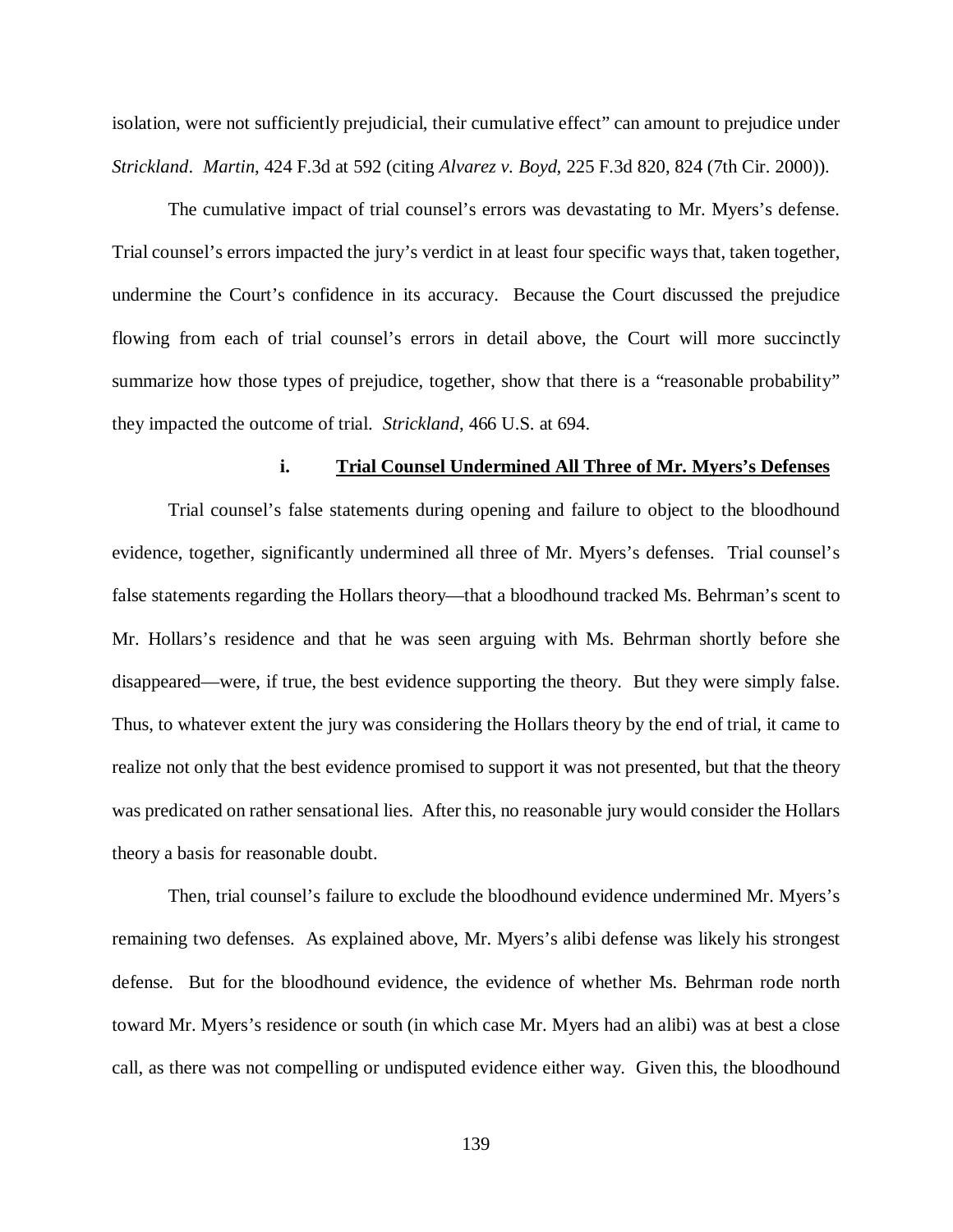isolation, were not sufficiently prejudicial, their cumulative effect" can amount to prejudice under *Strickland*. *Martin*, 424 F.3d at 592 (citing *Alvarez v. Boyd*, 225 F.3d 820, 824 (7th Cir. 2000)).

The cumulative impact of trial counsel's errors was devastating to Mr. Myers's defense. Trial counsel's errors impacted the jury's verdict in at least four specific ways that, taken together, undermine the Court's confidence in its accuracy. Because the Court discussed the prejudice flowing from each of trial counsel's errors in detail above, the Court will more succinctly summarize how those types of prejudice, together, show that there is a "reasonable probability" they impacted the outcome of trial. *Strickland*, 466 U.S. at 694.

**i. <u>Trial Counsel Undermined All Three of Mr. Myers's Defenses</u>**

Trial counsel's false statements during opening and failure to object to the bloodhound evidence, together, significantly undermined all three of Mr. Myers's defenses. Trial counsel's false statements regarding the Hollars theory—that a bloodhound tracked Ms. Behrman's scent to Mr. Hollars's residence and that he was seen arguing with Ms. Behrman shortly before she disappeared—were, if true, the best evidence supporting the theory. But they were simply false. Thus, to whatever extent the jury was considering the Hollars theory by the end of trial, it came to realize not only that the best evidence promised to support it was not presented, but that the theory was predicated on rather sensational lies. After this, no reasonable jury would consider the Hollars theory a basis for reasonable doubt.

Then, trial counsel's failure to exclude the bloodhound evidence undermined Mr. Myers's remaining two defenses. As explained above, Mr. Myers's alibi defense was likely his strongest defense. But for the bloodhound evidence, the evidence of whether Ms. Behrman rode north toward Mr. Myers's residence or south (in which case Mr. Myers had an alibi) was at best a close call, as there was not compelling or undisputed evidence either way. Given this, the bloodhound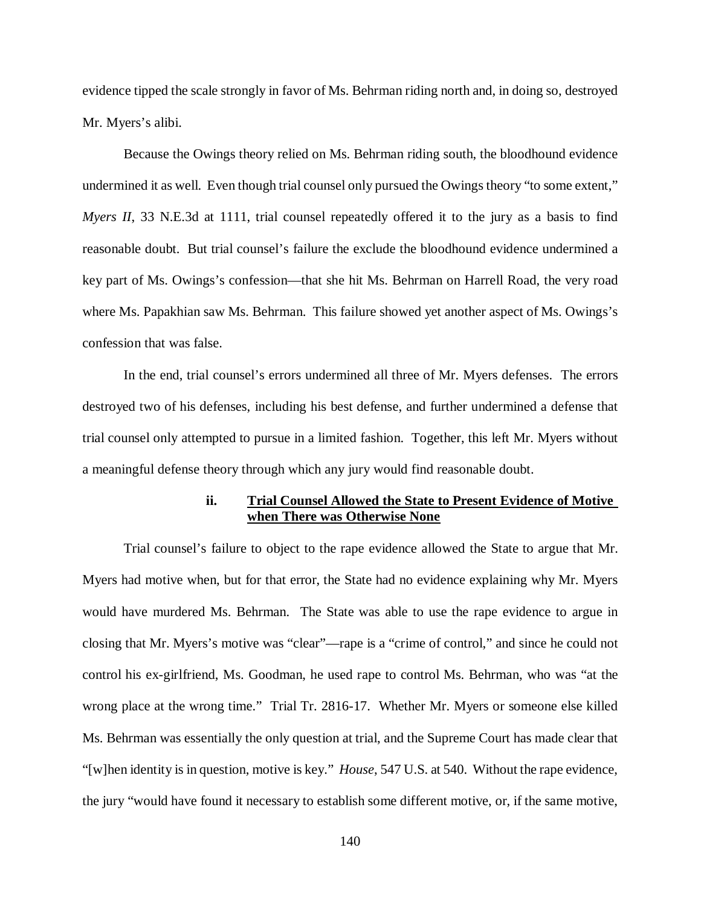evidence tipped the scale strongly in favor of Ms. Behrman riding north and, in doing so, destroyed Mr. Myers's alibi.

Because the Owings theory relied on Ms. Behrman riding south, the bloodhound evidence undermined it as well. Even though trial counsel only pursued the Owings theory "to some extent," *Myers II*, 33 N.E.3d at 1111, trial counsel repeatedly offered it to the jury as a basis to find reasonable doubt. But trial counsel's failure the exclude the bloodhound evidence undermined a key part of Ms. Owings's confession—that she hit Ms. Behrman on Harrell Road, the very road where Ms. Papakhian saw Ms. Behrman. This failure showed yet another aspect of Ms. Owings's confession that was false.

In the end, trial counsel's errors undermined all three of Mr. Myers defenses. The errors destroyed two of his defenses, including his best defense, and further undermined a defense that trial counsel only attempted to pursue in a limited fashion. Together, this left Mr. Myers without a meaningful defense theory through which any jury would find reasonable doubt.

#### ii. Trial Counsel Allowed the State to Present Evidence of Motive when There was Otherwise None

Trial counsel's failure to object to the rape evidence allowed the State to argue that Mr. Myers had motive when, but for that error, the State had no evidence explaining why Mr. Myers would have murdered Ms. Behrman. The State was able to use the rape evidence to argue in closing that Mr. Myers's motive was "clear"—rape is a "crime of control," and since he could not control his ex-girlfriend, Ms. Goodman, he used rape to control Ms. Behrman, who was "at the wrong place at the wrong time." Trial Tr. 2816-17. Whether Mr. Myers or someone else killed Ms. Behrman was essentially the only question at trial, and the Supreme Court has made clear that "[w]hen identity is in question, motive is key." *House*, 547 U.S. at 540. Without the rape evidence, the jury "would have found it necessary to establish some different motive, or, if the same motive,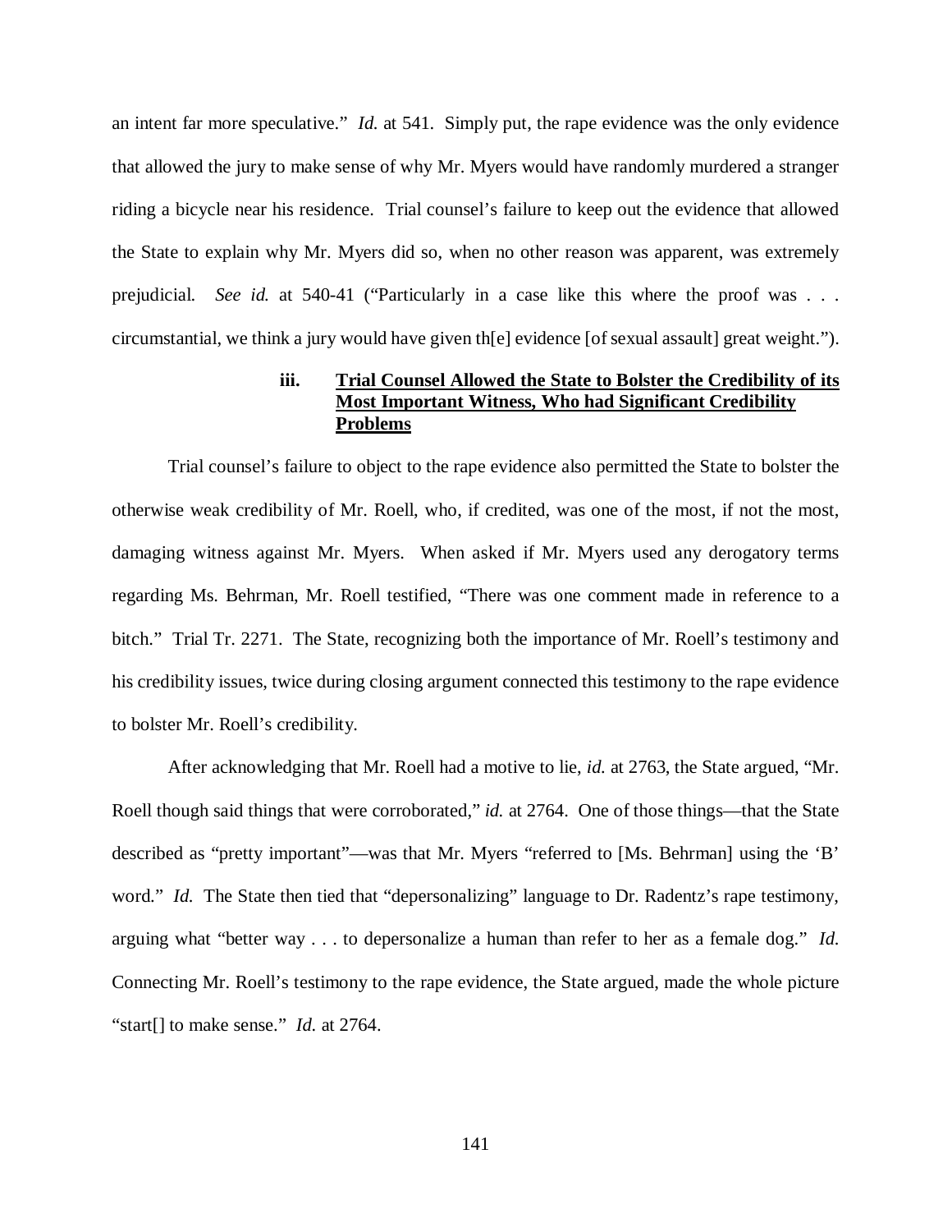an intent far more speculative." *Id.* at 541. Simply put, the rape evidence was the only evidence that allowed the jury to make sense of why Mr. Myers would have randomly murdered a stranger riding a bicycle near his residence. Trial counsel's failure to keep out the evidence that allowed the State to explain why Mr. Myers did so, when no other reason was apparent, was extremely prejudicial. *See id.* at 540-41 ("Particularly in a case like this where the proof was . . . circumstantial, we think a jury would have given th[e] evidence [of sexual assault] great weight.").

#### iii. Trial Counsel Allowed the State to Bolster the Credibility of its Most Important Witness, Who had Significant Credibility Problems

Trial counsel's failure to object to the rape evidence also permitted the State to bolster the otherwise weak credibility of Mr. Roell, who, if credited, was one of the most, if not the most, damaging witness against Mr. Myers. When asked if Mr. Myers used any derogatory terms regarding Ms. Behrman, Mr. Roell testified, "There was one comment made in reference to a bitch." Trial Tr. 2271. The State, recognizing both the importance of Mr. Roell's testimony and his credibility issues, twice during closing argument connected this testimony to the rape evidence to bolster Mr. Roell's credibility.

After acknowledging that Mr. Roell had a motive to lie, *id.* at 2763, the State argued, "Mr. Roell though said things that were corroborated," *id.* at 2764. One of those things—that the State described as "pretty important"—was that Mr. Myers "referred to [Ms. Behrman] using the 'B' word." *Id.* The State then tied that "depersonalizing" language to Dr. Radentz's rape testimony, arguing what "better way . . . to depersonalize a human than refer to her as a female dog." *Id.* Connecting Mr. Roell's testimony to the rape evidence, the State argued, made the whole picture "start[] to make sense." *Id.* at 2764.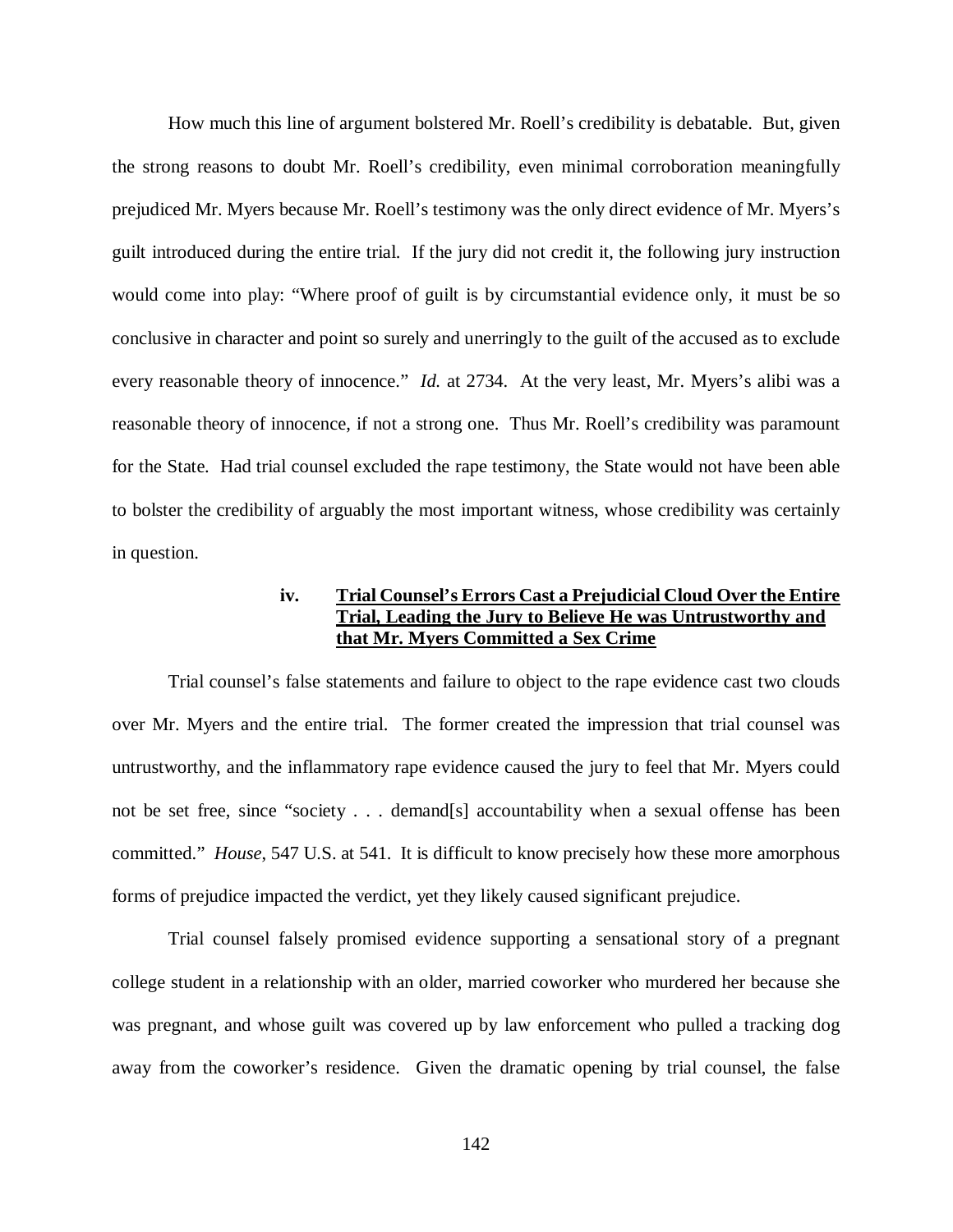How much this line of argument bolstered Mr. Roell's credibility is debatable. But, given the strong reasons to doubt Mr. Roell's credibility, even minimal corroboration meaningfully prejudiced Mr. Myers because Mr. Roell's testimony was the only direct evidence of Mr. Myers's guilt introduced during the entire trial. If the jury did not credit it, the following jury instruction would come into play: "Where proof of guilt is by circumstantial evidence only, it must be so conclusive in character and point so surely and unerringly to the guilt of the accused as to exclude every reasonable theory of innocence." *Id.* at 2734. At the very least, Mr. Myers's alibi was a reasonable theory of innocence, if not a strong one. Thus Mr. Roell's credibility was paramount for the State. Had trial counsel excluded the rape testimony, the State would not have been able to bolster the credibility of arguably the most important witness, whose credibility was certainly in question.

#### iv. **<u>Trial Counsel's Errors Cast a Prejudicial Cloud Over the Entire Trial, Leading the Jury to Believe He was Untrustworthy and that Mr. Myers Committed a Sex Crime</u>**

Trial counsel's false statements and failure to object to the rape evidence cast two clouds over Mr. Myers and the entire trial. The former created the impression that trial counsel was untrustworthy, and the inflammatory rape evidence caused the jury to feel that Mr. Myers could not be set free, since "society . . . demand[s] accountability when a sexual offense has been committed." *House*, 547 U.S. at 541. It is difficult to know precisely how these more amorphous forms of prejudice impacted the verdict, yet they likely caused significant prejudice.

Trial counsel falsely promised evidence supporting a sensational story of a pregnant college student in a relationship with an older, married coworker who murdered her because she was pregnant, and whose guilt was covered up by law enforcement who pulled a tracking dog away from the coworker's residence. Given the dramatic opening by trial counsel, the false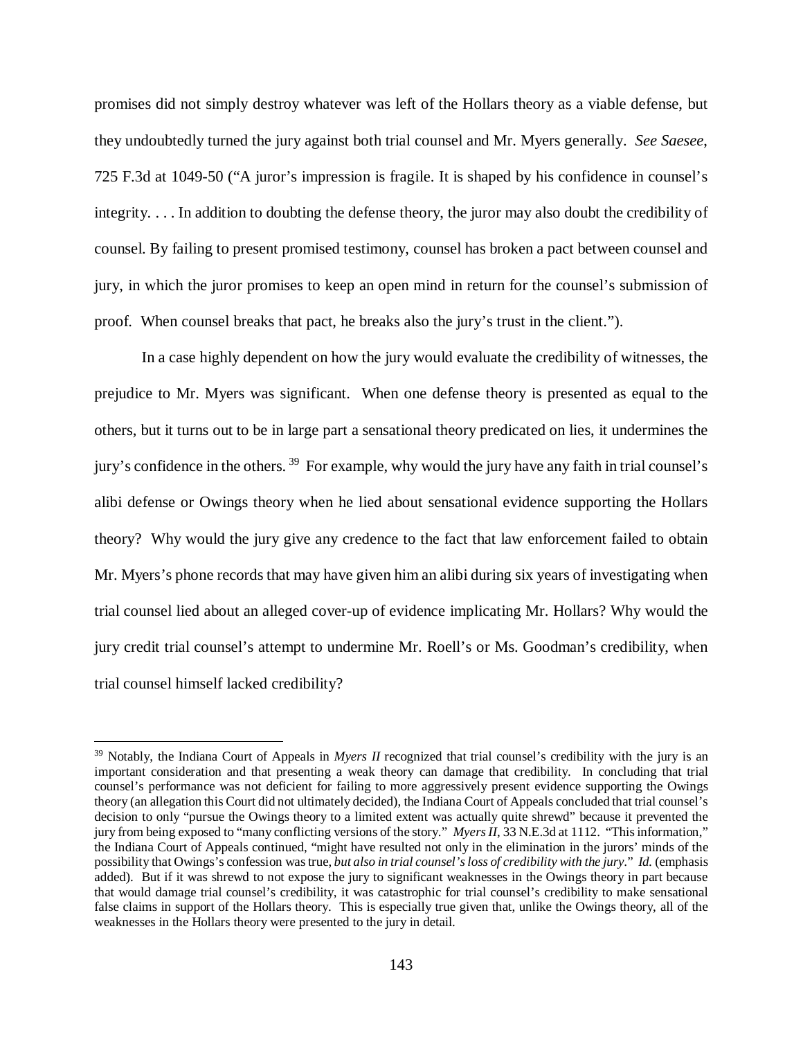promises did not simply destroy whatever was left of the Hollars theory as a viable defense, but they undoubtedly turned the jury against both trial counsel and Mr. Myers generally. *See Saesee*, 725 F.3d at 1049-50 ("A juror's impression is fragile. It is shaped by his confidence in counsel's integrity. . . . In addition to doubting the defense theory, the juror may also doubt the credibility of counsel. By failing to present promised testimony, counsel has broken a pact between counsel and jury, in which the juror promises to keep an open mind in return for the counsel's submission of proof. When counsel breaks that pact, he breaks also the jury's trust in the client.").

In a case highly dependent on how the jury would evaluate the credibility of witnesses, the prejudice to Mr. Myers was significant. When one defense theory is presented as equal to the others, but it turns out to be in large part a sensational theory predicated on lies, it undermines the jury's confidence in the others.[39] For example, why would the jury have any faith in trial counsel's alibi defense or Owings theory when he lied about sensational evidence supporting the Hollars theory? Why would the jury give any credence to the fact that law enforcement failed to obtain Mr. Myers's phone records that may have given him an alibi during six years of investigating when trial counsel lied about an alleged cover-up of evidence implicating Mr. Hollars? Why would the jury credit trial counsel's attempt to undermine Mr. Roell's or Ms. Goodman's credibility, when trial counsel himself lacked credibility?

---

[39] Notably, the Indiana Court of Appeals in *Myers II* recognized that trial counsel's credibility with the jury is an important consideration and that presenting a weak theory can damage that credibility. In concluding that trial counsel's performance was not deficient for failing to more aggressively present evidence supporting the Owings theory (an allegation this Court did not ultimately decided), the Indiana Court of Appeals concluded that trial counsel's decision to only "pursue the Owings theory to a limited extent was actually quite shrewd" because it prevented the jury from being exposed to "many conflicting versions of the story." *Myers II*, 33 N.E.3d at 1112. "This information," the Indiana Court of Appeals continued, "might have resulted not only in the elimination in the jurors' minds of the possibility that Owings's confession was true, *but also in trial counsel's loss of credibility with the jury*." *Id.* (emphasis added). But if it was shrewd to not expose the jury to significant weaknesses in the Owings theory in part because that would damage trial counsel's credibility, it was catastrophic for trial counsel's credibility to make sensational false claims in support of the Hollars theory. This is especially true given that, unlike the Owings theory, all of the weaknesses in the Hollars theory were presented to the jury in detail.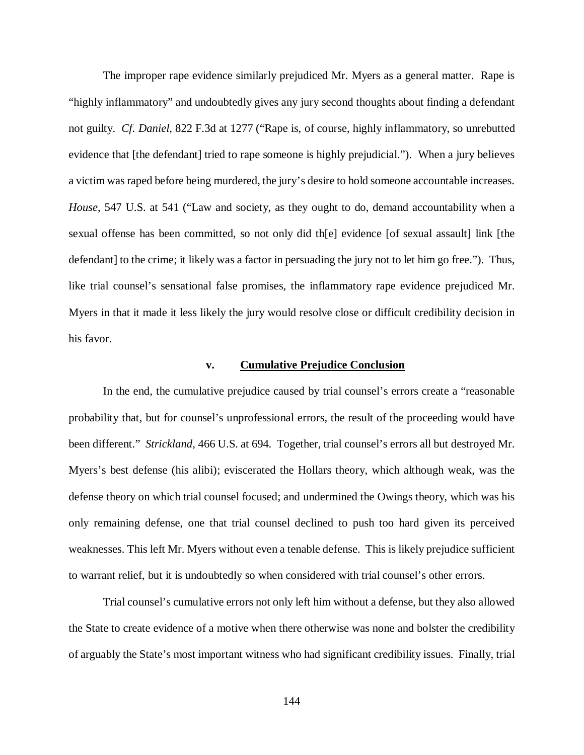The improper rape evidence similarly prejudiced Mr. Myers as a general matter. Rape is "highly inflammatory" and undoubtedly gives any jury second thoughts about finding a defendant not guilty. *Cf. Daniel*, 822 F.3d at 1277 ("Rape is, of course, highly inflammatory, so unrebutted evidence that [the defendant] tried to rape someone is highly prejudicial."). When a jury believes a victim was raped before being murdered, the jury's desire to hold someone accountable increases. *House*, 547 U.S. at 541 ("Law and society, as they ought to do, demand accountability when a sexual offense has been committed, so not only did th[e] evidence [of sexual assault] link [the defendant] to the crime; it likely was a factor in persuading the jury not to let him go free."). Thus, like trial counsel's sensational false promises, the inflammatory rape evidence prejudiced Mr. Myers in that it made it less likely the jury would resolve close or difficult credibility decision in his favor.

#### v. **Cumulative Prejudice Conclusion**

In the end, the cumulative prejudice caused by trial counsel's errors create a "reasonable probability that, but for counsel's unprofessional errors, the result of the proceeding would have been different." *Strickland*, 466 U.S. at 694. Together, trial counsel's errors all but destroyed Mr. Myers's best defense (his alibi); eviscerated the Hollars theory, which although weak, was the defense theory on which trial counsel focused; and undermined the Owings theory, which was his only remaining defense, one that trial counsel declined to push too hard given its perceived weaknesses. This left Mr. Myers without even a tenable defense. This is likely prejudice sufficient to warrant relief, but it is undoubtedly so when considered with trial counsel's other errors.

Trial counsel's cumulative errors not only left him without a defense, but they also allowed the State to create evidence of a motive when there otherwise was none and bolster the credibility of arguably the State's most important witness who had significant credibility issues. Finally, trial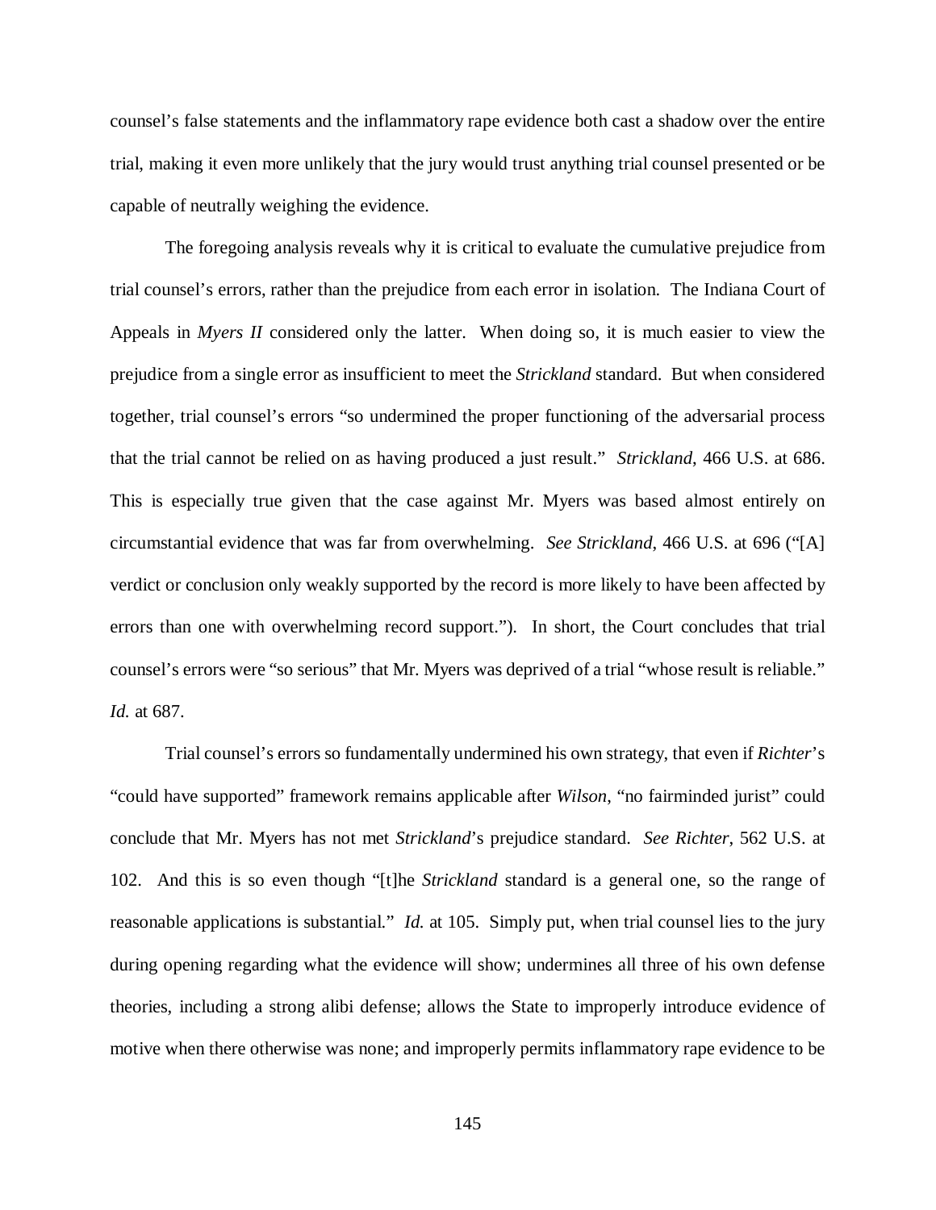counsel's false statements and the inflammatory rape evidence both cast a shadow over the entire trial, making it even more unlikely that the jury would trust anything trial counsel presented or be capable of neutrally weighing the evidence.

The foregoing analysis reveals why it is critical to evaluate the cumulative prejudice from trial counsel's errors, rather than the prejudice from each error in isolation. The Indiana Court of Appeals in *Myers II* considered only the latter. When doing so, it is much easier to view the prejudice from a single error as insufficient to meet the *Strickland* standard. But when considered together, trial counsel's errors "so undermined the proper functioning of the adversarial process that the trial cannot be relied on as having produced a just result." *Strickland*, 466 U.S. at 686. This is especially true given that the case against Mr. Myers was based almost entirely on circumstantial evidence that was far from overwhelming. *See Strickland*, 466 U.S. at 696 ("[A] verdict or conclusion only weakly supported by the record is more likely to have been affected by errors than one with overwhelming record support."). In short, the Court concludes that trial counsel's errors were "so serious" that Mr. Myers was deprived of a trial "whose result is reliable." *Id.* at 687.

Trial counsel's errors so fundamentally undermined his own strategy, that even if *Richter*'s "could have supported" framework remains applicable after *Wilson*, "no fairminded jurist" could conclude that Mr. Myers has not met *Strickland*'s prejudice standard. *See Richter*, 562 U.S. at 102. And this is so even though "[t]he *Strickland* standard is a general one, so the range of reasonable applications is substantial." *Id.* at 105. Simply put, when trial counsel lies to the jury during opening regarding what the evidence will show; undermines all three of his own defense theories, including a strong alibi defense; allows the State to improperly introduce evidence of motive when there otherwise was none; and improperly permits inflammatory rape evidence to be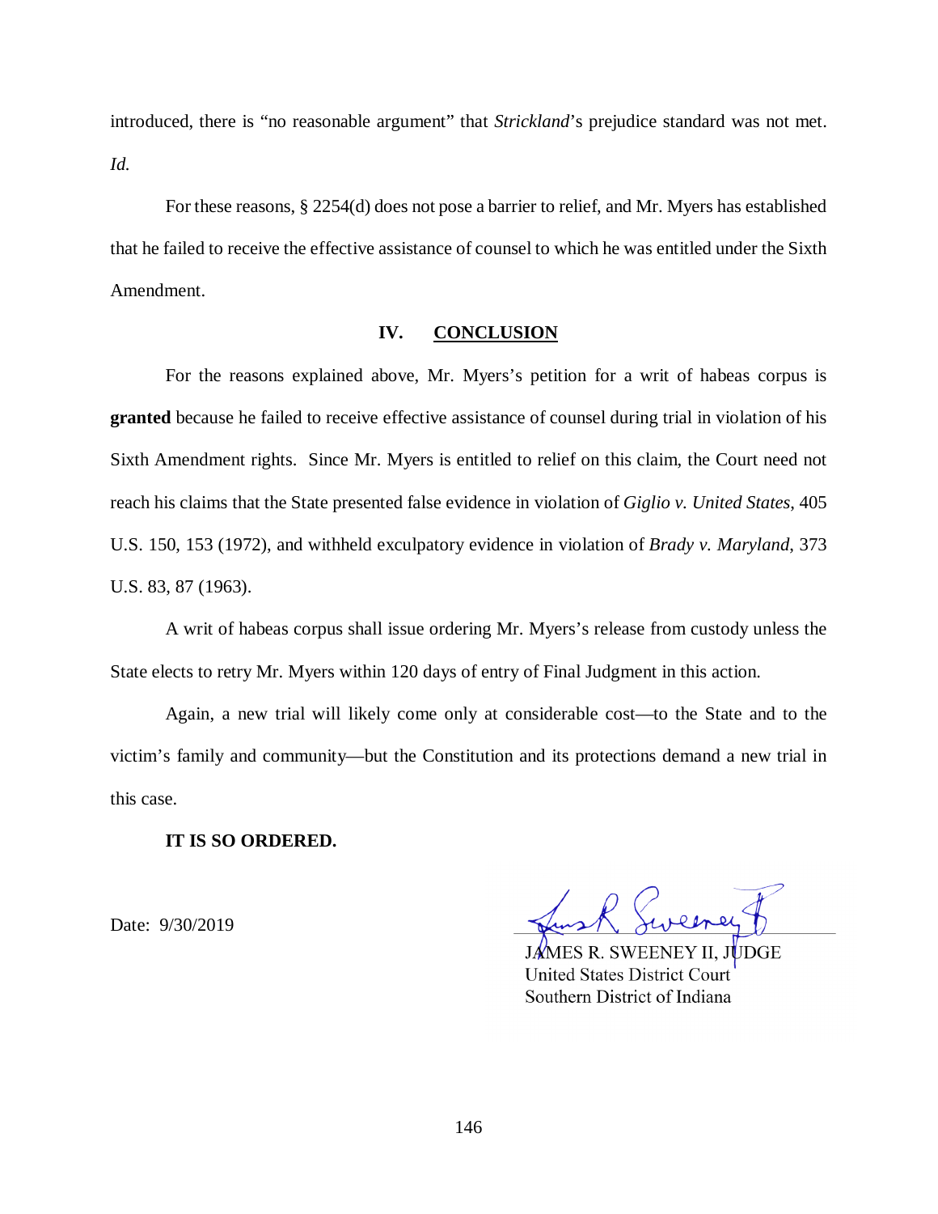introduced, there is "no reasonable argument" that *Strickland*'s prejudice standard was not met. *Id.*

For these reasons, § 2254(d) does not pose a barrier to relief, and Mr. Myers has established that he failed to receive the effective assistance of counsel to which he was entitled under the Sixth Amendment.

## IV. CONCLUSION

For the reasons explained above, Mr. Myers's petition for a writ of habeas corpus is **granted** because he failed to receive effective assistance of counsel during trial in violation of his Sixth Amendment rights. Since Mr. Myers is entitled to relief on this claim, the Court need not reach his claims that the State presented false evidence in violation of *Giglio v. United States*, 405 U.S. 150, 153 (1972), and withheld exculpatory evidence in violation of *Brady v. Maryland*, 373 U.S. 83, 87 (1963).

A writ of habeas corpus shall issue ordering Mr. Myers's release from custody unless the State elects to retry Mr. Myers within 120 days of entry of Final Judgment in this action.

Again, a new trial will likely come only at considerable cost—to the State and to the victim's family and community—but the Constitution and its protections demand a new trial in this case.

**IT IS SO ORDERED.**

Date: 9/30/2019

JAMES R. SWEENEY II, JUDGE
United States District Court
Southern District of Indiana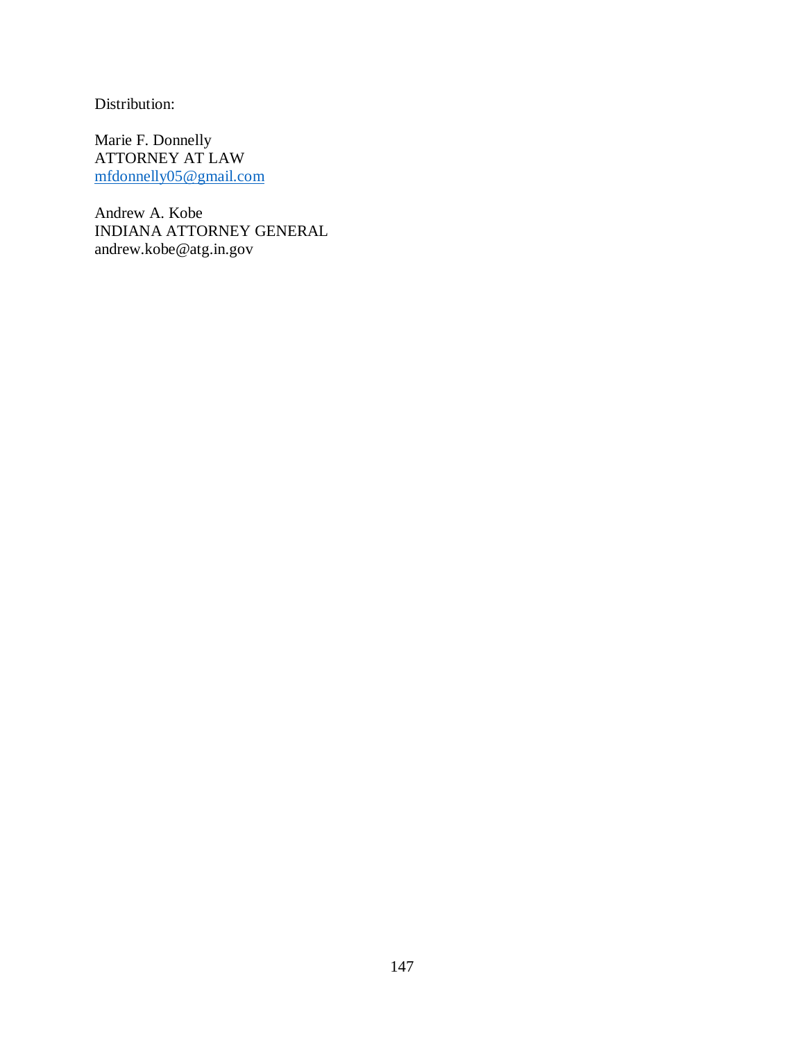Distribution:

Marie F. Donnelly
ATTORNEY AT LAW
mfdonnelly05@gmail.com

Andrew A. Kobe
INDIANA ATTORNEY GENERAL
andrew.kobe@atg.in.gov